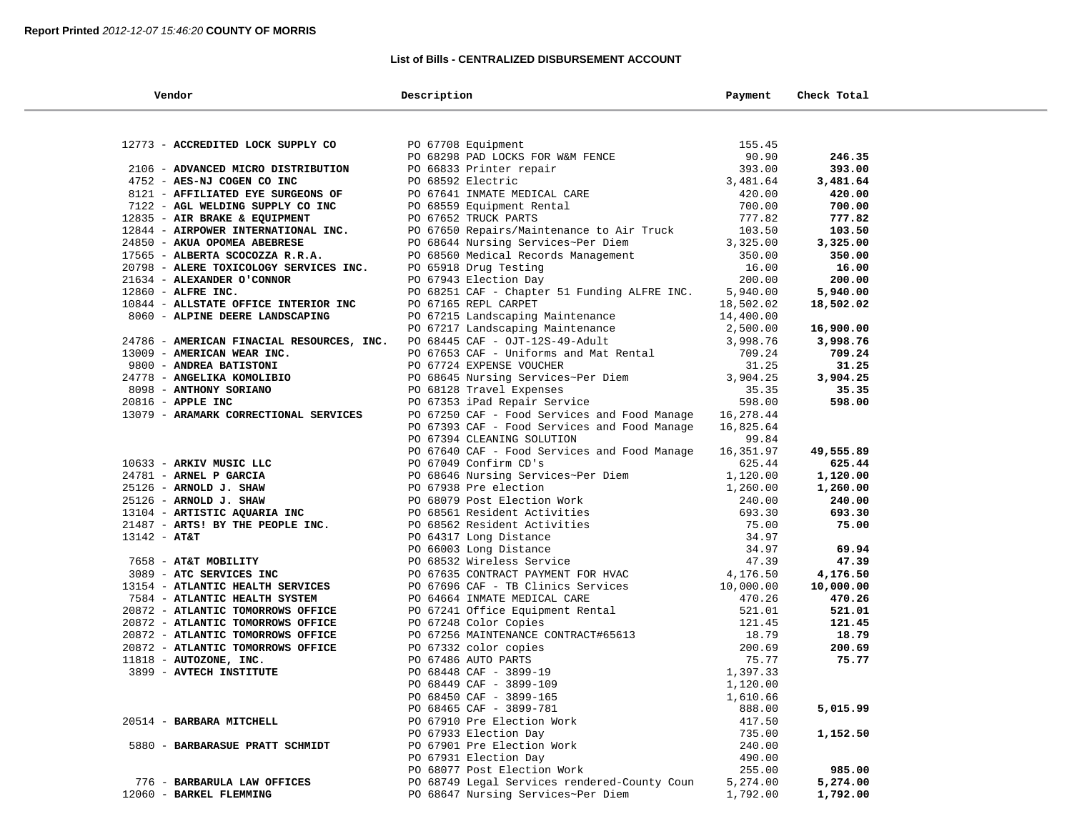**Report Printed** *2012-12-07 15:46:20* **COUNTY OF MORRIS**

**List of Bills - CENTRALIZED DISBURSEMENT ACCOUNT**

| Vendor | Description | Payment | Check Total |
|---|---|---|---|
| 12773 - **ACCREDITED LOCK SUPPLY CO** | PO 67708 Equipment | 155.45 | |
| | PO 68298 PAD LOCKS FOR W&M FENCE | 90.90 | **246.35** |
| 2106 - **ADVANCED MICRO DISTRIBUTION** | PO 66833 Printer repair | 393.00 | **393.00** |
| 4752 - **AES-NJ COGEN CO INC** | PO 68592 Electric | 3,481.64 | **3,481.64** |
| 8121 - **AFFILIATED EYE SURGEONS OF** | PO 67641 INMATE MEDICAL CARE | 420.00 | **420.00** |
| 7122 - **AGL WELDING SUPPLY CO INC** | PO 68559 Equipment Rental | 700.00 | **700.00** |
| 12835 - **AIR BRAKE & EQUIPMENT** | PO 67652 TRUCK PARTS | 777.82 | **777.82** |
| 12844 - **AIRPOWER INTERNATIONAL INC.** | PO 67650 Repairs/Maintenance to Air Truck | 103.50 | **103.50** |
| 24850 - **AKUA OPOMEA ABEBRESE** | PO 68644 Nursing Services~Per Diem | 3,325.00 | **3,325.00** |
| 17565 - **ALBERTA SCOCOZZA R.R.A.** | PO 68560 Medical Records Management | 350.00 | **350.00** |
| 20798 - **ALERE TOXICOLOGY SERVICES INC.** | PO 65918 Drug Testing | 16.00 | **16.00** |
| 21634 - **ALEXANDER O'CONNOR** | PO 67943 Election Day | 200.00 | **200.00** |
| 12860 - **ALFRE INC.** | PO 68251 CAF - Chapter 51 Funding ALFRE INC. | 5,940.00 | **5,940.00** |
| 10844 - **ALLSTATE OFFICE INTERIOR INC** | PO 67165 REPL CARPET | 18,502.02 | **18,502.02** |
| 8060 - **ALPINE DEERE LANDSCAPING** | PO 67215 Landscaping Maintenance | 14,400.00 | |
| | PO 67217 Landscaping Maintenance | 2,500.00 | **16,900.00** |
| 24786 - **AMERICAN FINACIAL RESOURCES, INC.** | PO 68445 CAF - OJT-12S-49-Adult | 3,998.76 | **3,998.76** |
| 13009 - **AMERICAN WEAR INC.** | PO 67653 CAF - Uniforms and Mat Rental | 709.24 | **709.24** |
| 9800 - **ANDREA BATISTONI** | PO 67724 EXPENSE VOUCHER | 31.25 | **31.25** |
| 24778 - **ANGELIKA KOMOLIBIO** | PO 68645 Nursing Services~Per Diem | 3,904.25 | **3,904.25** |
| 8098 - **ANTHONY SORIANO** | PO 68128 Travel Expenses | 35.35 | **35.35** |
| 20816 - **APPLE INC** | PO 67353 iPad Repair Service | 598.00 | **598.00** |
| 13079 - **ARAMARK CORRECTIONAL SERVICES** | PO 67250 CAF - Food Services and Food Manage | 16,278.44 | |
| | PO 67393 CAF - Food Services and Food Manage | 16,825.64 | |
| | PO 67394 CLEANING SOLUTION | 99.84 | |
| | PO 67640 CAF - Food Services and Food Manage | 16,351.97 | **49,555.89** |
| 10633 - **ARKIV MUSIC LLC** | PO 67049 Confirm CD's | 625.44 | **625.44** |
| 24781 - **ARNEL P GARCIA** | PO 68646 Nursing Services~Per Diem | 1,120.00 | **1,120.00** |
| 25126 - **ARNOLD J. SHAW** | PO 67938 Pre election | 1,260.00 | **1,260.00** |
| 25126 - **ARNOLD J. SHAW** | PO 68079 Post Election Work | 240.00 | **240.00** |
| 13104 - **ARTISTIC AQUARIA INC** | PO 68561 Resident Activities | 693.30 | **693.30** |
| 21487 - **ARTS! BY THE PEOPLE INC.** | PO 68562 Resident Activities | 75.00 | **75.00** |
| 13142 - **AT&T** | PO 64317 Long Distance | 34.97 | |
| | PO 66003 Long Distance | 34.97 | **69.94** |
| 7658 - **AT&T MOBILITY** | PO 68532 Wireless Service | 47.39 | **47.39** |
| 3089 - **ATC SERVICES INC** | PO 67635 CONTRACT PAYMENT FOR HVAC | 4,176.50 | **4,176.50** |
| 13154 - **ATLANTIC HEALTH SERVICES** | PO 67696 CAF - TB Clinics Services | 10,000.00 | **10,000.00** |
| 7584 - **ATLANTIC HEALTH SYSTEM** | PO 64664 INMATE MEDICAL CARE | 470.26 | **470.26** |
| 20872 - **ATLANTIC TOMORROWS OFFICE** | PO 67241 Office Equipment Rental | 521.01 | **521.01** |
| 20872 - **ATLANTIC TOMORROWS OFFICE** | PO 67248 Color Copies | 121.45 | **121.45** |
| 20872 - **ATLANTIC TOMORROWS OFFICE** | PO 67256 MAINTENANCE CONTRACT#65613 | 18.79 | **18.79** |
| 20872 - **ATLANTIC TOMORROWS OFFICE** | PO 67332 color copies | 200.69 | **200.69** |
| 11818 - **AUTOZONE, INC.** | PO 67486 AUTO PARTS | 75.77 | **75.77** |
| 3899 - **AVTECH INSTITUTE** | PO 68448 CAF - 3899-19 | 1,397.33 | |
| | PO 68449 CAF - 3899-109 | 1,120.00 | |
| | PO 68450 CAF - 3899-165 | 1,610.66 | |
| | PO 68465 CAF - 3899-781 | 888.00 | **5,015.99** |
| 20514 - **BARBARA MITCHELL** | PO 67910 Pre Election Work | 417.50 | |
| | PO 67933 Election Day | 735.00 | **1,152.50** |
| 5880 - **BARBARASUE PRATT SCHMIDT** | PO 67901 Pre Election Work | 240.00 | |
| | PO 67931 Election Day | 490.00 | |
| | PO 68077 Post Election Work | 255.00 | **985.00** |
| 776 - **BARBARULA LAW OFFICES** | PO 68749 Legal Services rendered-County Coun | 5,274.00 | **5,274.00** |
| 12060 - **BARKEL FLEMMING** | PO 68647 Nursing Services~Per Diem | 1,792.00 | **1,792.00** |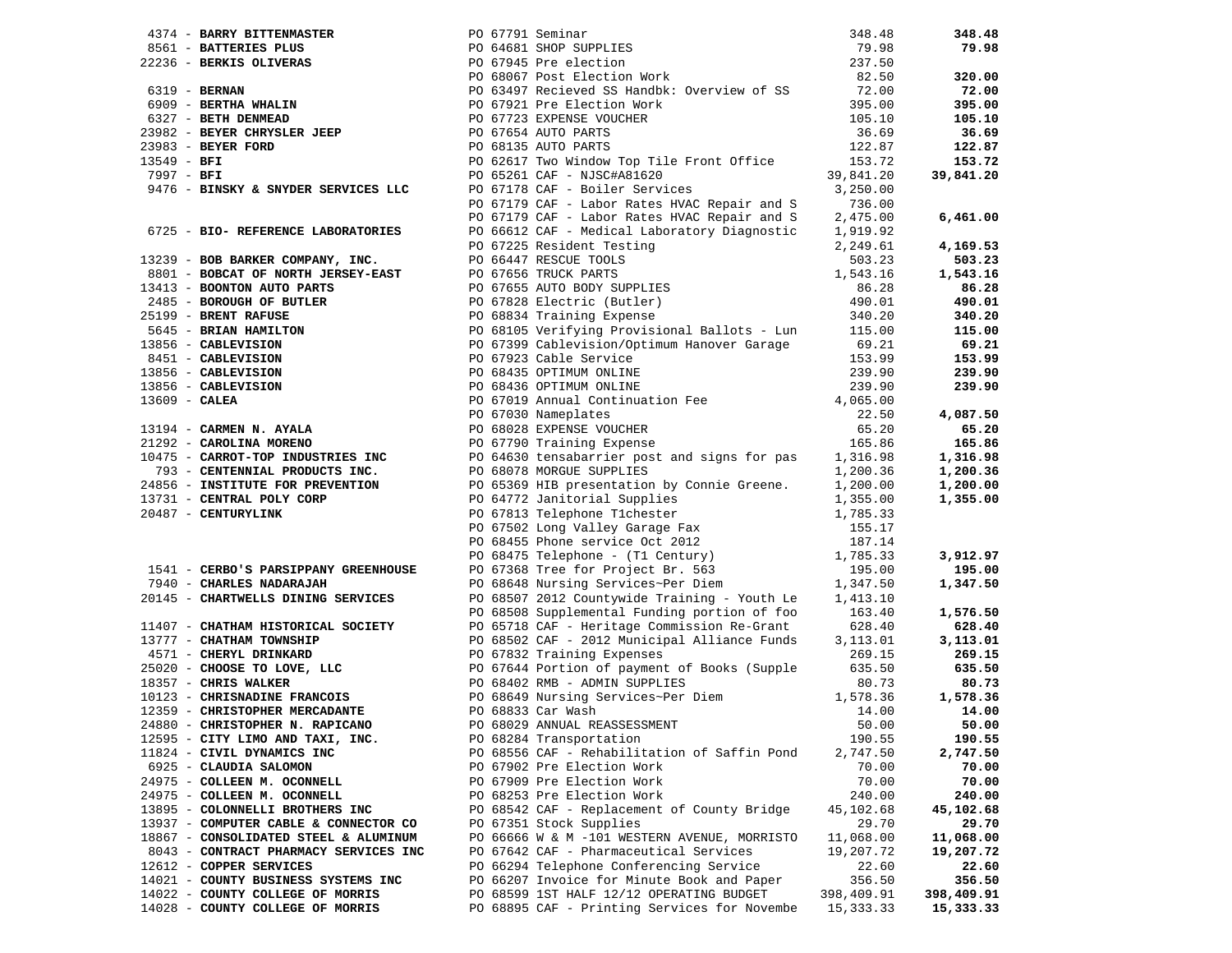| Vendor | PO | Description | Amount | Total |
|---|---|---|---|---|
| 4374 - **BARRY BITTENMASTER** | PO 67791 | Seminar | 348.48 | **348.48** |
| 8561 - **BATTERIES PLUS** | PO 64681 | SHOP SUPPLIES | 79.98 | **79.98** |
| 22236 - **BERKIS OLIVERAS** | PO 67945 | Pre election | 237.50 | |
| | PO 68067 | Post Election Work | 82.50 | **320.00** |
| 6319 - **BERNAN** | PO 63497 | Recieved SS Handbk: Overview of SS | 72.00 | **72.00** |
| 6909 - **BERTHA WHALIN** | PO 67921 | Pre Election Work | 395.00 | **395.00** |
| 6327 - **BETH DENMEAD** | PO 67723 | EXPENSE VOUCHER | 105.10 | **105.10** |
| 23982 - **BEYER CHRYSLER JEEP** | PO 67654 | AUTO PARTS | 36.69 | **36.69** |
| 23983 - **BEYER FORD** | PO 68135 | AUTO PARTS | 122.87 | **122.87** |
| 13549 - **BFI** | PO 62617 | Two Window Top Tile Front Office | 153.72 | **153.72** |
| 7997 - **BFI** | PO 65261 | CAF - NJSC#A81620 | 39,841.20 | **39,841.20** |
| 9476 - **BINSKY & SNYDER SERVICES LLC** | PO 67178 | CAF - Boiler Services | 3,250.00 | |
| | PO 67179 | CAF - Labor Rates HVAC Repair and S | 736.00 | |
| | PO 67179 | CAF - Labor Rates HVAC Repair and S | 2,475.00 | **6,461.00** |
| 6725 - **BIO- REFERENCE LABORATORIES** | PO 66612 | CAF - Medical Laboratory Diagnostic | 1,919.92 | |
| | PO 67225 | Resident Testing | 2,249.61 | **4,169.53** |
| 13239 - **BOB BARKER COMPANY, INC.** | PO 66447 | RESCUE TOOLS | 503.23 | **503.23** |
| 8801 - **BOBCAT OF NORTH JERSEY-EAST** | PO 67656 | TRUCK PARTS | 1,543.16 | **1,543.16** |
| 13413 - **BOONTON AUTO PARTS** | PO 67655 | AUTO BODY SUPPLIES | 86.28 | **86.28** |
| 2485 - **BOROUGH OF BUTLER** | PO 67828 | Electric (Butler) | 490.01 | **490.01** |
| 25199 - **BRENT RAFUSE** | PO 68834 | Training Expense | 340.20 | **340.20** |
| 5645 - **BRIAN HAMILTON** | PO 68105 | Verifying Provisional Ballots - Lun | 115.00 | **115.00** |
| 13856 - **CABLEVISION** | PO 67399 | Cablevision/Optimum Hanover Garage | 69.21 | **69.21** |
| 8451 - **CABLEVISION** | PO 67923 | Cable Service | 153.99 | **153.99** |
| 13856 - **CABLEVISION** | PO 68435 | OPTIMUM ONLINE | 239.90 | **239.90** |
| 13856 - **CABLEVISION** | PO 68436 | OPTIMUM ONLINE | 239.90 | **239.90** |
| 13609 - **CALEA** | PO 67019 | Annual Continuation Fee | 4,065.00 | |
| | PO 67030 | Nameplates | 22.50 | **4,087.50** |
| 13194 - **CARMEN N. AYALA** | PO 68028 | EXPENSE VOUCHER | 65.20 | **65.20** |
| 21292 - **CAROLINA MORENO** | PO 67790 | Training Expense | 165.86 | **165.86** |
| 10475 - **CARROT-TOP INDUSTRIES INC** | PO 64630 | tensabarrier post and signs for pas | 1,316.98 | **1,316.98** |
| 793 - **CENTENNIAL PRODUCTS INC.** | PO 68078 | MORGUE SUPPLIES | 1,200.36 | **1,200.36** |
| 24856 - **INSTITUTE FOR PREVENTION** | PO 65369 | HIB presentation by Connie Greene. | 1,200.00 | **1,200.00** |
| 13731 - **CENTRAL POLY CORP** | PO 64772 | Janitorial Supplies | 1,355.00 | **1,355.00** |
| 20487 - **CENTURYLINK** | PO 67813 | Telephone T1chester | 1,785.33 | |
| | PO 67502 | Long Valley Garage Fax | 155.17 | |
| | PO 68455 | Phone service Oct 2012 | 187.14 | |
| | PO 68475 | Telephone - (T1 Century) | 1,785.33 | **3,912.97** |
| 1541 - **CERBO'S PARSIPPANY GREENHOUSE** | PO 67368 | Tree for Project Br. 563 | 195.00 | **195.00** |
| 7940 - **CHARLES NADARAJAH** | PO 68648 | Nursing Services~Per Diem | 1,347.50 | **1,347.50** |
| 20145 - **CHARTWELLS DINING SERVICES** | PO 68507 | 2012 Countywide Training - Youth Le | 1,413.10 | |
| | PO 68508 | Supplemental Funding portion of foo | 163.40 | **1,576.50** |
| 11407 - **CHATHAM HISTORICAL SOCIETY** | PO 65718 | CAF - Heritage Commission Re-Grant | 628.40 | **628.40** |
| 13777 - **CHATHAM TOWNSHIP** | PO 68502 | CAF - 2012 Municipal Alliance Funds | 3,113.01 | **3,113.01** |
| 4571 - **CHERYL DRINKARD** | PO 67832 | Training Expenses | 269.15 | **269.15** |
| 25020 - **CHOOSE TO LOVE, LLC** | PO 67644 | Portion of payment of Books (Supple | 635.50 | **635.50** |
| 18357 - **CHRIS WALKER** | PO 68402 | RMB - ADMIN SUPPLIES | 80.73 | **80.73** |
| 10123 - **CHRISNADINE FRANCOIS** | PO 68649 | Nursing Services~Per Diem | 1,578.36 | **1,578.36** |
| 12359 - **CHRISTOPHER MERCADANTE** | PO 68833 | Car Wash | 14.00 | **14.00** |
| 24880 - **CHRISTOPHER N. RAPICANO** | PO 68029 | ANNUAL REASSESSMENT | 50.00 | **50.00** |
| 12595 - **CITY LIMO AND TAXI, INC.** | PO 68284 | Transportation | 190.55 | **190.55** |
| 11824 - **CIVIL DYNAMICS INC** | PO 68556 | CAF - Rehabilitation of Saffin Pond | 2,747.50 | **2,747.50** |
| 6925 - **CLAUDIA SALOMON** | PO 67902 | Pre Election Work | 70.00 | **70.00** |
| 24975 - **COLLEEN M. OCONNELL** | PO 67909 | Pre Election Work | 70.00 | **70.00** |
| 24975 - **COLLEEN M. OCONNELL** | PO 68253 | Pre Election Work | 240.00 | **240.00** |
| 13895 - **COLONNELLI BROTHERS INC** | PO 68542 | CAF - Replacement of County Bridge | 45,102.68 | **45,102.68** |
| 13937 - **COMPUTER CABLE & CONNECTOR CO** | PO 67351 | Stock Supplies | 29.70 | **29.70** |
| 18867 - **CONSOLIDATED STEEL & ALUMINUM** | PO 66666 | W & M -101 WESTERN AVENUE, MORRISTO | 11,068.00 | **11,068.00** |
| 8043 - **CONTRACT PHARMACY SERVICES INC** | PO 67642 | CAF - Pharmaceutical Services | 19,207.72 | **19,207.72** |
| 12612 - **COPPER SERVICES** | PO 66294 | Telephone Conferencing Service | 22.60 | **22.60** |
| 14021 - **COUNTY BUSINESS SYSTEMS INC** | PO 66207 | Invoice for Minute Book and Paper | 356.50 | **356.50** |
| 14022 - **COUNTY COLLEGE OF MORRIS** | PO 68599 | 1ST HALF 12/12 OPERATING BUDGET | 398,409.91 | **398,409.91** |
| 14028 - **COUNTY COLLEGE OF MORRIS** | PO 68895 | CAF - Printing Services for Novembe | 15,333.33 | **15,333.33** |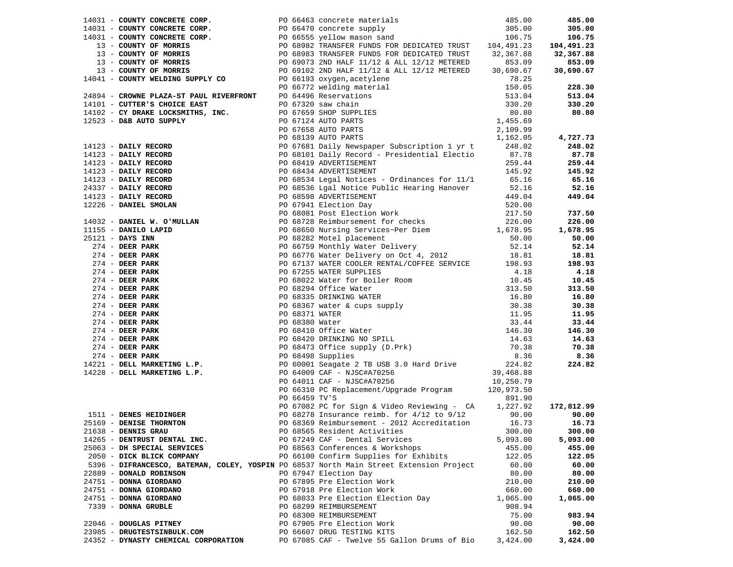| Vendor | PO / Description | Amount | Total |
|---|---|---|---|
| 14031 - **COUNTY CONCRETE CORP.** | PO 66463 concrete materials | 485.00 | **485.00** |
| 14031 - **COUNTY CONCRETE CORP.** | PO 66470 concrete supply | 305.00 | **305.00** |
| 14031 - **COUNTY CONCRETE CORP.** | PO 66555 yellow mason sand | 106.75 | **106.75** |
| 13 - **COUNTY OF MORRIS** | PO 68982 TRANSFER FUNDS FOR DEDICATED TRUST | 104,491.23 | **104,491.23** |
| 13 - **COUNTY OF MORRIS** | PO 68983 TRANSFER FUNDS FOR DEDICATED TRUST | 32,367.88 | **32,367.88** |
| 13 - **COUNTY OF MORRIS** | PO 69073 2ND HALF 11/12 & ALL 12/12 METERED | 853.09 | **853.09** |
| 13 - **COUNTY OF MORRIS** | PO 69102 2ND HALF 11/12 & ALL 12/12 METERED | 30,690.67 | **30,690.67** |
| 14041 - **COUNTY WELDING SUPPLY CO** | PO 66193 oxygen,acetylene | 78.25 | |
| | PO 66772 welding material | 150.05 | **228.30** |
| 24894 - **CROWNE PLAZA-ST PAUL RIVERFRONT** | PO 64496 Reservations | 513.04 | **513.04** |
| 14101 - **CUTTER'S CHOICE EAST** | PO 67320 saw chain | 330.20 | **330.20** |
| 14102 - **CY DRAKE LOCKSMITHS, INC.** | PO 67659 SHOP SUPPLIES | 80.80 | **80.80** |
| 12523 - **D&B AUTO SUPPLY** | PO 67124 AUTO PARTS | 1,455.69 | |
| | PO 67658 AUTO PARTS | 2,109.99 | |
| | PO 68139 AUTO PARTS | 1,162.05 | **4,727.73** |
| 14123 - **DAILY RECORD** | PO 67681 Daily Newspaper Subscription 1 yr t | 248.02 | **248.02** |
| 14123 - **DAILY RECORD** | PO 68101 Daily Record - Presidential Electio | 87.78 | **87.78** |
| 14123 - **DAILY RECORD** | PO 68419 ADVERTISEMENT | 259.44 | **259.44** |
| 14123 - **DAILY RECORD** | PO 68434 ADVERTISEMENT | 145.92 | **145.92** |
| 14123 - **DAILY RECORD** | PO 68534 Legal Notices - Ordinances for 11/1 | 65.16 | **65.16** |
| 24337 - **DAILY RECORD** | PO 68536 Lgal Notice Public Hearing Hanover | 52.16 | **52.16** |
| 14123 - **DAILY RECORD** | PO 68598 ADVERTISEMENT | 449.04 | **449.04** |
| 12226 - **DANIEL SMOLAN** | PO 67941 Election Day | 520.00 | |
| | PO 68081 Post Election Work | 217.50 | **737.50** |
| 14032 - **DANIEL W. O'MULLAN** | PO 68728 Reimbursement for checks | 226.00 | **226.00** |
| 11155 - **DANILO LAPID** | PO 68650 Nursing Services~Per Diem | 1,678.95 | **1,678.95** |
| 25121 - **DAYS INN** | PO 68282 Motel placement | 50.00 | **50.00** |
| 274 - **DEER PARK** | PO 66759 Monthly Water Delivery | 52.14 | **52.14** |
| 274 - **DEER PARK** | PO 66776 Water Delivery on Oct 4, 2012 | 18.81 | **18.81** |
| 274 - **DEER PARK** | PO 67137 WATER COOLER RENTAL/COFFEE SERVICE | 198.93 | **198.93** |
| 274 - **DEER PARK** | PO 67255 WATER SUPPLIES | 4.18 | **4.18** |
| 274 - **DEER PARK** | PO 68022 Water for Boiler Room | 10.45 | **10.45** |
| 274 - **DEER PARK** | PO 68294 Office Water | 313.50 | **313.50** |
| 274 - **DEER PARK** | PO 68335 DRINKING WATER | 16.80 | **16.80** |
| 274 - **DEER PARK** | PO 68367 water & cups supply | 30.38 | **30.38** |
| 274 - **DEER PARK** | PO 68371 WATER | 11.95 | **11.95** |
| 274 - **DEER PARK** | PO 68380 Water | 33.44 | **33.44** |
| 274 - **DEER PARK** | PO 68410 Office Water | 146.30 | **146.30** |
| 274 - **DEER PARK** | PO 68420 DRINKING NO SPILL | 14.63 | **14.63** |
| 274 - **DEER PARK** | PO 68473 Office supply (D.Prk) | 70.38 | **70.38** |
| 274 - **DEER PARK** | PO 68498 Supplies | 8.36 | **8.36** |
| 14221 - **DELL MARKETING L.P.** | PO 60001 Seagate 2 TB USB 3.0 Hard Drive | 224.82 | **224.82** |
| 14228 - **DELL MARKETING L.P.** | PO 64009 CAF - NJSC#A70256 | 39,468.88 | |
| | PO 64011 CAF - NJSC#A70256 | 10,250.79 | |
| | PO 66310 PC Replacement/Upgrade Program | 120,973.50 | |
| | PO 66459 TV'S | 891.90 | |
| | PO 67082 PC for Sign & Video Reviewing - CA | 1,227.92 | **172,812.99** |
| 1511 - **DENES HEIDINGER** | PO 68278 Insurance reimb. for 4/12 to 9/12 | 90.00 | **90.00** |
| 25169 - **DENISE THORNTON** | PO 68369 Reimbursement - 2012 Accreditation | 16.73 | **16.73** |
| 21638 - **DENNIS GRAU** | PO 68565 Resident Activities | 300.00 | **300.00** |
| 14265 - **DENTRUST DENTAL INC.** | PO 67249 CAF - Dental Services | 5,093.00 | **5,093.00** |
| 25063 - **DH SPECIAL SERVICES** | PO 68563 Conferences & Workshops | 455.00 | **455.00** |
| 2050 - **DICK BLICK COMPANY** | PO 66100 Confirm Supplies for Exhibits | 122.05 | **122.05** |
| 5396 - **DIFRANCESCO, BATEMAN, COLEY, YOSPIN** | PO 68537 North Main Street Extension Project | 60.00 | **60.00** |
| 22889 - **DONALD ROBINSON** | PO 67947 Election Day | 80.00 | **80.00** |
| 24751 - **DONNA GIORDANO** | PO 67895 Pre Election Work | 210.00 | **210.00** |
| 24751 - **DONNA GIORDANO** | PO 67918 Pre Election Work | 660.00 | **660.00** |
| 24751 - **DONNA GIORDANO** | PO 68033 Pre Election Election Day | 1,065.00 | **1,065.00** |
| 7339 - **DONNA GRUBLE** | PO 68299 REIMBURSEMENT | 908.94 | |
| | PO 68300 REIMBURSEMENT | 75.00 | **983.94** |
| 22046 - **DOUGLAS PITNEY** | PO 67905 Pre Election Work | 90.00 | **90.00** |
| 23985 - **DRUGTESTSINBULK.COM** | PO 66607 DRUG TESTING KITS | 162.50 | **162.50** |
| 24352 - **DYNASTY CHEMICAL CORPORATION** | PO 67085 CAF - Twelve 55 Gallon Drums of Bio | 3,424.00 | **3,424.00** |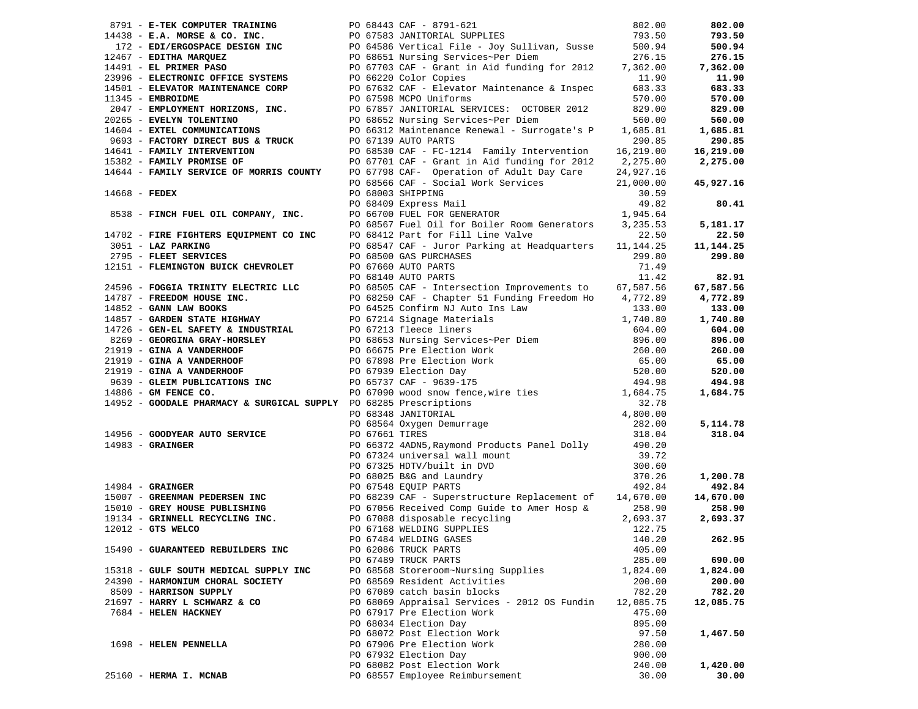| Vendor | PO / Description | Amount | Total |
|---|---|---|---|
| 8791 - **E-TEK COMPUTER TRAINING** | PO 68443 CAF - 8791-621 | 802.00 | **802.00** |
| 14438 - **E.A. MORSE & CO. INC.** | PO 67583 JANITORIAL SUPPLIES | 793.50 | **793.50** |
| 172 - **EDI/ERGOSPACE DESIGN INC** | PO 64586 Vertical File - Joy Sullivan, Susse | 500.94 | **500.94** |
| 12467 - **EDITHA MARQUEZ** | PO 68651 Nursing Services~Per Diem | 276.15 | **276.15** |
| 14491 - **EL PRIMER PASO** | PO 67703 CAF - Grant in Aid funding for 2012 | 7,362.00 | **7,362.00** |
| 23996 - **ELECTRONIC OFFICE SYSTEMS** | PO 66220 Color Copies | 11.90 | **11.90** |
| 14501 - **ELEVATOR MAINTENANCE CORP** | PO 67632 CAF - Elevator Maintenance & Inspec | 683.33 | **683.33** |
| 11345 - **EMBROIDME** | PO 67598 MCPO Uniforms | 570.00 | **570.00** |
| 2047 - **EMPLOYMENT HORIZONS, INC.** | PO 67857 JANITORIAL SERVICES: OCTOBER 2012 | 829.00 | **829.00** |
| 20265 - **EVELYN TOLENTINO** | PO 68652 Nursing Services~Per Diem | 560.00 | **560.00** |
| 14604 - **EXTEL COMMUNICATIONS** | PO 66312 Maintenance Renewal - Surrogate's P | 1,685.81 | **1,685.81** |
| 9693 - **FACTORY DIRECT BUS & TRUCK** | PO 67139 AUTO PARTS | 290.85 | **290.85** |
| 14641 - **FAMILY INTERVENTION** | PO 68530 CAF - FC-1214 Family Intervention | 16,219.00 | **16,219.00** |
| 15382 - **FAMILY PROMISE OF** | PO 67701 CAF - Grant in Aid funding for 2012 | 2,275.00 | **2,275.00** |
| 14644 - **FAMILY SERVICE OF MORRIS COUNTY** | PO 67798 CAF- Operation of Adult Day Care | 24,927.16 | |
| | PO 68566 CAF - Social Work Services | 21,000.00 | **45,927.16** |
| 14668 - **FEDEX** | PO 68003 SHIPPING | 30.59 | |
| | PO 68409 Express Mail | 49.82 | **80.41** |
| 8538 - **FINCH FUEL OIL COMPANY, INC.** | PO 66700 FUEL FOR GENERATOR | 1,945.64 | |
| | PO 68567 Fuel Oil for Boiler Room Generators | 3,235.53 | **5,181.17** |
| 14702 - **FIRE FIGHTERS EQUIPMENT CO INC** | PO 68412 Part for Fill Line Valve | 22.50 | **22.50** |
| 3051 - **LAZ PARKING** | PO 68547 CAF - Juror Parking at Headquarters | 11,144.25 | **11,144.25** |
| 2795 - **FLEET SERVICES** | PO 68500 GAS PURCHASES | 299.80 | **299.80** |
| 12151 - **FLEMINGTON BUICK CHEVROLET** | PO 67660 AUTO PARTS | 71.49 | |
| | PO 68140 AUTO PARTS | 11.42 | **82.91** |
| 24596 - **FOGGIA TRINITY ELECTRIC LLC** | PO 68505 CAF - Intersection Improvements to | 67,587.56 | **67,587.56** |
| 14787 - **FREEDOM HOUSE INC.** | PO 68250 CAF - Chapter 51 Funding Freedom Ho | 4,772.89 | **4,772.89** |
| 14852 - **GANN LAW BOOKS** | PO 64525 Confirm NJ Auto Ins Law | 133.00 | **133.00** |
| 14857 - **GARDEN STATE HIGHWAY** | PO 67214 Signage Materials | 1,740.80 | **1,740.80** |
| 14726 - **GEN-EL SAFETY & INDUSTRIAL** | PO 67213 fleece liners | 604.00 | **604.00** |
| 8269 - **GEORGINA GRAY-HORSLEY** | PO 68653 Nursing Services~Per Diem | 896.00 | **896.00** |
| 21919 - **GINA A VANDERHOOF** | PO 66675 Pre Election Work | 260.00 | **260.00** |
| 21919 - **GINA A VANDERHOOF** | PO 67898 Pre Election Work | 65.00 | **65.00** |
| 21919 - **GINA A VANDERHOOF** | PO 67939 Election Day | 520.00 | **520.00** |
| 9639 - **GLEIM PUBLICATIONS INC** | PO 65737 CAF - 9639-175 | 494.98 | **494.98** |
| 14886 - **GM FENCE CO.** | PO 67090 wood snow fence,wire ties | 1,684.75 | **1,684.75** |
| 14952 - **GOODALE PHARMACY & SURGICAL SUPPLY** | PO 68285 Prescriptions | 32.78 | |
| | PO 68348 JANITORIAL | 4,800.00 | |
| | PO 68564 Oxygen Demurrage | 282.00 | **5,114.78** |
| 14956 - **GOODYEAR AUTO SERVICE** | PO 67661 TIRES | 318.04 | **318.04** |
| 14983 - **GRAINGER** | PO 66372 4ADN5,Raymond Products Panel Dolly | 490.20 | |
| | PO 67324 universal wall mount | 39.72 | |
| | PO 67325 HDTV/built in DVD | 300.60 | |
| | PO 68025 B&G and Laundry | 370.26 | **1,200.78** |
| 14984 - **GRAINGER** | PO 67548 EQUIP PARTS | 492.84 | **492.84** |
| 15007 - **GREENMAN PEDERSEN INC** | PO 68239 CAF - Superstructure Replacement of | 14,670.00 | **14,670.00** |
| 15010 - **GREY HOUSE PUBLISHING** | PO 67056 Received Comp Guide to Amer Hosp & | 258.90 | **258.90** |
| 19134 - **GRINNELL RECYCLING INC.** | PO 67088 disposable recycling | 2,693.37 | **2,693.37** |
| 12012 - **GTS WELCO** | PO 67168 WELDING SUPPLIES | 122.75 | |
| | PO 67484 WELDING GASES | 140.20 | **262.95** |
| 15490 - **GUARANTEED REBUILDERS INC** | PO 62086 TRUCK PARTS | 405.00 | |
| | PO 67489 TRUCK PARTS | 285.00 | **690.00** |
| 15318 - **GULF SOUTH MEDICAL SUPPLY INC** | PO 68568 Storeroom~Nursing Supplies | 1,824.00 | **1,824.00** |
| 24390 - **HARMONIUM CHORAL SOCIETY** | PO 68569 Resident Activities | 200.00 | **200.00** |
| 8509 - **HARRISON SUPPLY** | PO 67089 catch basin blocks | 782.20 | **782.20** |
| 21697 - **HARRY L SCHWARZ & CO** | PO 68069 Appraisal Services - 2012 OS Fundin | 12,085.75 | **12,085.75** |
| 7684 - **HELEN HACKNEY** | PO 67917 Pre Election Work | 475.00 | |
| | PO 68034 Election Day | 895.00 | |
| | PO 68072 Post Election Work | 97.50 | **1,467.50** |
| 1698 - **HELEN PENNELLA** | PO 67906 Pre Election Work | 280.00 | |
| | PO 67932 Election Day | 900.00 | |
| | PO 68082 Post Election Work | 240.00 | **1,420.00** |
| 25160 - **HERMA I. MCNAB** | PO 68557 Employee Reimbursement | 30.00 | **30.00** |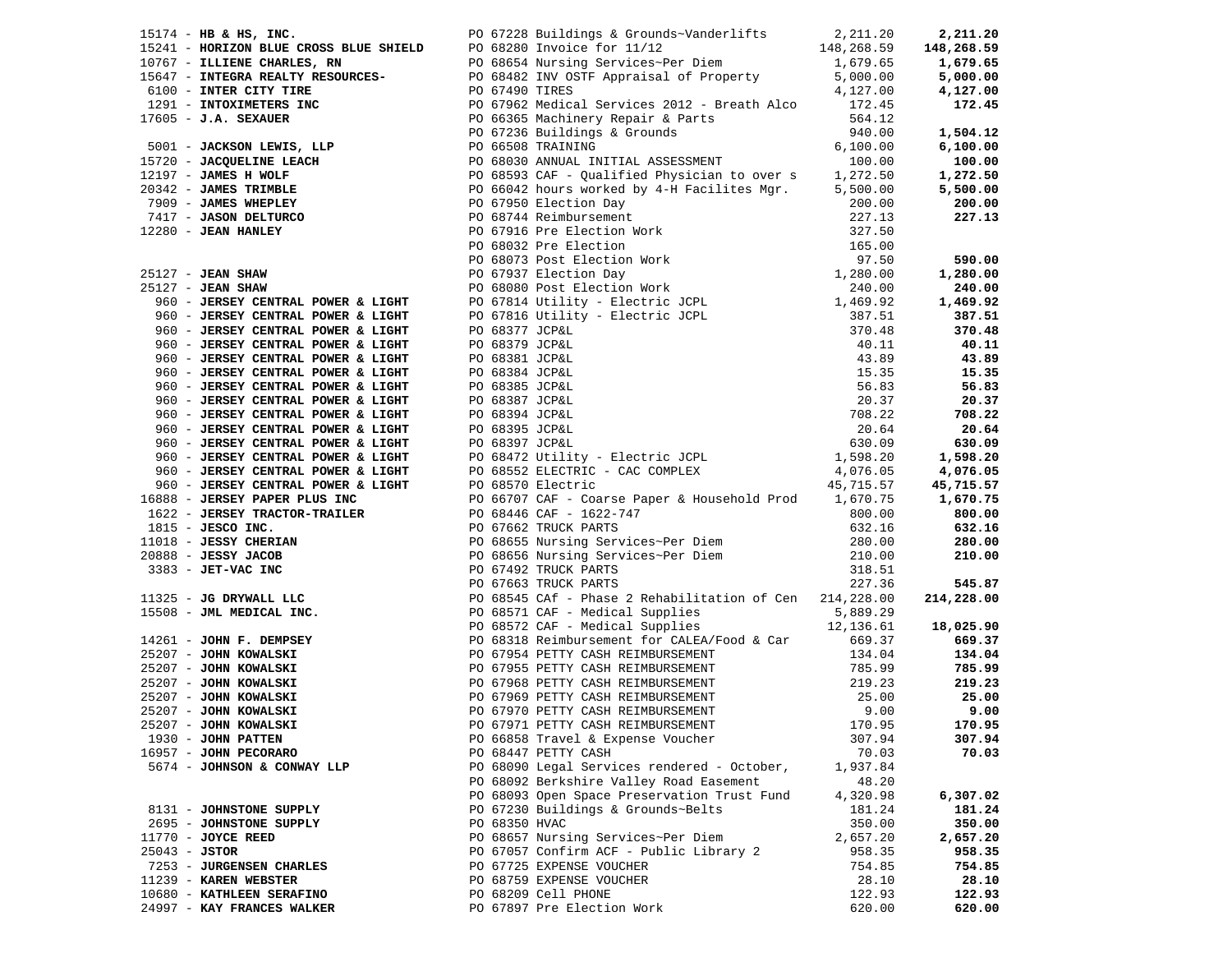| Vendor | PO / Description | Amount | Total |
|---|---|---|---|
| 15174 - **HB & HS, INC.** | PO 67228 Buildings & Grounds~Vanderlifts | 2,211.20 | **2,211.20** |
| 15241 - **HORIZON BLUE CROSS BLUE SHIELD** | PO 68280 Invoice for 11/12 | 148,268.59 | **148,268.59** |
| 10767 - **ILLIENE CHARLES, RN** | PO 68654 Nursing Services~Per Diem | 1,679.65 | **1,679.65** |
| 15647 - **INTEGRA REALTY RESOURCES-** | PO 68482 INV OSTF Appraisal of Property | 5,000.00 | **5,000.00** |
| 6100 - **INTER CITY TIRE** | PO 67490 TIRES | 4,127.00 | **4,127.00** |
| 1291 - **INTOXIMETERS INC** | PO 67962 Medical Services 2012 - Breath Alco | 172.45 | **172.45** |
| 17605 - **J.A. SEXAUER** | PO 66365 Machinery Repair & Parts | 564.12 | |
| | PO 67236 Buildings & Grounds | 940.00 | **1,504.12** |
| 5001 - **JACKSON LEWIS, LLP** | PO 66508 TRAINING | 6,100.00 | **6,100.00** |
| 15720 - **JACQUELINE LEACH** | PO 68030 ANNUAL INITIAL ASSESSMENT | 100.00 | **100.00** |
| 12197 - **JAMES H WOLF** | PO 68593 CAF - Qualified Physician to over s | 1,272.50 | **1,272.50** |
| 20342 - **JAMES TRIMBLE** | PO 66042 hours worked by 4-H Facilites Mgr. | 5,500.00 | **5,500.00** |
| 7909 - **JAMES WHEPLEY** | PO 67950 Election Day | 200.00 | **200.00** |
| 7417 - **JASON DELTURCO** | PO 68744 Reimbursement | 227.13 | **227.13** |
| 12280 - **JEAN HANLEY** | PO 67916 Pre Election Work | 327.50 | |
| | PO 68032 Pre Election | 165.00 | |
| | PO 68073 Post Election Work | 97.50 | **590.00** |
| 25127 - **JEAN SHAW** | PO 67937 Election Day | 1,280.00 | **1,280.00** |
| 25127 - **JEAN SHAW** | PO 68080 Post Election Work | 240.00 | **240.00** |
| 960 - **JERSEY CENTRAL POWER & LIGHT** | PO 67814 Utility - Electric JCPL | 1,469.92 | **1,469.92** |
| 960 - **JERSEY CENTRAL POWER & LIGHT** | PO 67816 Utility - Electric JCPL | 387.51 | **387.51** |
| 960 - **JERSEY CENTRAL POWER & LIGHT** | PO 68377 JCP&L | 370.48 | **370.48** |
| 960 - **JERSEY CENTRAL POWER & LIGHT** | PO 68379 JCP&L | 40.11 | **40.11** |
| 960 - **JERSEY CENTRAL POWER & LIGHT** | PO 68381 JCP&L | 43.89 | **43.89** |
| 960 - **JERSEY CENTRAL POWER & LIGHT** | PO 68384 JCP&L | 15.35 | **15.35** |
| 960 - **JERSEY CENTRAL POWER & LIGHT** | PO 68385 JCP&L | 56.83 | **56.83** |
| 960 - **JERSEY CENTRAL POWER & LIGHT** | PO 68387 JCP&L | 20.37 | **20.37** |
| 960 - **JERSEY CENTRAL POWER & LIGHT** | PO 68394 JCP&L | 708.22 | **708.22** |
| 960 - **JERSEY CENTRAL POWER & LIGHT** | PO 68395 JCP&L | 20.64 | **20.64** |
| 960 - **JERSEY CENTRAL POWER & LIGHT** | PO 68397 JCP&L | 630.09 | **630.09** |
| 960 - **JERSEY CENTRAL POWER & LIGHT** | PO 68472 Utility - Electric JCPL | 1,598.20 | **1,598.20** |
| 960 - **JERSEY CENTRAL POWER & LIGHT** | PO 68552 ELECTRIC - CAC COMPLEX | 4,076.05 | **4,076.05** |
| 960 - **JERSEY CENTRAL POWER & LIGHT** | PO 68570 Electric | 45,715.57 | **45,715.57** |
| 16888 - **JERSEY PAPER PLUS INC** | PO 66707 CAF - Coarse Paper & Household Prod | 1,670.75 | **1,670.75** |
| 1622 - **JERSEY TRACTOR-TRAILER** | PO 68446 CAF - 1622-747 | 800.00 | **800.00** |
| 1815 - **JESCO INC.** | PO 67662 TRUCK PARTS | 632.16 | **632.16** |
| 11018 - **JESSY CHERIAN** | PO 68655 Nursing Services~Per Diem | 280.00 | **280.00** |
| 20888 - **JESSY JACOB** | PO 68656 Nursing Services~Per Diem | 210.00 | **210.00** |
| 3383 - **JET-VAC INC** | PO 67492 TRUCK PARTS | 318.51 | |
| | PO 67663 TRUCK PARTS | 227.36 | **545.87** |
| 11325 - **JG DRYWALL LLC** | PO 68545 CAf - Phase 2 Rehabilitation of Cen | 214,228.00 | **214,228.00** |
| 15508 - **JML MEDICAL INC.** | PO 68571 CAF - Medical Supplies | 5,889.29 | |
| | PO 68572 CAF - Medical Supplies | 12,136.61 | **18,025.90** |
| 14261 - **JOHN F. DEMPSEY** | PO 68318 Reimbursement for CALEA/Food & Car | 669.37 | **669.37** |
| 25207 - **JOHN KOWALSKI** | PO 67954 PETTY CASH REIMBURSEMENT | 134.04 | **134.04** |
| 25207 - **JOHN KOWALSKI** | PO 67955 PETTY CASH REIMBURSEMENT | 785.99 | **785.99** |
| 25207 - **JOHN KOWALSKI** | PO 67968 PETTY CASH REIMBURSEMENT | 219.23 | **219.23** |
| 25207 - **JOHN KOWALSKI** | PO 67969 PETTY CASH REIMBURSEMENT | 25.00 | **25.00** |
| 25207 - **JOHN KOWALSKI** | PO 67970 PETTY CASH REIMBURSEMENT | 9.00 | **9.00** |
| 25207 - **JOHN KOWALSKI** | PO 67971 PETTY CASH REIMBURSEMENT | 170.95 | **170.95** |
| 1930 - **JOHN PATTEN** | PO 66858 Travel & Expense Voucher | 307.94 | **307.94** |
| 16957 - **JOHN PECORARO** | PO 68447 PETTY CASH | 70.03 | **70.03** |
| 5674 - **JOHNSON & CONWAY LLP** | PO 68090 Legal Services rendered - October, | 1,937.84 | |
| | PO 68092 Berkshire Valley Road Easement | 48.20 | |
| | PO 68093 Open Space Preservation Trust Fund | 4,320.98 | **6,307.02** |
| 8131 - **JOHNSTONE SUPPLY** | PO 67230 Buildings & Grounds~Belts | 181.24 | **181.24** |
| 2695 - **JOHNSTONE SUPPLY** | PO 68350 HVAC | 350.00 | **350.00** |
| 11770 - **JOYCE REED** | PO 68657 Nursing Services~Per Diem | 2,657.20 | **2,657.20** |
| 25043 - **JSTOR** | PO 67057 Confirm ACF - Public Library 2 | 958.35 | **958.35** |
| 7253 - **JURGENSEN CHARLES** | PO 67725 EXPENSE VOUCHER | 754.85 | **754.85** |
| 11239 - **KAREN WEBSTER** | PO 68759 EXPENSE VOUCHER | 28.10 | **28.10** |
| 10680 - **KATHLEEN SERAFINO** | PO 68209 Cell PHONE | 122.93 | **122.93** |
| 24997 - **KAY FRANCES WALKER** | PO 67897 Pre Election Work | 620.00 | **620.00** |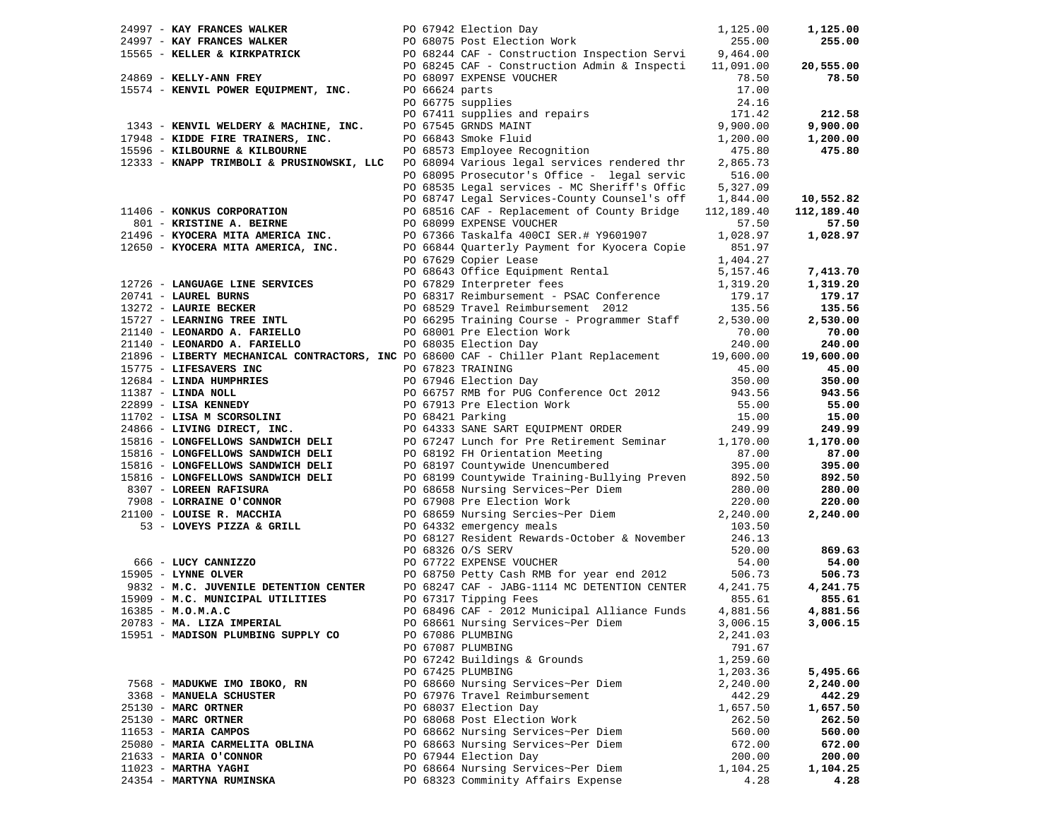| Vendor | PO / Description | Amount | Total |
|---|---|---|---|
| 24997 - **KAY FRANCES WALKER** | PO 67942 Election Day | 1,125.00 | **1,125.00** |
| 24997 - **KAY FRANCES WALKER** | PO 68075 Post Election Work | 255.00 | **255.00** |
| 15565 - **KELLER & KIRKPATRICK** | PO 68244 CAF - Construction Inspection Servi | 9,464.00 | |
| | PO 68245 CAF - Construction Admin & Inspecti | 11,091.00 | **20,555.00** |
| 24869 - **KELLY-ANN FREY** | PO 68097 EXPENSE VOUCHER | 78.50 | **78.50** |
| 15574 - **KENVIL POWER EQUIPMENT, INC.** | PO 66624 parts | 17.00 | |
| | PO 66775 supplies | 24.16 | |
| | PO 67411 supplies and repairs | 171.42 | **212.58** |
| 1343 - **KENVIL WELDERY & MACHINE, INC.** | PO 67545 GRNDS MAINT | 9,900.00 | **9,900.00** |
| 17948 - **KIDDE FIRE TRAINERS, INC.** | PO 66843 Smoke Fluid | 1,200.00 | **1,200.00** |
| 15596 - **KILBOURNE & KILBOURNE** | PO 68573 Employee Recognition | 475.80 | **475.80** |
| 12333 - **KNAPP TRIMBOLI & PRUSINOWSKI, LLC** | PO 68094 Various legal services rendered thr | 2,865.73 | |
| | PO 68095 Prosecutor's Office - legal servic | 516.00 | |
| | PO 68535 Legal services - MC Sheriff's Offic | 5,327.09 | |
| | PO 68747 Legal Services-County Counsel's off | 1,844.00 | **10,552.82** |
| 11406 - **KONKUS CORPORATION** | PO 68516 CAF - Replacement of County Bridge | 112,189.40 | **112,189.40** |
| 801 - **KRISTINE A. BEIRNE** | PO 68099 EXPENSE VOUCHER | 57.50 | **57.50** |
| 21496 - **KYOCERA MITA AMERICA INC.** | PO 67366 Taskalfa 400CI SER.# Y9601907 | 1,028.97 | **1,028.97** |
| 12650 - **KYOCERA MITA AMERICA, INC.** | PO 66844 Quarterly Payment for Kyocera Copie | 851.97 | |
| | PO 67629 Copier Lease | 1,404.27 | |
| | PO 68643 Office Equipment Rental | 5,157.46 | **7,413.70** |
| 12726 - **LANGUAGE LINE SERVICES** | PO 67829 Interpreter fees | 1,319.20 | **1,319.20** |
| 20741 - **LAUREL BURNS** | PO 68317 Reimbursement - PSAC Conference | 179.17 | **179.17** |
| 13272 - **LAURIE BECKER** | PO 68529 Travel Reimbursement 2012 | 135.56 | **135.56** |
| 15727 - **LEARNING TREE INTL** | PO 66295 Training Course - Programmer Staff | 2,530.00 | **2,530.00** |
| 21140 - **LEONARDO A. FARIELLO** | PO 68001 Pre Election Work | 70.00 | **70.00** |
| 21140 - **LEONARDO A. FARIELLO** | PO 68035 Election Day | 240.00 | **240.00** |
| 21896 - **LIBERTY MECHANICAL CONTRACTORS, INC** | PO 68600 CAF - Chiller Plant Replacement | 19,600.00 | **19,600.00** |
| 15775 - **LIFESAVERS INC** | PO 67823 TRAINING | 45.00 | **45.00** |
| 12684 - **LINDA HUMPHRIES** | PO 67946 Election Day | 350.00 | **350.00** |
| 11387 - **LINDA NOLL** | PO 66757 RMB for PUG Conference Oct 2012 | 943.56 | **943.56** |
| 22899 - **LISA KENNEDY** | PO 67913 Pre Election Work | 55.00 | **55.00** |
| 11702 - **LISA M SCORSOLINI** | PO 68421 Parking | 15.00 | **15.00** |
| 24866 - **LIVING DIRECT, INC.** | PO 64333 SANE SART EQUIPMENT ORDER | 249.99 | **249.99** |
| 15816 - **LONGFELLOWS SANDWICH DELI** | PO 67247 Lunch for Pre Retirement Seminar | 1,170.00 | **1,170.00** |
| 15816 - **LONGFELLOWS SANDWICH DELI** | PO 68192 FH Orientation Meeting | 87.00 | **87.00** |
| 15816 - **LONGFELLOWS SANDWICH DELI** | PO 68197 Countywide Unencumbered | 395.00 | **395.00** |
| 15816 - **LONGFELLOWS SANDWICH DELI** | PO 68199 Countywide Training-Bullying Preven | 892.50 | **892.50** |
| 8307 - **LOREEN RAFISURA** | PO 68658 Nursing Services~Per Diem | 280.00 | **280.00** |
| 7908 - **LORRAINE O'CONNOR** | PO 67908 Pre Election Work | 220.00 | **220.00** |
| 21100 - **LOUISE R. MACCHIA** | PO 68659 Nursing Sercies~Per Diem | 2,240.00 | **2,240.00** |
| 53 - **LOVEYS PIZZA & GRILL** | PO 64332 emergency meals | 103.50 | |
| | PO 68127 Resident Rewards-October & November | 246.13 | |
| | PO 68326 O/S SERV | 520.00 | **869.63** |
| 666 - **LUCY CANNIZZO** | PO 67722 EXPENSE VOUCHER | 54.00 | **54.00** |
| 15905 - **LYNNE OLVER** | PO 68750 Petty Cash RMB for year end 2012 | 506.73 | **506.73** |
| 9832 - **M.C. JUVENILE DETENTION CENTER** | PO 68247 CAF - JABG-1114 MC DETENTION CENTER | 4,241.75 | **4,241.75** |
| 15909 - **M.C. MUNICIPAL UTILITIES** | PO 67317 Tipping Fees | 855.61 | **855.61** |
| 16385 - **M.O.M.A.C** | PO 68496 CAF - 2012 Municipal Alliance Funds | 4,881.56 | **4,881.56** |
| 20783 - **MA. LIZA IMPERIAL** | PO 68661 Nursing Services~Per Diem | 3,006.15 | **3,006.15** |
| 15951 - **MADISON PLUMBING SUPPLY CO** | PO 67086 PLUMBING | 2,241.03 | |
| | PO 67087 PLUMBING | 791.67 | |
| | PO 67242 Buildings & Grounds | 1,259.60 | |
| | PO 67425 PLUMBING | 1,203.36 | **5,495.66** |
| 7568 - **MADUKWE IMO IBOKO, RN** | PO 68660 Nursing Services~Per Diem | 2,240.00 | **2,240.00** |
| 3368 - **MANUELA SCHUSTER** | PO 67976 Travel Reimbursement | 442.29 | **442.29** |
| 25130 - **MARC ORTNER** | PO 68037 Election Day | 1,657.50 | **1,657.50** |
| 25130 - **MARC ORTNER** | PO 68068 Post Election Work | 262.50 | **262.50** |
| 11653 - **MARIA CAMPOS** | PO 68662 Nursing Services~Per Diem | 560.00 | **560.00** |
| 25080 - **MARIA CARMELITA OBLINA** | PO 68663 Nursing Services~Per Diem | 672.00 | **672.00** |
| 21633 - **MARIA O'CONNOR** | PO 67944 Election Day | 200.00 | **200.00** |
| 11023 - **MARTHA YAGHI** | PO 68664 Nursing Services~Per Diem | 1,104.25 | **1,104.25** |
| 24354 - **MARTYNA RUMINSKA** | PO 68323 Comminity Affairs Expense | 4.28 | **4.28** |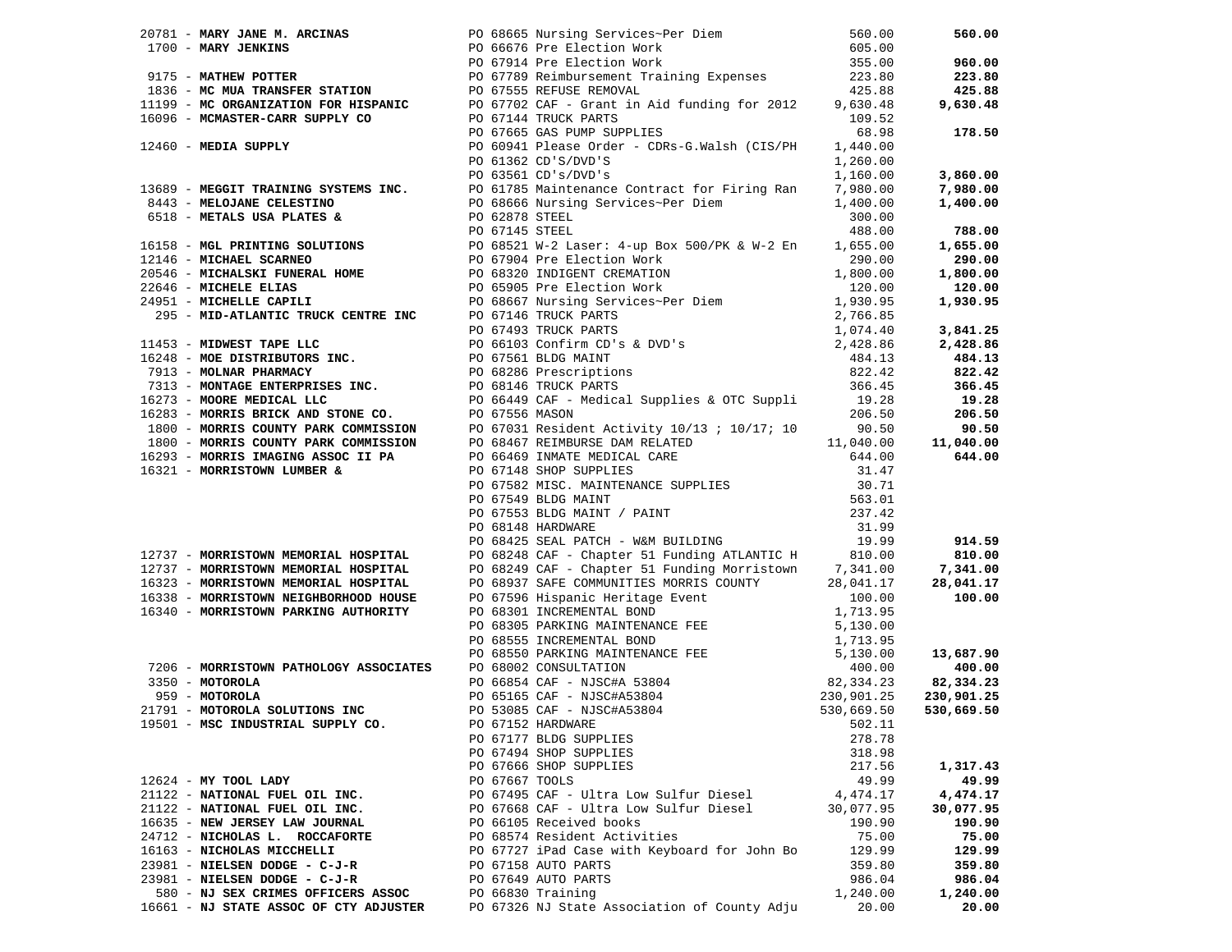| Vendor | PO / Description | Amount | Total |
|---|---|---|---|
| 20781 - **MARY JANE M. ARCINAS** | PO 68665 Nursing Services~Per Diem | 560.00 | **560.00** |
| 1700 - **MARY JENKINS** | PO 66676 Pre Election Work | 605.00 | |
| | PO 67914 Pre Election Work | 355.00 | **960.00** |
| 9175 - **MATHEW POTTER** | PO 67789 Reimbursement Training Expenses | 223.80 | **223.80** |
| 1836 - **MC MUA TRANSFER STATION** | PO 67555 REFUSE REMOVAL | 425.88 | **425.88** |
| 11199 - **MC ORGANIZATION FOR HISPANIC** | PO 67702 CAF - Grant in Aid funding for 2012 | 9,630.48 | **9,630.48** |
| 16096 - **MCMASTER-CARR SUPPLY CO** | PO 67144 TRUCK PARTS | 109.52 | |
| | PO 67665 GAS PUMP SUPPLIES | 68.98 | **178.50** |
| 12460 - **MEDIA SUPPLY** | PO 60941 Please Order - CDRs-G.Walsh (CIS/PH | 1,440.00 | |
| | PO 61362 CD'S/DVD'S | 1,260.00 | |
| | PO 63561 CD's/DVD's | 1,160.00 | **3,860.00** |
| 13689 - **MEGGIT TRAINING SYSTEMS INC.** | PO 61785 Maintenance Contract for Firing Ran | 7,980.00 | **7,980.00** |
| 8443 - **MELOJANE CELESTINO** | PO 68666 Nursing Services~Per Diem | 1,400.00 | **1,400.00** |
| 6518 - **METALS USA PLATES &** | PO 62878 STEEL | 300.00 | |
| | PO 67145 STEEL | 488.00 | **788.00** |
| 16158 - **MGL PRINTING SOLUTIONS** | PO 68521 W-2 Laser: 4-up Box 500/PK & W-2 En | 1,655.00 | **1,655.00** |
| 12146 - **MICHAEL SCARNEO** | PO 67904 Pre Election Work | 290.00 | **290.00** |
| 20546 - **MICHALSKI FUNERAL HOME** | PO 68320 INDIGENT CREMATION | 1,800.00 | **1,800.00** |
| 22646 - **MICHELE ELIAS** | PO 65905 Pre Election Work | 120.00 | **120.00** |
| 24951 - **MICHELLE CAPILI** | PO 68667 Nursing Services~Per Diem | 1,930.95 | **1,930.95** |
| 295 - **MID-ATLANTIC TRUCK CENTRE INC** | PO 67146 TRUCK PARTS | 2,766.85 | |
| | PO 67493 TRUCK PARTS | 1,074.40 | **3,841.25** |
| 11453 - **MIDWEST TAPE LLC** | PO 66103 Confirm CD's & DVD's | 2,428.86 | **2,428.86** |
| 16248 - **MOE DISTRIBUTORS INC.** | PO 67561 BLDG MAINT | 484.13 | **484.13** |
| 7913 - **MOLNAR PHARMACY** | PO 68286 Prescriptions | 822.42 | **822.42** |
| 7313 - **MONTAGE ENTERPRISES INC.** | PO 68146 TRUCK PARTS | 366.45 | **366.45** |
| 16273 - **MOORE MEDICAL LLC** | PO 66449 CAF - Medical Supplies & OTC Suppli | 19.28 | **19.28** |
| 16283 - **MORRIS BRICK AND STONE CO.** | PO 67556 MASON | 206.50 | **206.50** |
| 1800 - **MORRIS COUNTY PARK COMMISSION** | PO 67031 Resident Activity 10/13 ; 10/17; 10 | 90.50 | **90.50** |
| 1800 - **MORRIS COUNTY PARK COMMISSION** | PO 68467 REIMBURSE DAM RELATED | 11,040.00 | **11,040.00** |
| 16293 - **MORRIS IMAGING ASSOC II PA** | PO 66469 INMATE MEDICAL CARE | 644.00 | **644.00** |
| 16321 - **MORRISTOWN LUMBER &** | PO 67148 SHOP SUPPLIES | 31.47 | |
| | PO 67582 MISC. MAINTENANCE SUPPLIES | 30.71 | |
| | PO 67549 BLDG MAINT | 563.01 | |
| | PO 67553 BLDG MAINT / PAINT | 237.42 | |
| | PO 68148 HARDWARE | 31.99 | |
| | PO 68425 SEAL PATCH - W&M BUILDING | 19.99 | **914.59** |
| 12737 - **MORRISTOWN MEMORIAL HOSPITAL** | PO 68248 CAF - Chapter 51 Funding ATLANTIC H | 810.00 | **810.00** |
| 12737 - **MORRISTOWN MEMORIAL HOSPITAL** | PO 68249 CAF - Chapter 51 Funding Morristown | 7,341.00 | **7,341.00** |
| 16323 - **MORRISTOWN MEMORIAL HOSPITAL** | PO 68937 SAFE COMMUNITIES MORRIS COUNTY | 28,041.17 | **28,041.17** |
| 16338 - **MORRISTOWN NEIGHBORHOOD HOUSE** | PO 67596 Hispanic Heritage Event | 100.00 | **100.00** |
| 16340 - **MORRISTOWN PARKING AUTHORITY** | PO 68301 INCREMENTAL BOND | 1,713.95 | |
| | PO 68305 PARKING MAINTENANCE FEE | 5,130.00 | |
| | PO 68555 INCREMENTAL BOND | 1,713.95 | |
| | PO 68550 PARKING MAINTENANCE FEE | 5,130.00 | **13,687.90** |
| 7206 - **MORRISTOWN PATHOLOGY ASSOCIATES** | PO 68002 CONSULTATION | 400.00 | **400.00** |
| 3350 - **MOTOROLA** | PO 66854 CAF - NJSC#A 53804 | 82,334.23 | **82,334.23** |
| 959 - **MOTOROLA** | PO 65165 CAF - NJSC#A53804 | 230,901.25 | **230,901.25** |
| 21791 - **MOTOROLA SOLUTIONS INC** | PO 53085 CAF - NJSC#A53804 | 530,669.50 | **530,669.50** |
| 19501 - **MSC INDUSTRIAL SUPPLY CO.** | PO 67152 HARDWARE | 502.11 | |
| | PO 67177 BLDG SUPPLIES | 278.78 | |
| | PO 67494 SHOP SUPPLIES | 318.98 | |
| | PO 67666 SHOP SUPPLIES | 217.56 | **1,317.43** |
| 12624 - **MY TOOL LADY** | PO 67667 TOOLS | 49.99 | **49.99** |
| 21122 - **NATIONAL FUEL OIL INC.** | PO 67495 CAF - Ultra Low Sulfur Diesel | 4,474.17 | **4,474.17** |
| 21122 - **NATIONAL FUEL OIL INC.** | PO 67668 CAF - Ultra Low Sulfur Diesel | 30,077.95 | **30,077.95** |
| 16635 - **NEW JERSEY LAW JOURNAL** | PO 66105 Received books | 190.90 | **190.90** |
| 24712 - **NICHOLAS L. ROCCAFORTE** | PO 68574 Resident Activities | 75.00 | **75.00** |
| 16163 - **NICHOLAS MICCHELLI** | PO 67727 iPad Case with Keyboard for John Bo | 129.99 | **129.99** |
| 23981 - **NIELSEN DODGE - C-J-R** | PO 67158 AUTO PARTS | 359.80 | **359.80** |
| 23981 - **NIELSEN DODGE - C-J-R** | PO 67649 AUTO PARTS | 986.04 | **986.04** |
| 580 - **NJ SEX CRIMES OFFICERS ASSOC** | PO 66830 Training | 1,240.00 | **1,240.00** |
| 16661 - **NJ STATE ASSOC OF CTY ADJUSTER** | PO 67326 NJ State Association of County Adju | 20.00 | **20.00** |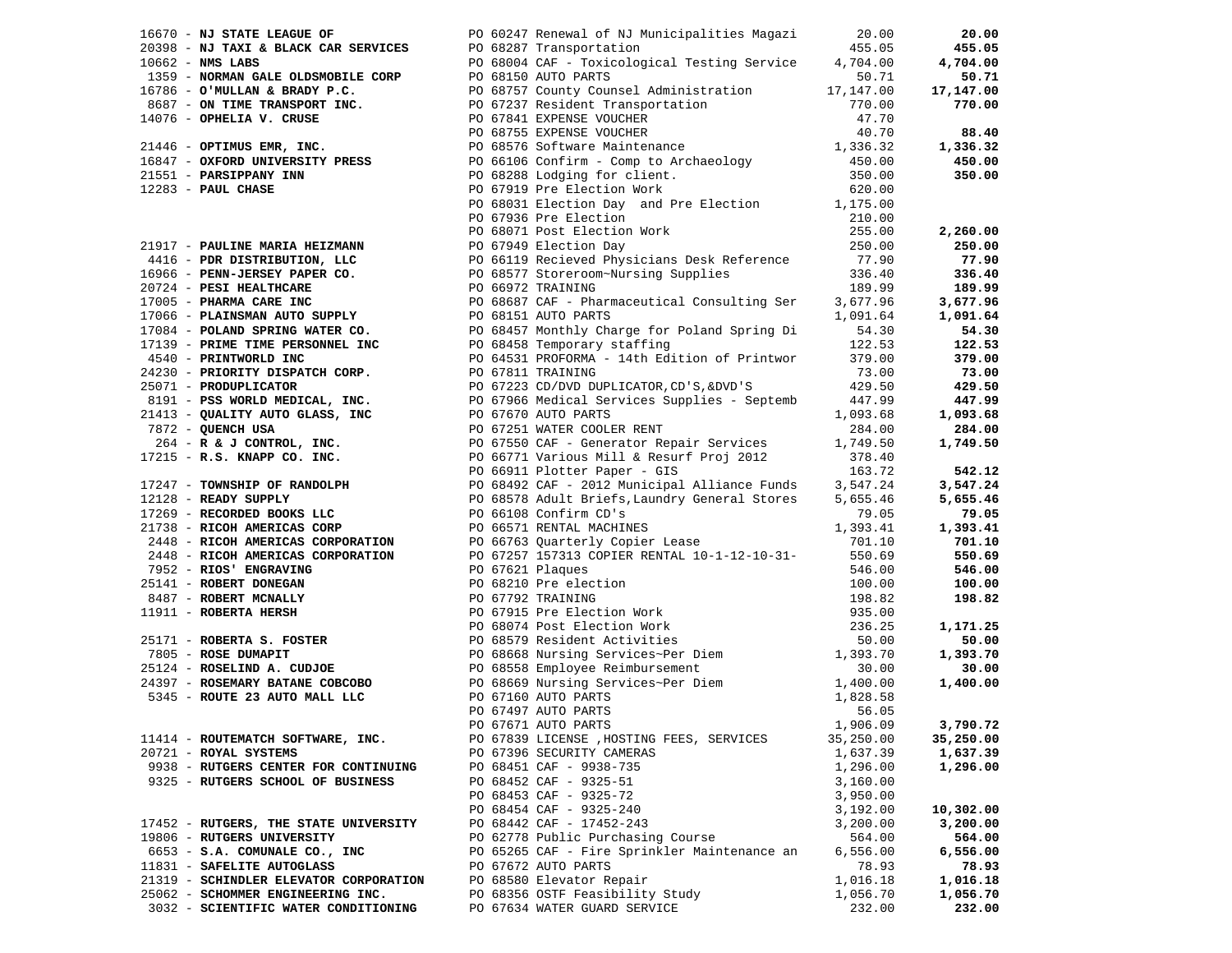| Vendor | PO / Description | Amount | Total |
|---|---|---|---|
| 16670 - **NJ STATE LEAGUE OF** | PO 60247 Renewal of NJ Municipalities Magazi | 20.00 | **20.00** |
| 20398 - **NJ TAXI & BLACK CAR SERVICES** | PO 68287 Transportation | 455.05 | **455.05** |
| 10662 - **NMS LABS** | PO 68004 CAF - Toxicological Testing Service | 4,704.00 | **4,704.00** |
| 1359 - **NORMAN GALE OLDSMOBILE CORP** | PO 68150 AUTO PARTS | 50.71 | **50.71** |
| 16786 - **O'MULLAN & BRADY P.C.** | PO 68757 County Counsel Administration | 17,147.00 | **17,147.00** |
| 8687 - **ON TIME TRANSPORT INC.** | PO 67237 Resident Transportation | 770.00 | **770.00** |
| 14076 - **OPHELIA V. CRUSE** | PO 67841 EXPENSE VOUCHER | 47.70 | |
| | PO 68755 EXPENSE VOUCHER | 40.70 | **88.40** |
| 21446 - **OPTIMUS EMR, INC.** | PO 68576 Software Maintenance | 1,336.32 | **1,336.32** |
| 16847 - **OXFORD UNIVERSITY PRESS** | PO 66106 Confirm - Comp to Archaeology | 450.00 | **450.00** |
| 21551 - **PARSIPPANY INN** | PO 68288 Lodging for client. | 350.00 | **350.00** |
| 12283 - **PAUL CHASE** | PO 67919 Pre Election Work | 620.00 | |
| | PO 68031 Election Day and Pre Election | 1,175.00 | |
| | PO 67936 Pre Election | 210.00 | |
| | PO 68071 Post Election Work | 255.00 | **2,260.00** |
| 21917 - **PAULINE MARIA HEIZMANN** | PO 67949 Election Day | 250.00 | **250.00** |
| 4416 - **PDR DISTRIBUTION, LLC** | PO 66119 Recieved Physicians Desk Reference | 77.90 | **77.90** |
| 16966 - **PENN-JERSEY PAPER CO.** | PO 68577 Storeroom~Nursing Supplies | 336.40 | **336.40** |
| 20724 - **PESI HEALTHCARE** | PO 66972 TRAINING | 189.99 | **189.99** |
| 17005 - **PHARMA CARE INC** | PO 68687 CAF - Pharmaceutical Consulting Ser | 3,677.96 | **3,677.96** |
| 17066 - **PLAINSMAN AUTO SUPPLY** | PO 68151 AUTO PARTS | 1,091.64 | **1,091.64** |
| 17084 - **POLAND SPRING WATER CO.** | PO 68457 Monthly Charge for Poland Spring Di | 54.30 | **54.30** |
| 17139 - **PRIME TIME PERSONNEL INC** | PO 68458 Temporary staffing | 122.53 | **122.53** |
| 4540 - **PRINTWORLD INC** | PO 64531 PROFORMA - 14th Edition of Printwor | 379.00 | **379.00** |
| 24230 - **PRIORITY DISPATCH CORP.** | PO 67811 TRAINING | 73.00 | **73.00** |
| 25071 - **PRODUPLICATOR** | PO 67223 CD/DVD DUPLICATOR,CD'S,&DVD'S | 429.50 | **429.50** |
| 8191 - **PSS WORLD MEDICAL, INC.** | PO 67966 Medical Services Supplies - Septemb | 447.99 | **447.99** |
| 21413 - **QUALITY AUTO GLASS, INC** | PO 67670 AUTO PARTS | 1,093.68 | **1,093.68** |
| 7872 - **QUENCH USA** | PO 67251 WATER COOLER RENT | 284.00 | **284.00** |
| 264 - **R & J CONTROL, INC.** | PO 67550 CAF - Generator Repair Services | 1,749.50 | **1,749.50** |
| 17215 - **R.S. KNAPP CO. INC.** | PO 66771 Various Mill & Resurf Proj 2012 | 378.40 | |
| | PO 66911 Plotter Paper - GIS | 163.72 | **542.12** |
| 17247 - **TOWNSHIP OF RANDOLPH** | PO 68492 CAF - 2012 Municipal Alliance Funds | 3,547.24 | **3,547.24** |
| 12128 - **READY SUPPLY** | PO 68578 Adult Briefs,Laundry General Stores | 5,655.46 | **5,655.46** |
| 17269 - **RECORDED BOOKS LLC** | PO 66108 Confirm CD's | 79.05 | **79.05** |
| 21738 - **RICOH AMERICAS CORP** | PO 66571 RENTAL MACHINES | 1,393.41 | **1,393.41** |
| 2448 - **RICOH AMERICAS CORPORATION** | PO 66763 Quarterly Copier Lease | 701.10 | **701.10** |
| 2448 - **RICOH AMERICAS CORPORATION** | PO 67257 157313 COPIER RENTAL 10-1-12-10-31- | 550.69 | **550.69** |
| 7952 - **RIOS' ENGRAVING** | PO 67621 Plaques | 546.00 | **546.00** |
| 25141 - **ROBERT DONEGAN** | PO 68210 Pre election | 100.00 | **100.00** |
| 8487 - **ROBERT MCNALLY** | PO 67792 TRAINING | 198.82 | **198.82** |
| 11911 - **ROBERTA HERSH** | PO 67915 Pre Election Work | 935.00 | |
| | PO 68074 Post Election Work | 236.25 | **1,171.25** |
| 25171 - **ROBERTA S. FOSTER** | PO 68579 Resident Activities | 50.00 | **50.00** |
| 7805 - **ROSE DUMAPIT** | PO 68668 Nursing Services~Per Diem | 1,393.70 | **1,393.70** |
| 25124 - **ROSELIND A. CUDJOE** | PO 68558 Employee Reimbursement | 30.00 | **30.00** |
| 24397 - **ROSEMARY BATANE COBCOBO** | PO 68669 Nursing Services~Per Diem | 1,400.00 | **1,400.00** |
| 5345 - **ROUTE 23 AUTO MALL LLC** | PO 67160 AUTO PARTS | 1,828.58 | |
| | PO 67497 AUTO PARTS | 56.05 | |
| | PO 67671 AUTO PARTS | 1,906.09 | **3,790.72** |
| 11414 - **ROUTEMATCH SOFTWARE, INC.** | PO 67839 LICENSE ,HOSTING FEES, SERVICES | 35,250.00 | **35,250.00** |
| 20721 - **ROYAL SYSTEMS** | PO 67396 SECURITY CAMERAS | 1,637.39 | **1,637.39** |
| 9938 - **RUTGERS CENTER FOR CONTINUING** | PO 68451 CAF - 9938-735 | 1,296.00 | **1,296.00** |
| 9325 - **RUTGERS SCHOOL OF BUSINESS** | PO 68452 CAF - 9325-51 | 3,160.00 | |
| | PO 68453 CAF - 9325-72 | 3,950.00 | |
| | PO 68454 CAF - 9325-240 | 3,192.00 | **10,302.00** |
| 17452 - **RUTGERS, THE STATE UNIVERSITY** | PO 68442 CAF - 17452-243 | 3,200.00 | **3,200.00** |
| 19806 - **RUTGERS UNIVERSITY** | PO 62778 Public Purchasing Course | 564.00 | **564.00** |
| 6653 - **S.A. COMUNALE CO., INC** | PO 65265 CAF - Fire Sprinkler Maintenance an | 6,556.00 | **6,556.00** |
| 11831 - **SAFELITE AUTOGLASS** | PO 67672 AUTO PARTS | 78.93 | **78.93** |
| 21319 - **SCHINDLER ELEVATOR CORPORATION** | PO 68580 Elevator Repair | 1,016.18 | **1,016.18** |
| 25062 - **SCHOMMER ENGINEERING INC.** | PO 68356 OSTF Feasibility Study | 1,056.70 | **1,056.70** |
| 3032 - **SCIENTIFIC WATER CONDITIONING** | PO 67634 WATER GUARD SERVICE | 232.00 | **232.00** |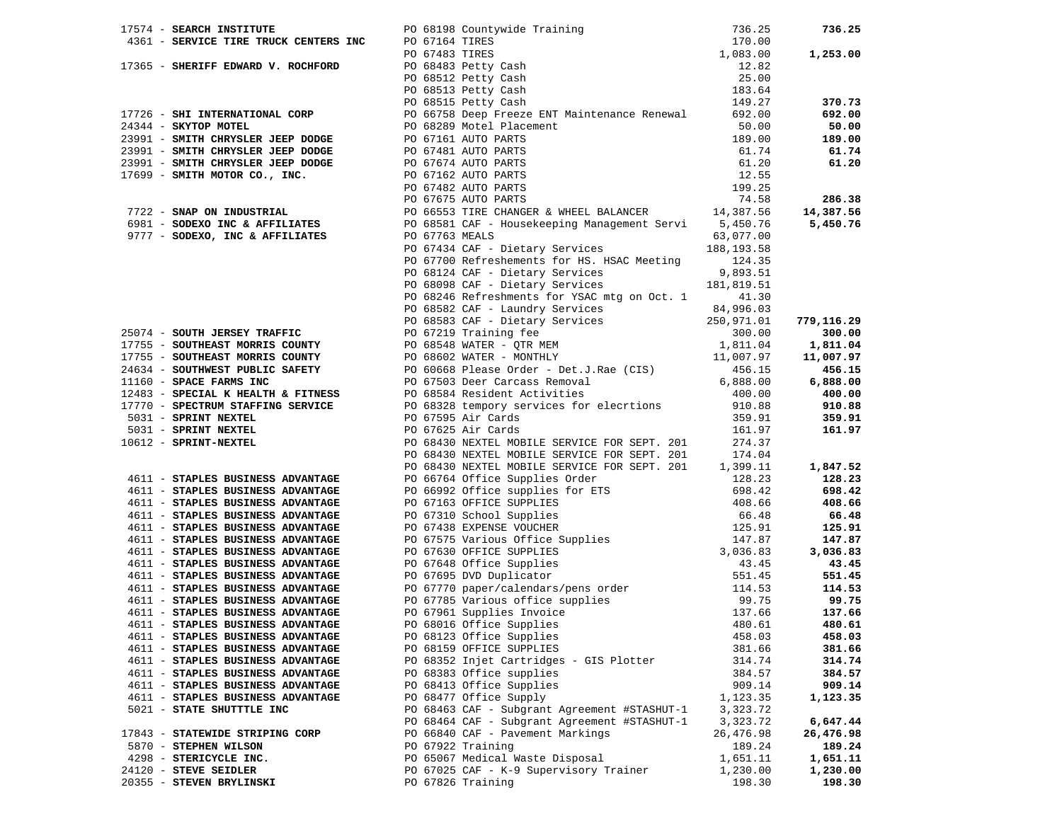| Vendor | PO / Description | Amount | Total |
|---|---|---|---|
| 17574 - **SEARCH INSTITUTE** | PO 68198 Countywide Training | 736.25 | **736.25** |
| 4361 - **SERVICE TIRE TRUCK CENTERS INC** | PO 67164 TIRES | 170.00 | |
| | PO 67483 TIRES | 1,083.00 | **1,253.00** |
| 17365 - **SHERIFF EDWARD V. ROCHFORD** | PO 68483 Petty Cash | 12.82 | |
| | PO 68512 Petty Cash | 25.00 | |
| | PO 68513 Petty Cash | 183.64 | |
| | PO 68515 Petty Cash | 149.27 | **370.73** |
| 17726 - **SHI INTERNATIONAL CORP** | PO 66758 Deep Freeze ENT Maintenance Renewal | 692.00 | **692.00** |
| 24344 - **SKYTOP MOTEL** | PO 68289 Motel Placement | 50.00 | **50.00** |
| 23991 - **SMITH CHRYSLER JEEP DODGE** | PO 67161 AUTO PARTS | 189.00 | **189.00** |
| 23991 - **SMITH CHRYSLER JEEP DODGE** | PO 67481 AUTO PARTS | 61.74 | **61.74** |
| 23991 - **SMITH CHRYSLER JEEP DODGE** | PO 67674 AUTO PARTS | 61.20 | **61.20** |
| 17699 - **SMITH MOTOR CO., INC.** | PO 67162 AUTO PARTS | 12.55 | |
| | PO 67482 AUTO PARTS | 199.25 | |
| | PO 67675 AUTO PARTS | 74.58 | **286.38** |
| 7722 - **SNAP ON INDUSTRIAL** | PO 66553 TIRE CHANGER & WHEEL BALANCER | 14,387.56 | **14,387.56** |
| 6981 - **SODEXO INC & AFFILIATES** | PO 68581 CAF - Housekeeping Management Servi | 5,450.76 | **5,450.76** |
| 9777 - **SODEXO, INC & AFFILIATES** | PO 67763 MEALS | 63,077.00 | |
| | PO 67434 CAF - Dietary Services | 188,193.58 | |
| | PO 67700 Refreshements for HS. HSAC Meeting | 124.35 | |
| | PO 68124 CAF - Dietary Services | 9,893.51 | |
| | PO 68098 CAF - Dietary Services | 181,819.51 | |
| | PO 68246 Refreshments for YSAC mtg on Oct. 1 | 41.30 | |
| | PO 68582 CAF - Laundry Services | 84,996.03 | |
| | PO 68583 CAF - Dietary Services | 250,971.01 | **779,116.29** |
| 25074 - **SOUTH JERSEY TRAFFIC** | PO 67219 Training fee | 300.00 | **300.00** |
| 17755 - **SOUTHEAST MORRIS COUNTY** | PO 68548 WATER - QTR MEM | 1,811.04 | **1,811.04** |
| 17755 - **SOUTHEAST MORRIS COUNTY** | PO 68602 WATER - MONTHLY | 11,007.97 | **11,007.97** |
| 24634 - **SOUTHWEST PUBLIC SAFETY** | PO 60668 Please Order - Det.J.Rae (CIS) | 456.15 | **456.15** |
| 11160 - **SPACE FARMS INC** | PO 67503 Deer Carcass Removal | 6,888.00 | **6,888.00** |
| 12483 - **SPECIAL K HEALTH & FITNESS** | PO 68584 Resident Activities | 400.00 | **400.00** |
| 17770 - **SPECTRUM STAFFING SERVICE** | PO 68328 tempory services for elecrtions | 910.88 | **910.88** |
| 5031 - **SPRINT NEXTEL** | PO 67595 Air Cards | 359.91 | **359.91** |
| 5031 - **SPRINT NEXTEL** | PO 67625 Air Cards | 161.97 | **161.97** |
| 10612 - **SPRINT-NEXTEL** | PO 68430 NEXTEL MOBILE SERVICE FOR SEPT. 201 | 274.37 | |
| | PO 68430 NEXTEL MOBILE SERVICE FOR SEPT. 201 | 174.04 | |
| | PO 68430 NEXTEL MOBILE SERVICE FOR SEPT. 201 | 1,399.11 | **1,847.52** |
| 4611 - **STAPLES BUSINESS ADVANTAGE** | PO 66764 Office Supplies Order | 128.23 | **128.23** |
| 4611 - **STAPLES BUSINESS ADVANTAGE** | PO 66992 Office supplies for ETS | 698.42 | **698.42** |
| 4611 - **STAPLES BUSINESS ADVANTAGE** | PO 67163 OFFICE SUPPLIES | 408.66 | **408.66** |
| 4611 - **STAPLES BUSINESS ADVANTAGE** | PO 67310 School Supplies | 66.48 | **66.48** |
| 4611 - **STAPLES BUSINESS ADVANTAGE** | PO 67438 EXPENSE VOUCHER | 125.91 | **125.91** |
| 4611 - **STAPLES BUSINESS ADVANTAGE** | PO 67575 Various Office Supplies | 147.87 | **147.87** |
| 4611 - **STAPLES BUSINESS ADVANTAGE** | PO 67630 OFFICE SUPPLIES | 3,036.83 | **3,036.83** |
| 4611 - **STAPLES BUSINESS ADVANTAGE** | PO 67648 Office Supplies | 43.45 | **43.45** |
| 4611 - **STAPLES BUSINESS ADVANTAGE** | PO 67695 DVD Duplicator | 551.45 | **551.45** |
| 4611 - **STAPLES BUSINESS ADVANTAGE** | PO 67770 paper/calendars/pens order | 114.53 | **114.53** |
| 4611 - **STAPLES BUSINESS ADVANTAGE** | PO 67785 Various office supplies | 99.75 | **99.75** |
| 4611 - **STAPLES BUSINESS ADVANTAGE** | PO 67961 Supplies Invoice | 137.66 | **137.66** |
| 4611 - **STAPLES BUSINESS ADVANTAGE** | PO 68016 Office Supplies | 480.61 | **480.61** |
| 4611 - **STAPLES BUSINESS ADVANTAGE** | PO 68123 Office Supplies | 458.03 | **458.03** |
| 4611 - **STAPLES BUSINESS ADVANTAGE** | PO 68159 OFFICE SUPPLIES | 381.66 | **381.66** |
| 4611 - **STAPLES BUSINESS ADVANTAGE** | PO 68352 Injet Cartridges - GIS Plotter | 314.74 | **314.74** |
| 4611 - **STAPLES BUSINESS ADVANTAGE** | PO 68383 Office supplies | 384.57 | **384.57** |
| 4611 - **STAPLES BUSINESS ADVANTAGE** | PO 68413 Office Supplies | 909.14 | **909.14** |
| 4611 - **STAPLES BUSINESS ADVANTAGE** | PO 68477 Office Supply | 1,123.35 | **1,123.35** |
| 5021 - **STATE SHUTTTLE INC** | PO 68463 CAF - Subgrant Agreement #STASHUT-1 | 3,323.72 | |
| | PO 68464 CAF - Subgrant Agreement #STASHUT-1 | 3,323.72 | **6,647.44** |
| 17843 - **STATEWIDE STRIPING CORP** | PO 66840 CAF - Pavement Markings | 26,476.98 | **26,476.98** |
| 5870 - **STEPHEN WILSON** | PO 67922 Training | 189.24 | **189.24** |
| 4298 - **STERICYCLE INC.** | PO 65067 Medical Waste Disposal | 1,651.11 | **1,651.11** |
| 24120 - **STEVE SEIDLER** | PO 67025 CAF - K-9 Supervisory Trainer | 1,230.00 | **1,230.00** |
| 20355 - **STEVEN BRYLINSKI** | PO 67826 Training | 198.30 | **198.30** |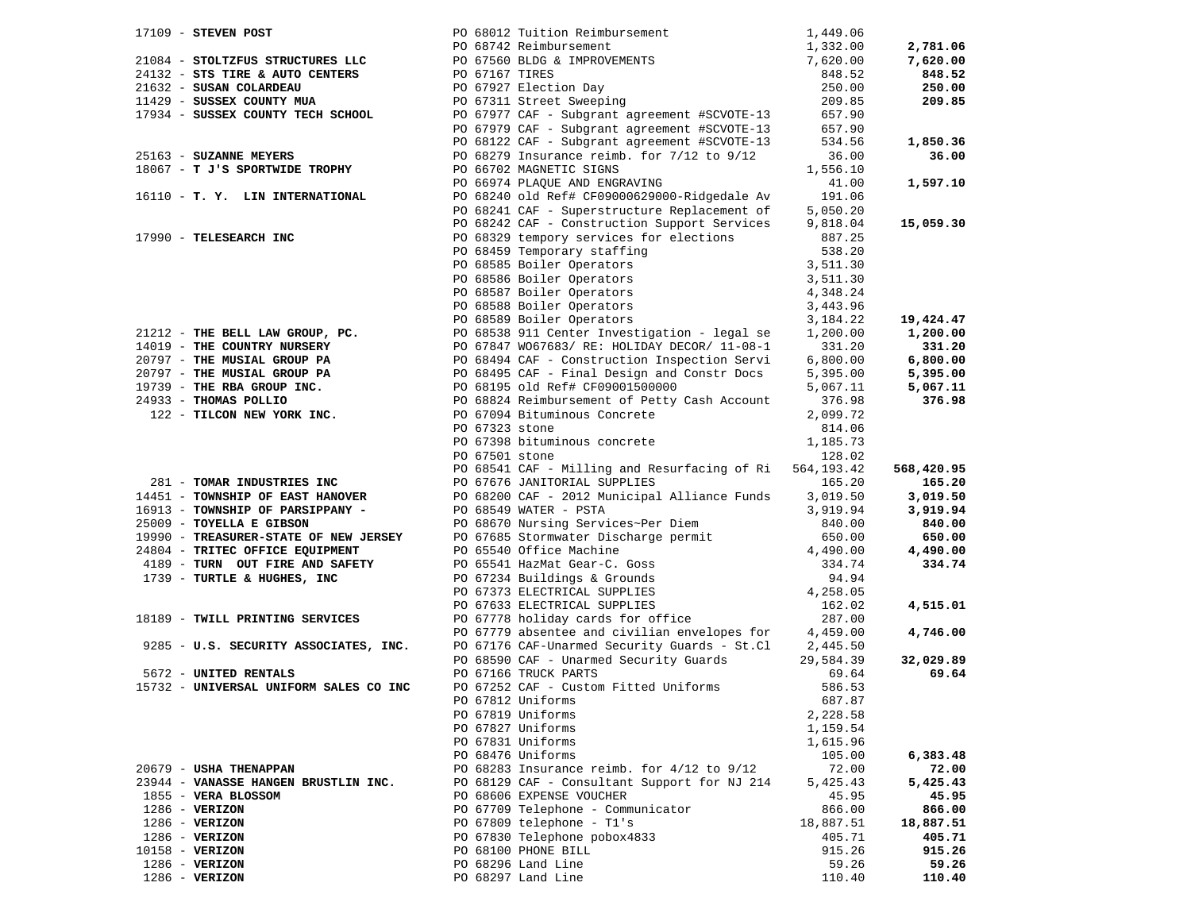| Vendor | PO / Description | Amount | Total |
|---|---|---|---|
| 17109 - **STEVEN POST** | PO 68012 Tuition Reimbursement | 1,449.06 | |
| | PO 68742 Reimbursement | 1,332.00 | **2,781.06** |
| 21084 - **STOLTZFUS STRUCTURES LLC** | PO 67560 BLDG & IMPROVEMENTS | 7,620.00 | **7,620.00** |
| 24132 - **STS TIRE & AUTO CENTERS** | PO 67167 TIRES | 848.52 | **848.52** |
| 21632 - **SUSAN COLARDEAU** | PO 67927 Election Day | 250.00 | **250.00** |
| 11429 - **SUSSEX COUNTY MUA** | PO 67311 Street Sweeping | 209.85 | **209.85** |
| 17934 - **SUSSEX COUNTY TECH SCHOOL** | PO 67977 CAF - Subgrant agreement #SCVOTE-13 | 657.90 | |
| | PO 67979 CAF - Subgrant agreement #SCVOTE-13 | 657.90 | |
| | PO 68122 CAF - Subgrant agreement #SCVOTE-13 | 534.56 | **1,850.36** |
| 25163 - **SUZANNE MEYERS** | PO 68279 Insurance reimb. for 7/12 to 9/12 | 36.00 | **36.00** |
| 18067 - **T J'S SPORTWIDE TROPHY** | PO 66702 MAGNETIC SIGNS | 1,556.10 | |
| | PO 66974 PLAQUE AND ENGRAVING | 41.00 | **1,597.10** |
| 16110 - **T. Y. LIN INTERNATIONAL** | PO 68240 old Ref# CF09000629000-Ridgedale Av | 191.06 | |
| | PO 68241 CAF - Superstructure Replacement of | 5,050.20 | |
| | PO 68242 CAF - Construction Support Services | 9,818.04 | **15,059.30** |
| 17990 - **TELESEARCH INC** | PO 68329 tempory services for elections | 887.25 | |
| | PO 68459 Temporary staffing | 538.20 | |
| | PO 68585 Boiler Operators | 3,511.30 | |
| | PO 68586 Boiler Operators | 3,511.30 | |
| | PO 68587 Boiler Operators | 4,348.24 | |
| | PO 68588 Boiler Operators | 3,443.96 | |
| | PO 68589 Boiler Operators | 3,184.22 | **19,424.47** |
| 21212 - **THE BELL LAW GROUP, PC.** | PO 68538 911 Center Investigation - legal se | 1,200.00 | **1,200.00** |
| 14019 - **THE COUNTRY NURSERY** | PO 67847 WO67683/ RE: HOLIDAY DECOR/ 11-08-1 | 331.20 | **331.20** |
| 20797 - **THE MUSIAL GROUP PA** | PO 68494 CAF - Construction Inspection Servi | 6,800.00 | **6,800.00** |
| 20797 - **THE MUSIAL GROUP PA** | PO 68495 CAF - Final Design and Constr Docs | 5,395.00 | **5,395.00** |
| 19739 - **THE RBA GROUP INC.** | PO 68195 old Ref# CF09001500000 | 5,067.11 | **5,067.11** |
| 24933 - **THOMAS POLLIO** | PO 68824 Reimbursement of Petty Cash Account | 376.98 | **376.98** |
| 122 - **TILCON NEW YORK INC.** | PO 67094 Bituminous Concrete | 2,099.72 | |
| | PO 67323 stone | 814.06 | |
| | PO 67398 bituminous concrete | 1,185.73 | |
| | PO 67501 stone | 128.02 | |
| | PO 68541 CAF - Milling and Resurfacing of Ri | 564,193.42 | **568,420.95** |
| 281 - **TOMAR INDUSTRIES INC** | PO 67676 JANITORIAL SUPPLIES | 165.20 | **165.20** |
| 14451 - **TOWNSHIP OF EAST HANOVER** | PO 68200 CAF - 2012 Municipal Alliance Funds | 3,019.50 | **3,019.50** |
| 16913 - **TOWNSHIP OF PARSIPPANY -** | PO 68549 WATER - PSTA | 3,919.94 | **3,919.94** |
| 25009 - **TOYELLA E GIBSON** | PO 68670 Nursing Services~Per Diem | 840.00 | **840.00** |
| 19990 - **TREASURER-STATE OF NEW JERSEY** | PO 67685 Stormwater Discharge permit | 650.00 | **650.00** |
| 24804 - **TRITEC OFFICE EQUIPMENT** | PO 65540 Office Machine | 4,490.00 | **4,490.00** |
| 4189 - **TURN OUT FIRE AND SAFETY** | PO 65541 HazMat Gear-C. Goss | 334.74 | **334.74** |
| 1739 - **TURTLE & HUGHES, INC** | PO 67234 Buildings & Grounds | 94.94 | |
| | PO 67373 ELECTRICAL SUPPLIES | 4,258.05 | |
| | PO 67633 ELECTRICAL SUPPLIES | 162.02 | **4,515.01** |
| 18189 - **TWILL PRINTING SERVICES** | PO 67778 holiday cards for office | 287.00 | |
| | PO 67779 absentee and civilian envelopes for | 4,459.00 | **4,746.00** |
| 9285 - **U.S. SECURITY ASSOCIATES, INC.** | PO 67176 CAF-Unarmed Security Guards - St.Cl | 2,445.50 | |
| | PO 68590 CAF - Unarmed Security Guards | 29,584.39 | **32,029.89** |
| 5672 - **UNITED RENTALS** | PO 67166 TRUCK PARTS | 69.64 | **69.64** |
| 15732 - **UNIVERSAL UNIFORM SALES CO INC** | PO 67252 CAF - Custom Fitted Uniforms | 586.53 | |
| | PO 67812 Uniforms | 687.87 | |
| | PO 67819 Uniforms | 2,228.58 | |
| | PO 67827 Uniforms | 1,159.54 | |
| | PO 67831 Uniforms | 1,615.96 | |
| | PO 68476 Uniforms | 105.00 | **6,383.48** |
| 20679 - **USHA THENAPPAN** | PO 68283 Insurance reimb. for 4/12 to 9/12 | 72.00 | **72.00** |
| 23944 - **VANASSE HANGEN BRUSTLIN INC.** | PO 68129 CAF - Consultant Support for NJ 214 | 5,425.43 | **5,425.43** |
| 1855 - **VERA BLOSSOM** | PO 68606 EXPENSE VOUCHER | 45.95 | **45.95** |
| 1286 - **VERIZON** | PO 67709 Telephone - Communicator | 866.00 | **866.00** |
| 1286 - **VERIZON** | PO 67809 telephone - T1's | 18,887.51 | **18,887.51** |
| 1286 - **VERIZON** | PO 67830 Telephone pobox4833 | 405.71 | **405.71** |
| 10158 - **VERIZON** | PO 68100 PHONE BILL | 915.26 | **915.26** |
| 1286 - **VERIZON** | PO 68296 Land Line | 59.26 | **59.26** |
| 1286 - **VERIZON** | PO 68297 Land Line | 110.40 | **110.40** |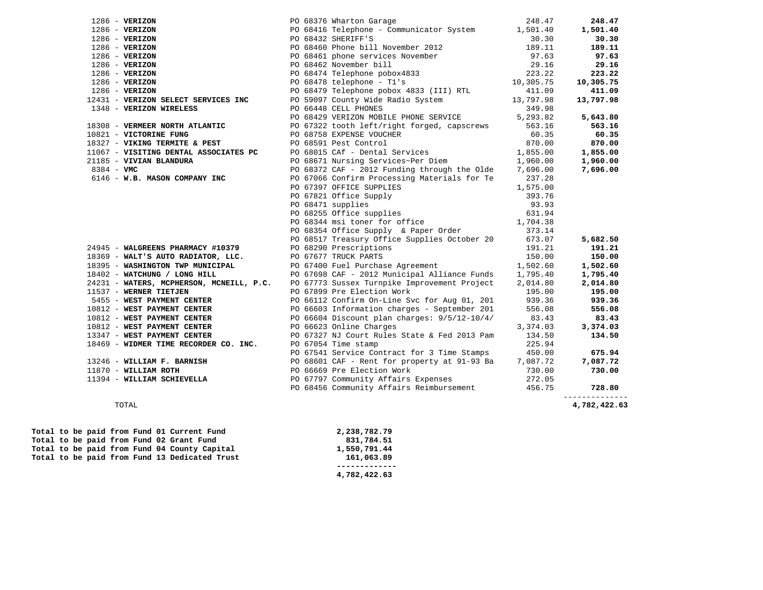| Vendor | Description | Amount | Vendor Total |
|---|---|---|---|
| 1286 - **VERIZON** | PO 68376 Wharton Garage | 248.47 | **248.47** |
| 1286 - **VERIZON** | PO 68416 Telephone - Communicator System | 1,501.40 | **1,501.40** |
| 1286 - **VERIZON** | PO 68432 SHERIFF'S | 30.30 | **30.30** |
| 1286 - **VERIZON** | PO 68460 Phone bill November 2012 | 189.11 | **189.11** |
| 1286 - **VERIZON** | PO 68461 phone services November | 97.63 | **97.63** |
| 1286 - **VERIZON** | PO 68462 November bill | 29.16 | **29.16** |
| 1286 - **VERIZON** | PO 68474 Telephone pobox4833 | 223.22 | **223.22** |
| 1286 - **VERIZON** | PO 68478 telephone - T1's | 10,305.75 | **10,305.75** |
| 1286 - **VERIZON** | PO 68479 Telephone pobox 4833 (III) RTL | 411.09 | **411.09** |
| 12431 - **VERIZON SELECT SERVICES INC** | PO 59097 County Wide Radio System | 13,797.98 | **13,797.98** |
| 1348 - **VERIZON WIRELESS** | PO 66448 CELL PHONES | 349.98 | |
| | PO 68429 VERIZON MOBILE PHONE SERVICE | 5,293.82 | **5,643.80** |
| 18308 - **VERMEER NORTH ATLANTIC** | PO 67322 tooth left/right forged, capscrews | 563.16 | **563.16** |
| 10821 - **VICTORINE FUNG** | PO 68758 EXPENSE VOUCHER | 60.35 | **60.35** |
| 18327 - **VIKING TERMITE & PEST** | PO 68591 Pest Control | 870.00 | **870.00** |
| 11067 - **VISITING DENTAL ASSOCIATES PC** | PO 68015 CAf - Dental Services | 1,855.00 | **1,855.00** |
| 21185 - **VIVIAN BLANDURA** | PO 68671 Nursing Services~Per Diem | 1,960.00 | **1,960.00** |
| 8384 - **VMC** | PO 68372 CAF - 2012 Funding through the Olde | 7,696.00 | **7,696.00** |
| 6146 - **W.B. MASON COMPANY INC** | PO 67066 Confirm Processing Materials for Te | 237.28 | |
| | PO 67397 OFFICE SUPPLIES | 1,575.00 | |
| | PO 67821 Office Supply | 393.76 | |
| | PO 68471 supplies | 93.93 | |
| | PO 68255 Office supplies | 631.94 | |
| | PO 68344 msi toner for office | 1,704.38 | |
| | PO 68354 Office Supply & Paper Order | 373.14 | |
| | PO 68517 Treasury Office Supplies October 20 | 673.07 | **5,682.50** |
| 24945 - **WALGREENS PHARMACY #10379** | PO 68290 Prescriptions | 191.21 | **191.21** |
| 18369 - **WALT'S AUTO RADIATOR, LLC.** | PO 67677 TRUCK PARTS | 150.00 | **150.00** |
| 18395 - **WASHINGTON TWP MUNICIPAL** | PO 67400 Fuel Purchase Agreement | 1,502.60 | **1,502.60** |
| 18402 - **WATCHUNG / LONG HILL** | PO 67698 CAF - 2012 Municipal Alliance Funds | 1,795.40 | **1,795.40** |
| 24231 - **WATERS, MCPHERSON, MCNEILL, P.C.** | PO 67773 Sussex Turnpike Improvement Project | 2,014.80 | **2,014.80** |
| 11537 - **WERNER TIETJEN** | PO 67899 Pre Election Work | 195.00 | **195.00** |
| 5455 - **WEST PAYMENT CENTER** | PO 66112 Confirm On-Line Svc for Aug 01, 201 | 939.36 | **939.36** |
| 10812 - **WEST PAYMENT CENTER** | PO 66603 Information charges - September 201 | 556.08 | **556.08** |
| 10812 - **WEST PAYMENT CENTER** | PO 66604 Discount plan charges: 9/5/12-10/4/ | 83.43 | **83.43** |
| 10812 - **WEST PAYMENT CENTER** | PO 66623 Online Charges | 3,374.03 | **3,374.03** |
| 13347 - **WEST PAYMENT CENTER** | PO 67327 NJ Court Rules State & Fed 2013 Pam | 134.50 | **134.50** |
| 18469 - **WIDMER TIME RECORDER CO. INC.** | PO 67054 Time stamp | 225.94 | |
| | PO 67541 Service Contract for 3 Time Stamps | 450.00 | **675.94** |
| 13246 - **WILLIAM F. BARNISH** | PO 68601 CAF - Rent for property at 91-93 Ba | 7,087.72 | **7,087.72** |
| 11870 - **WILLIAM ROTH** | PO 66669 Pre Election Work | 730.00 | **730.00** |
| 11394 - **WILLIAM SCHIEVELLA** | PO 67797 Community Affairs Expenses | 272.05 | |
| | PO 68456 Community Affairs Reimbursement | 456.75 | **728.80** |
| TOTAL | | | **4,782,422.63** |

| | |
|---|---|
| **Total to be paid from Fund 01 Current Fund** | **2,238,782.79** |
| **Total to be paid from Fund 02 Grant Fund** | **831,784.51** |
| **Total to be paid from Fund 04 County Capital** | **1,550,791.44** |
| **Total to be paid from Fund 13 Dedicated Trust** | **161,063.89** |
| | **4,782,422.63** |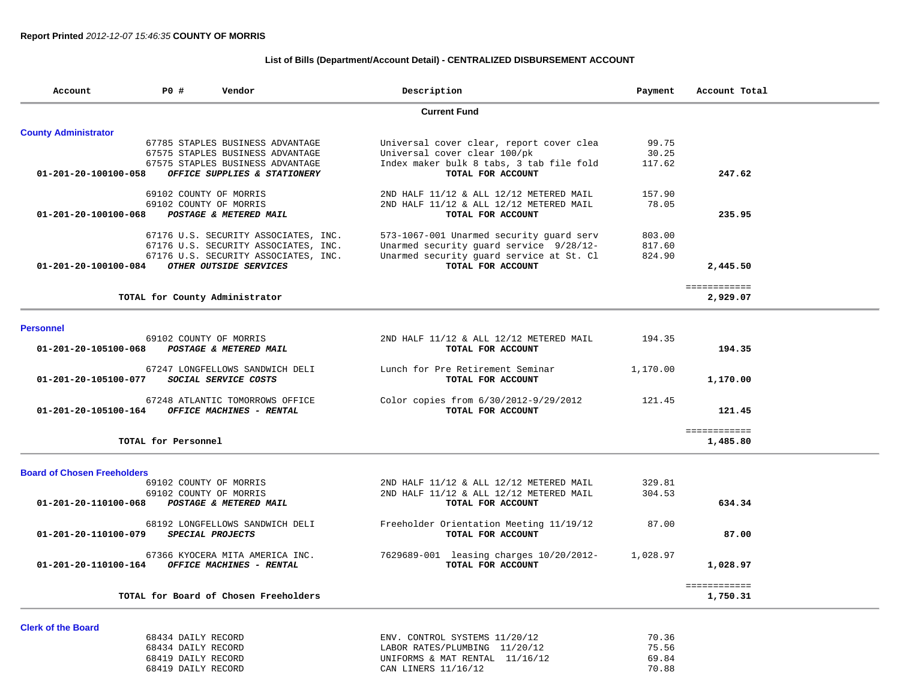**Report Printed** *2012-12-07 15:46:35* **COUNTY OF MORRIS**

## List of Bills (Department/Account Detail) - CENTRALIZED DISBURSEMENT ACCOUNT

| Account | PO # | Vendor | Description | Payment | Account Total |
|---|---|---|---|---|---|
| | | **Current Fund** | | | |
| **County Administrator** | | | | | |
| | 67785 | STAPLES BUSINESS ADVANTAGE | Universal cover clear, report cover clea | 99.75 | |
| | 67575 | STAPLES BUSINESS ADVANTAGE | Universal cover clear 100/pk | 30.25 | |
| | 67575 | STAPLES BUSINESS ADVANTAGE | Index maker bulk 8 tabs, 3 tab file fold | 117.62 | |
| **01-201-20-100100-058** | | ***OFFICE SUPPLIES & STATIONERY*** | **TOTAL FOR ACCOUNT** | | **247.62** |
| | 69102 | COUNTY OF MORRIS | 2ND HALF 11/12 & ALL 12/12 METERED MAIL | 157.90 | |
| | 69102 | COUNTY OF MORRIS | 2ND HALF 11/12 & ALL 12/12 METERED MAIL | 78.05 | |
| **01-201-20-100100-068** | | ***POSTAGE & METERED MAIL*** | **TOTAL FOR ACCOUNT** | | **235.95** |
| | 67176 | U.S. SECURITY ASSOCIATES, INC. | 573-1067-001 Unarmed security guard serv | 803.00 | |
| | 67176 | U.S. SECURITY ASSOCIATES, INC. | Unarmed security guard service 9/28/12- | 817.60 | |
| | 67176 | U.S. SECURITY ASSOCIATES, INC. | Unarmed security guard service at St. Cl | 824.90 | |
| **01-201-20-100100-084** | | ***OTHER OUTSIDE SERVICES*** | **TOTAL FOR ACCOUNT** | | **2,445.50** |
| | | **TOTAL for County Administrator** | | | **2,929.07** |
| **Personnel** | | | | | |
| | 69102 | COUNTY OF MORRIS | 2ND HALF 11/12 & ALL 12/12 METERED MAIL | 194.35 | |
| **01-201-20-105100-068** | | ***POSTAGE & METERED MAIL*** | **TOTAL FOR ACCOUNT** | | **194.35** |
| | 67247 | LONGFELLOWS SANDWICH DELI | Lunch for Pre Retirement Seminar | 1,170.00 | |
| **01-201-20-105100-077** | | ***SOCIAL SERVICE COSTS*** | **TOTAL FOR ACCOUNT** | | **1,170.00** |
| | 67248 | ATLANTIC TOMORROWS OFFICE | Color copies from 6/30/2012-9/29/2012 | 121.45 | |
| **01-201-20-105100-164** | | ***OFFICE MACHINES - RENTAL*** | **TOTAL FOR ACCOUNT** | | **121.45** |
| | | **TOTAL for Personnel** | | | **1,485.80** |
| **Board of Chosen Freeholders** | | | | | |
| | 69102 | COUNTY OF MORRIS | 2ND HALF 11/12 & ALL 12/12 METERED MAIL | 329.81 | |
| | 69102 | COUNTY OF MORRIS | 2ND HALF 11/12 & ALL 12/12 METERED MAIL | 304.53 | |
| **01-201-20-110100-068** | | ***POSTAGE & METERED MAIL*** | **TOTAL FOR ACCOUNT** | | **634.34** |
| | 68192 | LONGFELLOWS SANDWICH DELI | Freeholder Orientation Meeting 11/19/12 | 87.00 | |
| **01-201-20-110100-079** | | ***SPECIAL PROJECTS*** | **TOTAL FOR ACCOUNT** | | **87.00** |
| | 67366 | KYOCERA MITA AMERICA INC. | 7629689-001 leasing charges 10/20/2012- | 1,028.97 | |
| **01-201-20-110100-164** | | ***OFFICE MACHINES - RENTAL*** | **TOTAL FOR ACCOUNT** | | **1,028.97** |
| | | **TOTAL for Board of Chosen Freeholders** | | | **1,750.31** |
| **Clerk of the Board** | | | | | |
| | 68434 | DAILY RECORD | ENV. CONTROL SYSTEMS 11/20/12 | 70.36 | |
| | 68434 | DAILY RECORD | LABOR RATES/PLUMBING 11/20/12 | 75.56 | |
| | 68419 | DAILY RECORD | UNIFORMS & MAT RENTAL 11/16/12 | 69.84 | |
| | 68419 | DAILY RECORD | CAN LINERS 11/16/12 | 70.88 | |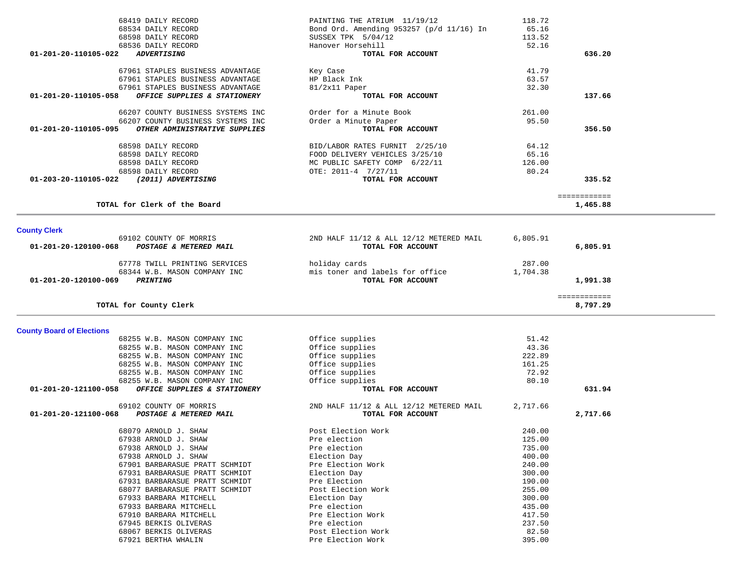| Account | Vendor | Description | Amount | Total |
|---|---|---|---|---|
| | 68419 DAILY RECORD | PAINTING THE ATRIUM 11/19/12 | 118.72 | |
| | 68534 DAILY RECORD | Bond Ord. Amending 953257 (p/d 11/16) In | 65.16 | |
| | 68598 DAILY RECORD | SUSSEX TPK 5/04/12 | 113.52 | |
| | 68536 DAILY RECORD | Hanover Horsehill | 52.16 | |
| **01-201-20-110105-022** | ***ADVERTISING*** | **TOTAL FOR ACCOUNT** | | **636.20** |
| | 67961 STAPLES BUSINESS ADVANTAGE | Key Case | 41.79 | |
| | 67961 STAPLES BUSINESS ADVANTAGE | HP Black Ink | 63.57 | |
| | 67961 STAPLES BUSINESS ADVANTAGE | 81/2x11 Paper | 32.30 | |
| **01-201-20-110105-058** | ***OFFICE SUPPLIES & STATIONERY*** | **TOTAL FOR ACCOUNT** | | **137.66** |
| | 66207 COUNTY BUSINESS SYSTEMS INC | Order for a Minute Book | 261.00 | |
| | 66207 COUNTY BUSINESS SYSTEMS INC | Order a Minute Paper | 95.50 | |
| **01-201-20-110105-095** | ***OTHER ADMINISTRATIVE SUPPLIES*** | **TOTAL FOR ACCOUNT** | | **356.50** |
| | 68598 DAILY RECORD | BID/LABOR RATES FURNIT 2/25/10 | 64.12 | |
| | 68598 DAILY RECORD | FOOD DELIVERY VEHICLES 3/25/10 | 65.16 | |
| | 68598 DAILY RECORD | MC PUBLIC SAFETY COMP 6/22/11 | 126.00 | |
| | 68598 DAILY RECORD | OTE: 2011-4 7/27/11 | 80.24 | |
| **01-203-20-110105-022** | ***(2011) ADVERTISING*** | **TOTAL FOR ACCOUNT** | | **335.52** |
| | | | | ============ |
| | **TOTAL for Clerk of the Board** | | | **1,465.88** |

## County Clerk

| Account | Vendor | Description | Amount | Total |
|---|---|---|---|---|
| | 69102 COUNTY OF MORRIS | 2ND HALF 11/12 & ALL 12/12 METERED MAIL | 6,805.91 | |
| **01-201-20-120100-068** | ***POSTAGE & METERED MAIL*** | **TOTAL FOR ACCOUNT** | | **6,805.91** |
| | 67778 TWILL PRINTING SERVICES | holiday cards | 287.00 | |
| | 68344 W.B. MASON COMPANY INC | mis toner and labels for office | 1,704.38 | |
| **01-201-20-120100-069** | ***PRINTING*** | **TOTAL FOR ACCOUNT** | | **1,991.38** |
| | | | | ============ |
| | **TOTAL for County Clerk** | | | **8,797.29** |

## County Board of Elections

| Account | Vendor | Description | Amount | Total |
|---|---|---|---|---|
| | 68255 W.B. MASON COMPANY INC | Office supplies | 51.42 | |
| | 68255 W.B. MASON COMPANY INC | Office supplies | 43.36 | |
| | 68255 W.B. MASON COMPANY INC | Office supplies | 222.89 | |
| | 68255 W.B. MASON COMPANY INC | Office supplies | 161.25 | |
| | 68255 W.B. MASON COMPANY INC | Office supplies | 72.92 | |
| | 68255 W.B. MASON COMPANY INC | Office supplies | 80.10 | |
| **01-201-20-121100-058** | ***OFFICE SUPPLIES & STATIONERY*** | **TOTAL FOR ACCOUNT** | | **631.94** |
| | 69102 COUNTY OF MORRIS | 2ND HALF 11/12 & ALL 12/12 METERED MAIL | 2,717.66 | |
| **01-201-20-121100-068** | ***POSTAGE & METERED MAIL*** | **TOTAL FOR ACCOUNT** | | **2,717.66** |
| | 68079 ARNOLD J. SHAW | Post Election Work | 240.00 | |
| | 67938 ARNOLD J. SHAW | Pre election | 125.00 | |
| | 67938 ARNOLD J. SHAW | Pre election | 735.00 | |
| | 67938 ARNOLD J. SHAW | Election Day | 400.00 | |
| | 67901 BARBARASUE PRATT SCHMIDT | Pre Election Work | 240.00 | |
| | 67931 BARBARASUE PRATT SCHMIDT | Election Day | 300.00 | |
| | 67931 BARBARASUE PRATT SCHMIDT | Pre Election | 190.00 | |
| | 68077 BARBARASUE PRATT SCHMIDT | Post Election Work | 255.00 | |
| | 67933 BARBARA MITCHELL | Election Day | 300.00 | |
| | 67933 BARBARA MITCHELL | Pre election | 435.00 | |
| | 67910 BARBARA MITCHELL | Pre Election Work | 417.50 | |
| | 67945 BERKIS OLIVERAS | Pre election | 237.50 | |
| | 68067 BERKIS OLIVERAS | Post Election Work | 82.50 | |
| | 67921 BERTHA WHALIN | Pre Election Work | 395.00 | |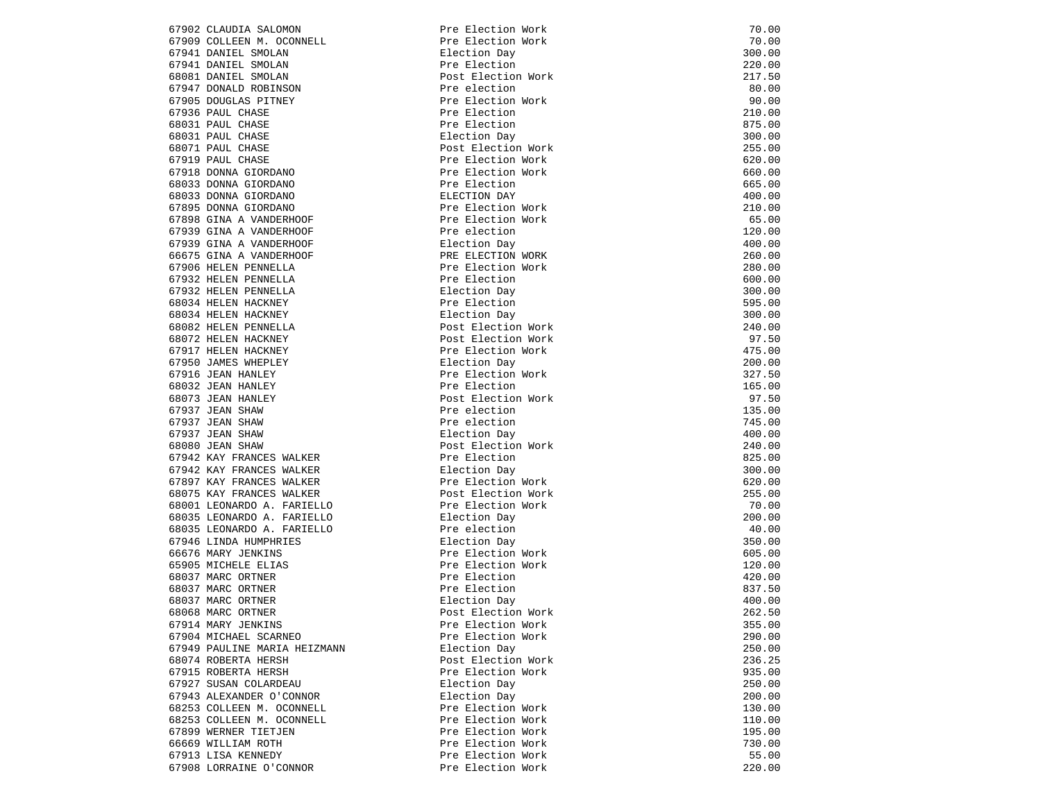| | | |
|---|---|---|
| 67902 CLAUDIA SALOMON | Pre Election Work | 70.00 |
| 67909 COLLEEN M. OCONNELL | Pre Election Work | 70.00 |
| 67941 DANIEL SMOLAN | Election Day | 300.00 |
| 67941 DANIEL SMOLAN | Pre Election | 220.00 |
| 68081 DANIEL SMOLAN | Post Election Work | 217.50 |
| 67947 DONALD ROBINSON | Pre election | 80.00 |
| 67905 DOUGLAS PITNEY | Pre Election Work | 90.00 |
| 67936 PAUL CHASE | Pre Election | 210.00 |
| 68031 PAUL CHASE | Pre Election | 875.00 |
| 68031 PAUL CHASE | Election Day | 300.00 |
| 68071 PAUL CHASE | Post Election Work | 255.00 |
| 67919 PAUL CHASE | Pre Election Work | 620.00 |
| 67918 DONNA GIORDANO | Pre Election Work | 660.00 |
| 68033 DONNA GIORDANO | Pre Election | 665.00 |
| 68033 DONNA GIORDANO | ELECTION DAY | 400.00 |
| 67895 DONNA GIORDANO | Pre Election Work | 210.00 |
| 67898 GINA A VANDERHOOF | Pre Election Work | 65.00 |
| 67939 GINA A VANDERHOOF | Pre election | 120.00 |
| 67939 GINA A VANDERHOOF | Election Day | 400.00 |
| 66675 GINA A VANDERHOOF | PRE ELECTION WORK | 260.00 |
| 67906 HELEN PENNELLA | Pre Election Work | 280.00 |
| 67932 HELEN PENNELLA | Pre Election | 600.00 |
| 67932 HELEN PENNELLA | Election Day | 300.00 |
| 68034 HELEN HACKNEY | Pre Election | 595.00 |
| 68034 HELEN HACKNEY | Election Day | 300.00 |
| 68082 HELEN PENNELLA | Post Election Work | 240.00 |
| 68072 HELEN HACKNEY | Post Election Work | 97.50 |
| 67917 HELEN HACKNEY | Pre Election Work | 475.00 |
| 67950 JAMES WHEPLEY | Election Day | 200.00 |
| 67916 JEAN HANLEY | Pre Election Work | 327.50 |
| 68032 JEAN HANLEY | Pre Election | 165.00 |
| 68073 JEAN HANLEY | Post Election Work | 97.50 |
| 67937 JEAN SHAW | Pre election | 135.00 |
| 67937 JEAN SHAW | Pre election | 745.00 |
| 67937 JEAN SHAW | Election Day | 400.00 |
| 68080 JEAN SHAW | Post Election Work | 240.00 |
| 67942 KAY FRANCES WALKER | Pre Election | 825.00 |
| 67942 KAY FRANCES WALKER | Election Day | 300.00 |
| 67897 KAY FRANCES WALKER | Pre Election Work | 620.00 |
| 68075 KAY FRANCES WALKER | Post Election Work | 255.00 |
| 68001 LEONARDO A. FARIELLO | Pre Election Work | 70.00 |
| 68035 LEONARDO A. FARIELLO | Election Day | 200.00 |
| 68035 LEONARDO A. FARIELLO | Pre election | 40.00 |
| 67946 LINDA HUMPHRIES | Election Day | 350.00 |
| 66676 MARY JENKINS | Pre Election Work | 605.00 |
| 65905 MICHELE ELIAS | Pre Election Work | 120.00 |
| 68037 MARC ORTNER | Pre Election | 420.00 |
| 68037 MARC ORTNER | Pre Election | 837.50 |
| 68037 MARC ORTNER | Election Day | 400.00 |
| 68068 MARC ORTNER | Post Election Work | 262.50 |
| 67914 MARY JENKINS | Pre Election Work | 355.00 |
| 67904 MICHAEL SCARNEO | Pre Election Work | 290.00 |
| 67949 PAULINE MARIA HEIZMANN | Election Day | 250.00 |
| 68074 ROBERTA HERSH | Post Election Work | 236.25 |
| 67915 ROBERTA HERSH | Pre Election Work | 935.00 |
| 67927 SUSAN COLARDEAU | Election Day | 250.00 |
| 67943 ALEXANDER O'CONNOR | Election Day | 200.00 |
| 68253 COLLEEN M. OCONNELL | Pre Election Work | 130.00 |
| 68253 COLLEEN M. OCONNELL | Pre Election Work | 110.00 |
| 67899 WERNER TIETJEN | Pre Election Work | 195.00 |
| 66669 WILLIAM ROTH | Pre Election Work | 730.00 |
| 67913 LISA KENNEDY | Pre Election Work | 55.00 |
| 67908 LORRAINE O'CONNOR | Pre Election Work | 220.00 |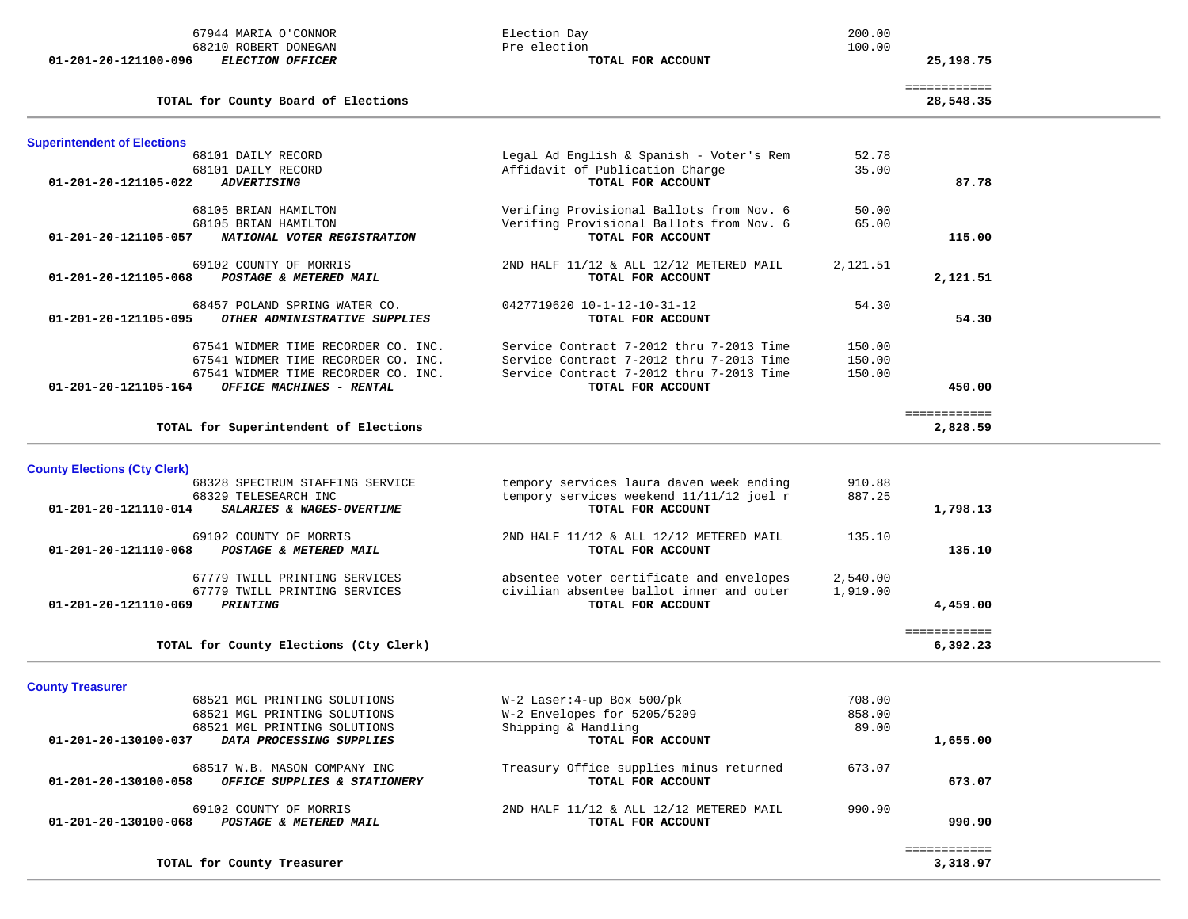| Account | Vendor / Account Name | Description | Amount | Total |
|---|---|---|---|---|
| | 67944 MARIA O'CONNOR | Election Day | 200.00 | |
| | 68210 ROBERT DONEGAN | Pre election | 100.00 | |
| **01-201-20-121100-096** | ***ELECTION OFFICER*** | **TOTAL FOR ACCOUNT** | | **25,198.75** |
| | | | | ============ |
| | **TOTAL for County Board of Elections** | | | **28,548.35** |

## Superintendent of Elections

| Account | Vendor / Account Name | Description | Amount | Total |
|---|---|---|---|---|
| | 68101 DAILY RECORD | Legal Ad English & Spanish - Voter's Rem | 52.78 | |
| | 68101 DAILY RECORD | Affidavit of Publication Charge | 35.00 | |
| **01-201-20-121105-022** | ***ADVERTISING*** | **TOTAL FOR ACCOUNT** | | **87.78** |
| | 68105 BRIAN HAMILTON | Verifing Provisional Ballots from Nov. 6 | 50.00 | |
| | 68105 BRIAN HAMILTON | Verifing Provisional Ballots from Nov. 6 | 65.00 | |
| **01-201-20-121105-057** | ***NATIONAL VOTER REGISTRATION*** | **TOTAL FOR ACCOUNT** | | **115.00** |
| | 69102 COUNTY OF MORRIS | 2ND HALF 11/12 & ALL 12/12 METERED MAIL | 2,121.51 | |
| **01-201-20-121105-068** | ***POSTAGE & METERED MAIL*** | **TOTAL FOR ACCOUNT** | | **2,121.51** |
| | 68457 POLAND SPRING WATER CO. | 0427719620 10-1-12-10-31-12 | 54.30 | |
| **01-201-20-121105-095** | ***OTHER ADMINISTRATIVE SUPPLIES*** | **TOTAL FOR ACCOUNT** | | **54.30** |
| | 67541 WIDMER TIME RECORDER CO. INC. | Service Contract 7-2012 thru 7-2013 Time | 150.00 | |
| | 67541 WIDMER TIME RECORDER CO. INC. | Service Contract 7-2012 thru 7-2013 Time | 150.00 | |
| | 67541 WIDMER TIME RECORDER CO. INC. | Service Contract 7-2012 thru 7-2013 Time | 150.00 | |
| **01-201-20-121105-164** | ***OFFICE MACHINES - RENTAL*** | **TOTAL FOR ACCOUNT** | | **450.00** |
| | | | | ============ |
| | **TOTAL for Superintendent of Elections** | | | **2,828.59** |

## County Elections (Cty Clerk)

| Account | Vendor / Account Name | Description | Amount | Total |
|---|---|---|---|---|
| | 68328 SPECTRUM STAFFING SERVICE | tempory services laura daven week ending | 910.88 | |
| | 68329 TELESEARCH INC | tempory services weekend 11/11/12 joel r | 887.25 | |
| **01-201-20-121110-014** | ***SALARIES & WAGES-OVERTIME*** | **TOTAL FOR ACCOUNT** | | **1,798.13** |
| | 69102 COUNTY OF MORRIS | 2ND HALF 11/12 & ALL 12/12 METERED MAIL | 135.10 | |
| **01-201-20-121110-068** | ***POSTAGE & METERED MAIL*** | **TOTAL FOR ACCOUNT** | | **135.10** |
| | 67779 TWILL PRINTING SERVICES | absentee voter certificate and envelopes | 2,540.00 | |
| | 67779 TWILL PRINTING SERVICES | civilian absentee ballot inner and outer | 1,919.00 | |
| **01-201-20-121110-069** | ***PRINTING*** | **TOTAL FOR ACCOUNT** | | **4,459.00** |
| | | | | ============ |
| | **TOTAL for County Elections (Cty Clerk)** | | | **6,392.23** |

## County Treasurer

| Account | Vendor / Account Name | Description | Amount | Total |
|---|---|---|---|---|
| | 68521 MGL PRINTING SOLUTIONS | W-2 Laser:4-up Box 500/pk | 708.00 | |
| | 68521 MGL PRINTING SOLUTIONS | W-2 Envelopes for 5205/5209 | 858.00 | |
| | 68521 MGL PRINTING SOLUTIONS | Shipping & Handling | 89.00 | |
| **01-201-20-130100-037** | ***DATA PROCESSING SUPPLIES*** | **TOTAL FOR ACCOUNT** | | **1,655.00** |
| | 68517 W.B. MASON COMPANY INC | Treasury Office supplies minus returned | 673.07 | |
| **01-201-20-130100-058** | ***OFFICE SUPPLIES & STATIONERY*** | **TOTAL FOR ACCOUNT** | | **673.07** |
| | 69102 COUNTY OF MORRIS | 2ND HALF 11/12 & ALL 12/12 METERED MAIL | 990.90 | |
| **01-201-20-130100-068** | ***POSTAGE & METERED MAIL*** | **TOTAL FOR ACCOUNT** | | **990.90** |
| | | | | ============ |
| | **TOTAL for County Treasurer** | | | **3,318.97** |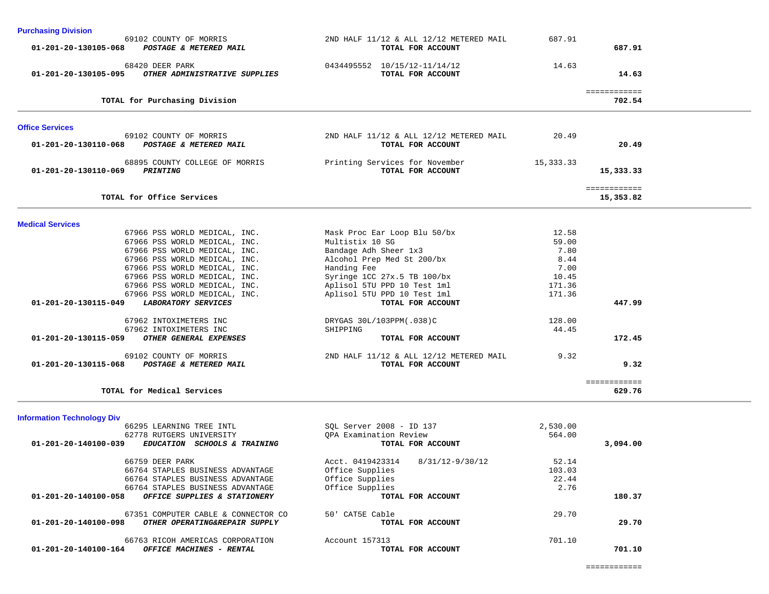**Purchasing Division**

| Account / Vendor | Description | Amount | Total |
|---|---|---|---|
| 69102 COUNTY OF MORRIS | 2ND HALF 11/12 & ALL 12/12 METERED MAIL | 687.91 | |
| 01-201-20-130105-068 *POSTAGE & METERED MAIL* | **TOTAL FOR ACCOUNT** | | **687.91** |
| 68420 DEER PARK | 0434495552 10/15/12-11/14/12 | 14.63 | |
| 01-201-20-130105-095 *OTHER ADMINISTRATIVE SUPPLIES* | **TOTAL FOR ACCOUNT** | | **14.63** |
| | | | ============ |
| **TOTAL for Purchasing Division** | | | **702.54** |

**Office Services**

| Account / Vendor | Description | Amount | Total |
|---|---|---|---|
| 69102 COUNTY OF MORRIS | 2ND HALF 11/12 & ALL 12/12 METERED MAIL | 20.49 | |
| 01-201-20-130110-068 *POSTAGE & METERED MAIL* | **TOTAL FOR ACCOUNT** | | **20.49** |
| 68895 COUNTY COLLEGE OF MORRIS | Printing Services for November | 15,333.33 | |
| 01-201-20-130110-069 *PRINTING* | **TOTAL FOR ACCOUNT** | | **15,333.33** |
| | | | ============ |
| **TOTAL for Office Services** | | | **15,353.82** |

**Medical Services**

| Account / Vendor | Description | Amount | Total |
|---|---|---|---|
| 67966 PSS WORLD MEDICAL, INC. | Mask Proc Ear Loop Blu 50/bx | 12.58 | |
| 67966 PSS WORLD MEDICAL, INC. | Multistix 10 SG | 59.00 | |
| 67966 PSS WORLD MEDICAL, INC. | Bandage Adh Sheer 1x3 | 7.80 | |
| 67966 PSS WORLD MEDICAL, INC. | Alcohol Prep Med St 200/bx | 8.44 | |
| 67966 PSS WORLD MEDICAL, INC. | Handing Fee | 7.00 | |
| 67966 PSS WORLD MEDICAL, INC. | Syringe 1CC 27x.5 TB 100/bx | 10.45 | |
| 67966 PSS WORLD MEDICAL, INC. | Aplisol 5TU PPD 10 Test 1ml | 171.36 | |
| 67966 PSS WORLD MEDICAL, INC. | Aplisol 5TU PPD 10 Test 1ml | 171.36 | |
| 01-201-20-130115-049 *LABORATORY SERVICES* | **TOTAL FOR ACCOUNT** | | **447.99** |
| 67962 INTOXIMETERS INC | DRYGAS 30L/103PPM(.038)C | 128.00 | |
| 67962 INTOXIMETERS INC | SHIPPING | 44.45 | |
| 01-201-20-130115-059 *OTHER GENERAL EXPENSES* | **TOTAL FOR ACCOUNT** | | **172.45** |
| 69102 COUNTY OF MORRIS | 2ND HALF 11/12 & ALL 12/12 METERED MAIL | 9.32 | |
| 01-201-20-130115-068 *POSTAGE & METERED MAIL* | **TOTAL FOR ACCOUNT** | | **9.32** |
| | | | ============ |
| **TOTAL for Medical Services** | | | **629.76** |

**Information Technology Div**

| Account / Vendor | Description | Amount | Total |
|---|---|---|---|
| 66295 LEARNING TREE INTL | SQL Server 2008 - ID 137 | 2,530.00 | |
| 62778 RUTGERS UNIVERSITY | QPA Examination Review | 564.00 | |
| 01-201-20-140100-039 *EDUCATION SCHOOLS & TRAINING* | **TOTAL FOR ACCOUNT** | | **3,094.00** |
| 66759 DEER PARK | Acct. 0419423314 8/31/12-9/30/12 | 52.14 | |
| 66764 STAPLES BUSINESS ADVANTAGE | Office Supplies | 103.03 | |
| 66764 STAPLES BUSINESS ADVANTAGE | Office Supplies | 22.44 | |
| 66764 STAPLES BUSINESS ADVANTAGE | Office Supplies | 2.76 | |
| 01-201-20-140100-058 *OFFICE SUPPLIES & STATIONERY* | **TOTAL FOR ACCOUNT** | | **180.37** |
| 67351 COMPUTER CABLE & CONNECTOR CO | 50' CAT5E Cable | 29.70 | |
| 01-201-20-140100-098 *OTHER OPERATING&REPAIR SUPPLY* | **TOTAL FOR ACCOUNT** | | **29.70** |
| 66763 RICOH AMERICAS CORPORATION | Account 157313 | 701.10 | |
| 01-201-20-140100-164 *OFFICE MACHINES - RENTAL* | **TOTAL FOR ACCOUNT** | | **701.10** |
| | | | ============ |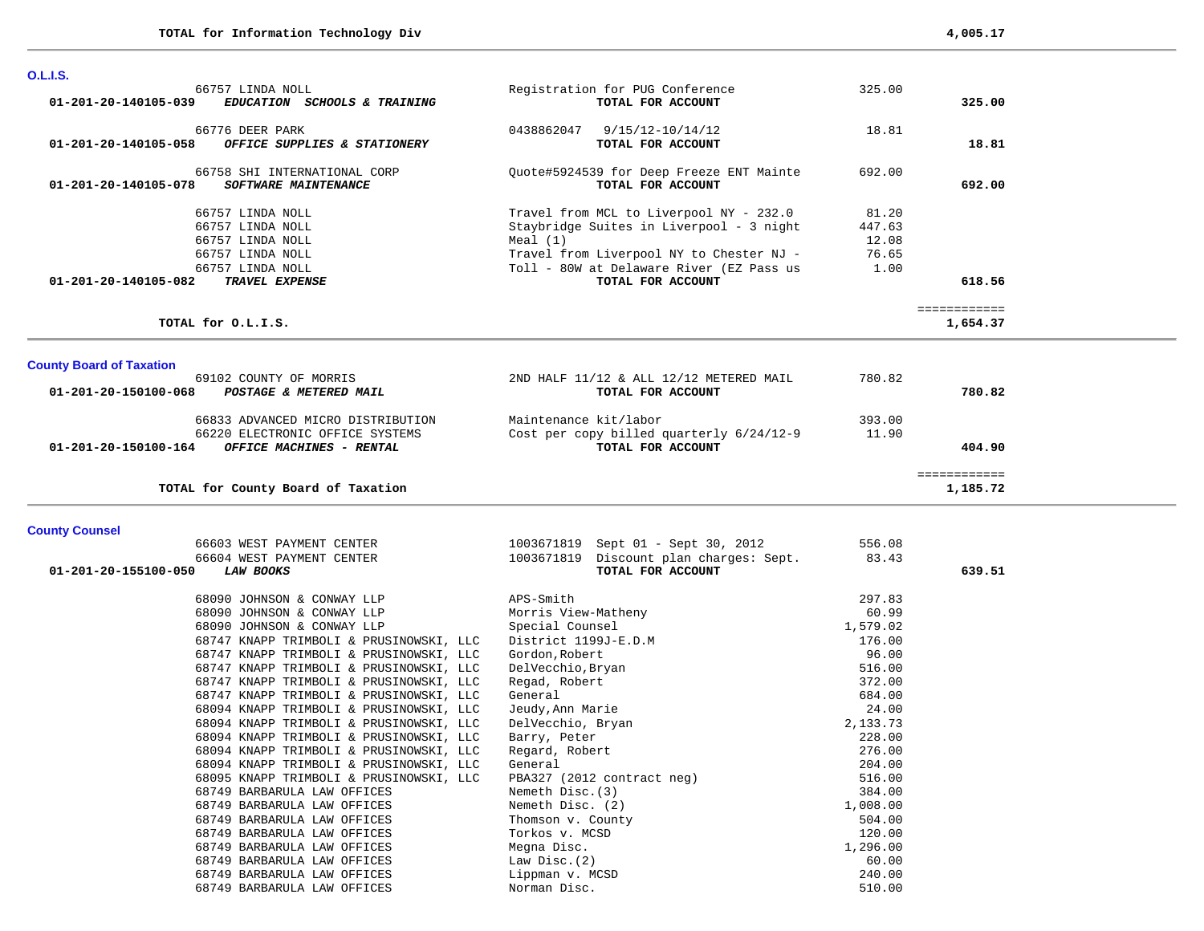**TOTAL for Information Technology Div** 4,005.17

## O.L.I.S.

| Account | Vendor | Description | Amount | Total |
|---|---|---|---|---|
| | 66757 LINDA NOLL | Registration for PUG Conference | 325.00 | |
| 01-201-20-140105-039 | *EDUCATION SCHOOLS & TRAINING* | **TOTAL FOR ACCOUNT** | | **325.00** |
| | 66776 DEER PARK | 0438862047 9/15/12-10/14/12 | 18.81 | |
| 01-201-20-140105-058 | *OFFICE SUPPLIES & STATIONERY* | **TOTAL FOR ACCOUNT** | | **18.81** |
| | 66758 SHI INTERNATIONAL CORP | Quote#5924539 for Deep Freeze ENT Mainte | 692.00 | |
| 01-201-20-140105-078 | *SOFTWARE MAINTENANCE* | **TOTAL FOR ACCOUNT** | | **692.00** |
| | 66757 LINDA NOLL | Travel from MCL to Liverpool NY - 232.0 | 81.20 | |
| | 66757 LINDA NOLL | Staybridge Suites in Liverpool - 3 night | 447.63 | |
| | 66757 LINDA NOLL | Meal (1) | 12.08 | |
| | 66757 LINDA NOLL | Travel from Liverpool NY to Chester NJ - | 76.65 | |
| | 66757 LINDA NOLL | Toll - 80W at Delaware River (EZ Pass us | 1.00 | |
| 01-201-20-140105-082 | *TRAVEL EXPENSE* | **TOTAL FOR ACCOUNT** | | **618.56** |

**TOTAL for O.L.I.S.** 1,654.37

## County Board of Taxation

| Account | Vendor | Description | Amount | Total |
|---|---|---|---|---|
| | 69102 COUNTY OF MORRIS | 2ND HALF 11/12 & ALL 12/12 METERED MAIL | 780.82 | |
| 01-201-20-150100-068 | *POSTAGE & METERED MAIL* | **TOTAL FOR ACCOUNT** | | **780.82** |
| | 66833 ADVANCED MICRO DISTRIBUTION | Maintenance kit/labor | 393.00 | |
| | 66220 ELECTRONIC OFFICE SYSTEMS | Cost per copy billed quarterly 6/24/12-9 | 11.90 | |
| 01-201-20-150100-164 | *OFFICE MACHINES - RENTAL* | **TOTAL FOR ACCOUNT** | | **404.90** |

**TOTAL for County Board of Taxation** 1,185.72

## County Counsel

| Account | Vendor | Description | Amount | Total |
|---|---|---|---|---|
| | 66603 WEST PAYMENT CENTER | 1003671819 Sept 01 - Sept 30, 2012 | 556.08 | |
| | 66604 WEST PAYMENT CENTER | 1003671819 Discount plan charges: Sept. | 83.43 | |
| 01-201-20-155100-050 | *LAW BOOKS* | **TOTAL FOR ACCOUNT** | | **639.51** |
| | 68090 JOHNSON & CONWAY LLP | APS-Smith | 297.83 | |
| | 68090 JOHNSON & CONWAY LLP | Morris View-Matheny | 60.99 | |
| | 68090 JOHNSON & CONWAY LLP | Special Counsel | 1,579.02 | |
| | 68747 KNAPP TRIMBOLI & PRUSINOWSKI, LLC | District 1199J-E.D.M | 176.00 | |
| | 68747 KNAPP TRIMBOLI & PRUSINOWSKI, LLC | Gordon,Robert | 96.00 | |
| | 68747 KNAPP TRIMBOLI & PRUSINOWSKI, LLC | DelVecchio,Bryan | 516.00 | |
| | 68747 KNAPP TRIMBOLI & PRUSINOWSKI, LLC | Regad, Robert | 372.00 | |
| | 68747 KNAPP TRIMBOLI & PRUSINOWSKI, LLC | General | 684.00 | |
| | 68094 KNAPP TRIMBOLI & PRUSINOWSKI, LLC | Jeudy,Ann Marie | 24.00 | |
| | 68094 KNAPP TRIMBOLI & PRUSINOWSKI, LLC | DelVecchio, Bryan | 2,133.73 | |
| | 68094 KNAPP TRIMBOLI & PRUSINOWSKI, LLC | Barry, Peter | 228.00 | |
| | 68094 KNAPP TRIMBOLI & PRUSINOWSKI, LLC | Regard, Robert | 276.00 | |
| | 68094 KNAPP TRIMBOLI & PRUSINOWSKI, LLC | General | 204.00 | |
| | 68095 KNAPP TRIMBOLI & PRUSINOWSKI, LLC | PBA327 (2012 contract neg) | 516.00 | |
| | 68749 BARBARULA LAW OFFICES | Nemeth Disc.(3) | 384.00 | |
| | 68749 BARBARULA LAW OFFICES | Nemeth Disc. (2) | 1,008.00 | |
| | 68749 BARBARULA LAW OFFICES | Thomson v. County | 504.00 | |
| | 68749 BARBARULA LAW OFFICES | Torkos v. MCSD | 120.00 | |
| | 68749 BARBARULA LAW OFFICES | Megna Disc. | 1,296.00 | |
| | 68749 BARBARULA LAW OFFICES | Law Disc.(2) | 60.00 | |
| | 68749 BARBARULA LAW OFFICES | Lippman v. MCSD | 240.00 | |
| | 68749 BARBARULA LAW OFFICES | Norman Disc. | 510.00 | |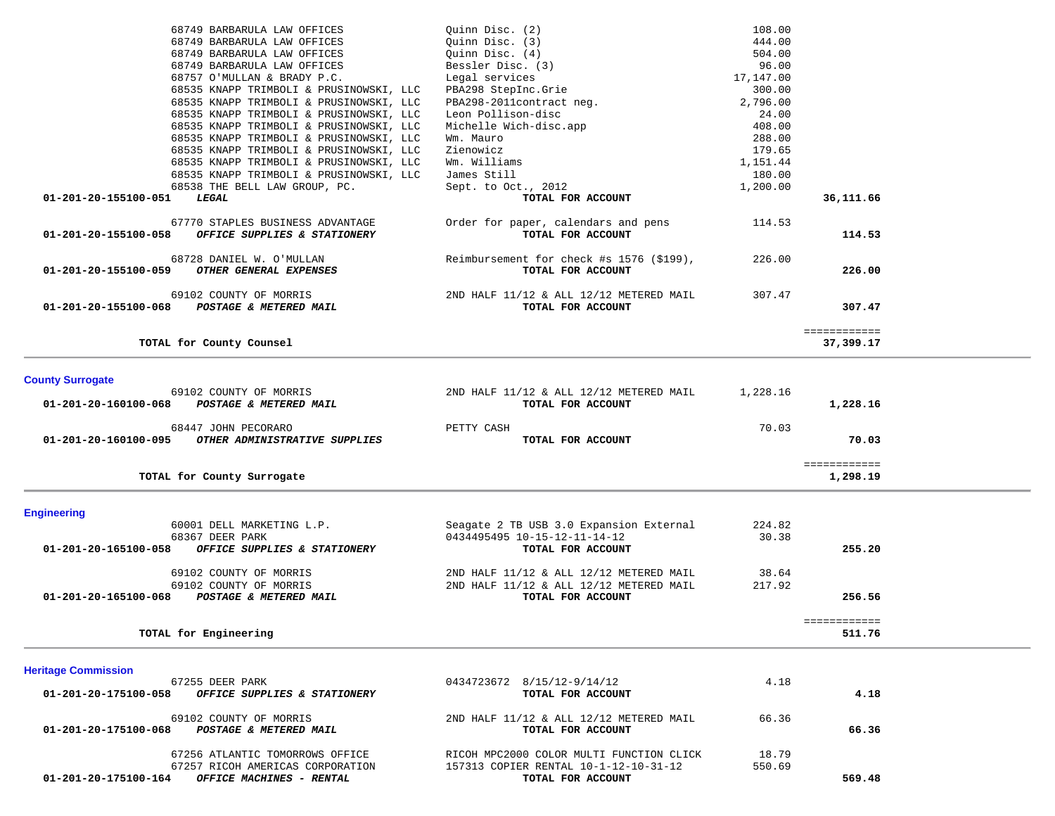| Account | Vendor | Description | Amount | Total |
|---|---|---|---|---|
| | 68749 BARBARULA LAW OFFICES | Quinn Disc. (2) | 108.00 | |
| | 68749 BARBARULA LAW OFFICES | Quinn Disc. (3) | 444.00 | |
| | 68749 BARBARULA LAW OFFICES | Quinn Disc. (4) | 504.00 | |
| | 68749 BARBARULA LAW OFFICES | Bessler Disc. (3) | 96.00 | |
| | 68757 O'MULLAN & BRADY P.C. | Legal services | 17,147.00 | |
| | 68535 KNAPP TRIMBOLI & PRUSINOWSKI, LLC | PBA298 StepInc.Grie | 300.00 | |
| | 68535 KNAPP TRIMBOLI & PRUSINOWSKI, LLC | PBA298-2011contract neg. | 2,796.00 | |
| | 68535 KNAPP TRIMBOLI & PRUSINOWSKI, LLC | Leon Pollison-disc | 24.00 | |
| | 68535 KNAPP TRIMBOLI & PRUSINOWSKI, LLC | Michelle Wich-disc.app | 408.00 | |
| | 68535 KNAPP TRIMBOLI & PRUSINOWSKI, LLC | Wm. Mauro | 288.00 | |
| | 68535 KNAPP TRIMBOLI & PRUSINOWSKI, LLC | Zienowicz | 179.65 | |
| | 68535 KNAPP TRIMBOLI & PRUSINOWSKI, LLC | Wm. Williams | 1,151.44 | |
| | 68535 KNAPP TRIMBOLI & PRUSINOWSKI, LLC | James Still | 180.00 | |
| | 68538 THE BELL LAW GROUP, PC. | Sept. to Oct., 2012 | 1,200.00 | |
| **01-201-20-155100-051** | ***LEGAL*** | **TOTAL FOR ACCOUNT** | | **36,111.66** |
| | 67770 STAPLES BUSINESS ADVANTAGE | Order for paper, calendars and pens | 114.53 | |
| **01-201-20-155100-058** | ***OFFICE SUPPLIES & STATIONERY*** | **TOTAL FOR ACCOUNT** | | **114.53** |
| | 68728 DANIEL W. O'MULLAN | Reimbursement for check #s 1576 ($199), | 226.00 | |
| **01-201-20-155100-059** | ***OTHER GENERAL EXPENSES*** | **TOTAL FOR ACCOUNT** | | **226.00** |
| | 69102 COUNTY OF MORRIS | 2ND HALF 11/12 & ALL 12/12 METERED MAIL | 307.47 | |
| **01-201-20-155100-068** | ***POSTAGE & METERED MAIL*** | **TOTAL FOR ACCOUNT** | | **307.47** |
| | **TOTAL for County Counsel** | | | **37,399.17** |

## County Surrogate

| Account | Vendor | Description | Amount | Total |
|---|---|---|---|---|
| | 69102 COUNTY OF MORRIS | 2ND HALF 11/12 & ALL 12/12 METERED MAIL | 1,228.16 | |
| **01-201-20-160100-068** | ***POSTAGE & METERED MAIL*** | **TOTAL FOR ACCOUNT** | | **1,228.16** |
| | 68447 JOHN PECORARO | PETTY CASH | 70.03 | |
| **01-201-20-160100-095** | ***OTHER ADMINISTRATIVE SUPPLIES*** | **TOTAL FOR ACCOUNT** | | **70.03** |
| | **TOTAL for County Surrogate** | | | **1,298.19** |

## Engineering

| Account | Vendor | Description | Amount | Total |
|---|---|---|---|---|
| | 60001 DELL MARKETING L.P. | Seagate 2 TB USB 3.0 Expansion External | 224.82 | |
| | 68367 DEER PARK | 0434495495 10-15-12-11-14-12 | 30.38 | |
| **01-201-20-165100-058** | ***OFFICE SUPPLIES & STATIONERY*** | **TOTAL FOR ACCOUNT** | | **255.20** |
| | 69102 COUNTY OF MORRIS | 2ND HALF 11/12 & ALL 12/12 METERED MAIL | 38.64 | |
| | 69102 COUNTY OF MORRIS | 2ND HALF 11/12 & ALL 12/12 METERED MAIL | 217.92 | |
| **01-201-20-165100-068** | ***POSTAGE & METERED MAIL*** | **TOTAL FOR ACCOUNT** | | **256.56** |
| | **TOTAL for Engineering** | | | **511.76** |

## Heritage Commission

| Account | Vendor | Description | Amount | Total |
|---|---|---|---|---|
| | 67255 DEER PARK | 0434723672 8/15/12-9/14/12 | 4.18 | |
| **01-201-20-175100-058** | ***OFFICE SUPPLIES & STATIONERY*** | **TOTAL FOR ACCOUNT** | | **4.18** |
| | 69102 COUNTY OF MORRIS | 2ND HALF 11/12 & ALL 12/12 METERED MAIL | 66.36 | |
| **01-201-20-175100-068** | ***POSTAGE & METERED MAIL*** | **TOTAL FOR ACCOUNT** | | **66.36** |
| | 67256 ATLANTIC TOMORROWS OFFICE | RICOH MPC2000 COLOR MULTI FUNCTION CLICK | 18.79 | |
| | 67257 RICOH AMERICAS CORPORATION | 157313 COPIER RENTAL 10-1-12-10-31-12 | 550.69 | |
| **01-201-20-175100-164** | ***OFFICE MACHINES - RENTAL*** | **TOTAL FOR ACCOUNT** | | **569.48** |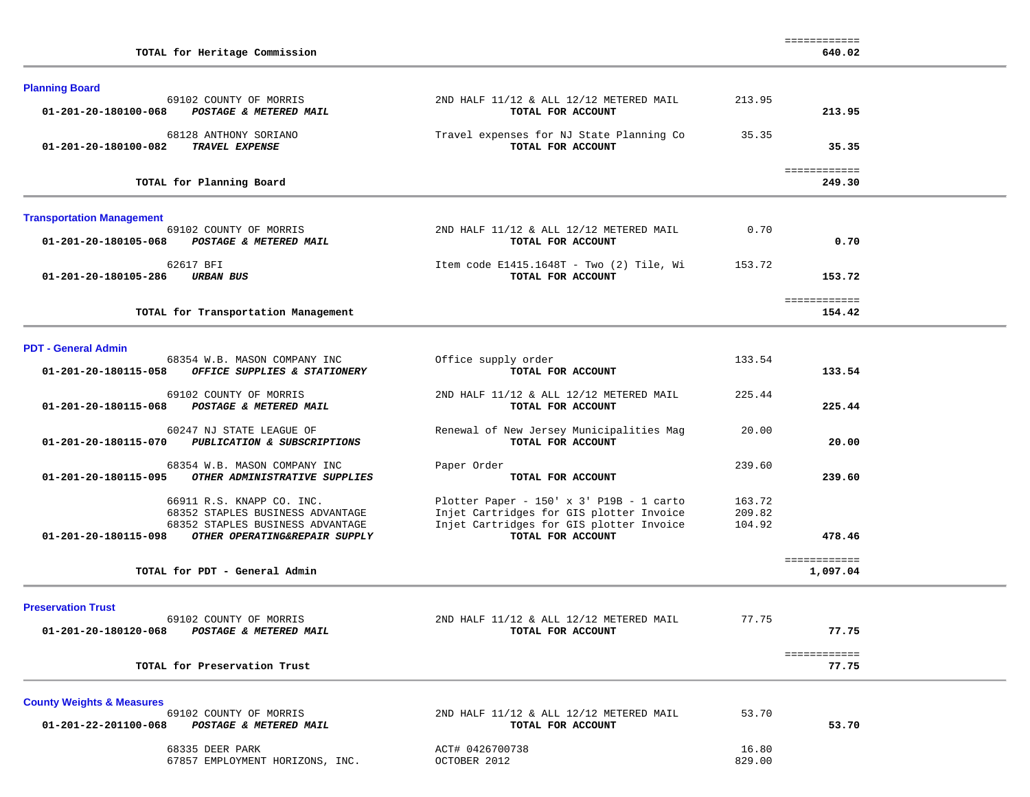| | | | | |
|---|---|---|---|---|
| | **TOTAL for Heritage Commission** | | | ============ **640.02** |

## Planning Board

| Account | Vendor / Description | Detail | Amount | Total |
|---|---|---|---|---|
| | 69102 COUNTY OF MORRIS | 2ND HALF 11/12 & ALL 12/12 METERED MAIL | 213.95 | |
| **01-201-20-180100-068** | ***POSTAGE & METERED MAIL*** | **TOTAL FOR ACCOUNT** | | **213.95** |
| | 68128 ANTHONY SORIANO | Travel expenses for NJ State Planning Co | 35.35 | |
| **01-201-20-180100-082** | ***TRAVEL EXPENSE*** | **TOTAL FOR ACCOUNT** | | **35.35** |
| | **TOTAL for Planning Board** | | | ============ **249.30** |

## Transportation Management

| Account | Vendor / Description | Detail | Amount | Total |
|---|---|---|---|---|
| | 69102 COUNTY OF MORRIS | 2ND HALF 11/12 & ALL 12/12 METERED MAIL | 0.70 | |
| **01-201-20-180105-068** | ***POSTAGE & METERED MAIL*** | **TOTAL FOR ACCOUNT** | | **0.70** |
| | 62617 BFI | Item code E1415.1648T - Two (2) Tile, Wi | 153.72 | |
| **01-201-20-180105-286** | ***URBAN BUS*** | **TOTAL FOR ACCOUNT** | | **153.72** |
| | **TOTAL for Transportation Management** | | | ============ **154.42** |

## PDT - General Admin

| Account | Vendor / Description | Detail | Amount | Total |
|---|---|---|---|---|
| | 68354 W.B. MASON COMPANY INC | Office supply order | 133.54 | |
| **01-201-20-180115-058** | ***OFFICE SUPPLIES & STATIONERY*** | **TOTAL FOR ACCOUNT** | | **133.54** |
| | 69102 COUNTY OF MORRIS | 2ND HALF 11/12 & ALL 12/12 METERED MAIL | 225.44 | |
| **01-201-20-180115-068** | ***POSTAGE & METERED MAIL*** | **TOTAL FOR ACCOUNT** | | **225.44** |
| | 60247 NJ STATE LEAGUE OF | Renewal of New Jersey Municipalities Mag | 20.00 | |
| **01-201-20-180115-070** | ***PUBLICATION & SUBSCRIPTIONS*** | **TOTAL FOR ACCOUNT** | | **20.00** |
| | 68354 W.B. MASON COMPANY INC | Paper Order | 239.60 | |
| **01-201-20-180115-095** | ***OTHER ADMINISTRATIVE SUPPLIES*** | **TOTAL FOR ACCOUNT** | | **239.60** |
| | 66911 R.S. KNAPP CO. INC. | Plotter Paper - 150' x 3' P19B - 1 carto | 163.72 | |
| | 68352 STAPLES BUSINESS ADVANTAGE | Injet Cartridges for GIS plotter Invoice | 209.82 | |
| | 68352 STAPLES BUSINESS ADVANTAGE | Injet Cartridges for GIS plotter Invoice | 104.92 | |
| **01-201-20-180115-098** | ***OTHER OPERATING&REPAIR SUPPLY*** | **TOTAL FOR ACCOUNT** | | **478.46** |
| | **TOTAL for PDT - General Admin** | | | ============ **1,097.04** |

## Preservation Trust

| Account | Vendor / Description | Detail | Amount | Total |
|---|---|---|---|---|
| | 69102 COUNTY OF MORRIS | 2ND HALF 11/12 & ALL 12/12 METERED MAIL | 77.75 | |
| **01-201-20-180120-068** | ***POSTAGE & METERED MAIL*** | **TOTAL FOR ACCOUNT** | | **77.75** |
| | **TOTAL for Preservation Trust** | | | ============ **77.75** |

## County Weights & Measures

| Account | Vendor / Description | Detail | Amount | Total |
|---|---|---|---|---|
| | 69102 COUNTY OF MORRIS | 2ND HALF 11/12 & ALL 12/12 METERED MAIL | 53.70 | |
| **01-201-22-201100-068** | ***POSTAGE & METERED MAIL*** | **TOTAL FOR ACCOUNT** | | **53.70** |
| | 68335 DEER PARK | ACT# 0426700738 | 16.80 | |
| | 67857 EMPLOYMENT HORIZONS, INC. | OCTOBER 2012 | 829.00 | |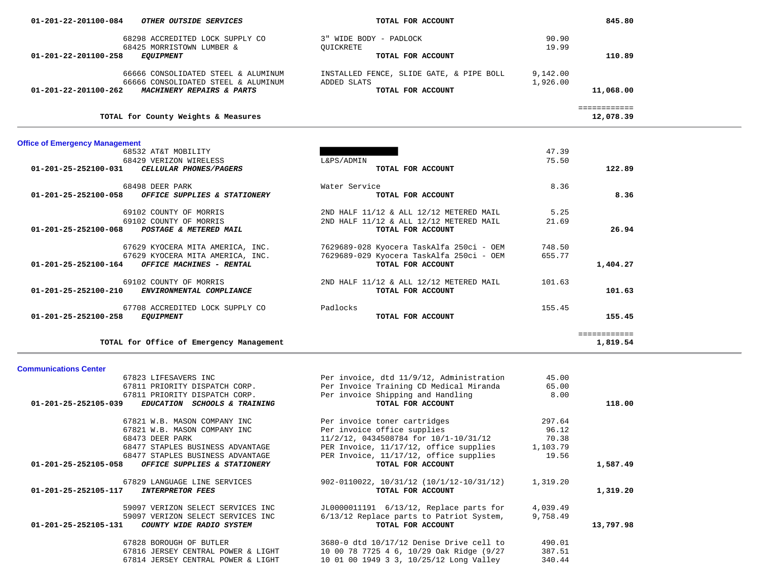| Account / Vendor | Description | Amount | Total |
|---|---|---|---|
| 01-201-22-201100-084 ***OTHER OUTSIDE SERVICES*** | **TOTAL FOR ACCOUNT** | | **845.80** |
| 68298 ACCREDITED LOCK SUPPLY CO | 3" WIDE BODY - PADLOCK | 90.90 | |
| 68425 MORRISTOWN LUMBER & | QUICKRETE | 19.99 | |
| 01-201-22-201100-258 ***EQUIPMENT*** | **TOTAL FOR ACCOUNT** | | **110.89** |
| 66666 CONSOLIDATED STEEL & ALUMINUM | INSTALLED FENCE, SLIDE GATE, & PIPE BOLL | 9,142.00 | |
| 66666 CONSOLIDATED STEEL & ALUMINUM | ADDED SLATS | 1,926.00 | |
| 01-201-22-201100-262 ***MACHINERY REPAIRS & PARTS*** | **TOTAL FOR ACCOUNT** | | **11,068.00** |
| **TOTAL for County Weights & Measures** | | | **12,078.39** |

## Office of Emergency Management

| Account / Vendor | Description | Amount | Total |
|---|---|---|---|
| 68532 AT&T MOBILITY | [REDACTED] | 47.39 | |
| 68429 VERIZON WIRELESS | L&PS/ADMIN | 75.50 | |
| 01-201-25-252100-031 ***CELLULAR PHONES/PAGERS*** | **TOTAL FOR ACCOUNT** | | **122.89** |
| 68498 DEER PARK | Water Service | 8.36 | |
| 01-201-25-252100-058 ***OFFICE SUPPLIES & STATIONERY*** | **TOTAL FOR ACCOUNT** | | **8.36** |
| 69102 COUNTY OF MORRIS | 2ND HALF 11/12 & ALL 12/12 METERED MAIL | 5.25 | |
| 69102 COUNTY OF MORRIS | 2ND HALF 11/12 & ALL 12/12 METERED MAIL | 21.69 | |
| 01-201-25-252100-068 ***POSTAGE & METERED MAIL*** | **TOTAL FOR ACCOUNT** | | **26.94** |
| 67629 KYOCERA MITA AMERICA, INC. | 7629689-028 Kyocera TaskAlfa 250ci - OEM | 748.50 | |
| 67629 KYOCERA MITA AMERICA, INC. | 7629689-029 Kyocera TaskAlfa 250ci - OEM | 655.77 | |
| 01-201-25-252100-164 ***OFFICE MACHINES - RENTAL*** | **TOTAL FOR ACCOUNT** | | **1,404.27** |
| 69102 COUNTY OF MORRIS | 2ND HALF 11/12 & ALL 12/12 METERED MAIL | 101.63 | |
| 01-201-25-252100-210 ***ENVIRONMENTAL COMPLIANCE*** | **TOTAL FOR ACCOUNT** | | **101.63** |
| 67708 ACCREDITED LOCK SUPPLY CO | Padlocks | 155.45 | |
| 01-201-25-252100-258 ***EQUIPMENT*** | **TOTAL FOR ACCOUNT** | | **155.45** |
| **TOTAL for Office of Emergency Management** | | | **1,819.54** |

## Communications Center

| Account / Vendor | Description | Amount | Total |
|---|---|---|---|
| 67823 LIFESAVERS INC | Per invoice, dtd 11/9/12, Administration | 45.00 | |
| 67811 PRIORITY DISPATCH CORP. | Per Invoice Training CD Medical Miranda | 65.00 | |
| 67811 PRIORITY DISPATCH CORP. | Per invoice Shipping and Handling | 8.00 | |
| 01-201-25-252105-039 ***EDUCATION SCHOOLS & TRAINING*** | **TOTAL FOR ACCOUNT** | | **118.00** |
| 67821 W.B. MASON COMPANY INC | Per invoice toner cartridges | 297.64 | |
| 67821 W.B. MASON COMPANY INC | Per invoice office supplies | 96.12 | |
| 68473 DEER PARK | 11/2/12, 0434508784 for 10/1-10/31/12 | 70.38 | |
| 68477 STAPLES BUSINESS ADVANTAGE | PER Invoice, 11/17/12, office supplies | 1,103.79 | |
| 68477 STAPLES BUSINESS ADVANTAGE | PER Invoice, 11/17/12, office supplies | 19.56 | |
| 01-201-25-252105-058 ***OFFICE SUPPLIES & STATIONERY*** | **TOTAL FOR ACCOUNT** | | **1,587.49** |
| 67829 LANGUAGE LINE SERVICES | 902-0110022, 10/31/12 (10/1/12-10/31/12) | 1,319.20 | |
| 01-201-25-252105-117 ***INTERPRETOR FEES*** | **TOTAL FOR ACCOUNT** | | **1,319.20** |
| 59097 VERIZON SELECT SERVICES INC | JL0000011191 6/13/12, Replace parts for | 4,039.49 | |
| 59097 VERIZON SELECT SERVICES INC | 6/13/12 Replace parts to Patriot System, | 9,758.49 | |
| 01-201-25-252105-131 ***COUNTY WIDE RADIO SYSTEM*** | **TOTAL FOR ACCOUNT** | | **13,797.98** |
| 67828 BOROUGH OF BUTLER | 3680-0 dtd 10/17/12 Denise Drive cell to | 490.01 | |
| 67816 JERSEY CENTRAL POWER & LIGHT | 10 00 78 7725 4 6, 10/29 Oak Ridge (9/27 | 387.51 | |
| 67814 JERSEY CENTRAL POWER & LIGHT | 10 01 00 1949 3 3, 10/25/12 Long Valley | 340.44 | |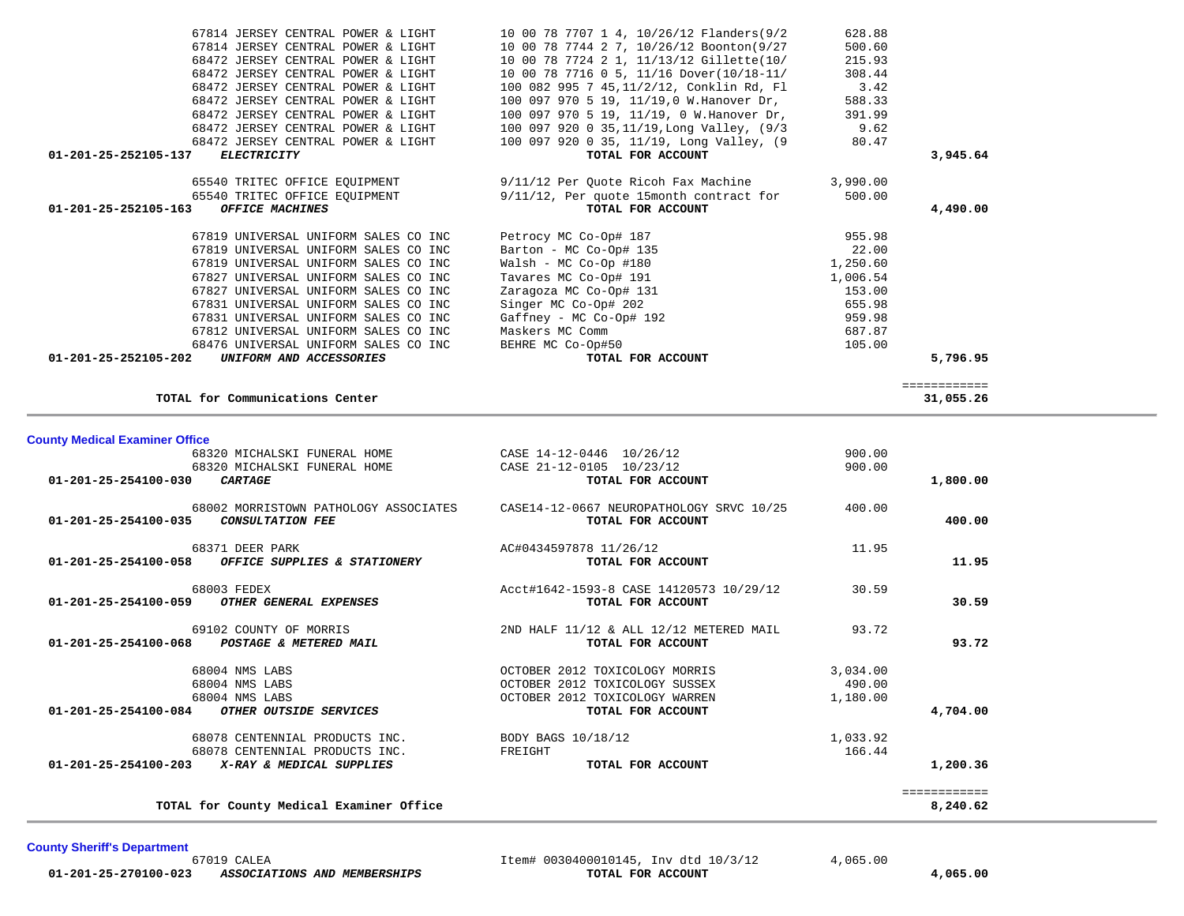| Account | Vendor | Description | Amount | Total |
|---|---|---|---|---|
| | 67814 JERSEY CENTRAL POWER & LIGHT | 10 00 78 7707 1 4, 10/26/12 Flanders(9/2 | 628.88 | |
| | 67814 JERSEY CENTRAL POWER & LIGHT | 10 00 78 7744 2 7, 10/26/12 Boonton(9/27 | 500.60 | |
| | 68472 JERSEY CENTRAL POWER & LIGHT | 10 00 78 7724 2 1, 11/13/12 Gillette(10/ | 215.93 | |
| | 68472 JERSEY CENTRAL POWER & LIGHT | 10 00 78 7716 0 5, 11/16 Dover(10/18-11/ | 308.44 | |
| | 68472 JERSEY CENTRAL POWER & LIGHT | 100 082 995 7 45,11/2/12, Conklin Rd, Fl | 3.42 | |
| | 68472 JERSEY CENTRAL POWER & LIGHT | 100 097 970 5 19, 11/19,0 W.Hanover Dr, | 588.33 | |
| | 68472 JERSEY CENTRAL POWER & LIGHT | 100 097 970 5 19, 11/19, 0 W.Hanover Dr, | 391.99 | |
| | 68472 JERSEY CENTRAL POWER & LIGHT | 100 097 920 0 35,11/19,Long Valley, (9/3 | 9.62 | |
| | 68472 JERSEY CENTRAL POWER & LIGHT | 100 097 920 0 35, 11/19, Long Valley, (9 | 80.47 | |
| **01-201-25-252105-137** | ***ELECTRICITY*** | **TOTAL FOR ACCOUNT** | | **3,945.64** |
| | 65540 TRITEC OFFICE EQUIPMENT | 9/11/12 Per Quote Ricoh Fax Machine | 3,990.00 | |
| | 65540 TRITEC OFFICE EQUIPMENT | 9/11/12, Per quote 15month contract for | 500.00 | |
| **01-201-25-252105-163** | ***OFFICE MACHINES*** | **TOTAL FOR ACCOUNT** | | **4,490.00** |
| | 67819 UNIVERSAL UNIFORM SALES CO INC | Petrocy MC Co-Op# 187 | 955.98 | |
| | 67819 UNIVERSAL UNIFORM SALES CO INC | Barton - MC Co-Op# 135 | 22.00 | |
| | 67819 UNIVERSAL UNIFORM SALES CO INC | Walsh - MC Co-Op #180 | 1,250.60 | |
| | 67827 UNIVERSAL UNIFORM SALES CO INC | Tavares MC Co-Op# 191 | 1,006.54 | |
| | 67827 UNIVERSAL UNIFORM SALES CO INC | Zaragoza MC Co-Op# 131 | 153.00 | |
| | 67831 UNIVERSAL UNIFORM SALES CO INC | Singer MC Co-Op# 202 | 655.98 | |
| | 67831 UNIVERSAL UNIFORM SALES CO INC | Gaffney - MC Co-Op# 192 | 959.98 | |
| | 67812 UNIVERSAL UNIFORM SALES CO INC | Maskers MC Comm | 687.87 | |
| | 68476 UNIVERSAL UNIFORM SALES CO INC | BEHRE MC Co-Op#50 | 105.00 | |
| **01-201-25-252105-202** | ***UNIFORM AND ACCESSORIES*** | **TOTAL FOR ACCOUNT** | | **5,796.95** |
| | | | | ============ |
| | **TOTAL for Communications Center** | | | **31,055.26** |

## County Medical Examiner Office

| Account | Vendor | Description | Amount | Total |
|---|---|---|---|---|
| | 68320 MICHALSKI FUNERAL HOME | CASE 14-12-0446 10/26/12 | 900.00 | |
| | 68320 MICHALSKI FUNERAL HOME | CASE 21-12-0105 10/23/12 | 900.00 | |
| **01-201-25-254100-030** | ***CARTAGE*** | **TOTAL FOR ACCOUNT** | | **1,800.00** |
| | 68002 MORRISTOWN PATHOLOGY ASSOCIATES | CASE14-12-0667 NEUROPATHOLOGY SRVC 10/25 | 400.00 | |
| **01-201-25-254100-035** | ***CONSULTATION FEE*** | **TOTAL FOR ACCOUNT** | | **400.00** |
| | 68371 DEER PARK | AC#0434597878 11/26/12 | 11.95 | |
| **01-201-25-254100-058** | ***OFFICE SUPPLIES & STATIONERY*** | **TOTAL FOR ACCOUNT** | | **11.95** |
| | 68003 FEDEX | Acct#1642-1593-8 CASE 14120573 10/29/12 | 30.59 | |
| **01-201-25-254100-059** | ***OTHER GENERAL EXPENSES*** | **TOTAL FOR ACCOUNT** | | **30.59** |
| | 69102 COUNTY OF MORRIS | 2ND HALF 11/12 & ALL 12/12 METERED MAIL | 93.72 | |
| **01-201-25-254100-068** | ***POSTAGE & METERED MAIL*** | **TOTAL FOR ACCOUNT** | | **93.72** |
| | 68004 NMS LABS | OCTOBER 2012 TOXICOLOGY MORRIS | 3,034.00 | |
| | 68004 NMS LABS | OCTOBER 2012 TOXICOLOGY SUSSEX | 490.00 | |
| | 68004 NMS LABS | OCTOBER 2012 TOXICOLOGY WARREN | 1,180.00 | |
| **01-201-25-254100-084** | ***OTHER OUTSIDE SERVICES*** | **TOTAL FOR ACCOUNT** | | **4,704.00** |
| | 68078 CENTENNIAL PRODUCTS INC. | BODY BAGS 10/18/12 | 1,033.92 | |
| | 68078 CENTENNIAL PRODUCTS INC. | FREIGHT | 166.44 | |
| **01-201-25-254100-203** | ***X-RAY & MEDICAL SUPPLIES*** | **TOTAL FOR ACCOUNT** | | **1,200.36** |
| | | | | ============ |
| | **TOTAL for County Medical Examiner Office** | | | **8,240.62** |

## County Sheriff's Department

| Account | Vendor | Description | Amount | Total |
|---|---|---|---|---|
| | 67019 CALEA | Item# 0030400010145, Inv dtd 10/3/12 | 4,065.00 | |
| **01-201-25-270100-023** | ***ASSOCIATIONS AND MEMBERSHIPS*** | **TOTAL FOR ACCOUNT** | | **4,065.00** |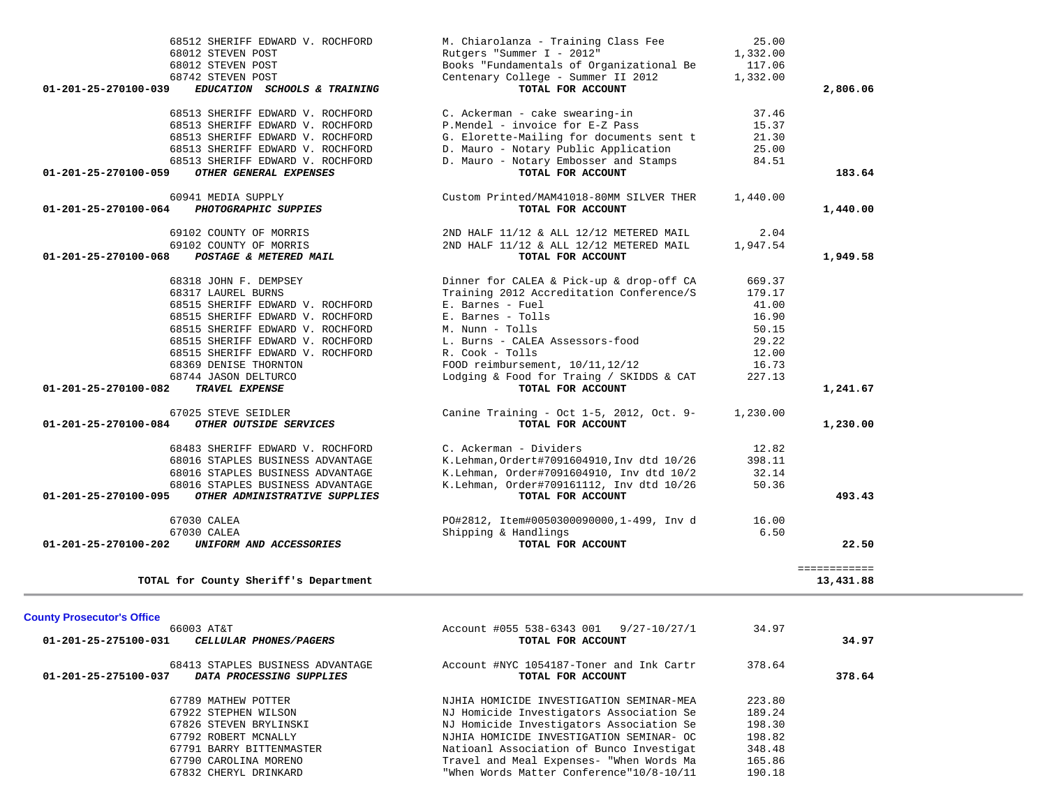| Account | Vendor / Description | Item Description | Amount | Total |
|---|---|---|---|---|
| | 68512 SHERIFF EDWARD V. ROCHFORD | M. Chiarolanza - Training Class Fee | 25.00 | |
| | 68012 STEVEN POST | Rutgers "Summer I - 2012" | 1,332.00 | |
| | 68012 STEVEN POST | Books "Fundamentals of Organizational Be | 117.06 | |
| | 68742 STEVEN POST | Centenary College - Summer II 2012 | 1,332.00 | |
| **01-201-25-270100-039** | ***EDUCATION SCHOOLS & TRAINING*** | **TOTAL FOR ACCOUNT** | | **2,806.06** |
| | 68513 SHERIFF EDWARD V. ROCHFORD | C. Ackerman - cake swearing-in | 37.46 | |
| | 68513 SHERIFF EDWARD V. ROCHFORD | P.Mendel - invoice for E-Z Pass | 15.37 | |
| | 68513 SHERIFF EDWARD V. ROCHFORD | G. Elorette-Mailing for documents sent t | 21.30 | |
| | 68513 SHERIFF EDWARD V. ROCHFORD | D. Mauro - Notary Public Application | 25.00 | |
| | 68513 SHERIFF EDWARD V. ROCHFORD | D. Mauro - Notary Embosser and Stamps | 84.51 | |
| **01-201-25-270100-059** | ***OTHER GENERAL EXPENSES*** | **TOTAL FOR ACCOUNT** | | **183.64** |
| | 60941 MEDIA SUPPLY | Custom Printed/MAM41018-80MM SILVER THER | 1,440.00 | |
| **01-201-25-270100-064** | ***PHOTOGRAPHIC SUPPIES*** | **TOTAL FOR ACCOUNT** | | **1,440.00** |
| | 69102 COUNTY OF MORRIS | 2ND HALF 11/12 & ALL 12/12 METERED MAIL | 2.04 | |
| | 69102 COUNTY OF MORRIS | 2ND HALF 11/12 & ALL 12/12 METERED MAIL | 1,947.54 | |
| **01-201-25-270100-068** | ***POSTAGE & METERED MAIL*** | **TOTAL FOR ACCOUNT** | | **1,949.58** |
| | 68318 JOHN F. DEMPSEY | Dinner for CALEA & Pick-up & drop-off CA | 669.37 | |
| | 68317 LAUREL BURNS | Training 2012 Accreditation Conference/S | 179.17 | |
| | 68515 SHERIFF EDWARD V. ROCHFORD | E. Barnes - Fuel | 41.00 | |
| | 68515 SHERIFF EDWARD V. ROCHFORD | E. Barnes - Tolls | 16.90 | |
| | 68515 SHERIFF EDWARD V. ROCHFORD | M. Nunn - Tolls | 50.15 | |
| | 68515 SHERIFF EDWARD V. ROCHFORD | L. Burns - CALEA Assessors-food | 29.22 | |
| | 68515 SHERIFF EDWARD V. ROCHFORD | R. Cook - Tolls | 12.00 | |
| | 68369 DENISE THORNTON | FOOD reimbursement, 10/11,12/12 | 16.73 | |
| | 68744 JASON DELTURCO | Lodging & Food for Traing / SKIDDS & CAT | 227.13 | |
| **01-201-25-270100-082** | ***TRAVEL EXPENSE*** | **TOTAL FOR ACCOUNT** | | **1,241.67** |
| | 67025 STEVE SEIDLER | Canine Training - Oct 1-5, 2012, Oct. 9- | 1,230.00 | |
| **01-201-25-270100-084** | ***OTHER OUTSIDE SERVICES*** | **TOTAL FOR ACCOUNT** | | **1,230.00** |
| | 68483 SHERIFF EDWARD V. ROCHFORD | C. Ackerman - Dividers | 12.82 | |
| | 68016 STAPLES BUSINESS ADVANTAGE | K.Lehman,Ordert#7091604910,Inv dtd 10/26 | 398.11 | |
| | 68016 STAPLES BUSINESS ADVANTAGE | K.Lehman, Order#7091604910, Inv dtd 10/2 | 32.14 | |
| | 68016 STAPLES BUSINESS ADVANTAGE | K.Lehman, Order#709161112, Inv dtd 10/26 | 50.36 | |
| **01-201-25-270100-095** | ***OTHER ADMINISTRATIVE SUPPLIES*** | **TOTAL FOR ACCOUNT** | | **493.43** |
| | 67030 CALEA | PO#2812, Item#0050300090000,1-499, Inv d | 16.00 | |
| | 67030 CALEA | Shipping & Handlings | 6.50 | |
| **01-201-25-270100-202** | ***UNIFORM AND ACCESSORIES*** | **TOTAL FOR ACCOUNT** | | **22.50** |
| | **TOTAL for County Sheriff's Department** | | | **13,431.88** |

**County Prosecutor's Office**

| Account | Vendor / Description | Item Description | Amount | Total |
|---|---|---|---|---|
| | 66003 AT&T | Account #055 538-6343 001 9/27-10/27/1 | 34.97 | |
| **01-201-25-275100-031** | ***CELLULAR PHONES/PAGERS*** | **TOTAL FOR ACCOUNT** | | **34.97** |
| | 68413 STAPLES BUSINESS ADVANTAGE | Account #NYC 1054187-Toner and Ink Cartr | 378.64 | |
| **01-201-25-275100-037** | ***DATA PROCESSING SUPPLIES*** | **TOTAL FOR ACCOUNT** | | **378.64** |
| | 67789 MATHEW POTTER | NJHIA HOMICIDE INVESTIGATION SEMINAR-MEA | 223.80 | |
| | 67922 STEPHEN WILSON | NJ Homicide Investigators Association Se | 189.24 | |
| | 67826 STEVEN BRYLINSKI | NJ Homicide Investigators Association Se | 198.30 | |
| | 67792 ROBERT MCNALLY | NJHIA HOMICIDE INVESTIGATION SEMINAR- OC | 198.82 | |
| | 67791 BARRY BITTENMASTER | Natioanl Association of Bunco Investigat | 348.48 | |
| | 67790 CAROLINA MORENO | Travel and Meal Expenses- "When Words Ma | 165.86 | |
| | 67832 CHERYL DRINKARD | "When Words Matter Conference"10/8-10/11 | 190.18 | |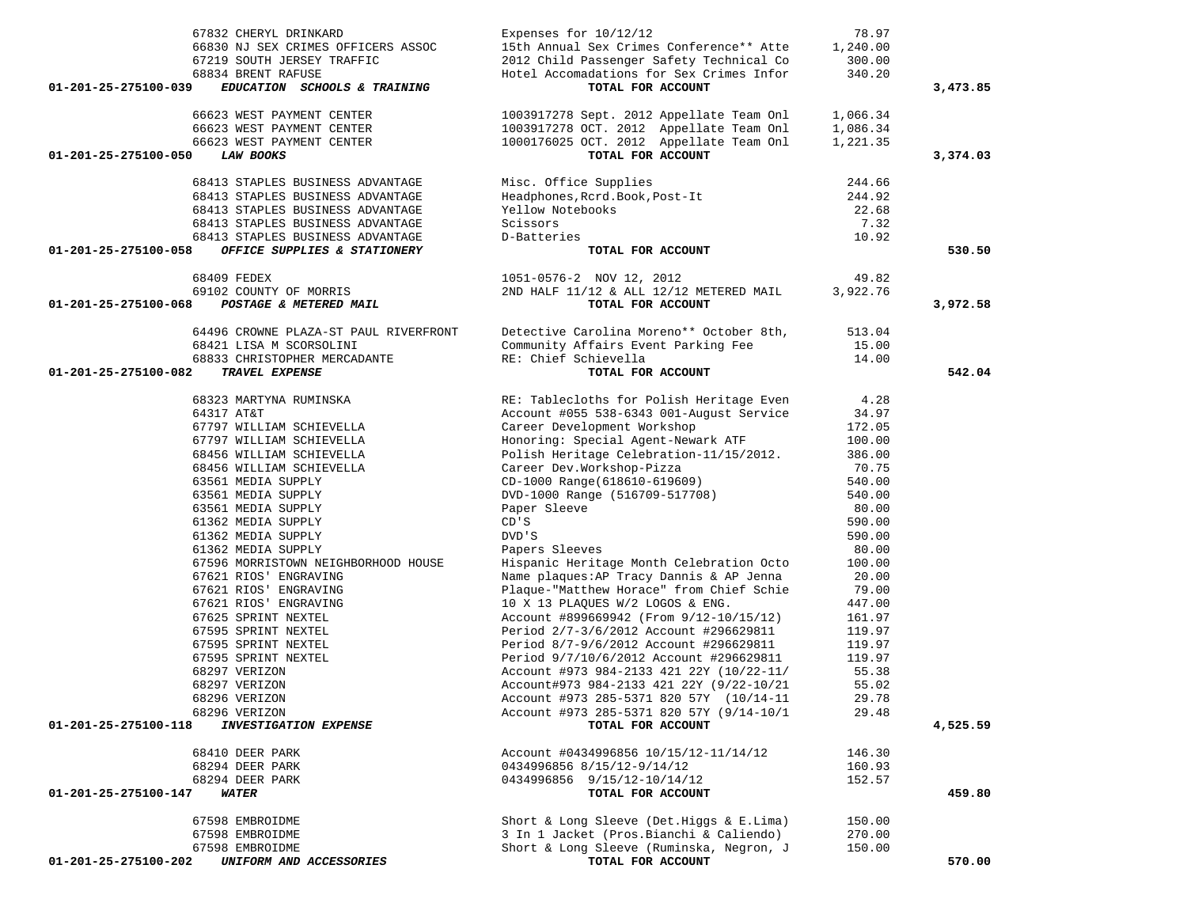| Account | Vendor | Description | Amount | Total |
|---|---|---|---|---|
| | 67832 CHERYL DRINKARD | Expenses for 10/12/12 | 78.97 | |
| | 66830 NJ SEX CRIMES OFFICERS ASSOC | 15th Annual Sex Crimes Conference** Atte | 1,240.00 | |
| | 67219 SOUTH JERSEY TRAFFIC | 2012 Child Passenger Safety Technical Co | 300.00 | |
| | 68834 BRENT RAFUSE | Hotel Accomadations for Sex Crimes Infor | 340.20 | |
| **01-201-25-275100-039** | ***EDUCATION SCHOOLS & TRAINING*** | **TOTAL FOR ACCOUNT** | | **3,473.85** |
| | 66623 WEST PAYMENT CENTER | 1003917278 Sept. 2012 Appellate Team Onl | 1,066.34 | |
| | 66623 WEST PAYMENT CENTER | 1003917278 OCT. 2012 Appellate Team Onl | 1,086.34 | |
| | 66623 WEST PAYMENT CENTER | 1000176025 OCT. 2012 Appellate Team Onl | 1,221.35 | |
| **01-201-25-275100-050** | ***LAW BOOKS*** | **TOTAL FOR ACCOUNT** | | **3,374.03** |
| | 68413 STAPLES BUSINESS ADVANTAGE | Misc. Office Supplies | 244.66 | |
| | 68413 STAPLES BUSINESS ADVANTAGE | Headphones,Rcrd.Book,Post-It | 244.92 | |
| | 68413 STAPLES BUSINESS ADVANTAGE | Yellow Notebooks | 22.68 | |
| | 68413 STAPLES BUSINESS ADVANTAGE | Scissors | 7.32 | |
| | 68413 STAPLES BUSINESS ADVANTAGE | D-Batteries | 10.92 | |
| **01-201-25-275100-058** | ***OFFICE SUPPLIES & STATIONERY*** | **TOTAL FOR ACCOUNT** | | **530.50** |
| | 68409 FEDEX | 1051-0576-2 NOV 12, 2012 | 49.82 | |
| | 69102 COUNTY OF MORRIS | 2ND HALF 11/12 & ALL 12/12 METERED MAIL | 3,922.76 | |
| **01-201-25-275100-068** | ***POSTAGE & METERED MAIL*** | **TOTAL FOR ACCOUNT** | | **3,972.58** |
| | 64496 CROWNE PLAZA-ST PAUL RIVERFRONT | Detective Carolina Moreno** October 8th, | 513.04 | |
| | 68421 LISA M SCORSOLINI | Community Affairs Event Parking Fee | 15.00 | |
| | 68833 CHRISTOPHER MERCADANTE | RE: Chief Schievella | 14.00 | |
| **01-201-25-275100-082** | ***TRAVEL EXPENSE*** | **TOTAL FOR ACCOUNT** | | **542.04** |
| | 68323 MARTYNA RUMINSKA | RE: Tablecloths for Polish Heritage Even | 4.28 | |
| | 64317 AT&T | Account #055 538-6343 001-August Service | 34.97 | |
| | 67797 WILLIAM SCHIEVELLA | Career Development Workshop | 172.05 | |
| | 67797 WILLIAM SCHIEVELLA | Honoring: Special Agent-Newark ATF | 100.00 | |
| | 68456 WILLIAM SCHIEVELLA | Polish Heritage Celebration-11/15/2012. | 386.00 | |
| | 68456 WILLIAM SCHIEVELLA | Career Dev.Workshop-Pizza | 70.75 | |
| | 63561 MEDIA SUPPLY | CD-1000 Range(618610-619609) | 540.00 | |
| | 63561 MEDIA SUPPLY | DVD-1000 Range (516709-517708) | 540.00 | |
| | 63561 MEDIA SUPPLY | Paper Sleeve | 80.00 | |
| | 61362 MEDIA SUPPLY | CD'S | 590.00 | |
| | 61362 MEDIA SUPPLY | DVD'S | 590.00 | |
| | 61362 MEDIA SUPPLY | Papers Sleeves | 80.00 | |
| | 67596 MORRISTOWN NEIGHBORHOOD HOUSE | Hispanic Heritage Month Celebration Octo | 100.00 | |
| | 67621 RIOS' ENGRAVING | Name plaques:AP Tracy Dannis & AP Jenna | 20.00 | |
| | 67621 RIOS' ENGRAVING | Plaque-"Matthew Horace" from Chief Schie | 79.00 | |
| | 67621 RIOS' ENGRAVING | 10 X 13 PLAQUES W/2 LOGOS & ENG. | 447.00 | |
| | 67625 SPRINT NEXTEL | Account #899669942 (From 9/12-10/15/12) | 161.97 | |
| | 67595 SPRINT NEXTEL | Period 2/7-3/6/2012 Account #296629811 | 119.97 | |
| | 67595 SPRINT NEXTEL | Period 8/7-9/6/2012 Account #296629811 | 119.97 | |
| | 67595 SPRINT NEXTEL | Period 9/7/10/6/2012 Account #296629811 | 119.97 | |
| | 68297 VERIZON | Account #973 984-2133 421 22Y (10/22-11/ | 55.38 | |
| | 68297 VERIZON | Account#973 984-2133 421 22Y (9/22-10/21 | 55.02 | |
| | 68296 VERIZON | Account #973 285-5371 820 57Y (10/14-11 | 29.78 | |
| | 68296 VERIZON | Account #973 285-5371 820 57Y (9/14-10/1 | 29.48 | |
| **01-201-25-275100-118** | ***INVESTIGATION EXPENSE*** | **TOTAL FOR ACCOUNT** | | **4,525.59** |
| | 68410 DEER PARK | Account #0434996856 10/15/12-11/14/12 | 146.30 | |
| | 68294 DEER PARK | 0434996856 8/15/12-9/14/12 | 160.93 | |
| | 68294 DEER PARK | 0434996856 9/15/12-10/14/12 | 152.57 | |
| **01-201-25-275100-147** | ***WATER*** | **TOTAL FOR ACCOUNT** | | **459.80** |
| | 67598 EMBROIDME | Short & Long Sleeve (Det.Higgs & E.Lima) | 150.00 | |
| | 67598 EMBROIDME | 3 In 1 Jacket (Pros.Bianchi & Caliendo) | 270.00 | |
| | 67598 EMBROIDME | Short & Long Sleeve (Ruminska, Negron, J | 150.00 | |
| **01-201-25-275100-202** | ***UNIFORM AND ACCESSORIES*** | **TOTAL FOR ACCOUNT** | | **570.00** |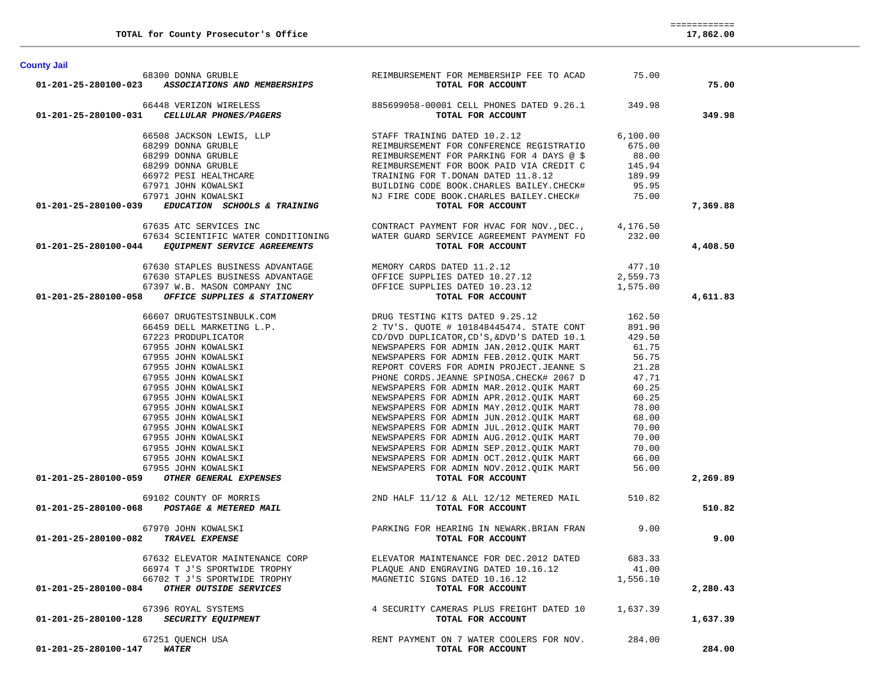| | | | |
|---|---|---|---|
| TOTAL for County Prosecutor's Office | | | 17,862.00 |

## County Jail

| Account | Vendor | Description | Amount | Total |
|---|---|---|---|---|
| | 68300 DONNA GRUBLE | REIMBURSEMENT FOR MEMBERSHIP FEE TO ACAD | 75.00 | |
| 01-201-25-280100-023 *ASSOCIATIONS AND MEMBERSHIPS* | | **TOTAL FOR ACCOUNT** | | **75.00** |
| | 66448 VERIZON WIRELESS | 885699058-00001 CELL PHONES DATED 9.26.1 | 349.98 | |
| 01-201-25-280100-031 *CELLULAR PHONES/PAGERS* | | **TOTAL FOR ACCOUNT** | | **349.98** |
| | 66508 JACKSON LEWIS, LLP | STAFF TRAINING DATED 10.2.12 | 6,100.00 | |
| | 68299 DONNA GRUBLE | REIMBURSEMENT FOR CONFERENCE REGISTRATIO | 675.00 | |
| | 68299 DONNA GRUBLE | REIMBURSEMENT FOR PARKING FOR 4 DAYS @ $ | 88.00 | |
| | 68299 DONNA GRUBLE | REIMBURSEMENT FOR BOOK PAID VIA CREDIT C | 145.94 | |
| | 66972 PESI HEALTHCARE | TRAINING FOR T.DONAN DATED 11.8.12 | 189.99 | |
| | 67971 JOHN KOWALSKI | BUILDING CODE BOOK.CHARLES BAILEY.CHECK# | 95.95 | |
| | 67971 JOHN KOWALSKI | NJ FIRE CODE BOOK.CHARLES BAILEY.CHECK# | 75.00 | |
| 01-201-25-280100-039 *EDUCATION SCHOOLS & TRAINING* | | **TOTAL FOR ACCOUNT** | | **7,369.88** |
| | 67635 ATC SERVICES INC | CONTRACT PAYMENT FOR HVAC FOR NOV.,DEC., | 4,176.50 | |
| | 67634 SCIENTIFIC WATER CONDITIONING | WATER GUARD SERVICE AGREEMENT PAYMENT FO | 232.00 | |
| 01-201-25-280100-044 *EQUIPMENT SERVICE AGREEMENTS* | | **TOTAL FOR ACCOUNT** | | **4,408.50** |
| | 67630 STAPLES BUSINESS ADVANTAGE | MEMORY CARDS DATED 11.2.12 | 477.10 | |
| | 67630 STAPLES BUSINESS ADVANTAGE | OFFICE SUPPLIES DATED 10.27.12 | 2,559.73 | |
| | 67397 W.B. MASON COMPANY INC | OFFICE SUPPLIES DATED 10.23.12 | 1,575.00 | |
| 01-201-25-280100-058 *OFFICE SUPPLIES & STATIONERY* | | **TOTAL FOR ACCOUNT** | | **4,611.83** |
| | 66607 DRUGTESTSINBULK.COM | DRUG TESTING KITS DATED 9.25.12 | 162.50 | |
| | 66459 DELL MARKETING L.P. | 2 TV'S. QUOTE # 101848445474. STATE CONT | 891.90 | |
| | 67223 PRODUPLICATOR | CD/DVD DUPLICATOR,CD'S,&DVD'S DATED 10.1 | 429.50 | |
| | 67955 JOHN KOWALSKI | NEWSPAPERS FOR ADMIN JAN.2012.QUIK MART | 61.75 | |
| | 67955 JOHN KOWALSKI | NEWSPAPERS FOR ADMIN FEB.2012.QUIK MART | 56.75 | |
| | 67955 JOHN KOWALSKI | REPORT COVERS FOR ADMIN PROJECT.JEANNE S | 21.28 | |
| | 67955 JOHN KOWALSKI | PHONE CORDS.JEANNE SPINOSA.CHECK# 2067 D | 47.71 | |
| | 67955 JOHN KOWALSKI | NEWSPAPERS FOR ADMIN MAR.2012.QUIK MART | 60.25 | |
| | 67955 JOHN KOWALSKI | NEWSPAPERS FOR ADMIN APR.2012.QUIK MART | 60.25 | |
| | 67955 JOHN KOWALSKI | NEWSPAPERS FOR ADMIN MAY.2012.QUIK MART | 78.00 | |
| | 67955 JOHN KOWALSKI | NEWSPAPERS FOR ADMIN JUN.2012.QUIK MART | 68.00 | |
| | 67955 JOHN KOWALSKI | NEWSPAPERS FOR ADMIN JUL.2012.QUIK MART | 70.00 | |
| | 67955 JOHN KOWALSKI | NEWSPAPERS FOR ADMIN AUG.2012.QUIK MART | 70.00 | |
| | 67955 JOHN KOWALSKI | NEWSPAPERS FOR ADMIN SEP.2012.QUIK MART | 70.00 | |
| | 67955 JOHN KOWALSKI | NEWSPAPERS FOR ADMIN OCT.2012.QUIK MART | 66.00 | |
| | 67955 JOHN KOWALSKI | NEWSPAPERS FOR ADMIN NOV.2012.QUIK MART | 56.00 | |
| 01-201-25-280100-059 *OTHER GENERAL EXPENSES* | | **TOTAL FOR ACCOUNT** | | **2,269.89** |
| | 69102 COUNTY OF MORRIS | 2ND HALF 11/12 & ALL 12/12 METERED MAIL | 510.82 | |
| 01-201-25-280100-068 *POSTAGE & METERED MAIL* | | **TOTAL FOR ACCOUNT** | | **510.82** |
| | 67970 JOHN KOWALSKI | PARKING FOR HEARING IN NEWARK.BRIAN FRAN | 9.00 | |
| 01-201-25-280100-082 *TRAVEL EXPENSE* | | **TOTAL FOR ACCOUNT** | | **9.00** |
| | 67632 ELEVATOR MAINTENANCE CORP | ELEVATOR MAINTENANCE FOR DEC.2012 DATED | 683.33 | |
| | 66974 T J'S SPORTWIDE TROPHY | PLAQUE AND ENGRAVING DATED 10.16.12 | 41.00 | |
| | 66702 T J'S SPORTWIDE TROPHY | MAGNETIC SIGNS DATED 10.16.12 | 1,556.10 | |
| 01-201-25-280100-084 *OTHER OUTSIDE SERVICES* | | **TOTAL FOR ACCOUNT** | | **2,280.43** |
| | 67396 ROYAL SYSTEMS | 4 SECURITY CAMERAS PLUS FREIGHT DATED 10 | 1,637.39 | |
| 01-201-25-280100-128 *SECURITY EQUIPMENT* | | **TOTAL FOR ACCOUNT** | | **1,637.39** |
| | 67251 QUENCH USA | RENT PAYMENT ON 7 WATER COOLERS FOR NOV. | 284.00 | |
| 01-201-25-280100-147 *WATER* | | **TOTAL FOR ACCOUNT** | | **284.00** |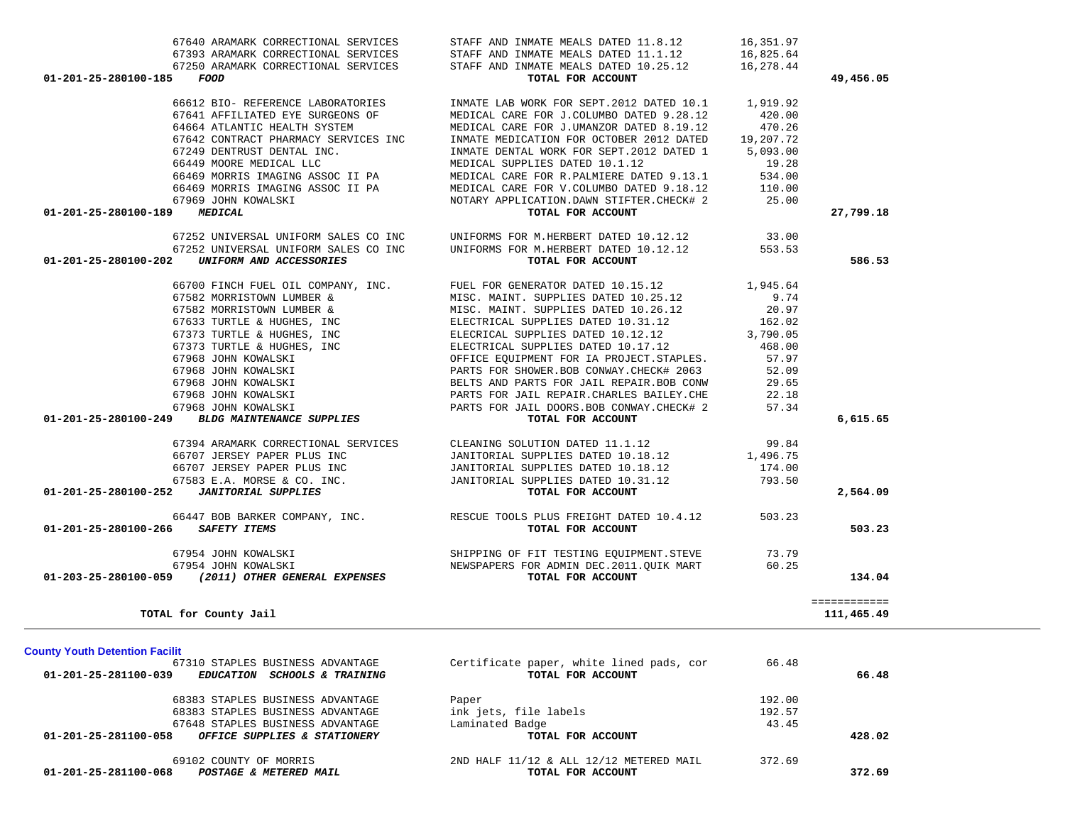| Account | Vendor | Description | Amount | Total |
|---|---|---|---|---|
| | 67640 ARAMARK CORRECTIONAL SERVICES | STAFF AND INMATE MEALS DATED 11.8.12 | 16,351.97 | |
| | 67393 ARAMARK CORRECTIONAL SERVICES | STAFF AND INMATE MEALS DATED 11.1.12 | 16,825.64 | |
| | 67250 ARAMARK CORRECTIONAL SERVICES | STAFF AND INMATE MEALS DATED 10.25.12 | 16,278.44 | |
| **01-201-25-280100-185** ***FOOD*** | | **TOTAL FOR ACCOUNT** | | **49,456.05** |
| | 66612 BIO- REFERENCE LABORATORIES | INMATE LAB WORK FOR SEPT.2012 DATED 10.1 | 1,919.92 | |
| | 67641 AFFILIATED EYE SURGEONS OF | MEDICAL CARE FOR J.COLUMBO DATED 9.28.12 | 420.00 | |
| | 64664 ATLANTIC HEALTH SYSTEM | MEDICAL CARE FOR J.UMANZOR DATED 8.19.12 | 470.26 | |
| | 67642 CONTRACT PHARMACY SERVICES INC | INMATE MEDICATION FOR OCTOBER 2012 DATED | 19,207.72 | |
| | 67249 DENTRUST DENTAL INC. | INMATE DENTAL WORK FOR SEPT.2012 DATED 1 | 5,093.00 | |
| | 66449 MOORE MEDICAL LLC | MEDICAL SUPPLIES DATED 10.1.12 | 19.28 | |
| | 66469 MORRIS IMAGING ASSOC II PA | MEDICAL CARE FOR R.PALMIERE DATED 9.13.1 | 534.00 | |
| | 66469 MORRIS IMAGING ASSOC II PA | MEDICAL CARE FOR V.COLUMBO DATED 9.18.12 | 110.00 | |
| | 67969 JOHN KOWALSKI | NOTARY APPLICATION.DAWN STIFTER.CHECK# 2 | 25.00 | |
| **01-201-25-280100-189** ***MEDICAL*** | | **TOTAL FOR ACCOUNT** | | **27,799.18** |
| | 67252 UNIVERSAL UNIFORM SALES CO INC | UNIFORMS FOR M.HERBERT DATED 10.12.12 | 33.00 | |
| | 67252 UNIVERSAL UNIFORM SALES CO INC | UNIFORMS FOR M.HERBERT DATED 10.12.12 | 553.53 | |
| **01-201-25-280100-202** ***UNIFORM AND ACCESSORIES*** | | **TOTAL FOR ACCOUNT** | | **586.53** |
| | 66700 FINCH FUEL OIL COMPANY, INC. | FUEL FOR GENERATOR DATED 10.15.12 | 1,945.64 | |
| | 67582 MORRISTOWN LUMBER & | MISC. MAINT. SUPPLIES DATED 10.25.12 | 9.74 | |
| | 67582 MORRISTOWN LUMBER & | MISC. MAINT. SUPPLIES DATED 10.26.12 | 20.97 | |
| | 67633 TURTLE & HUGHES, INC | ELECTRICAL SUPPLIES DATED 10.31.12 | 162.02 | |
| | 67373 TURTLE & HUGHES, INC | ELECRICAL SUPPLIES DATED 10.12.12 | 3,790.05 | |
| | 67373 TURTLE & HUGHES, INC | ELECTRICAL SUPPLIES DATED 10.17.12 | 468.00 | |
| | 67968 JOHN KOWALSKI | OFFICE EQUIPMENT FOR IA PROJECT.STAPLES. | 57.97 | |
| | 67968 JOHN KOWALSKI | PARTS FOR SHOWER.BOB CONWAY.CHECK# 2063 | 52.09 | |
| | 67968 JOHN KOWALSKI | BELTS AND PARTS FOR JAIL REPAIR.BOB CONW | 29.65 | |
| | 67968 JOHN KOWALSKI | PARTS FOR JAIL REPAIR.CHARLES BAILEY.CHE | 22.18 | |
| | 67968 JOHN KOWALSKI | PARTS FOR JAIL DOORS.BOB CONWAY.CHECK# 2 | 57.34 | |
| **01-201-25-280100-249** ***BLDG MAINTENANCE SUPPLIES*** | | **TOTAL FOR ACCOUNT** | | **6,615.65** |
| | 67394 ARAMARK CORRECTIONAL SERVICES | CLEANING SOLUTION DATED 11.1.12 | 99.84 | |
| | 66707 JERSEY PAPER PLUS INC | JANITORIAL SUPPLIES DATED 10.18.12 | 1,496.75 | |
| | 66707 JERSEY PAPER PLUS INC | JANITORIAL SUPPLIES DATED 10.18.12 | 174.00 | |
| | 67583 E.A. MORSE & CO. INC. | JANITORIAL SUPPLIES DATED 10.31.12 | 793.50 | |
| **01-201-25-280100-252** ***JANITORIAL SUPPLIES*** | | **TOTAL FOR ACCOUNT** | | **2,564.09** |
| | 66447 BOB BARKER COMPANY, INC. | RESCUE TOOLS PLUS FREIGHT DATED 10.4.12 | 503.23 | |
| **01-201-25-280100-266** ***SAFETY ITEMS*** | | **TOTAL FOR ACCOUNT** | | **503.23** |
| | 67954 JOHN KOWALSKI | SHIPPING OF FIT TESTING EQUIPMENT.STEVE | 73.79 | |
| | 67954 JOHN KOWALSKI | NEWSPAPERS FOR ADMIN DEC.2011.QUIK MART | 60.25 | |
| **01-203-25-280100-059** ***(2011) OTHER GENERAL EXPENSES*** | | **TOTAL FOR ACCOUNT** | | **134.04** |
| | | | | ============ |
| **TOTAL for County Jail** | | | | **111,465.49** |

**County Youth Detention Facilit**

| Account | Vendor | Description | Amount | Total |
|---|---|---|---|---|
| | 67310 STAPLES BUSINESS ADVANTAGE | Certificate paper, white lined pads, cor | 66.48 | |
| **01-201-25-281100-039** ***EDUCATION SCHOOLS & TRAINING*** | | **TOTAL FOR ACCOUNT** | | **66.48** |
| | 68383 STAPLES BUSINESS ADVANTAGE | Paper | 192.00 | |
| | 68383 STAPLES BUSINESS ADVANTAGE | ink jets, file labels | 192.57 | |
| | 67648 STAPLES BUSINESS ADVANTAGE | Laminated Badge | 43.45 | |
| **01-201-25-281100-058** ***OFFICE SUPPLIES & STATIONERY*** | | **TOTAL FOR ACCOUNT** | | **428.02** |
| | 69102 COUNTY OF MORRIS | 2ND HALF 11/12 & ALL 12/12 METERED MAIL | 372.69 | |
| **01-201-25-281100-068** ***POSTAGE & METERED MAIL*** | | **TOTAL FOR ACCOUNT** | | **372.69** |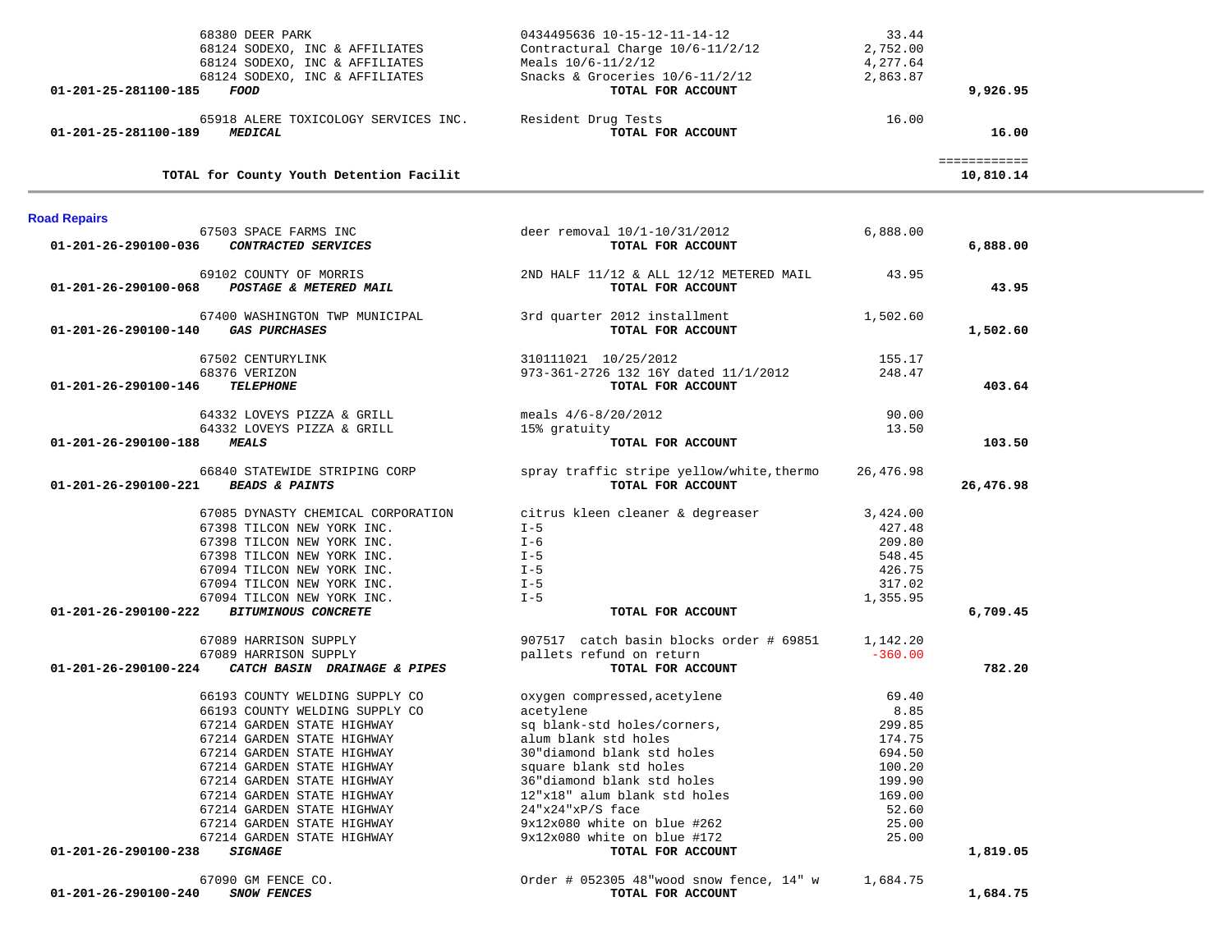| Account | Vendor / Account Name | Description | Amount | Total |
|---|---|---|---|---|
| | 68380 DEER PARK | 0434495636 10-15-12-11-14-12 | 33.44 | |
| | 68124 SODEXO, INC & AFFILIATES | Contractural Charge 10/6-11/2/12 | 2,752.00 | |
| | 68124 SODEXO, INC & AFFILIATES | Meals 10/6-11/2/12 | 4,277.64 | |
| | 68124 SODEXO, INC & AFFILIATES | Snacks & Groceries 10/6-11/2/12 | 2,863.87 | |
| **01-201-25-281100-185** | ***FOOD*** | **TOTAL FOR ACCOUNT** | | **9,926.95** |
| | 65918 ALERE TOXICOLOGY SERVICES INC. | Resident Drug Tests | 16.00 | |
| **01-201-25-281100-189** | ***MEDICAL*** | **TOTAL FOR ACCOUNT** | | **16.00** |
| | | | | ============ |
| | **TOTAL for County Youth Detention Facilit** | | | **10,810.14** |

## Road Repairs

| Account | Vendor / Account Name | Description | Amount | Total |
|---|---|---|---|---|
| | 67503 SPACE FARMS INC | deer removal 10/1-10/31/2012 | 6,888.00 | |
| **01-201-26-290100-036** | ***CONTRACTED SERVICES*** | **TOTAL FOR ACCOUNT** | | **6,888.00** |
| | 69102 COUNTY OF MORRIS | 2ND HALF 11/12 & ALL 12/12 METERED MAIL | 43.95 | |
| **01-201-26-290100-068** | ***POSTAGE & METERED MAIL*** | **TOTAL FOR ACCOUNT** | | **43.95** |
| | 67400 WASHINGTON TWP MUNICIPAL | 3rd quarter 2012 installment | 1,502.60 | |
| **01-201-26-290100-140** | ***GAS PURCHASES*** | **TOTAL FOR ACCOUNT** | | **1,502.60** |
| | 67502 CENTURYLINK | 310111021 10/25/2012 | 155.17 | |
| | 68376 VERIZON | 973-361-2726 132 16Y dated 11/1/2012 | 248.47 | |
| **01-201-26-290100-146** | ***TELEPHONE*** | **TOTAL FOR ACCOUNT** | | **403.64** |
| | 64332 LOVEYS PIZZA & GRILL | meals 4/6-8/20/2012 | 90.00 | |
| | 64332 LOVEYS PIZZA & GRILL | 15% gratuity | 13.50 | |
| **01-201-26-290100-188** | ***MEALS*** | **TOTAL FOR ACCOUNT** | | **103.50** |
| | 66840 STATEWIDE STRIPING CORP | spray traffic stripe yellow/white,thermo | 26,476.98 | |
| **01-201-26-290100-221** | ***BEADS & PAINTS*** | **TOTAL FOR ACCOUNT** | | **26,476.98** |
| | 67085 DYNASTY CHEMICAL CORPORATION | citrus kleen cleaner & degreaser | 3,424.00 | |
| | 67398 TILCON NEW YORK INC. | I-5 | 427.48 | |
| | 67398 TILCON NEW YORK INC. | I-6 | 209.80 | |
| | 67398 TILCON NEW YORK INC. | I-5 | 548.45 | |
| | 67094 TILCON NEW YORK INC. | I-5 | 426.75 | |
| | 67094 TILCON NEW YORK INC. | I-5 | 317.02 | |
| | 67094 TILCON NEW YORK INC. | I-5 | 1,355.95 | |
| **01-201-26-290100-222** | ***BITUMINOUS CONCRETE*** | **TOTAL FOR ACCOUNT** | | **6,709.45** |
| | 67089 HARRISON SUPPLY | 907517 catch basin blocks order # 69851 | 1,142.20 | |
| | 67089 HARRISON SUPPLY | pallets refund on return | -360.00 | |
| **01-201-26-290100-224** | ***CATCH BASIN DRAINAGE & PIPES*** | **TOTAL FOR ACCOUNT** | | **782.20** |
| | 66193 COUNTY WELDING SUPPLY CO | oxygen compressed,acetylene | 69.40 | |
| | 66193 COUNTY WELDING SUPPLY CO | acetylene | 8.85 | |
| | 67214 GARDEN STATE HIGHWAY | sq blank-std holes/corners, | 299.85 | |
| | 67214 GARDEN STATE HIGHWAY | alum blank std holes | 174.75 | |
| | 67214 GARDEN STATE HIGHWAY | 30"diamond blank std holes | 694.50 | |
| | 67214 GARDEN STATE HIGHWAY | square blank std holes | 100.20 | |
| | 67214 GARDEN STATE HIGHWAY | 36"diamond blank std holes | 199.90 | |
| | 67214 GARDEN STATE HIGHWAY | 12"x18" alum blank std holes | 169.00 | |
| | 67214 GARDEN STATE HIGHWAY | 24"x24"xP/S face | 52.60 | |
| | 67214 GARDEN STATE HIGHWAY | 9x12x080 white on blue #262 | 25.00 | |
| | 67214 GARDEN STATE HIGHWAY | 9x12x080 white on blue #172 | 25.00 | |
| **01-201-26-290100-238** | ***SIGNAGE*** | **TOTAL FOR ACCOUNT** | | **1,819.05** |
| | 67090 GM FENCE CO. | Order # 052305 48"wood snow fence, 14" w | 1,684.75 | |
| **01-201-26-290100-240** | ***SNOW FENCES*** | **TOTAL FOR ACCOUNT** | | **1,684.75** |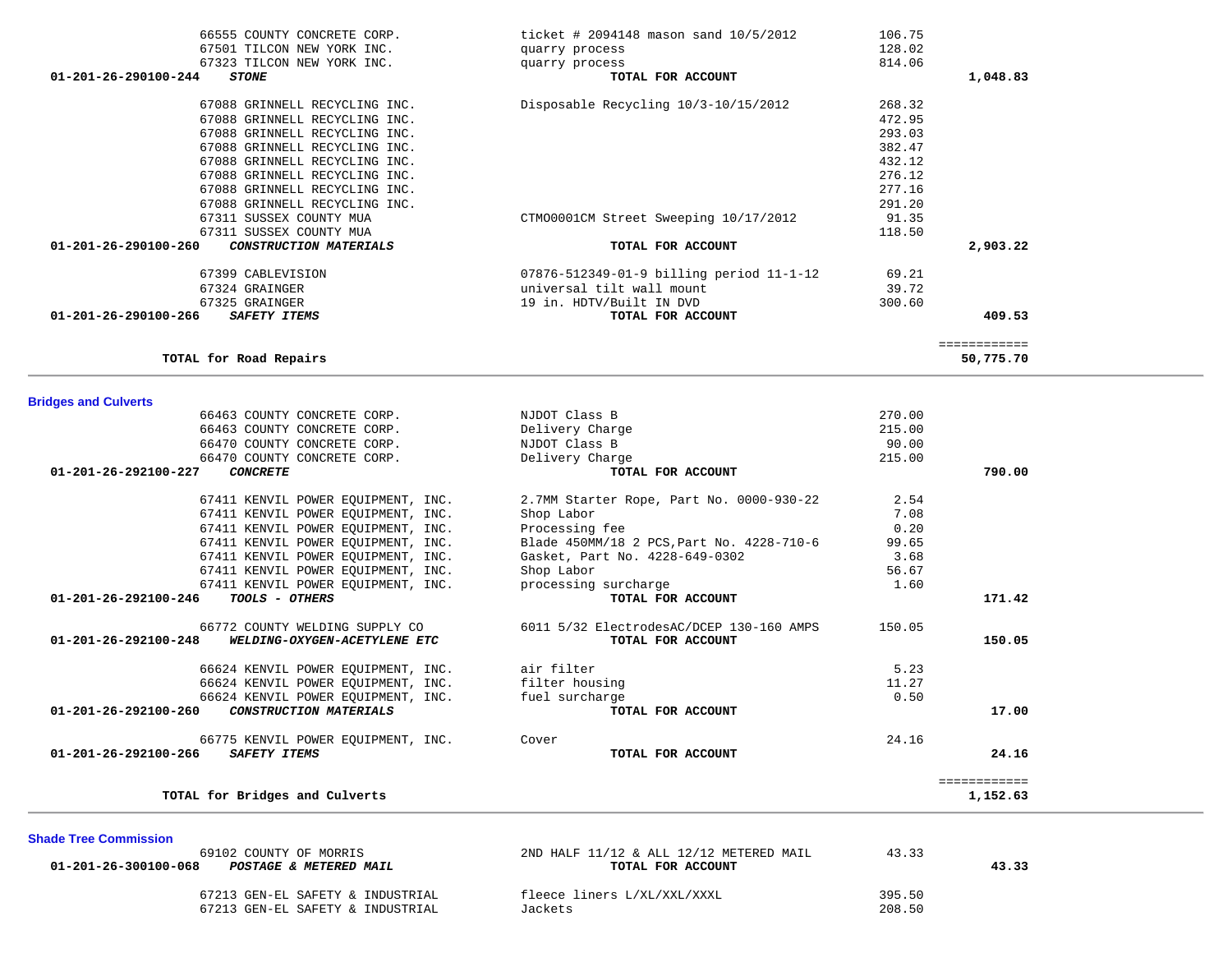| Account / Vendor | Description | Amount | Total |
|---|---|---|---|
| 66555 COUNTY CONCRETE CORP. | ticket # 2094148 mason sand 10/5/2012 | 106.75 | |
| 67501 TILCON NEW YORK INC. | quarry process | 128.02 | |
| 67323 TILCON NEW YORK INC. | quarry process | 814.06 | |
| **01-201-26-290100-244** ***STONE*** | **TOTAL FOR ACCOUNT** | | **1,048.83** |
| 67088 GRINNELL RECYCLING INC. | Disposable Recycling 10/3-10/15/2012 | 268.32 | |
| 67088 GRINNELL RECYCLING INC. | | 472.95 | |
| 67088 GRINNELL RECYCLING INC. | | 293.03 | |
| 67088 GRINNELL RECYCLING INC. | | 382.47 | |
| 67088 GRINNELL RECYCLING INC. | | 432.12 | |
| 67088 GRINNELL RECYCLING INC. | | 276.12 | |
| 67088 GRINNELL RECYCLING INC. | | 277.16 | |
| 67088 GRINNELL RECYCLING INC. | | 291.20 | |
| 67311 SUSSEX COUNTY MUA | CTMO0001CM Street Sweeping 10/17/2012 | 91.35 | |
| 67311 SUSSEX COUNTY MUA | | 118.50 | |
| **01-201-26-290100-260** ***CONSTRUCTION MATERIALS*** | **TOTAL FOR ACCOUNT** | | **2,903.22** |
| 67399 CABLEVISION | 07876-512349-01-9 billing period 11-1-12 | 69.21 | |
| 67324 GRAINGER | universal tilt wall mount | 39.72 | |
| 67325 GRAINGER | 19 in. HDTV/Built IN DVD | 300.60 | |
| **01-201-26-290100-266** ***SAFETY ITEMS*** | **TOTAL FOR ACCOUNT** | | **409.53** |
| | | | ============ |
| **TOTAL for Road Repairs** | | | **50,775.70** |

## Bridges and Culverts

| Account / Vendor | Description | Amount | Total |
|---|---|---|---|
| 66463 COUNTY CONCRETE CORP. | NJDOT Class B | 270.00 | |
| 66463 COUNTY CONCRETE CORP. | Delivery Charge | 215.00 | |
| 66470 COUNTY CONCRETE CORP. | NJDOT Class B | 90.00 | |
| 66470 COUNTY CONCRETE CORP. | Delivery Charge | 215.00 | |
| **01-201-26-292100-227** ***CONCRETE*** | **TOTAL FOR ACCOUNT** | | **790.00** |
| 67411 KENVIL POWER EQUIPMENT, INC. | 2.7MM Starter Rope, Part No. 0000-930-22 | 2.54 | |
| 67411 KENVIL POWER EQUIPMENT, INC. | Shop Labor | 7.08 | |
| 67411 KENVIL POWER EQUIPMENT, INC. | Processing fee | 0.20 | |
| 67411 KENVIL POWER EQUIPMENT, INC. | Blade 450MM/18 2 PCS,Part No. 4228-710-6 | 99.65 | |
| 67411 KENVIL POWER EQUIPMENT, INC. | Gasket, Part No. 4228-649-0302 | 3.68 | |
| 67411 KENVIL POWER EQUIPMENT, INC. | Shop Labor | 56.67 | |
| 67411 KENVIL POWER EQUIPMENT, INC. | processing surcharge | 1.60 | |
| **01-201-26-292100-246** ***TOOLS - OTHERS*** | **TOTAL FOR ACCOUNT** | | **171.42** |
| 66772 COUNTY WELDING SUPPLY CO | 6011 5/32 ElectrodesAC/DCEP 130-160 AMPS | 150.05 | |
| **01-201-26-292100-248** ***WELDING-OXYGEN-ACETYLENE ETC*** | **TOTAL FOR ACCOUNT** | | **150.05** |
| 66624 KENVIL POWER EQUIPMENT, INC. | air filter | 5.23 | |
| 66624 KENVIL POWER EQUIPMENT, INC. | filter housing | 11.27 | |
| 66624 KENVIL POWER EQUIPMENT, INC. | fuel surcharge | 0.50 | |
| **01-201-26-292100-260** ***CONSTRUCTION MATERIALS*** | **TOTAL FOR ACCOUNT** | | **17.00** |
| 66775 KENVIL POWER EQUIPMENT, INC. | Cover | 24.16 | |
| **01-201-26-292100-266** ***SAFETY ITEMS*** | **TOTAL FOR ACCOUNT** | | **24.16** |
| | | | ============ |
| **TOTAL for Bridges and Culverts** | | | **1,152.63** |

## Shade Tree Commission

| Account / Vendor | Description | Amount | Total |
|---|---|---|---|
| 69102 COUNTY OF MORRIS | 2ND HALF 11/12 & ALL 12/12 METERED MAIL | 43.33 | |
| **01-201-26-300100-068** ***POSTAGE & METERED MAIL*** | **TOTAL FOR ACCOUNT** | | **43.33** |
| 67213 GEN-EL SAFETY & INDUSTRIAL | fleece liners L/XL/XXL/XXXL | 395.50 | |
| 67213 GEN-EL SAFETY & INDUSTRIAL | Jackets | 208.50 | |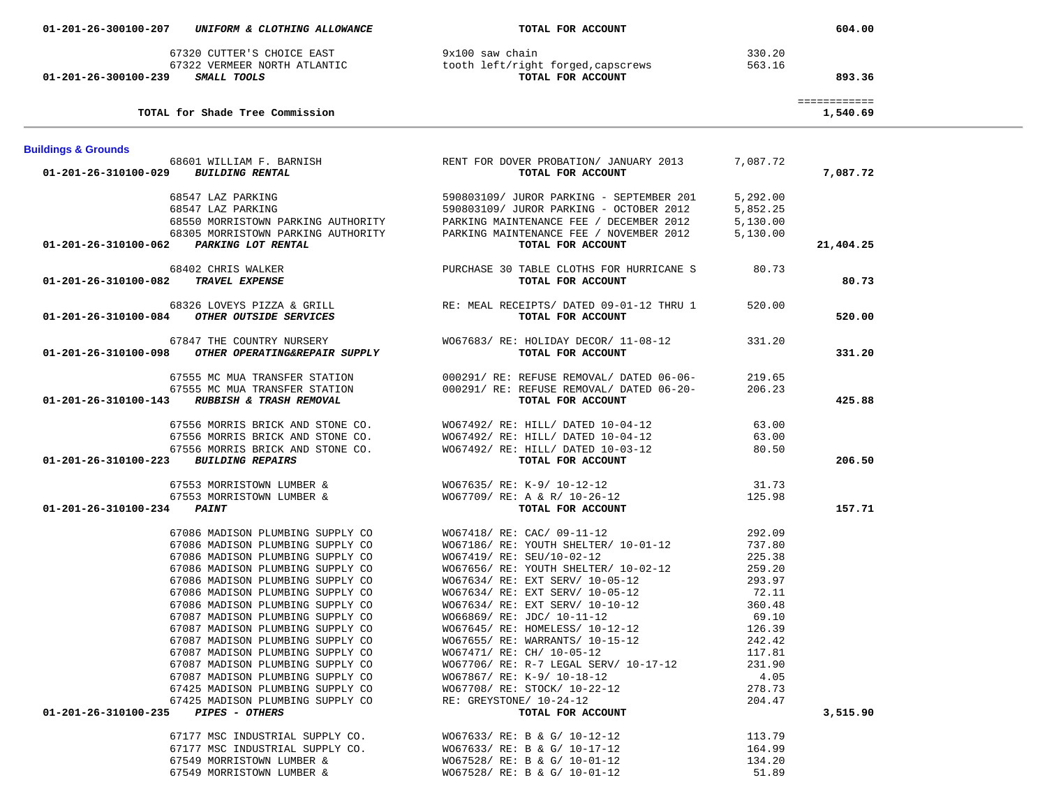| Account | Vendor / Account Name | Description | Amount | Total |
|---|---|---|---|---|
| 01-201-26-300100-207 | *UNIFORM & CLOTHING ALLOWANCE* | **TOTAL FOR ACCOUNT** | | **604.00** |
| | 67320 CUTTER'S CHOICE EAST | 9x100 saw chain | 330.20 | |
| | 67322 VERMEER NORTH ATLANTIC | tooth left/right forged,capscrews | 563.16 | |
| 01-201-26-300100-239 | *SMALL TOOLS* | **TOTAL FOR ACCOUNT** | | **893.36** |
| | **TOTAL for Shade Tree Commission** | | | **1,540.69** |

## Buildings & Grounds

| Account | Vendor / Account Name | Description | Amount | Total |
|---|---|---|---|---|
| | 68601 WILLIAM F. BARNISH | RENT FOR DOVER PROBATION/ JANUARY 2013 | 7,087.72 | |
| 01-201-26-310100-029 | *BUILDING RENTAL* | **TOTAL FOR ACCOUNT** | | **7,087.72** |
| | 68547 LAZ PARKING | 590803109/ JUROR PARKING - SEPTEMBER 201 | 5,292.00 | |
| | 68547 LAZ PARKING | 590803109/ JUROR PARKING - OCTOBER 2012 | 5,852.25 | |
| | 68550 MORRISTOWN PARKING AUTHORITY | PARKING MAINTENANCE FEE / DECEMBER 2012 | 5,130.00 | |
| | 68305 MORRISTOWN PARKING AUTHORITY | PARKING MAINTENANCE FEE / NOVEMBER 2012 | 5,130.00 | |
| 01-201-26-310100-062 | *PARKING LOT RENTAL* | **TOTAL FOR ACCOUNT** | | **21,404.25** |
| | 68402 CHRIS WALKER | PURCHASE 30 TABLE CLOTHS FOR HURRICANE S | 80.73 | |
| 01-201-26-310100-082 | *TRAVEL EXPENSE* | **TOTAL FOR ACCOUNT** | | **80.73** |
| | 68326 LOVEYS PIZZA & GRILL | RE: MEAL RECEIPTS/ DATED 09-01-12 THRU 1 | 520.00 | |
| 01-201-26-310100-084 | *OTHER OUTSIDE SERVICES* | **TOTAL FOR ACCOUNT** | | **520.00** |
| | 67847 THE COUNTRY NURSERY | WO67683/ RE: HOLIDAY DECOR/ 11-08-12 | 331.20 | |
| 01-201-26-310100-098 | *OTHER OPERATING&REPAIR SUPPLY* | **TOTAL FOR ACCOUNT** | | **331.20** |
| | 67555 MC MUA TRANSFER STATION | 000291/ RE: REFUSE REMOVAL/ DATED 06-06- | 219.65 | |
| | 67555 MC MUA TRANSFER STATION | 000291/ RE: REFUSE REMOVAL/ DATED 06-20- | 206.23 | |
| 01-201-26-310100-143 | *RUBBISH & TRASH REMOVAL* | **TOTAL FOR ACCOUNT** | | **425.88** |
| | 67556 MORRIS BRICK AND STONE CO. | WO67492/ RE: HILL/ DATED 10-04-12 | 63.00 | |
| | 67556 MORRIS BRICK AND STONE CO. | WO67492/ RE: HILL/ DATED 10-04-12 | 63.00 | |
| | 67556 MORRIS BRICK AND STONE CO. | WO67492/ RE: HILL/ DATED 10-03-12 | 80.50 | |
| 01-201-26-310100-223 | *BUILDING REPAIRS* | **TOTAL FOR ACCOUNT** | | **206.50** |
| | 67553 MORRISTOWN LUMBER & | WO67635/ RE: K-9/ 10-12-12 | 31.73 | |
| | 67553 MORRISTOWN LUMBER & | WO67709/ RE: A & R/ 10-26-12 | 125.98 | |
| 01-201-26-310100-234 | *PAINT* | **TOTAL FOR ACCOUNT** | | **157.71** |
| | 67086 MADISON PLUMBING SUPPLY CO | WO67418/ RE: CAC/ 09-11-12 | 292.09 | |
| | 67086 MADISON PLUMBING SUPPLY CO | WO67186/ RE: YOUTH SHELTER/ 10-01-12 | 737.80 | |
| | 67086 MADISON PLUMBING SUPPLY CO | WO67419/ RE: SEU/10-02-12 | 225.38 | |
| | 67086 MADISON PLUMBING SUPPLY CO | WO67656/ RE: YOUTH SHELTER/ 10-02-12 | 259.20 | |
| | 67086 MADISON PLUMBING SUPPLY CO | WO67634/ RE: EXT SERV/ 10-05-12 | 293.97 | |
| | 67086 MADISON PLUMBING SUPPLY CO | WO67634/ RE: EXT SERV/ 10-05-12 | 72.11 | |
| | 67086 MADISON PLUMBING SUPPLY CO | WO67634/ RE: EXT SERV/ 10-10-12 | 360.48 | |
| | 67087 MADISON PLUMBING SUPPLY CO | WO66869/ RE: JDC/ 10-11-12 | 69.10 | |
| | 67087 MADISON PLUMBING SUPPLY CO | WO67645/ RE: HOMELESS/ 10-12-12 | 126.39 | |
| | 67087 MADISON PLUMBING SUPPLY CO | WO67655/ RE: WARRANTS/ 10-15-12 | 242.42 | |
| | 67087 MADISON PLUMBING SUPPLY CO | WO67471/ RE: CH/ 10-05-12 | 117.81 | |
| | 67087 MADISON PLUMBING SUPPLY CO | WO67706/ RE: R-7 LEGAL SERV/ 10-17-12 | 231.90 | |
| | 67087 MADISON PLUMBING SUPPLY CO | WO67867/ RE: K-9/ 10-18-12 | 4.05 | |
| | 67425 MADISON PLUMBING SUPPLY CO | WO67708/ RE: STOCK/ 10-22-12 | 278.73 | |
| | 67425 MADISON PLUMBING SUPPLY CO | RE: GREYSTONE/ 10-24-12 | 204.47 | |
| 01-201-26-310100-235 | *PIPES - OTHERS* | **TOTAL FOR ACCOUNT** | | **3,515.90** |
| | 67177 MSC INDUSTRIAL SUPPLY CO. | WO67633/ RE: B & G/ 10-12-12 | 113.79 | |
| | 67177 MSC INDUSTRIAL SUPPLY CO. | WO67633/ RE: B & G/ 10-17-12 | 164.99 | |
| | 67549 MORRISTOWN LUMBER & | WO67528/ RE: B & G/ 10-01-12 | 134.20 | |
| | 67549 MORRISTOWN LUMBER & | WO67528/ RE: B & G/ 10-01-12 | 51.89 | |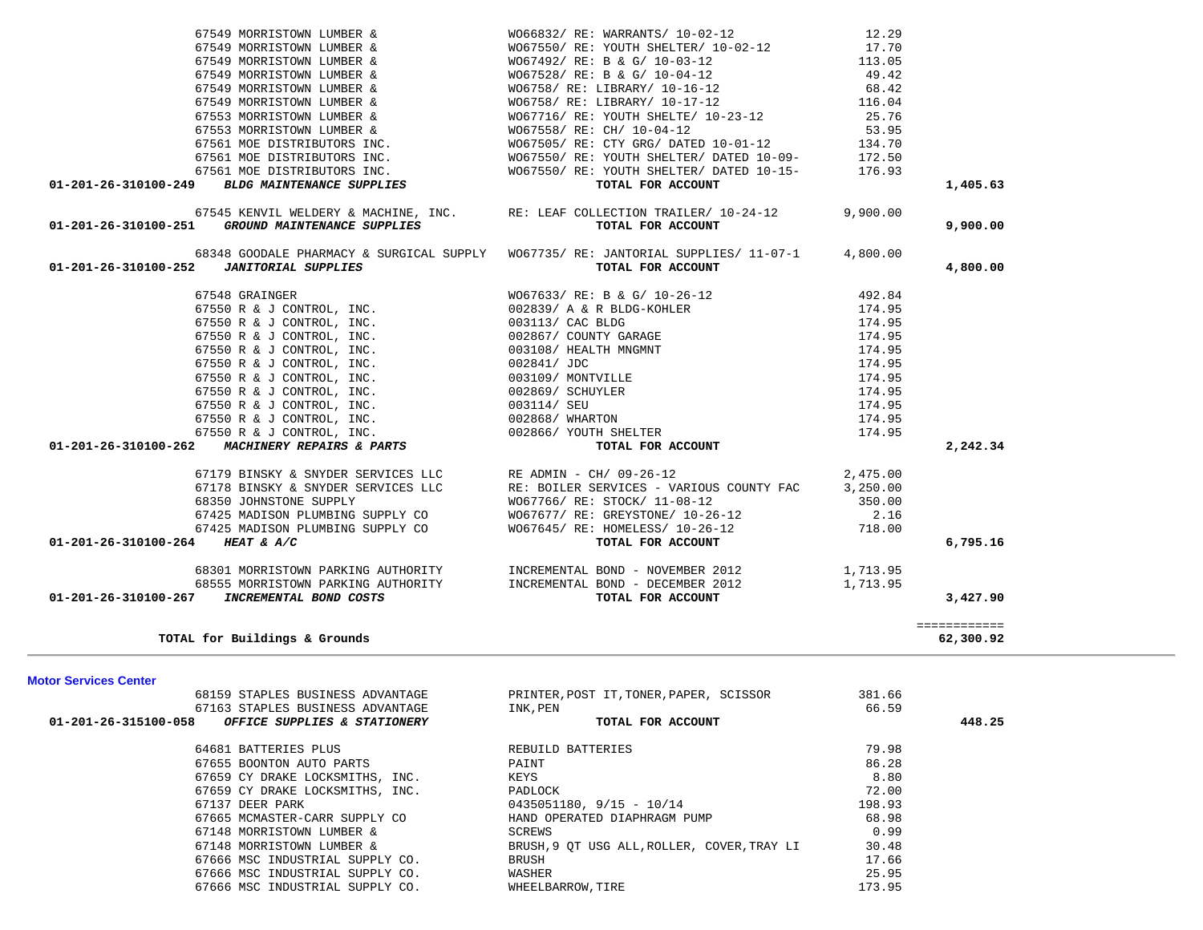| Vendor | Description | Amount | Account Total |
|---|---|---|---|
| 67549 MORRISTOWN LUMBER & | WO66832/ RE: WARRANTS/ 10-02-12 | 12.29 | |
| 67549 MORRISTOWN LUMBER & | WO67550/ RE: YOUTH SHELTER/ 10-02-12 | 17.70 | |
| 67549 MORRISTOWN LUMBER & | WO67492/ RE: B & G/ 10-03-12 | 113.05 | |
| 67549 MORRISTOWN LUMBER & | WO67528/ RE: B & G/ 10-04-12 | 49.42 | |
| 67549 MORRISTOWN LUMBER & | WO6758/ RE: LIBRARY/ 10-16-12 | 68.42 | |
| 67549 MORRISTOWN LUMBER & | WO6758/ RE: LIBRARY/ 10-17-12 | 116.04 | |
| 67553 MORRISTOWN LUMBER & | WO67716/ RE: YOUTH SHELTE/ 10-23-12 | 25.76 | |
| 67553 MORRISTOWN LUMBER & | WO67558/ RE: CH/ 10-04-12 | 53.95 | |
| 67561 MOE DISTRIBUTORS INC. | WO67505/ RE: CTY GRG/ DATED 10-01-12 | 134.70 | |
| 67561 MOE DISTRIBUTORS INC. | WO67550/ RE: YOUTH SHELTER/ DATED 10-09- | 172.50 | |
| 67561 MOE DISTRIBUTORS INC. | WO67550/ RE: YOUTH SHELTER/ DATED 10-15- | 176.93 | |
| **01-201-26-310100-249** ***BLDG MAINTENANCE SUPPLIES*** | **TOTAL FOR ACCOUNT** | | **1,405.63** |
| 67545 KENVIL WELDERY & MACHINE, INC. | RE: LEAF COLLECTION TRAILER/ 10-24-12 | 9,900.00 | |
| **01-201-26-310100-251** ***GROUND MAINTENANCE SUPPLIES*** | **TOTAL FOR ACCOUNT** | | **9,900.00** |
| 68348 GOODALE PHARMACY & SURGICAL SUPPLY | WO67735/ RE: JANTORIAL SUPPLIES/ 11-07-1 | 4,800.00 | |
| **01-201-26-310100-252** ***JANITORIAL SUPPLIES*** | **TOTAL FOR ACCOUNT** | | **4,800.00** |
| 67548 GRAINGER | WO67633/ RE: B & G/ 10-26-12 | 492.84 | |
| 67550 R & J CONTROL, INC. | 002839/ A & R BLDG-KOHLER | 174.95 | |
| 67550 R & J CONTROL, INC. | 003113/ CAC BLDG | 174.95 | |
| 67550 R & J CONTROL, INC. | 002867/ COUNTY GARAGE | 174.95 | |
| 67550 R & J CONTROL, INC. | 003108/ HEALTH MNGMNT | 174.95 | |
| 67550 R & J CONTROL, INC. | 002841/ JDC | 174.95 | |
| 67550 R & J CONTROL, INC. | 003109/ MONTVILLE | 174.95 | |
| 67550 R & J CONTROL, INC. | 002869/ SCHUYLER | 174.95 | |
| 67550 R & J CONTROL, INC. | 003114/ SEU | 174.95 | |
| 67550 R & J CONTROL, INC. | 002868/ WHARTON | 174.95 | |
| 67550 R & J CONTROL, INC. | 002866/ YOUTH SHELTER | 174.95 | |
| **01-201-26-310100-262** ***MACHINERY REPAIRS & PARTS*** | **TOTAL FOR ACCOUNT** | | **2,242.34** |
| 67179 BINSKY & SNYDER SERVICES LLC | RE ADMIN - CH/ 09-26-12 | 2,475.00 | |
| 67178 BINSKY & SNYDER SERVICES LLC | RE: BOILER SERVICES - VARIOUS COUNTY FAC | 3,250.00 | |
| 68350 JOHNSTONE SUPPLY | WO67766/ RE: STOCK/ 11-08-12 | 350.00 | |
| 67425 MADISON PLUMBING SUPPLY CO | WO67677/ RE: GREYSTONE/ 10-26-12 | 2.16 | |
| 67425 MADISON PLUMBING SUPPLY CO | WO67645/ RE: HOMELESS/ 10-26-12 | 718.00 | |
| **01-201-26-310100-264** ***HEAT & A/C*** | **TOTAL FOR ACCOUNT** | | **6,795.16** |
| 68301 MORRISTOWN PARKING AUTHORITY | INCREMENTAL BOND - NOVEMBER 2012 | 1,713.95 | |
| 68555 MORRISTOWN PARKING AUTHORITY | INCREMENTAL BOND - DECEMBER 2012 | 1,713.95 | |
| **01-201-26-310100-267** ***INCREMENTAL BOND COSTS*** | **TOTAL FOR ACCOUNT** | | **3,427.90** |
| | | | ============ |
| **TOTAL for Buildings & Grounds** | | | **62,300.92** |

**Motor Services Center**

| Vendor | Description | Amount | Account Total |
|---|---|---|---|
| 68159 STAPLES BUSINESS ADVANTAGE | PRINTER,POST IT,TONER,PAPER, SCISSOR | 381.66 | |
| 67163 STAPLES BUSINESS ADVANTAGE | INK,PEN | 66.59 | |
| **01-201-26-315100-058** ***OFFICE SUPPLIES & STATIONERY*** | **TOTAL FOR ACCOUNT** | | **448.25** |
| 64681 BATTERIES PLUS | REBUILD BATTERIES | 79.98 | |
| 67655 BOONTON AUTO PARTS | PAINT | 86.28 | |
| 67659 CY DRAKE LOCKSMITHS, INC. | KEYS | 8.80 | |
| 67659 CY DRAKE LOCKSMITHS, INC. | PADLOCK | 72.00 | |
| 67137 DEER PARK | 0435051180, 9/15 - 10/14 | 198.93 | |
| 67665 MCMASTER-CARR SUPPLY CO | HAND OPERATED DIAPHRAGM PUMP | 68.98 | |
| 67148 MORRISTOWN LUMBER & | SCREWS | 0.99 | |
| 67148 MORRISTOWN LUMBER & | BRUSH,9 QT USG ALL,ROLLER, COVER,TRAY LI | 30.48 | |
| 67666 MSC INDUSTRIAL SUPPLY CO. | BRUSH | 17.66 | |
| 67666 MSC INDUSTRIAL SUPPLY CO. | WASHER | 25.95 | |
| 67666 MSC INDUSTRIAL SUPPLY CO. | WHEELBARROW,TIRE | 173.95 | |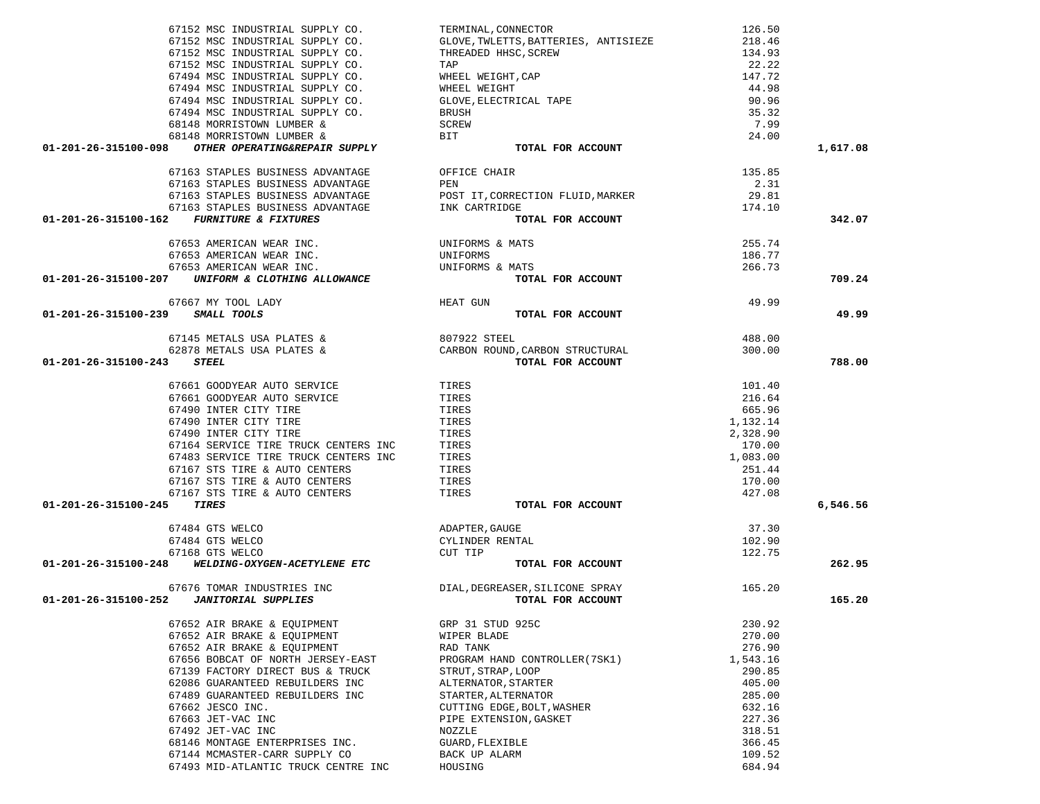| Account / Vendor | Description | Amount | Total |
|---|---|---|---|
| 67152 MSC INDUSTRIAL SUPPLY CO. | TERMINAL,CONNECTOR | 126.50 | |
| 67152 MSC INDUSTRIAL SUPPLY CO. | GLOVE,TWLETTS,BATTERIES, ANTISIEZE | 218.46 | |
| 67152 MSC INDUSTRIAL SUPPLY CO. | THREADED HHSC,SCREW | 134.93 | |
| 67152 MSC INDUSTRIAL SUPPLY CO. | TAP | 22.22 | |
| 67494 MSC INDUSTRIAL SUPPLY CO. | WHEEL WEIGHT,CAP | 147.72 | |
| 67494 MSC INDUSTRIAL SUPPLY CO. | WHEEL WEIGHT | 44.98 | |
| 67494 MSC INDUSTRIAL SUPPLY CO. | GLOVE,ELECTRICAL TAPE | 90.96 | |
| 67494 MSC INDUSTRIAL SUPPLY CO. | BRUSH | 35.32 | |
| 68148 MORRISTOWN LUMBER & | SCREW | 7.99 | |
| 68148 MORRISTOWN LUMBER & | BIT | 24.00 | |
| **01-201-26-315100-098** ***OTHER OPERATING&REPAIR SUPPLY*** | **TOTAL FOR ACCOUNT** | | **1,617.08** |
| 67163 STAPLES BUSINESS ADVANTAGE | OFFICE CHAIR | 135.85 | |
| 67163 STAPLES BUSINESS ADVANTAGE | PEN | 2.31 | |
| 67163 STAPLES BUSINESS ADVANTAGE | POST IT,CORRECTION FLUID,MARKER | 29.81 | |
| 67163 STAPLES BUSINESS ADVANTAGE | INK CARTRIDGE | 174.10 | |
| **01-201-26-315100-162** ***FURNITURE & FIXTURES*** | **TOTAL FOR ACCOUNT** | | **342.07** |
| 67653 AMERICAN WEAR INC. | UNIFORMS & MATS | 255.74 | |
| 67653 AMERICAN WEAR INC. | UNIFORMS | 186.77 | |
| 67653 AMERICAN WEAR INC. | UNIFORMS & MATS | 266.73 | |
| **01-201-26-315100-207** ***UNIFORM & CLOTHING ALLOWANCE*** | **TOTAL FOR ACCOUNT** | | **709.24** |
| 67667 MY TOOL LADY | HEAT GUN | 49.99 | |
| **01-201-26-315100-239** ***SMALL TOOLS*** | **TOTAL FOR ACCOUNT** | | **49.99** |
| 67145 METALS USA PLATES & | 807922 STEEL | 488.00 | |
| 62878 METALS USA PLATES & | CARBON ROUND,CARBON STRUCTURAL | 300.00 | |
| **01-201-26-315100-243** ***STEEL*** | **TOTAL FOR ACCOUNT** | | **788.00** |
| 67661 GOODYEAR AUTO SERVICE | TIRES | 101.40 | |
| 67661 GOODYEAR AUTO SERVICE | TIRES | 216.64 | |
| 67490 INTER CITY TIRE | TIRES | 665.96 | |
| 67490 INTER CITY TIRE | TIRES | 1,132.14 | |
| 67490 INTER CITY TIRE | TIRES | 2,328.90 | |
| 67164 SERVICE TIRE TRUCK CENTERS INC | TIRES | 170.00 | |
| 67483 SERVICE TIRE TRUCK CENTERS INC | TIRES | 1,083.00 | |
| 67167 STS TIRE & AUTO CENTERS | TIRES | 251.44 | |
| 67167 STS TIRE & AUTO CENTERS | TIRES | 170.00 | |
| 67167 STS TIRE & AUTO CENTERS | TIRES | 427.08 | |
| **01-201-26-315100-245** ***TIRES*** | **TOTAL FOR ACCOUNT** | | **6,546.56** |
| 67484 GTS WELCO | ADAPTER,GAUGE | 37.30 | |
| 67484 GTS WELCO | CYLINDER RENTAL | 102.90 | |
| 67168 GTS WELCO | CUT TIP | 122.75 | |
| **01-201-26-315100-248** ***WELDING-OXYGEN-ACETYLENE ETC*** | **TOTAL FOR ACCOUNT** | | **262.95** |
| 67676 TOMAR INDUSTRIES INC | DIAL,DEGREASER,SILICONE SPRAY | 165.20 | |
| **01-201-26-315100-252** ***JANITORIAL SUPPLIES*** | **TOTAL FOR ACCOUNT** | | **165.20** |
| 67652 AIR BRAKE & EQUIPMENT | GRP 31 STUD 925C | 230.92 | |
| 67652 AIR BRAKE & EQUIPMENT | WIPER BLADE | 270.00 | |
| 67652 AIR BRAKE & EQUIPMENT | RAD TANK | 276.90 | |
| 67656 BOBCAT OF NORTH JERSEY-EAST | PROGRAM HAND CONTROLLER(7SK1) | 1,543.16 | |
| 67139 FACTORY DIRECT BUS & TRUCK | STRUT,STRAP,LOOP | 290.85 | |
| 62086 GUARANTEED REBUILDERS INC | ALTERNATOR,STARTER | 405.00 | |
| 67489 GUARANTEED REBUILDERS INC | STARTER,ALTERNATOR | 285.00 | |
| 67662 JESCO INC. | CUTTING EDGE,BOLT,WASHER | 632.16 | |
| 67663 JET-VAC INC | PIPE EXTENSION,GASKET | 227.36 | |
| 67492 JET-VAC INC | NOZZLE | 318.51 | |
| 68146 MONTAGE ENTERPRISES INC. | GUARD,FLEXIBLE | 366.45 | |
| 67144 MCMASTER-CARR SUPPLY CO | BACK UP ALARM | 109.52 | |
| 67493 MID-ATLANTIC TRUCK CENTRE INC | HOUSING | 684.94 | |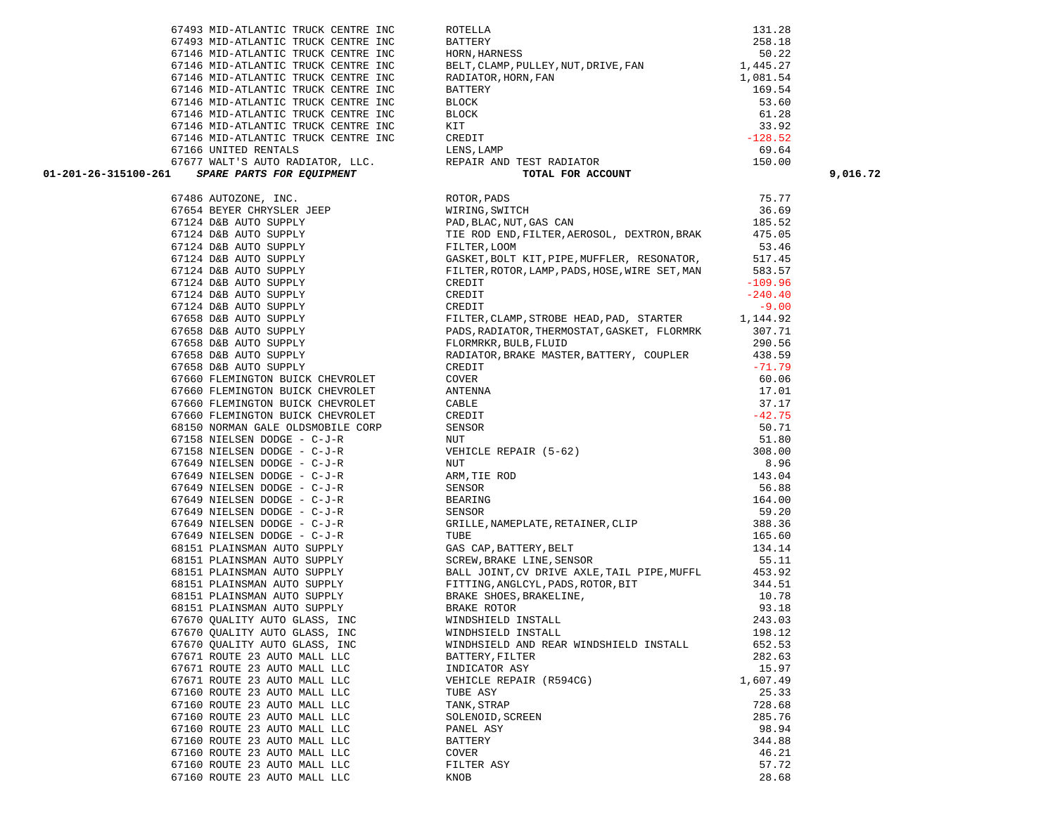| Account | Vendor | Description | Amount | Total |
|---|---|---|---|---|
| | 67493 MID-ATLANTIC TRUCK CENTRE INC | ROTELLA | 131.28 | |
| | 67493 MID-ATLANTIC TRUCK CENTRE INC | BATTERY | 258.18 | |
| | 67146 MID-ATLANTIC TRUCK CENTRE INC | HORN,HARNESS | 50.22 | |
| | 67146 MID-ATLANTIC TRUCK CENTRE INC | BELT,CLAMP,PULLEY,NUT,DRIVE,FAN | 1,445.27 | |
| | 67146 MID-ATLANTIC TRUCK CENTRE INC | RADIATOR,HORN,FAN | 1,081.54 | |
| | 67146 MID-ATLANTIC TRUCK CENTRE INC | BATTERY | 169.54 | |
| | 67146 MID-ATLANTIC TRUCK CENTRE INC | BLOCK | 53.60 | |
| | 67146 MID-ATLANTIC TRUCK CENTRE INC | BLOCK | 61.28 | |
| | 67146 MID-ATLANTIC TRUCK CENTRE INC | KIT | 33.92 | |
| | 67146 MID-ATLANTIC TRUCK CENTRE INC | CREDIT | -128.52 | |
| | 67166 UNITED RENTALS | LENS,LAMP | 69.64 | |
| | 67677 WALT'S AUTO RADIATOR, LLC. | REPAIR AND TEST RADIATOR | 150.00 | |
| **01-201-26-315100-261** | ***SPARE PARTS FOR EQUIPMENT*** | **TOTAL FOR ACCOUNT** | | **9,016.72** |
| | 67486 AUTOZONE, INC. | ROTOR,PADS | 75.77 | |
| | 67654 BEYER CHRYSLER JEEP | WIRING,SWITCH | 36.69 | |
| | 67124 D&B AUTO SUPPLY | PAD,BLAC,NUT,GAS CAN | 185.52 | |
| | 67124 D&B AUTO SUPPLY | TIE ROD END,FILTER,AEROSOL, DEXTRON,BRAK | 475.05 | |
| | 67124 D&B AUTO SUPPLY | FILTER,LOOM | 53.46 | |
| | 67124 D&B AUTO SUPPLY | GASKET,BOLT KIT,PIPE,MUFFLER, RESONATOR, | 517.45 | |
| | 67124 D&B AUTO SUPPLY | FILTER,ROTOR,LAMP,PADS,HOSE,WIRE SET,MAN | 583.57 | |
| | 67124 D&B AUTO SUPPLY | CREDIT | -109.96 | |
| | 67124 D&B AUTO SUPPLY | CREDIT | -240.40 | |
| | 67124 D&B AUTO SUPPLY | CREDIT | -9.00 | |
| | 67658 D&B AUTO SUPPLY | FILTER,CLAMP,STROBE HEAD,PAD, STARTER | 1,144.92 | |
| | 67658 D&B AUTO SUPPLY | PADS,RADIATOR,THERMOSTAT,GASKET, FLORMRK | 307.71 | |
| | 67658 D&B AUTO SUPPLY | FLORMRKR,BULB,FLUID | 290.56 | |
| | 67658 D&B AUTO SUPPLY | RADIATOR,BRAKE MASTER,BATTERY, COUPLER | 438.59 | |
| | 67658 D&B AUTO SUPPLY | CREDIT | -71.79 | |
| | 67660 FLEMINGTON BUICK CHEVROLET | COVER | 60.06 | |
| | 67660 FLEMINGTON BUICK CHEVROLET | ANTENNA | 17.01 | |
| | 67660 FLEMINGTON BUICK CHEVROLET | CABLE | 37.17 | |
| | 67660 FLEMINGTON BUICK CHEVROLET | CREDIT | -42.75 | |
| | 68150 NORMAN GALE OLDSMOBILE CORP | SENSOR | 50.71 | |
| | 67158 NIELSEN DODGE - C-J-R | NUT | 51.80 | |
| | 67158 NIELSEN DODGE - C-J-R | VEHICLE REPAIR (5-62) | 308.00 | |
| | 67649 NIELSEN DODGE - C-J-R | NUT | 8.96 | |
| | 67649 NIELSEN DODGE - C-J-R | ARM,TIE ROD | 143.04 | |
| | 67649 NIELSEN DODGE - C-J-R | SENSOR | 56.88 | |
| | 67649 NIELSEN DODGE - C-J-R | BEARING | 164.00 | |
| | 67649 NIELSEN DODGE - C-J-R | SENSOR | 59.20 | |
| | 67649 NIELSEN DODGE - C-J-R | GRILLE,NAMEPLATE,RETAINER,CLIP | 388.36 | |
| | 67649 NIELSEN DODGE - C-J-R | TUBE | 165.60 | |
| | 68151 PLAINSMAN AUTO SUPPLY | GAS CAP,BATTERY,BELT | 134.14 | |
| | 68151 PLAINSMAN AUTO SUPPLY | SCREW,BRAKE LINE,SENSOR | 55.11 | |
| | 68151 PLAINSMAN AUTO SUPPLY | BALL JOINT,CV DRIVE AXLE,TAIL PIPE,MUFFL | 453.92 | |
| | 68151 PLAINSMAN AUTO SUPPLY | FITTING,ANGLCYL,PADS,ROTOR,BIT | 344.51 | |
| | 68151 PLAINSMAN AUTO SUPPLY | BRAKE SHOES,BRAKELINE, | 10.78 | |
| | 68151 PLAINSMAN AUTO SUPPLY | BRAKE ROTOR | 93.18 | |
| | 67670 QUALITY AUTO GLASS, INC | WINDSHIELD INSTALL | 243.03 | |
| | 67670 QUALITY AUTO GLASS, INC | WINDHSIELD INSTALL | 198.12 | |
| | 67670 QUALITY AUTO GLASS, INC | WINDHSIELD AND REAR WINDSHIELD INSTALL | 652.53 | |
| | 67671 ROUTE 23 AUTO MALL LLC | BATTERY,FILTER | 282.63 | |
| | 67671 ROUTE 23 AUTO MALL LLC | INDICATOR ASY | 15.97 | |
| | 67671 ROUTE 23 AUTO MALL LLC | VEHICLE REPAIR (R594CG) | 1,607.49 | |
| | 67160 ROUTE 23 AUTO MALL LLC | TUBE ASY | 25.33 | |
| | 67160 ROUTE 23 AUTO MALL LLC | TANK,STRAP | 728.68 | |
| | 67160 ROUTE 23 AUTO MALL LLC | SOLENOID,SCREEN | 285.76 | |
| | 67160 ROUTE 23 AUTO MALL LLC | PANEL ASY | 98.94 | |
| | 67160 ROUTE 23 AUTO MALL LLC | BATTERY | 344.88 | |
| | 67160 ROUTE 23 AUTO MALL LLC | COVER | 46.21 | |
| | 67160 ROUTE 23 AUTO MALL LLC | FILTER ASY | 57.72 | |
| | 67160 ROUTE 23 AUTO MALL LLC | KNOB | 28.68 | |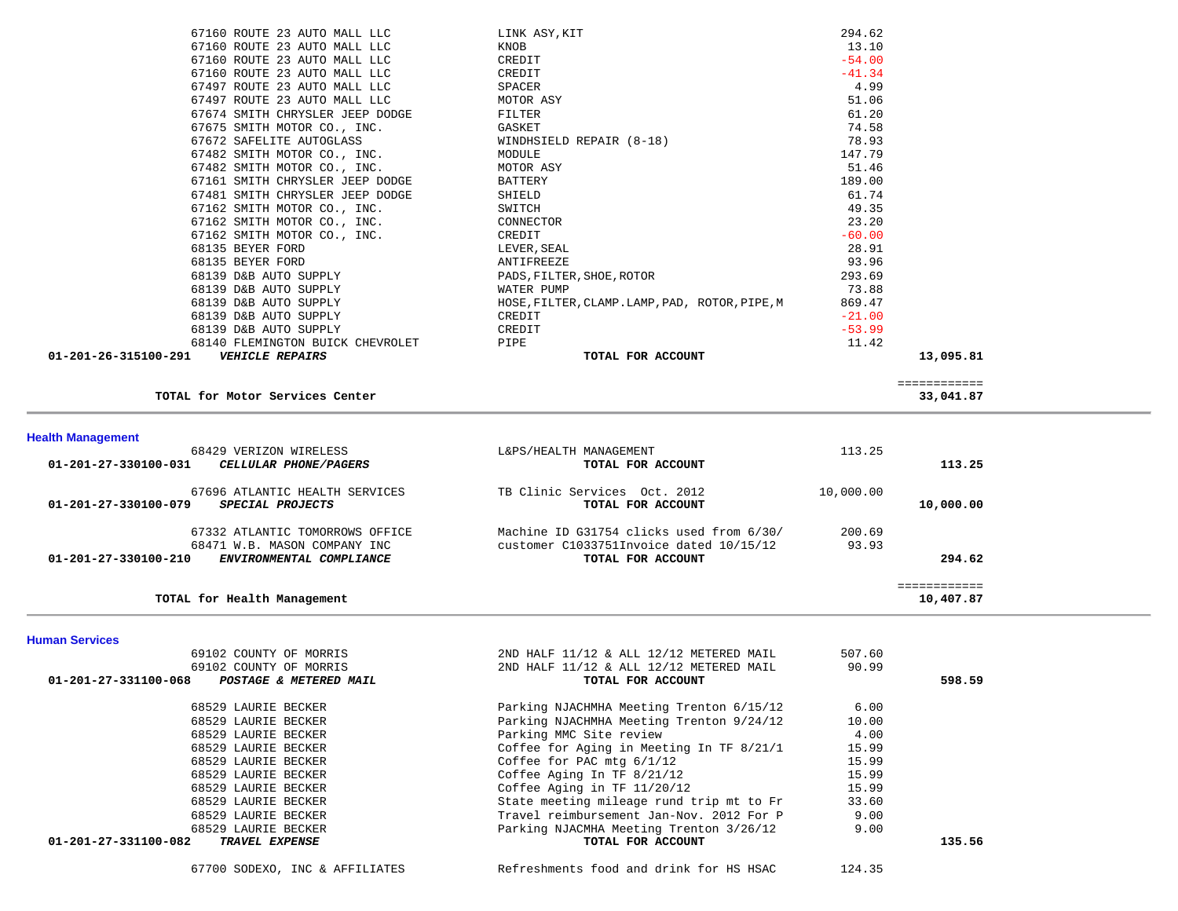| Account | Vendor | Description | Amount | Total |
|---|---|---|---|---|
| | 67160 ROUTE 23 AUTO MALL LLC | LINK ASY,KIT | 294.62 | |
| | 67160 ROUTE 23 AUTO MALL LLC | KNOB | 13.10 | |
| | 67160 ROUTE 23 AUTO MALL LLC | CREDIT | -54.00 | |
| | 67160 ROUTE 23 AUTO MALL LLC | CREDIT | -41.34 | |
| | 67497 ROUTE 23 AUTO MALL LLC | SPACER | 4.99 | |
| | 67497 ROUTE 23 AUTO MALL LLC | MOTOR ASY | 51.06 | |
| | 67674 SMITH CHRYSLER JEEP DODGE | FILTER | 61.20 | |
| | 67675 SMITH MOTOR CO., INC. | GASKET | 74.58 | |
| | 67672 SAFELITE AUTOGLASS | WINDHSIELD REPAIR (8-18) | 78.93 | |
| | 67482 SMITH MOTOR CO., INC. | MODULE | 147.79 | |
| | 67482 SMITH MOTOR CO., INC. | MOTOR ASY | 51.46 | |
| | 67161 SMITH CHRYSLER JEEP DODGE | BATTERY | 189.00 | |
| | 67481 SMITH CHRYSLER JEEP DODGE | SHIELD | 61.74 | |
| | 67162 SMITH MOTOR CO., INC. | SWITCH | 49.35 | |
| | 67162 SMITH MOTOR CO., INC. | CONNECTOR | 23.20 | |
| | 67162 SMITH MOTOR CO., INC. | CREDIT | -60.00 | |
| | 68135 BEYER FORD | LEVER,SEAL | 28.91 | |
| | 68135 BEYER FORD | ANTIFREEZE | 93.96 | |
| | 68139 D&B AUTO SUPPLY | PADS,FILTER,SHOE,ROTOR | 293.69 | |
| | 68139 D&B AUTO SUPPLY | WATER PUMP | 73.88 | |
| | 68139 D&B AUTO SUPPLY | HOSE,FILTER,CLAMP.LAMP,PAD, ROTOR,PIPE,M | 869.47 | |
| | 68139 D&B AUTO SUPPLY | CREDIT | -21.00 | |
| | 68139 D&B AUTO SUPPLY | CREDIT | -53.99 | |
| | 68140 FLEMINGTON BUICK CHEVROLET | PIPE | 11.42 | |
| **01-201-26-315100-291** | ***VEHICLE REPAIRS*** | **TOTAL FOR ACCOUNT** | | **13,095.81** |

| | | | ============ |
|---|---|---|---|
| **TOTAL for Motor Services Center** | | | **33,041.87** |

## Health Management

| Account | Vendor | Description | Amount | Total |
|---|---|---|---|---|
| | 68429 VERIZON WIRELESS | L&PS/HEALTH MANAGEMENT | 113.25 | |
| **01-201-27-330100-031** | ***CELLULAR PHONE/PAGERS*** | **TOTAL FOR ACCOUNT** | | **113.25** |
| | 67696 ATLANTIC HEALTH SERVICES | TB Clinic Services Oct. 2012 | 10,000.00 | |
| **01-201-27-330100-079** | ***SPECIAL PROJECTS*** | **TOTAL FOR ACCOUNT** | | **10,000.00** |
| | 67332 ATLANTIC TOMORROWS OFFICE | Machine ID G31754 clicks used from 6/30/ | 200.69 | |
| | 68471 W.B. MASON COMPANY INC | customer C1033751Invoice dated 10/15/12 | 93.93 | |
| **01-201-27-330100-210** | ***ENVIRONMENTAL COMPLIANCE*** | **TOTAL FOR ACCOUNT** | | **294.62** |

| | | | ============ |
|---|---|---|---|
| **TOTAL for Health Management** | | | **10,407.87** |

## Human Services

| Account | Vendor | Description | Amount | Total |
|---|---|---|---|---|
| | 69102 COUNTY OF MORRIS | 2ND HALF 11/12 & ALL 12/12 METERED MAIL | 507.60 | |
| | 69102 COUNTY OF MORRIS | 2ND HALF 11/12 & ALL 12/12 METERED MAIL | 90.99 | |
| **01-201-27-331100-068** | ***POSTAGE & METERED MAIL*** | **TOTAL FOR ACCOUNT** | | **598.59** |
| | 68529 LAURIE BECKER | Parking NJACHMHA Meeting Trenton 6/15/12 | 6.00 | |
| | 68529 LAURIE BECKER | Parking NJACHMHA Meeting Trenton 9/24/12 | 10.00 | |
| | 68529 LAURIE BECKER | Parking MMC Site review | 4.00 | |
| | 68529 LAURIE BECKER | Coffee for Aging in Meeting In TF 8/21/1 | 15.99 | |
| | 68529 LAURIE BECKER | Coffee for PAC mtg 6/1/12 | 15.99 | |
| | 68529 LAURIE BECKER | Coffee Aging In TF 8/21/12 | 15.99 | |
| | 68529 LAURIE BECKER | Coffee Aging in TF 11/20/12 | 15.99 | |
| | 68529 LAURIE BECKER | State meeting mileage rund trip mt to Fr | 33.60 | |
| | 68529 LAURIE BECKER | Travel reimbursement Jan-Nov. 2012 For P | 9.00 | |
| | 68529 LAURIE BECKER | Parking NJACMHA Meeting Trenton 3/26/12 | 9.00 | |
| **01-201-27-331100-082** | ***TRAVEL EXPENSE*** | **TOTAL FOR ACCOUNT** | | **135.56** |
| | 67700 SODEXO, INC & AFFILIATES | Refreshments food and drink for HS HSAC | 124.35 | |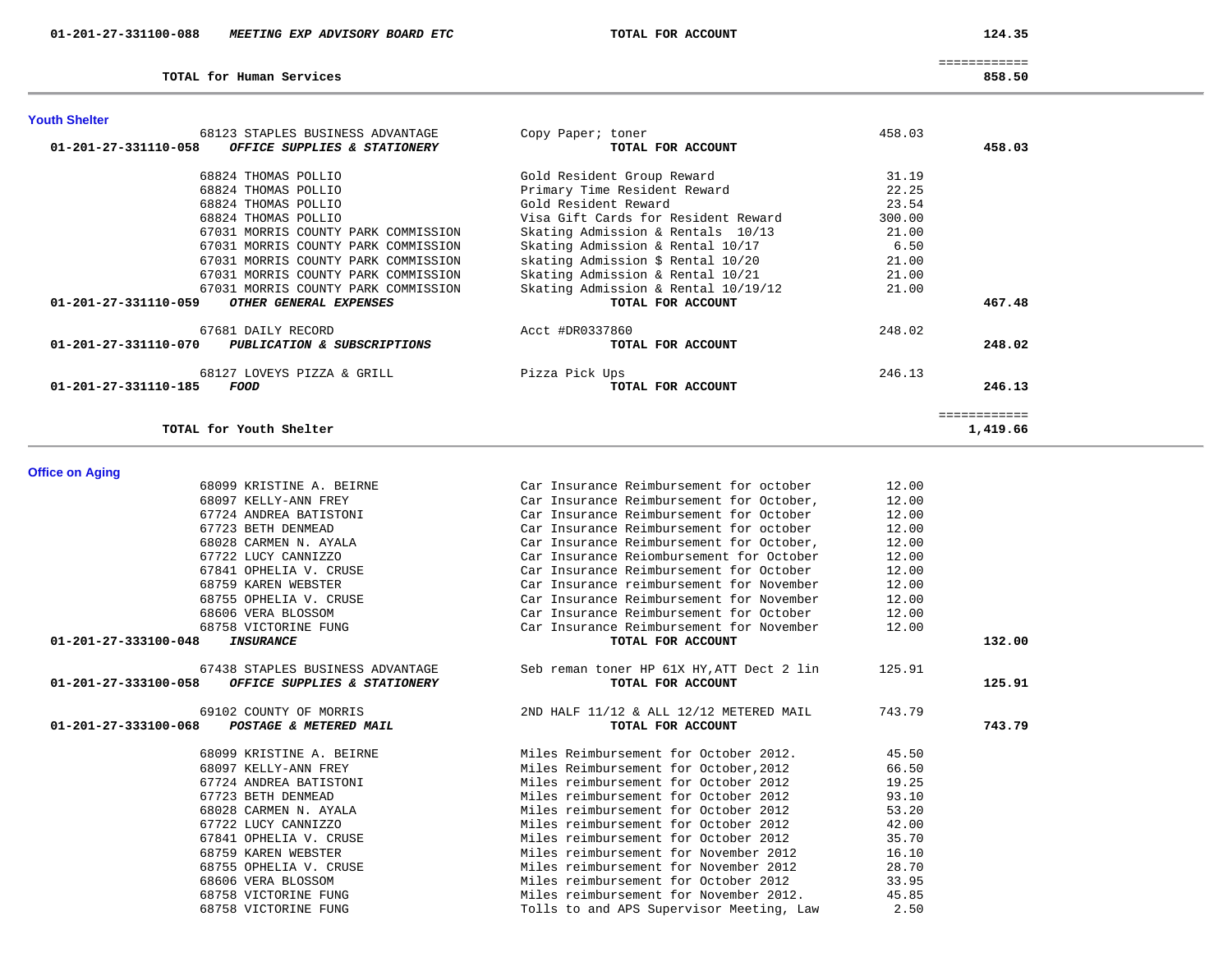| Account | Vendor | Description | Amount | Total |
|---|---|---|---|---|
| 01-201-27-331100-088 | ***MEETING EXP ADVISORY BOARD ETC*** | **TOTAL FOR ACCOUNT** | | **124.35** |
| | | | | ============ |
| | **TOTAL for Human Services** | | | **858.50** |

## Youth Shelter

| Account | Vendor | Description | Amount | Total |
|---|---|---|---|---|
| | 68123 STAPLES BUSINESS ADVANTAGE | Copy Paper; toner | 458.03 | |
| 01-201-27-331110-058 | ***OFFICE SUPPLIES & STATIONERY*** | **TOTAL FOR ACCOUNT** | | **458.03** |
| | 68824 THOMAS POLLIO | Gold Resident Group Reward | 31.19 | |
| | 68824 THOMAS POLLIO | Primary Time Resident Reward | 22.25 | |
| | 68824 THOMAS POLLIO | Gold Resident Reward | 23.54 | |
| | 68824 THOMAS POLLIO | Visa Gift Cards for Resident Reward | 300.00 | |
| | 67031 MORRIS COUNTY PARK COMMISSION | Skating Admission & Rentals 10/13 | 21.00 | |
| | 67031 MORRIS COUNTY PARK COMMISSION | Skating Admission & Rental 10/17 | 6.50 | |
| | 67031 MORRIS COUNTY PARK COMMISSION | skating Admission $ Rental 10/20 | 21.00 | |
| | 67031 MORRIS COUNTY PARK COMMISSION | Skating Admission & Rental 10/21 | 21.00 | |
| | 67031 MORRIS COUNTY PARK COMMISSION | Skating Admission & Rental 10/19/12 | 21.00 | |
| 01-201-27-331110-059 | ***OTHER GENERAL EXPENSES*** | **TOTAL FOR ACCOUNT** | | **467.48** |
| | 67681 DAILY RECORD | Acct #DR0337860 | 248.02 | |
| 01-201-27-331110-070 | ***PUBLICATION & SUBSCRIPTIONS*** | **TOTAL FOR ACCOUNT** | | **248.02** |
| | 68127 LOVEYS PIZZA & GRILL | Pizza Pick Ups | 246.13 | |
| 01-201-27-331110-185 | ***FOOD*** | **TOTAL FOR ACCOUNT** | | **246.13** |
| | | | | ============ |
| | **TOTAL for Youth Shelter** | | | **1,419.66** |

## Office on Aging

| Account | Vendor | Description | Amount | Total |
|---|---|---|---|---|
| | 68099 KRISTINE A. BEIRNE | Car Insurance Reimbursement for october | 12.00 | |
| | 68097 KELLY-ANN FREY | Car Insurance Reimbursement for October, | 12.00 | |
| | 67724 ANDREA BATISTONI | Car Insurance Reimbursement for October | 12.00 | |
| | 67723 BETH DENMEAD | Car Insurance Reimbursement for october | 12.00 | |
| | 68028 CARMEN N. AYALA | Car Insurance Reimbursement for October, | 12.00 | |
| | 67722 LUCY CANNIZZO | Car Insurance Reiombursement for October | 12.00 | |
| | 67841 OPHELIA V. CRUSE | Car Insurance Reimbursement for October | 12.00 | |
| | 68759 KAREN WEBSTER | Car Insurance reimbursement for November | 12.00 | |
| | 68755 OPHELIA V. CRUSE | Car Insurance Reimbursement for November | 12.00 | |
| | 68606 VERA BLOSSOM | Car Insurance Reimbursement for October | 12.00 | |
| | 68758 VICTORINE FUNG | Car Insurance Reimbursement for November | 12.00 | |
| 01-201-27-333100-048 | ***INSURANCE*** | **TOTAL FOR ACCOUNT** | | **132.00** |
| | 67438 STAPLES BUSINESS ADVANTAGE | Seb reman toner HP 61X HY,ATT Dect 2 lin | 125.91 | |
| 01-201-27-333100-058 | ***OFFICE SUPPLIES & STATIONERY*** | **TOTAL FOR ACCOUNT** | | **125.91** |
| | 69102 COUNTY OF MORRIS | 2ND HALF 11/12 & ALL 12/12 METERED MAIL | 743.79 | |
| 01-201-27-333100-068 | ***POSTAGE & METERED MAIL*** | **TOTAL FOR ACCOUNT** | | **743.79** |
| | 68099 KRISTINE A. BEIRNE | Miles Reimbursement for October 2012. | 45.50 | |
| | 68097 KELLY-ANN FREY | Miles Reimbursement for October,2012 | 66.50 | |
| | 67724 ANDREA BATISTONI | Miles reimbursement for October 2012 | 19.25 | |
| | 67723 BETH DENMEAD | Miles reimbursement for October 2012 | 93.10 | |
| | 68028 CARMEN N. AYALA | Miles reimbursement for October 2012 | 53.20 | |
| | 67722 LUCY CANNIZZO | Miles reimbursement for October 2012 | 42.00 | |
| | 67841 OPHELIA V. CRUSE | Miles reimbursement for October 2012 | 35.70 | |
| | 68759 KAREN WEBSTER | Miles reimbursement for November 2012 | 16.10 | |
| | 68755 OPHELIA V. CRUSE | Miles reimbursement for November 2012 | 28.70 | |
| | 68606 VERA BLOSSOM | Miles reimbursement for October 2012 | 33.95 | |
| | 68758 VICTORINE FUNG | Miles reimbursement for November 2012. | 45.85 | |
| | 68758 VICTORINE FUNG | Tolls to and APS Supervisor Meeting, Law | 2.50 | |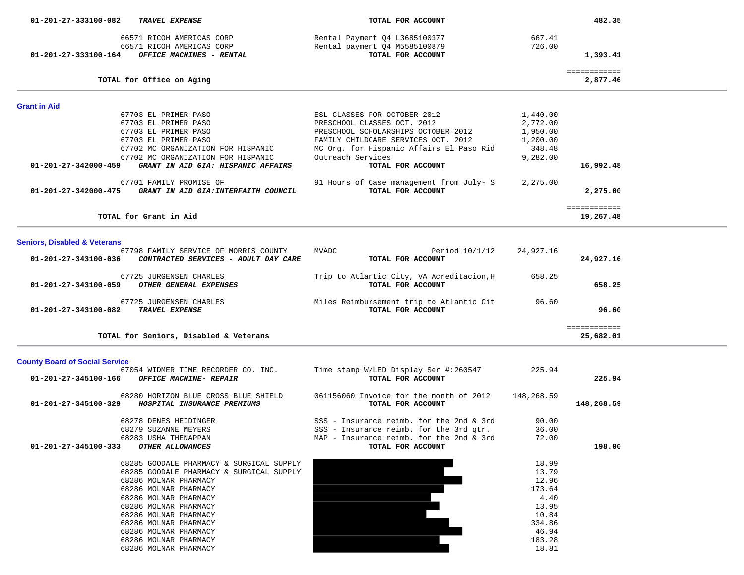| Account / Vendor | Description | Amount | Total |
|---|---|---|---|
| 01-201-27-333100-082 ***TRAVEL EXPENSE*** | **TOTAL FOR ACCOUNT** | | **482.35** |
| 66571 RICOH AMERICAS CORP | Rental Payment Q4 L3685100377 | 667.41 | |
| 66571 RICOH AMERICAS CORP | Rental payment Q4 M5585100879 | 726.00 | |
| 01-201-27-333100-164 ***OFFICE MACHINES - RENTAL*** | **TOTAL FOR ACCOUNT** | | **1,393.41** |
| | | | ============ |
| **TOTAL for Office on Aging** | | | **2,877.46** |

## Grant in Aid

| Account / Vendor | Description | Amount | Total |
|---|---|---|---|
| 67703 EL PRIMER PASO | ESL CLASSES FOR OCTOBER 2012 | 1,440.00 | |
| 67703 EL PRIMER PASO | PRESCHOOL CLASSES OCT. 2012 | 2,772.00 | |
| 67703 EL PRIMER PASO | PRESCHOOL SCHOLARSHIPS OCTOBER 2012 | 1,950.00 | |
| 67703 EL PRIMER PASO | FAMILY CHILDCARE SERVICES OCT. 2012 | 1,200.00 | |
| 67702 MC ORGANIZATION FOR HISPANIC | MC Org. for Hispanic Affairs El Paso Rid | 348.48 | |
| 67702 MC ORGANIZATION FOR HISPANIC | Outreach Services | 9,282.00 | |
| 01-201-27-342000-459 ***GRANT IN AID GIA: HISPANIC AFFAIRS*** | **TOTAL FOR ACCOUNT** | | **16,992.48** |
| 67701 FAMILY PROMISE OF | 91 Hours of Case management from July- S | 2,275.00 | |
| 01-201-27-342000-475 ***GRANT IN AID GIA:INTERFAITH COUNCIL*** | **TOTAL FOR ACCOUNT** | | **2,275.00** |
| | | | ============ |
| **TOTAL for Grant in Aid** | | | **19,267.48** |

## Seniors, Disabled & Veterans

| Account / Vendor | Description | Amount | Total |
|---|---|---|---|
| 67798 FAMILY SERVICE OF MORRIS COUNTY | MVADC Period 10/1/12 | 24,927.16 | |
| 01-201-27-343100-036 ***CONTRACTED SERVICES - ADULT DAY CARE*** | **TOTAL FOR ACCOUNT** | | **24,927.16** |
| 67725 JURGENSEN CHARLES | Trip to Atlantic City, VA Acreditacion,H | 658.25 | |
| 01-201-27-343100-059 ***OTHER GENERAL EXPENSES*** | **TOTAL FOR ACCOUNT** | | **658.25** |
| 67725 JURGENSEN CHARLES | Miles Reimbursement trip to Atlantic Cit | 96.60 | |
| 01-201-27-343100-082 ***TRAVEL EXPENSE*** | **TOTAL FOR ACCOUNT** | | **96.60** |
| | | | ============ |
| **TOTAL for Seniors, Disabled & Veterans** | | | **25,682.01** |

## County Board of Social Service

| Account / Vendor | Description | Amount | Total |
|---|---|---|---|
| 67054 WIDMER TIME RECORDER CO. INC. | Time stamp W/LED Display Ser #:260547 | 225.94 | |
| 01-201-27-345100-166 ***OFFICE MACHINE- REPAIR*** | **TOTAL FOR ACCOUNT** | | **225.94** |
| 68280 HORIZON BLUE CROSS BLUE SHIELD | 061156060 Invoice for the month of 2012 | 148,268.59 | |
| 01-201-27-345100-329 ***HOSPITAL INSURANCE PREMIUMS*** | **TOTAL FOR ACCOUNT** | | **148,268.59** |
| 68278 DENES HEIDINGER | SSS - Insurance reimb. for the 2nd & 3rd | 90.00 | |
| 68279 SUZANNE MEYERS | SSS - Insurance reimb. for the 3rd qtr. | 36.00 | |
| 68283 USHA THENAPPAN | MAP - Insurance reimb. for the 2nd & 3rd | 72.00 | |
| 01-201-27-345100-333 ***OTHER ALLOWANCES*** | **TOTAL FOR ACCOUNT** | | **198.00** |
| 68285 GOODALE PHARMACY & SURGICAL SUPPLY | | 18.99 | |
| 68285 GOODALE PHARMACY & SURGICAL SUPPLY | | 13.79 | |
| 68286 MOLNAR PHARMACY | | 12.96 | |
| 68286 MOLNAR PHARMACY | | 173.64 | |
| 68286 MOLNAR PHARMACY | | 4.40 | |
| 68286 MOLNAR PHARMACY | | 13.95 | |
| 68286 MOLNAR PHARMACY | | 10.84 | |
| 68286 MOLNAR PHARMACY | | 334.86 | |
| 68286 MOLNAR PHARMACY | | 46.94 | |
| 68286 MOLNAR PHARMACY | | 183.28 | |
| 68286 MOLNAR PHARMACY | | 18.81 | |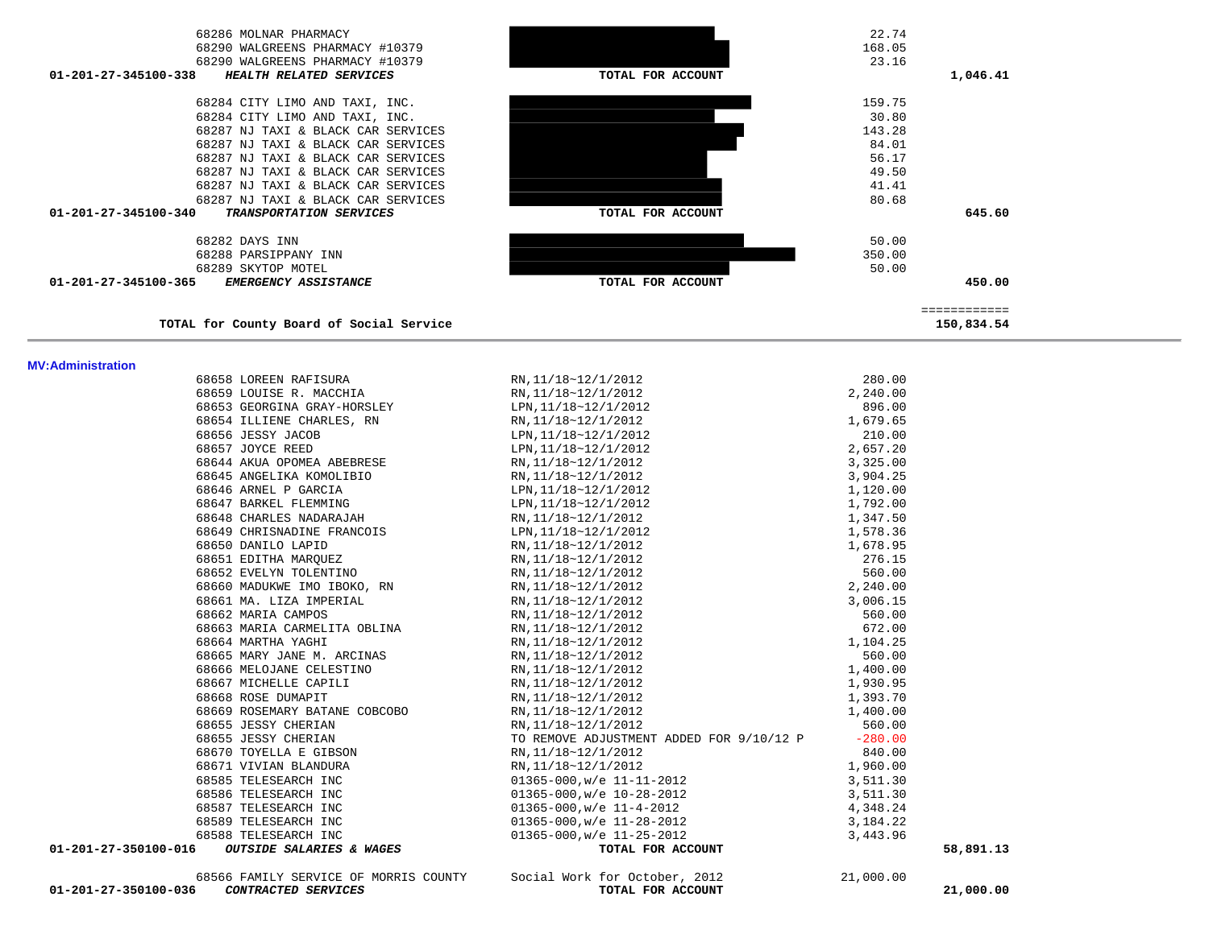| Account | Vendor | Description | Amount | Total |
|---|---|---|---|---|
| | 68286 MOLNAR PHARMACY | | 22.74 | |
| | 68290 WALGREENS PHARMACY #10379 | | 168.05 | |
| | 68290 WALGREENS PHARMACY #10379 | | 23.16 | |
| 01-201-27-345100-338 | ***HEALTH RELATED SERVICES*** | **TOTAL FOR ACCOUNT** | | **1,046.41** |
| | 68284 CITY LIMO AND TAXI, INC. | | 159.75 | |
| | 68284 CITY LIMO AND TAXI, INC. | | 30.80 | |
| | 68287 NJ TAXI & BLACK CAR SERVICES | | 143.28 | |
| | 68287 NJ TAXI & BLACK CAR SERVICES | | 84.01 | |
| | 68287 NJ TAXI & BLACK CAR SERVICES | | 56.17 | |
| | 68287 NJ TAXI & BLACK CAR SERVICES | | 49.50 | |
| | 68287 NJ TAXI & BLACK CAR SERVICES | | 41.41 | |
| | 68287 NJ TAXI & BLACK CAR SERVICES | | 80.68 | |
| 01-201-27-345100-340 | ***TRANSPORTATION SERVICES*** | **TOTAL FOR ACCOUNT** | | **645.60** |
| | 68282 DAYS INN | | 50.00 | |
| | 68288 PARSIPPANY INN | | 350.00 | |
| | 68289 SKYTOP MOTEL | | 50.00 | |
| 01-201-27-345100-365 | ***EMERGENCY ASSISTANCE*** | **TOTAL FOR ACCOUNT** | | **450.00** |
| | | | | ============ |
| | **TOTAL for County Board of Social Service** | | | **150,834.54** |

**MV:Administration**

| Account | Vendor | Description | Amount | Total |
|---|---|---|---|---|
| | 68658 LOREEN RAFISURA | RN,11/18~12/1/2012 | 280.00 | |
| | 68659 LOUISE R. MACCHIA | RN,11/18~12/1/2012 | 2,240.00 | |
| | 68653 GEORGINA GRAY-HORSLEY | LPN,11/18~12/1/2012 | 896.00 | |
| | 68654 ILLIENE CHARLES, RN | RN,11/18~12/1/2012 | 1,679.65 | |
| | 68656 JESSY JACOB | LPN,11/18~12/1/2012 | 210.00 | |
| | 68657 JOYCE REED | LPN,11/18~12/1/2012 | 2,657.20 | |
| | 68644 AKUA OPOMEA ABEBRESE | RN,11/18~12/1/2012 | 3,325.00 | |
| | 68645 ANGELIKA KOMOLIBIO | RN,11/18~12/1/2012 | 3,904.25 | |
| | 68646 ARNEL P GARCIA | LPN,11/18~12/1/2012 | 1,120.00 | |
| | 68647 BARKEL FLEMMING | LPN,11/18~12/1/2012 | 1,792.00 | |
| | 68648 CHARLES NADARAJAH | RN,11/18~12/1/2012 | 1,347.50 | |
| | 68649 CHRISNADINE FRANCOIS | LPN,11/18~12/1/2012 | 1,578.36 | |
| | 68650 DANILO LAPID | RN,11/18~12/1/2012 | 1,678.95 | |
| | 68651 EDITHA MARQUEZ | RN,11/18~12/1/2012 | 276.15 | |
| | 68652 EVELYN TOLENTINO | RN,11/18~12/1/2012 | 560.00 | |
| | 68660 MADUKWE IMO IBOKO, RN | RN,11/18~12/1/2012 | 2,240.00 | |
| | 68661 MA. LIZA IMPERIAL | RN,11/18~12/1/2012 | 3,006.15 | |
| | 68662 MARIA CAMPOS | RN,11/18~12/1/2012 | 560.00 | |
| | 68663 MARIA CARMELITA OBLINA | RN,11/18~12/1/2012 | 672.00 | |
| | 68664 MARTHA YAGHI | RN,11/18~12/1/2012 | 1,104.25 | |
| | 68665 MARY JANE M. ARCINAS | RN,11/18~12/1/2012 | 560.00 | |
| | 68666 MELOJANE CELESTINO | RN,11/18~12/1/2012 | 1,400.00 | |
| | 68667 MICHELLE CAPILI | RN,11/18~12/1/2012 | 1,930.95 | |
| | 68668 ROSE DUMAPIT | RN,11/18~12/1/2012 | 1,393.70 | |
| | 68669 ROSEMARY BATANE COBCOBO | RN,11/18~12/1/2012 | 1,400.00 | |
| | 68655 JESSY CHERIAN | RN,11/18~12/1/2012 | 560.00 | |
| | 68655 JESSY CHERIAN | TO REMOVE ADJUSTMENT ADDED FOR 9/10/12 P | -280.00 | |
| | 68670 TOYELLA E GIBSON | RN,11/18~12/1/2012 | 840.00 | |
| | 68671 VIVIAN BLANDURA | RN,11/18~12/1/2012 | 1,960.00 | |
| | 68585 TELESEARCH INC | 01365-000,w/e 11-11-2012 | 3,511.30 | |
| | 68586 TELESEARCH INC | 01365-000,w/e 10-28-2012 | 3,511.30 | |
| | 68587 TELESEARCH INC | 01365-000,w/e 11-4-2012 | 4,348.24 | |
| | 68589 TELESEARCH INC | 01365-000,w/e 11-28-2012 | 3,184.22 | |
| | 68588 TELESEARCH INC | 01365-000,w/e 11-25-2012 | 3,443.96 | |
| 01-201-27-350100-016 | ***OUTSIDE SALARIES & WAGES*** | **TOTAL FOR ACCOUNT** | | **58,891.13** |
| | 68566 FAMILY SERVICE OF MORRIS COUNTY | Social Work for October, 2012 | 21,000.00 | |
| 01-201-27-350100-036 | ***CONTRACTED SERVICES*** | **TOTAL FOR ACCOUNT** | | **21,000.00** |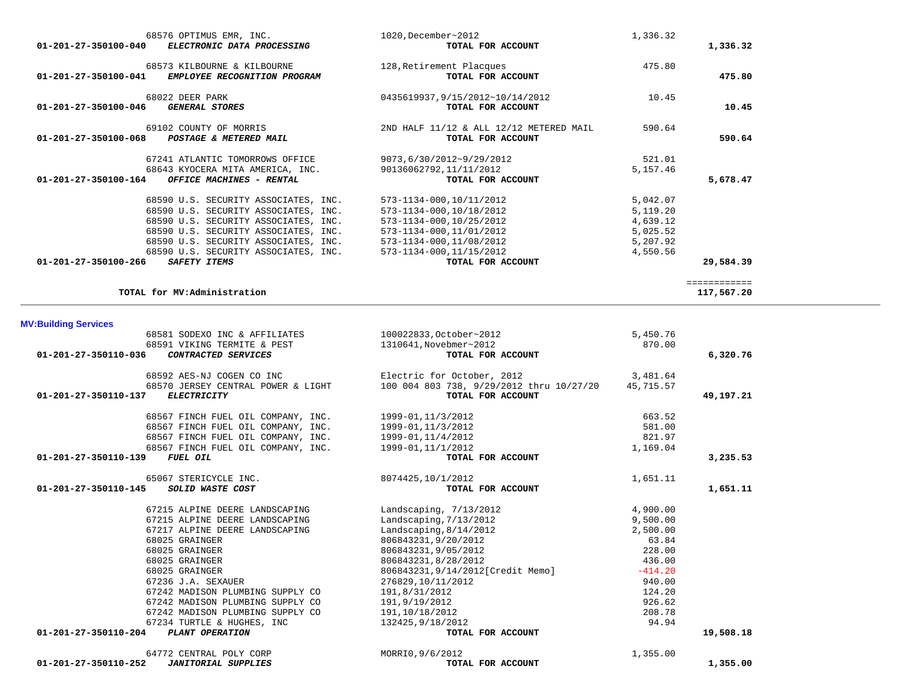| Account | Vendor / Description | Reference | Amount | Total |
|---|---|---|---|---|
| | 68576 OPTIMUS EMR, INC. | 1020,December~2012 | 1,336.32 | |
| 01-201-27-350100-040 | *ELECTRONIC DATA PROCESSING* | TOTAL FOR ACCOUNT | | 1,336.32 |
| | 68573 KILBOURNE & KILBOURNE | 128,Retirement Placques | 475.80 | |
| 01-201-27-350100-041 | *EMPLOYEE RECOGNITION PROGRAM* | TOTAL FOR ACCOUNT | | 475.80 |
| | 68022 DEER PARK | 0435619937,9/15/2012~10/14/2012 | 10.45 | |
| 01-201-27-350100-046 | *GENERAL STORES* | TOTAL FOR ACCOUNT | | 10.45 |
| | 69102 COUNTY OF MORRIS | 2ND HALF 11/12 & ALL 12/12 METERED MAIL | 590.64 | |
| 01-201-27-350100-068 | *POSTAGE & METERED MAIL* | TOTAL FOR ACCOUNT | | 590.64 |
| | 67241 ATLANTIC TOMORROWS OFFICE | 9073,6/30/2012~9/29/2012 | 521.01 | |
| | 68643 KYOCERA MITA AMERICA, INC. | 90136062792,11/11/2012 | 5,157.46 | |
| 01-201-27-350100-164 | *OFFICE MACHINES - RENTAL* | TOTAL FOR ACCOUNT | | 5,678.47 |
| | 68590 U.S. SECURITY ASSOCIATES, INC. | 573-1134-000,10/11/2012 | 5,042.07 | |
| | 68590 U.S. SECURITY ASSOCIATES, INC. | 573-1134-000,10/18/2012 | 5,119.20 | |
| | 68590 U.S. SECURITY ASSOCIATES, INC. | 573-1134-000,10/25/2012 | 4,639.12 | |
| | 68590 U.S. SECURITY ASSOCIATES, INC. | 573-1134-000,11/01/2012 | 5,025.52 | |
| | 68590 U.S. SECURITY ASSOCIATES, INC. | 573-1134-000,11/08/2012 | 5,207.92 | |
| | 68590 U.S. SECURITY ASSOCIATES, INC. | 573-1134-000,11/15/2012 | 4,550.56 | |
| 01-201-27-350100-266 | *SAFETY ITEMS* | TOTAL FOR ACCOUNT | | 29,584.39 |
| | **TOTAL for MV:Administration** | | | 117,567.20 |

**MV:Building Services**

| Account | Vendor / Description | Reference | Amount | Total |
|---|---|---|---|---|
| | 68581 SODEXO INC & AFFILIATES | 100022833,October~2012 | 5,450.76 | |
| | 68591 VIKING TERMITE & PEST | 1310641,Novebmer~2012 | 870.00 | |
| 01-201-27-350110-036 | *CONTRACTED SERVICES* | TOTAL FOR ACCOUNT | | 6,320.76 |
| | 68592 AES-NJ COGEN CO INC | Electric for October, 2012 | 3,481.64 | |
| | 68570 JERSEY CENTRAL POWER & LIGHT | 100 004 803 738, 9/29/2012 thru 10/27/20 | 45,715.57 | |
| 01-201-27-350110-137 | *ELECTRICITY* | TOTAL FOR ACCOUNT | | 49,197.21 |
| | 68567 FINCH FUEL OIL COMPANY, INC. | 1999-01,11/3/2012 | 663.52 | |
| | 68567 FINCH FUEL OIL COMPANY, INC. | 1999-01,11/3/2012 | 581.00 | |
| | 68567 FINCH FUEL OIL COMPANY, INC. | 1999-01,11/4/2012 | 821.97 | |
| | 68567 FINCH FUEL OIL COMPANY, INC. | 1999-01,11/1/2012 | 1,169.04 | |
| 01-201-27-350110-139 | *FUEL OIL* | TOTAL FOR ACCOUNT | | 3,235.53 |
| | 65067 STERICYCLE INC. | 8074425,10/1/2012 | 1,651.11 | |
| 01-201-27-350110-145 | *SOLID WASTE COST* | TOTAL FOR ACCOUNT | | 1,651.11 |
| | 67215 ALPINE DEERE LANDSCAPING | Landscaping, 7/13/2012 | 4,900.00 | |
| | 67215 ALPINE DEERE LANDSCAPING | Landscaping,7/13/2012 | 9,500.00 | |
| | 67217 ALPINE DEERE LANDSCAPING | Landscaping,8/14/2012 | 2,500.00 | |
| | 68025 GRAINGER | 806843231,9/20/2012 | 63.84 | |
| | 68025 GRAINGER | 806843231,9/05/2012 | 228.00 | |
| | 68025 GRAINGER | 806843231,8/28/2012 | 436.00 | |
| | 68025 GRAINGER | 806843231,9/14/2012[Credit Memo] | -414.20 | |
| | 67236 J.A. SEXAUER | 276829,10/11/2012 | 940.00 | |
| | 67242 MADISON PLUMBING SUPPLY CO | 191,8/31/2012 | 124.20 | |
| | 67242 MADISON PLUMBING SUPPLY CO | 191,9/19/2012 | 926.62 | |
| | 67242 MADISON PLUMBING SUPPLY CO | 191,10/18/2012 | 208.78 | |
| | 67234 TURTLE & HUGHES, INC | 132425,9/18/2012 | 94.94 | |
| 01-201-27-350110-204 | *PLANT OPERATION* | TOTAL FOR ACCOUNT | | 19,508.18 |
| | 64772 CENTRAL POLY CORP | MORRI0,9/6/2012 | 1,355.00 | |
| 01-201-27-350110-252 | *JANITORIAL SUPPLIES* | TOTAL FOR ACCOUNT | | 1,355.00 |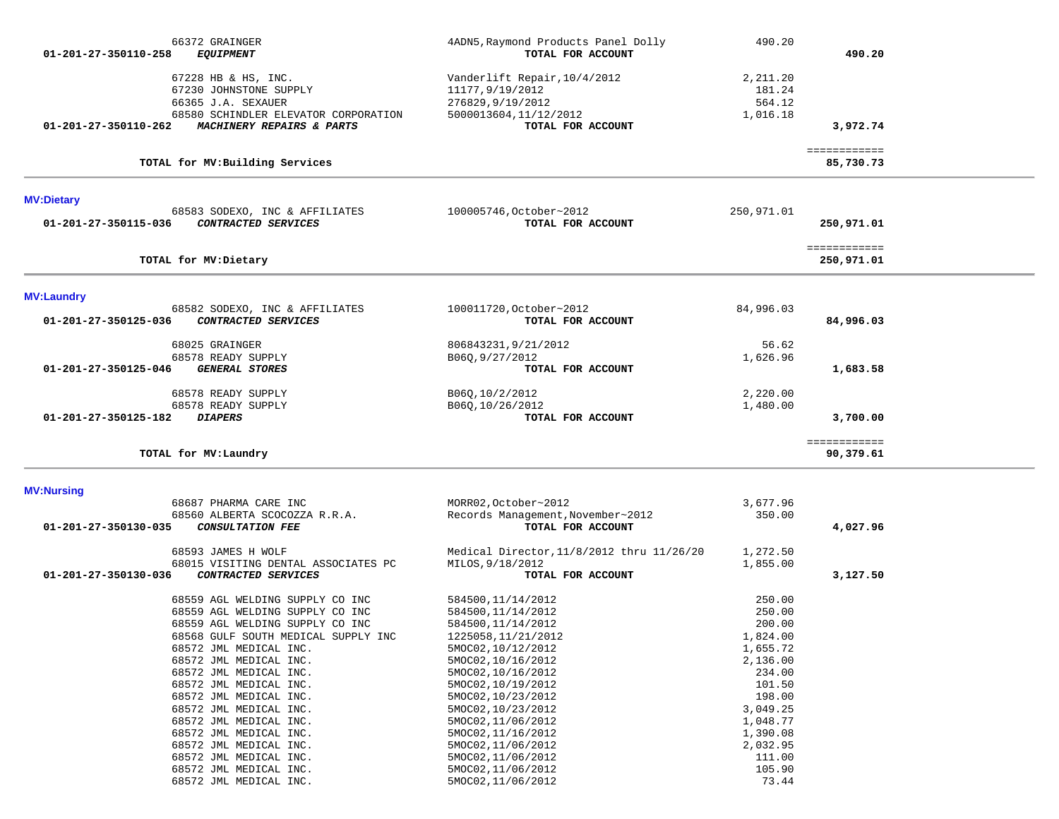| Account | Vendor | Description | Amount | Total |
|---|---|---|---|---|
| | 66372 GRAINGER | 4ADN5,Raymond Products Panel Dolly | 490.20 | |
| 01-201-27-350110-258 | ***EQUIPMENT*** | TOTAL FOR ACCOUNT | | **490.20** |
| | 67228 HB & HS, INC. | Vanderlift Repair,10/4/2012 | 2,211.20 | |
| | 67230 JOHNSTONE SUPPLY | 11177,9/19/2012 | 181.24 | |
| | 66365 J.A. SEXAUER | 276829,9/19/2012 | 564.12 | |
| | 68580 SCHINDLER ELEVATOR CORPORATION | 5000013604,11/12/2012 | 1,016.18 | |
| 01-201-27-350110-262 | ***MACHINERY REPAIRS & PARTS*** | TOTAL FOR ACCOUNT | | **3,972.74** |
| | | | | ============ |
| | TOTAL for MV:Building Services | | | **85,730.73** |

## MV:Dietary

| Account | Vendor | Description | Amount | Total |
|---|---|---|---|---|
| | 68583 SODEXO, INC & AFFILIATES | 100005746,October~2012 | 250,971.01 | |
| 01-201-27-350115-036 | ***CONTRACTED SERVICES*** | TOTAL FOR ACCOUNT | | **250,971.01** |
| | | | | ============ |
| | TOTAL for MV:Dietary | | | **250,971.01** |

## MV:Laundry

| Account | Vendor | Description | Amount | Total |
|---|---|---|---|---|
| | 68582 SODEXO, INC & AFFILIATES | 100011720,October~2012 | 84,996.03 | |
| 01-201-27-350125-036 | ***CONTRACTED SERVICES*** | TOTAL FOR ACCOUNT | | **84,996.03** |
| | 68025 GRAINGER | 806843231,9/21/2012 | 56.62 | |
| | 68578 READY SUPPLY | B06Q,9/27/2012 | 1,626.96 | |
| 01-201-27-350125-046 | ***GENERAL STORES*** | TOTAL FOR ACCOUNT | | **1,683.58** |
| | 68578 READY SUPPLY | B06Q,10/2/2012 | 2,220.00 | |
| | 68578 READY SUPPLY | B06Q,10/26/2012 | 1,480.00 | |
| 01-201-27-350125-182 | ***DIAPERS*** | TOTAL FOR ACCOUNT | | **3,700.00** |
| | | | | ============ |
| | TOTAL for MV:Laundry | | | **90,379.61** |

## MV:Nursing

| Account | Vendor | Description | Amount | Total |
|---|---|---|---|---|
| | 68687 PHARMA CARE INC | MORR02,October~2012 | 3,677.96 | |
| | 68560 ALBERTA SCOCOZZA R.R.A. | Records Management,November~2012 | 350.00 | |
| 01-201-27-350130-035 | ***CONSULTATION FEE*** | TOTAL FOR ACCOUNT | | **4,027.96** |
| | 68593 JAMES H WOLF | Medical Director,11/8/2012 thru 11/26/20 | 1,272.50 | |
| | 68015 VISITING DENTAL ASSOCIATES PC | MILOS,9/18/2012 | 1,855.00 | |
| 01-201-27-350130-036 | ***CONTRACTED SERVICES*** | TOTAL FOR ACCOUNT | | **3,127.50** |
| | 68559 AGL WELDING SUPPLY CO INC | 584500,11/14/2012 | 250.00 | |
| | 68559 AGL WELDING SUPPLY CO INC | 584500,11/14/2012 | 250.00 | |
| | 68559 AGL WELDING SUPPLY CO INC | 584500,11/14/2012 | 200.00 | |
| | 68568 GULF SOUTH MEDICAL SUPPLY INC | 1225058,11/21/2012 | 1,824.00 | |
| | 68572 JML MEDICAL INC. | 5MOC02,10/12/2012 | 1,655.72 | |
| | 68572 JML MEDICAL INC. | 5MOC02,10/16/2012 | 2,136.00 | |
| | 68572 JML MEDICAL INC. | 5MOC02,10/16/2012 | 234.00 | |
| | 68572 JML MEDICAL INC. | 5MOC02,10/19/2012 | 101.50 | |
| | 68572 JML MEDICAL INC. | 5MOC02,10/23/2012 | 198.00 | |
| | 68572 JML MEDICAL INC. | 5MOC02,10/23/2012 | 3,049.25 | |
| | 68572 JML MEDICAL INC. | 5MOC02,11/06/2012 | 1,048.77 | |
| | 68572 JML MEDICAL INC. | 5MOC02,11/16/2012 | 1,390.08 | |
| | 68572 JML MEDICAL INC. | 5MOC02,11/06/2012 | 2,032.95 | |
| | 68572 JML MEDICAL INC. | 5MOC02,11/06/2012 | 111.00 | |
| | 68572 JML MEDICAL INC. | 5MOC02,11/06/2012 | 105.90 | |
| | 68572 JML MEDICAL INC. | 5MOC02,11/06/2012 | 73.44 | |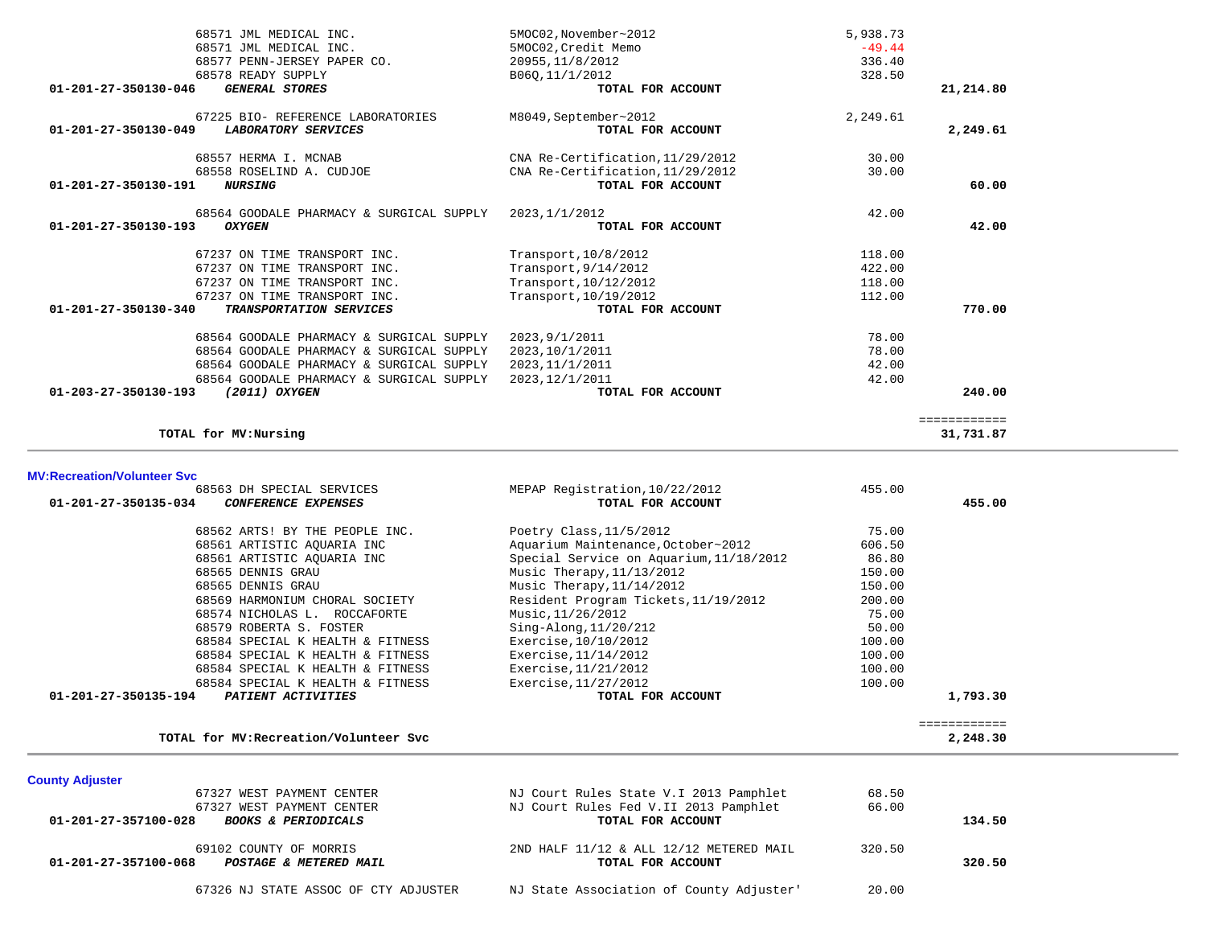| Account | Vendor | Description | Amount | Total |
|---|---|---|---|---|
| | 68571 JML MEDICAL INC. | 5MOC02,November~2012 | 5,938.73 | |
| | 68571 JML MEDICAL INC. | 5MOC02,Credit Memo | -49.44 | |
| | 68577 PENN-JERSEY PAPER CO. | 20955,11/8/2012 | 336.40 | |
| | 68578 READY SUPPLY | B06Q,11/1/2012 | 328.50 | |
| 01-201-27-350130-046 | ***GENERAL STORES*** | **TOTAL FOR ACCOUNT** | | **21,214.80** |
| | 67225 BIO- REFERENCE LABORATORIES | M8049,September~2012 | 2,249.61 | |
| 01-201-27-350130-049 | ***LABORATORY SERVICES*** | **TOTAL FOR ACCOUNT** | | **2,249.61** |
| | 68557 HERMA I. MCNAB | CNA Re-Certification,11/29/2012 | 30.00 | |
| | 68558 ROSELIND A. CUDJOE | CNA Re-Certification,11/29/2012 | 30.00 | |
| 01-201-27-350130-191 | ***NURSING*** | **TOTAL FOR ACCOUNT** | | **60.00** |
| | 68564 GOODALE PHARMACY & SURGICAL SUPPLY | 2023,1/1/2012 | 42.00 | |
| 01-201-27-350130-193 | ***OXYGEN*** | **TOTAL FOR ACCOUNT** | | **42.00** |
| | 67237 ON TIME TRANSPORT INC. | Transport,10/8/2012 | 118.00 | |
| | 67237 ON TIME TRANSPORT INC. | Transport,9/14/2012 | 422.00 | |
| | 67237 ON TIME TRANSPORT INC. | Transport,10/12/2012 | 118.00 | |
| | 67237 ON TIME TRANSPORT INC. | Transport,10/19/2012 | 112.00 | |
| 01-201-27-350130-340 | ***TRANSPORTATION SERVICES*** | **TOTAL FOR ACCOUNT** | | **770.00** |
| | 68564 GOODALE PHARMACY & SURGICAL SUPPLY | 2023,9/1/2011 | 78.00 | |
| | 68564 GOODALE PHARMACY & SURGICAL SUPPLY | 2023,10/1/2011 | 78.00 | |
| | 68564 GOODALE PHARMACY & SURGICAL SUPPLY | 2023,11/1/2011 | 42.00 | |
| | 68564 GOODALE PHARMACY & SURGICAL SUPPLY | 2023,12/1/2011 | 42.00 | |
| 01-203-27-350130-193 | ***(2011) OXYGEN*** | **TOTAL FOR ACCOUNT** | | **240.00** |

**TOTAL for MV:Nursing** ============ **31,731.87**

**MV:Recreation/Volunteer Svc**

| Account | Vendor | Description | Amount | Total |
|---|---|---|---|---|
| | 68563 DH SPECIAL SERVICES | MEPAP Registration,10/22/2012 | 455.00 | |
| 01-201-27-350135-034 | ***CONFERENCE EXPENSES*** | **TOTAL FOR ACCOUNT** | | **455.00** |
| | 68562 ARTS! BY THE PEOPLE INC. | Poetry Class,11/5/2012 | 75.00 | |
| | 68561 ARTISTIC AQUARIA INC | Aquarium Maintenance,October~2012 | 606.50 | |
| | 68561 ARTISTIC AQUARIA INC | Special Service on Aquarium,11/18/2012 | 86.80 | |
| | 68565 DENNIS GRAU | Music Therapy,11/13/2012 | 150.00 | |
| | 68565 DENNIS GRAU | Music Therapy,11/14/2012 | 150.00 | |
| | 68569 HARMONIUM CHORAL SOCIETY | Resident Program Tickets,11/19/2012 | 200.00 | |
| | 68574 NICHOLAS L. ROCCAFORTE | Music,11/26/2012 | 75.00 | |
| | 68579 ROBERTA S. FOSTER | Sing-Along,11/20/212 | 50.00 | |
| | 68584 SPECIAL K HEALTH & FITNESS | Exercise,10/10/2012 | 100.00 | |
| | 68584 SPECIAL K HEALTH & FITNESS | Exercise,11/14/2012 | 100.00 | |
| | 68584 SPECIAL K HEALTH & FITNESS | Exercise,11/21/2012 | 100.00 | |
| | 68584 SPECIAL K HEALTH & FITNESS | Exercise,11/27/2012 | 100.00 | |
| 01-201-27-350135-194 | ***PATIENT ACTIVITIES*** | **TOTAL FOR ACCOUNT** | | **1,793.30** |

**TOTAL for MV:Recreation/Volunteer Svc** ============ **2,248.30**

**County Adjuster**

| Account | Vendor | Description | Amount | Total |
|---|---|---|---|---|
| | 67327 WEST PAYMENT CENTER | NJ Court Rules State V.I 2013 Pamphlet | 68.50 | |
| | 67327 WEST PAYMENT CENTER | NJ Court Rules Fed V.II 2013 Pamphlet | 66.00 | |
| 01-201-27-357100-028 | ***BOOKS & PERIODICALS*** | **TOTAL FOR ACCOUNT** | | **134.50** |
| | 69102 COUNTY OF MORRIS | 2ND HALF 11/12 & ALL 12/12 METERED MAIL | 320.50 | |
| 01-201-27-357100-068 | ***POSTAGE & METERED MAIL*** | **TOTAL FOR ACCOUNT** | | **320.50** |
| | 67326 NJ STATE ASSOC OF CTY ADJUSTER | NJ State Association of County Adjuster' | 20.00 | |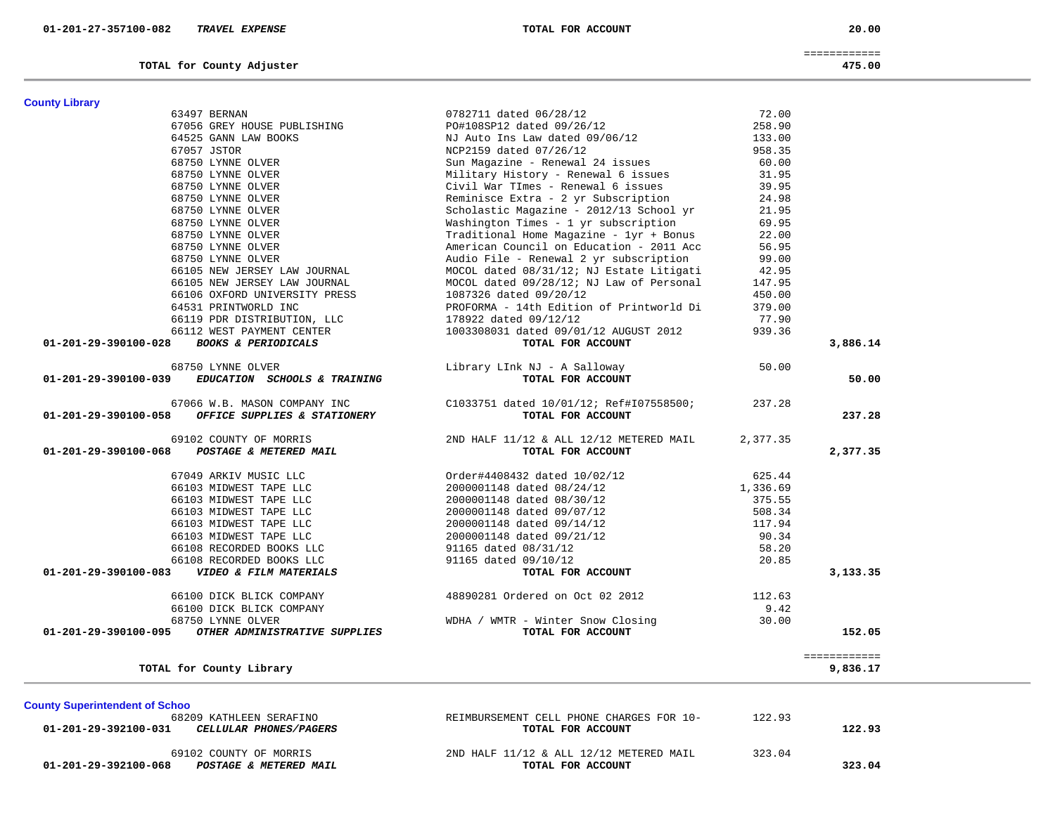| Account | Vendor / Description | Detail | Amount | Total |
|---|---|---|---|---|
| 01-201-27-357100-082 | *TRAVEL EXPENSE* | TOTAL FOR ACCOUNT | | 20.00 |
| | | | | ============ |
| | **TOTAL for County Adjuster** | | | 475.00 |

**County Library**

| Account | Vendor / Description | Detail | Amount | Total |
|---|---|---|---|---|
| | 63497 BERNAN | 0782711 dated 06/28/12 | 72.00 | |
| | 67056 GREY HOUSE PUBLISHING | PO#108SP12 dated 09/26/12 | 258.90 | |
| | 64525 GANN LAW BOOKS | NJ Auto Ins Law dated 09/06/12 | 133.00 | |
| | 67057 JSTOR | NCP2159 dated 07/26/12 | 958.35 | |
| | 68750 LYNNE OLVER | Sun Magazine - Renewal 24 issues | 60.00 | |
| | 68750 LYNNE OLVER | Military History - Renewal 6 issues | 31.95 | |
| | 68750 LYNNE OLVER | Civil War TImes - Renewal 6 issues | 39.95 | |
| | 68750 LYNNE OLVER | Reminisce Extra - 2 yr Subscription | 24.98 | |
| | 68750 LYNNE OLVER | Scholastic Magazine - 2012/13 School yr | 21.95 | |
| | 68750 LYNNE OLVER | Washington Times - 1 yr subscription | 69.95 | |
| | 68750 LYNNE OLVER | Traditional Home Magazine - 1yr + Bonus | 22.00 | |
| | 68750 LYNNE OLVER | American Council on Education - 2011 Acc | 56.95 | |
| | 68750 LYNNE OLVER | Audio File - Renewal 2 yr subscription | 99.00 | |
| | 66105 NEW JERSEY LAW JOURNAL | MOCOL dated 08/31/12; NJ Estate Litigati | 42.95 | |
| | 66105 NEW JERSEY LAW JOURNAL | MOCOL dated 09/28/12; NJ Law of Personal | 147.95 | |
| | 66106 OXFORD UNIVERSITY PRESS | 1087326 dated 09/20/12 | 450.00 | |
| | 64531 PRINTWORLD INC | PROFORMA - 14th Edition of Printworld Di | 379.00 | |
| | 66119 PDR DISTRIBUTION, LLC | 178922 dated 09/12/12 | 77.90 | |
| | 66112 WEST PAYMENT CENTER | 1003308031 dated 09/01/12 AUGUST 2012 | 939.36 | |
| 01-201-29-390100-028 | *BOOKS & PERIODICALS* | TOTAL FOR ACCOUNT | | 3,886.14 |
| | 68750 LYNNE OLVER | Library LInk NJ - A Salloway | 50.00 | |
| 01-201-29-390100-039 | *EDUCATION SCHOOLS & TRAINING* | TOTAL FOR ACCOUNT | | 50.00 |
| | 67066 W.B. MASON COMPANY INC | C1033751 dated 10/01/12; Ref#I07558500; | 237.28 | |
| 01-201-29-390100-058 | *OFFICE SUPPLIES & STATIONERY* | TOTAL FOR ACCOUNT | | 237.28 |
| | 69102 COUNTY OF MORRIS | 2ND HALF 11/12 & ALL 12/12 METERED MAIL | 2,377.35 | |
| 01-201-29-390100-068 | *POSTAGE & METERED MAIL* | TOTAL FOR ACCOUNT | | 2,377.35 |
| | 67049 ARKIV MUSIC LLC | Order#4408432 dated 10/02/12 | 625.44 | |
| | 66103 MIDWEST TAPE LLC | 2000001148 dated 08/24/12 | 1,336.69 | |
| | 66103 MIDWEST TAPE LLC | 2000001148 dated 08/30/12 | 375.55 | |
| | 66103 MIDWEST TAPE LLC | 2000001148 dated 09/07/12 | 508.34 | |
| | 66103 MIDWEST TAPE LLC | 2000001148 dated 09/14/12 | 117.94 | |
| | 66103 MIDWEST TAPE LLC | 2000001148 dated 09/21/12 | 90.34 | |
| | 66108 RECORDED BOOKS LLC | 91165 dated 08/31/12 | 58.20 | |
| | 66108 RECORDED BOOKS LLC | 91165 dated 09/10/12 | 20.85 | |
| 01-201-29-390100-083 | *VIDEO & FILM MATERIALS* | TOTAL FOR ACCOUNT | | 3,133.35 |
| | 66100 DICK BLICK COMPANY | 48890281 Ordered on Oct 02 2012 | 112.63 | |
| | 66100 DICK BLICK COMPANY | | 9.42 | |
| | 68750 LYNNE OLVER | WDHA / WMTR - Winter Snow Closing | 30.00 | |
| 01-201-29-390100-095 | *OTHER ADMINISTRATIVE SUPPLIES* | TOTAL FOR ACCOUNT | | 152.05 |
| | | | | ============ |
| | **TOTAL for County Library** | | | 9,836.17 |

**County Superintendent of Schoo**

| Account | Vendor / Description | Detail | Amount | Total |
|---|---|---|---|---|
| | 68209 KATHLEEN SERAFINO | REIMBURSEMENT CELL PHONE CHARGES FOR 10- | 122.93 | |
| 01-201-29-392100-031 | *CELLULAR PHONES/PAGERS* | TOTAL FOR ACCOUNT | | 122.93 |
| | 69102 COUNTY OF MORRIS | 2ND HALF 11/12 & ALL 12/12 METERED MAIL | 323.04 | |
| 01-201-29-392100-068 | *POSTAGE & METERED MAIL* | TOTAL FOR ACCOUNT | | 323.04 |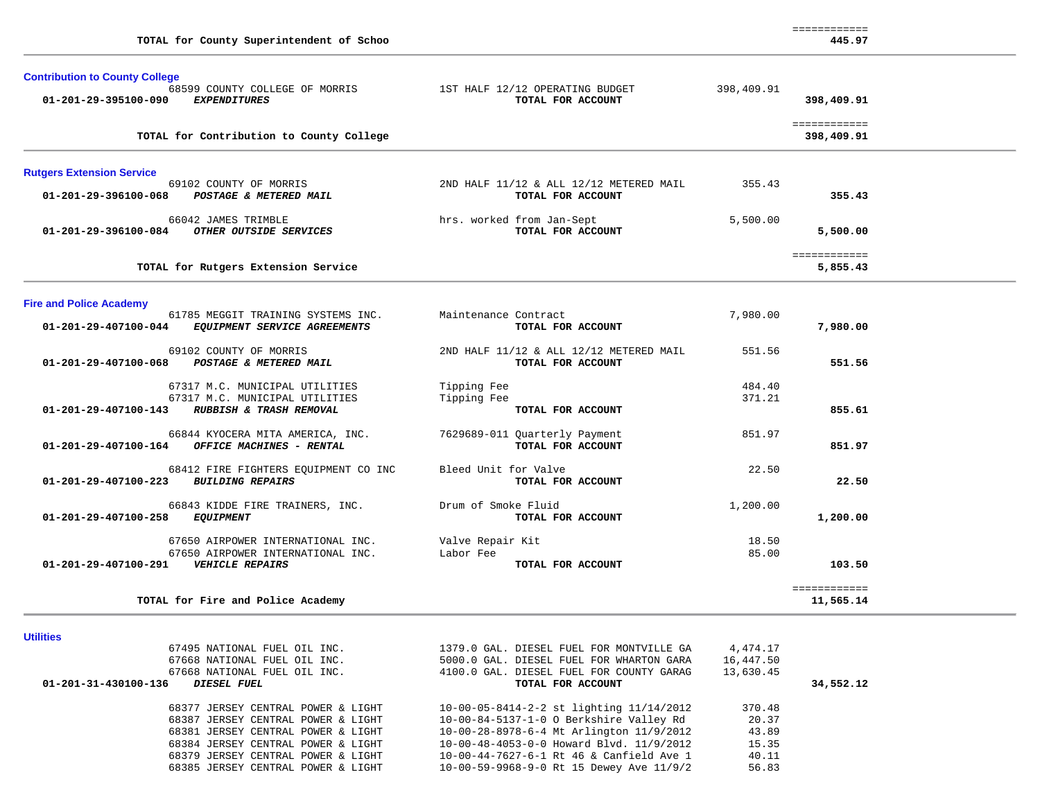| | | | | |
|---|---|---|---|---|
| | **TOTAL for County Superintendent of Schoo** | | | ============ **445.97** |

**Contribution to County College**

| Account | Vendor / Description | Detail | Amount | Total |
|---|---|---|---|---|
| | 68599 COUNTY COLLEGE OF MORRIS | 1ST HALF 12/12 OPERATING BUDGET | 398,409.91 | |
| **01-201-29-395100-090** | ***EXPENDITURES*** | **TOTAL FOR ACCOUNT** | | **398,409.91** |
| | **TOTAL for Contribution to County College** | | | ============ **398,409.91** |

**Rutgers Extension Service**

| Account | Vendor / Description | Detail | Amount | Total |
|---|---|---|---|---|
| | 69102 COUNTY OF MORRIS | 2ND HALF 11/12 & ALL 12/12 METERED MAIL | 355.43 | |
| **01-201-29-396100-068** | ***POSTAGE & METERED MAIL*** | **TOTAL FOR ACCOUNT** | | **355.43** |
| | 66042 JAMES TRIMBLE | hrs. worked from Jan-Sept | 5,500.00 | |
| **01-201-29-396100-084** | ***OTHER OUTSIDE SERVICES*** | **TOTAL FOR ACCOUNT** | | **5,500.00** |
| | **TOTAL for Rutgers Extension Service** | | | ============ **5,855.43** |

**Fire and Police Academy**

| Account | Vendor / Description | Detail | Amount | Total |
|---|---|---|---|---|
| | 61785 MEGGIT TRAINING SYSTEMS INC. | Maintenance Contract | 7,980.00 | |
| **01-201-29-407100-044** | ***EQUIPMENT SERVICE AGREEMENTS*** | **TOTAL FOR ACCOUNT** | | **7,980.00** |
| | 69102 COUNTY OF MORRIS | 2ND HALF 11/12 & ALL 12/12 METERED MAIL | 551.56 | |
| **01-201-29-407100-068** | ***POSTAGE & METERED MAIL*** | **TOTAL FOR ACCOUNT** | | **551.56** |
| | 67317 M.C. MUNICIPAL UTILITIES | Tipping Fee | 484.40 | |
| | 67317 M.C. MUNICIPAL UTILITIES | Tipping Fee | 371.21 | |
| **01-201-29-407100-143** | ***RUBBISH & TRASH REMOVAL*** | **TOTAL FOR ACCOUNT** | | **855.61** |
| | 66844 KYOCERA MITA AMERICA, INC. | 7629689-011 Quarterly Payment | 851.97 | |
| **01-201-29-407100-164** | ***OFFICE MACHINES - RENTAL*** | **TOTAL FOR ACCOUNT** | | **851.97** |
| | 68412 FIRE FIGHTERS EQUIPMENT CO INC | Bleed Unit for Valve | 22.50 | |
| **01-201-29-407100-223** | ***BUILDING REPAIRS*** | **TOTAL FOR ACCOUNT** | | **22.50** |
| | 66843 KIDDE FIRE TRAINERS, INC. | Drum of Smoke Fluid | 1,200.00 | |
| **01-201-29-407100-258** | ***EQUIPMENT*** | **TOTAL FOR ACCOUNT** | | **1,200.00** |
| | 67650 AIRPOWER INTERNATIONAL INC. | Valve Repair Kit | 18.50 | |
| | 67650 AIRPOWER INTERNATIONAL INC. | Labor Fee | 85.00 | |
| **01-201-29-407100-291** | ***VEHICLE REPAIRS*** | **TOTAL FOR ACCOUNT** | | **103.50** |
| | **TOTAL for Fire and Police Academy** | | | ============ **11,565.14** |

**Utilities**

| Account | Vendor / Description | Detail | Amount | Total |
|---|---|---|---|---|
| | 67495 NATIONAL FUEL OIL INC. | 1379.0 GAL. DIESEL FUEL FOR MONTVILLE GA | 4,474.17 | |
| | 67668 NATIONAL FUEL OIL INC. | 5000.0 GAL. DIESEL FUEL FOR WHARTON GARA | 16,447.50 | |
| | 67668 NATIONAL FUEL OIL INC. | 4100.0 GAL. DIESEL FUEL FOR COUNTY GARAG | 13,630.45 | |
| **01-201-31-430100-136** | ***DIESEL FUEL*** | **TOTAL FOR ACCOUNT** | | **34,552.12** |
| | 68377 JERSEY CENTRAL POWER & LIGHT | 10-00-05-8414-2-2 st lighting 11/14/2012 | 370.48 | |
| | 68387 JERSEY CENTRAL POWER & LIGHT | 10-00-84-5137-1-0 O Berkshire Valley Rd | 20.37 | |
| | 68381 JERSEY CENTRAL POWER & LIGHT | 10-00-28-8978-6-4 Mt Arlington 11/9/2012 | 43.89 | |
| | 68384 JERSEY CENTRAL POWER & LIGHT | 10-00-48-4053-0-0 Howard Blvd. 11/9/2012 | 15.35 | |
| | 68379 JERSEY CENTRAL POWER & LIGHT | 10-00-44-7627-6-1 Rt 46 & Canfield Ave 1 | 40.11 | |
| | 68385 JERSEY CENTRAL POWER & LIGHT | 10-00-59-9968-9-0 Rt 15 Dewey Ave 11/9/2 | 56.83 | |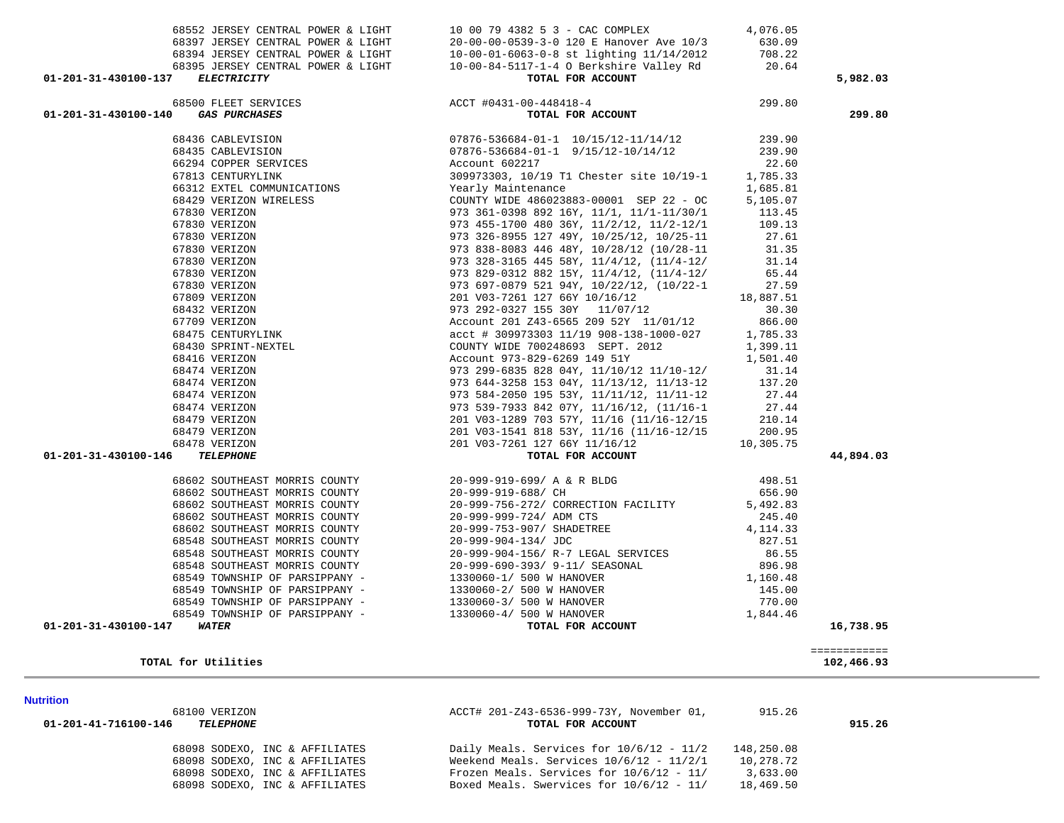| Account | Vendor | Description | Amount | Total |
|---|---|---|---|---|
| | 68552 JERSEY CENTRAL POWER & LIGHT | 10 00 79 4382 5 3 - CAC COMPLEX | 4,076.05 | |
| | 68397 JERSEY CENTRAL POWER & LIGHT | 20-00-00-0539-3-0 120 E Hanover Ave 10/3 | 630.09 | |
| | 68394 JERSEY CENTRAL POWER & LIGHT | 10-00-01-6063-0-8 st lighting 11/14/2012 | 708.22 | |
| | 68395 JERSEY CENTRAL POWER & LIGHT | 10-00-84-5117-1-4 O Berkshire Valley Rd | 20.64 | |
| **01-201-31-430100-137** | ***ELECTRICITY*** | **TOTAL FOR ACCOUNT** | | **5,982.03** |
| | 68500 FLEET SERVICES | ACCT #0431-00-448418-4 | 299.80 | |
| **01-201-31-430100-140** | ***GAS PURCHASES*** | **TOTAL FOR ACCOUNT** | | **299.80** |
| | 68436 CABLEVISION | 07876-536684-01-1 10/15/12-11/14/12 | 239.90 | |
| | 68435 CABLEVISION | 07876-536684-01-1 9/15/12-10/14/12 | 239.90 | |
| | 66294 COPPER SERVICES | Account 602217 | 22.60 | |
| | 67813 CENTURYLINK | 309973303, 10/19 T1 Chester site 10/19-1 | 1,785.33 | |
| | 66312 EXTEL COMMUNICATIONS | Yearly Maintenance | 1,685.81 | |
| | 68429 VERIZON WIRELESS | COUNTY WIDE 486023883-00001 SEP 22 - OC | 5,105.07 | |
| | 67830 VERIZON | 973 361-0398 892 16Y, 11/1, 11/1-11/30/1 | 113.45 | |
| | 67830 VERIZON | 973 455-1700 480 36Y, 11/2/12, 11/2-12/1 | 109.13 | |
| | 67830 VERIZON | 973 326-8955 127 49Y, 10/25/12, 10/25-11 | 27.61 | |
| | 67830 VERIZON | 973 838-8083 446 48Y, 10/28/12 (10/28-11 | 31.35 | |
| | 67830 VERIZON | 973 328-3165 445 58Y, 11/4/12, (11/4-12/ | 31.14 | |
| | 67830 VERIZON | 973 829-0312 882 15Y, 11/4/12, (11/4-12/ | 65.44 | |
| | 67830 VERIZON | 973 697-0879 521 94Y, 10/22/12, (10/22-1 | 27.59 | |
| | 67809 VERIZON | 201 V03-7261 127 66Y 10/16/12 | 18,887.51 | |
| | 68432 VERIZON | 973 292-0327 155 30Y 11/07/12 | 30.30 | |
| | 67709 VERIZON | Account 201 Z43-6565 209 52Y 11/01/12 | 866.00 | |
| | 68475 CENTURYLINK | acct # 309973303 11/19 908-138-1000-027 | 1,785.33 | |
| | 68430 SPRINT-NEXTEL | COUNTY WIDE 700248693 SEPT. 2012 | 1,399.11 | |
| | 68416 VERIZON | Account 973-829-6269 149 51Y | 1,501.40 | |
| | 68474 VERIZON | 973 299-6835 828 04Y, 11/10/12 11/10-12/ | 31.14 | |
| | 68474 VERIZON | 973 644-3258 153 04Y, 11/13/12, 11/13-12 | 137.20 | |
| | 68474 VERIZON | 973 584-2050 195 53Y, 11/11/12, 11/11-12 | 27.44 | |
| | 68474 VERIZON | 973 539-7933 842 07Y, 11/16/12, (11/16-1 | 27.44 | |
| | 68479 VERIZON | 201 V03-1289 703 57Y, 11/16 (11/16-12/15 | 210.14 | |
| | 68479 VERIZON | 201 V03-1541 818 53Y, 11/16 (11/16-12/15 | 200.95 | |
| | 68478 VERIZON | 201 V03-7261 127 66Y 11/16/12 | 10,305.75 | |
| **01-201-31-430100-146** | ***TELEPHONE*** | **TOTAL FOR ACCOUNT** | | **44,894.03** |
| | 68602 SOUTHEAST MORRIS COUNTY | 20-999-919-699/ A & R BLDG | 498.51 | |
| | 68602 SOUTHEAST MORRIS COUNTY | 20-999-919-688/ CH | 656.90 | |
| | 68602 SOUTHEAST MORRIS COUNTY | 20-999-756-272/ CORRECTION FACILITY | 5,492.83 | |
| | 68602 SOUTHEAST MORRIS COUNTY | 20-999-999-724/ ADM CTS | 245.40 | |
| | 68602 SOUTHEAST MORRIS COUNTY | 20-999-753-907/ SHADETREE | 4,114.33 | |
| | 68548 SOUTHEAST MORRIS COUNTY | 20-999-904-134/ JDC | 827.51 | |
| | 68548 SOUTHEAST MORRIS COUNTY | 20-999-904-156/ R-7 LEGAL SERVICES | 86.55 | |
| | 68548 SOUTHEAST MORRIS COUNTY | 20-999-690-393/ 9-11/ SEASONAL | 896.98 | |
| | 68549 TOWNSHIP OF PARSIPPANY - | 1330060-1/ 500 W HANOVER | 1,160.48 | |
| | 68549 TOWNSHIP OF PARSIPPANY - | 1330060-2/ 500 W HANOVER | 145.00 | |
| | 68549 TOWNSHIP OF PARSIPPANY - | 1330060-3/ 500 W HANOVER | 770.00 | |
| | 68549 TOWNSHIP OF PARSIPPANY - | 1330060-4/ 500 W HANOVER | 1,844.46 | |
| **01-201-31-430100-147** | ***WATER*** | **TOTAL FOR ACCOUNT** | | **16,738.95** |
| | | | | ============ |
| **TOTAL for Utilities** | | | | **102,466.93** |

**Nutrition**

| Account | Vendor | Description | Amount | Total |
|---|---|---|---|---|
| | 68100 VERIZON | ACCT# 201-Z43-6536-999-73Y, November 01, | 915.26 | |
| **01-201-41-716100-146** | ***TELEPHONE*** | **TOTAL FOR ACCOUNT** | | **915.26** |
| | 68098 SODEXO, INC & AFFILIATES | Daily Meals. Services for 10/6/12 - 11/2 | 148,250.08 | |
| | 68098 SODEXO, INC & AFFILIATES | Weekend Meals. Services 10/6/12 - 11/2/1 | 10,278.72 | |
| | 68098 SODEXO, INC & AFFILIATES | Frozen Meals. Services for 10/6/12 - 11/ | 3,633.00 | |
| | 68098 SODEXO, INC & AFFILIATES | Boxed Meals. Swervices for 10/6/12 - 11/ | 18,469.50 | |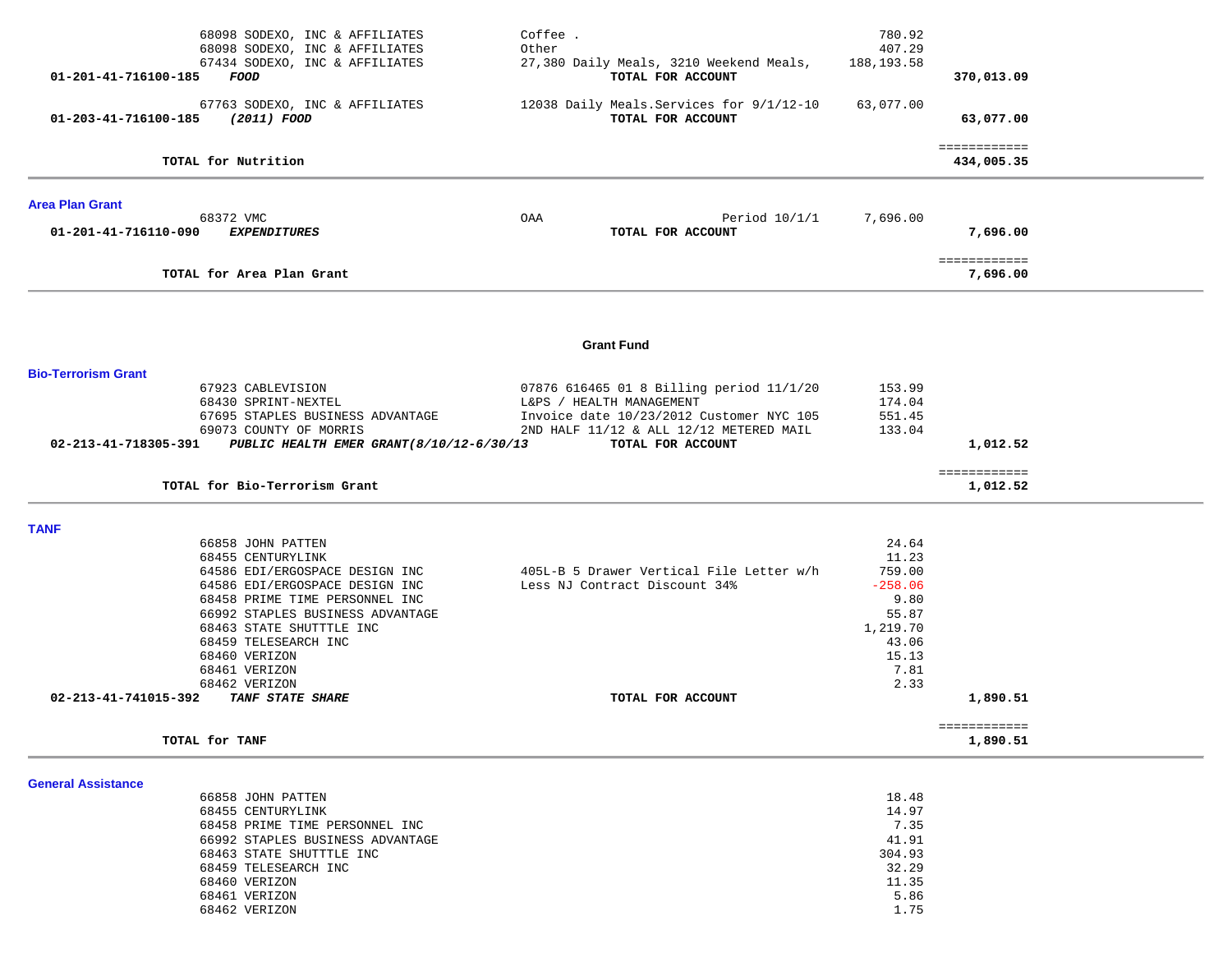| Account | Vendor | Description | Amount | Total |
|---|---|---|---|---|
| | 68098 SODEXO, INC & AFFILIATES | Coffee . | 780.92 | |
| | 68098 SODEXO, INC & AFFILIATES | Other | 407.29 | |
| | 67434 SODEXO, INC & AFFILIATES | 27,380 Daily Meals, 3210 Weekend Meals, | 188,193.58 | |
| **01-201-41-716100-185** | ***FOOD*** | **TOTAL FOR ACCOUNT** | | **370,013.09** |
| | 67763 SODEXO, INC & AFFILIATES | 12038 Daily Meals.Services for 9/1/12-10 | 63,077.00 | |
| **01-203-41-716100-185** | ***(2011) FOOD*** | **TOTAL FOR ACCOUNT** | | **63,077.00** |
| | | | | ============ |
| | **TOTAL for Nutrition** | | | **434,005.35** |

**Area Plan Grant**

| Account | Vendor | Description | Amount | Total |
|---|---|---|---|---|
| | 68372 VMC | OAA Period 10/1/1 | 7,696.00 | |
| **01-201-41-716110-090** | ***EXPENDITURES*** | **TOTAL FOR ACCOUNT** | | **7,696.00** |
| | | | | ============ |
| | **TOTAL for Area Plan Grant** | | | **7,696.00** |

## Grant Fund

**Bio-Terrorism Grant**

| Account | Vendor | Description | Amount | Total |
|---|---|---|---|---|
| | 67923 CABLEVISION | 07876 616465 01 8 Billing period 11/1/20 | 153.99 | |
| | 68430 SPRINT-NEXTEL | L&PS / HEALTH MANAGEMENT | 174.04 | |
| | 67695 STAPLES BUSINESS ADVANTAGE | Invoice date 10/23/2012 Customer NYC 105 | 551.45 | |
| | 69073 COUNTY OF MORRIS | 2ND HALF 11/12 & ALL 12/12 METERED MAIL | 133.04 | |
| **02-213-41-718305-391** | ***PUBLIC HEALTH EMER GRANT(8/10/12-6/30/13*** | **TOTAL FOR ACCOUNT** | | **1,012.52** |
| | | | | ============ |
| | **TOTAL for Bio-Terrorism Grant** | | | **1,012.52** |

**TANF**

| Account | Vendor | Description | Amount | Total |
|---|---|---|---|---|
| | 66858 JOHN PATTEN | | 24.64 | |
| | 68455 CENTURYLINK | | 11.23 | |
| | 64586 EDI/ERGOSPACE DESIGN INC | 405L-B 5 Drawer Vertical File Letter w/h | 759.00 | |
| | 64586 EDI/ERGOSPACE DESIGN INC | Less NJ Contract Discount 34% | -258.06 | |
| | 68458 PRIME TIME PERSONNEL INC | | 9.80 | |
| | 66992 STAPLES BUSINESS ADVANTAGE | | 55.87 | |
| | 68463 STATE SHUTTTLE INC | | 1,219.70 | |
| | 68459 TELESEARCH INC | | 43.06 | |
| | 68460 VERIZON | | 15.13 | |
| | 68461 VERIZON | | 7.81 | |
| | 68462 VERIZON | | 2.33 | |
| **02-213-41-741015-392** | ***TANF STATE SHARE*** | **TOTAL FOR ACCOUNT** | | **1,890.51** |
| | | | | ============ |
| | **TOTAL for TANF** | | | **1,890.51** |

**General Assistance**

| Account | Vendor | Description | Amount | Total |
|---|---|---|---|---|
| | 66858 JOHN PATTEN | | 18.48 | |
| | 68455 CENTURYLINK | | 14.97 | |
| | 68458 PRIME TIME PERSONNEL INC | | 7.35 | |
| | 66992 STAPLES BUSINESS ADVANTAGE | | 41.91 | |
| | 68463 STATE SHUTTTLE INC | | 304.93 | |
| | 68459 TELESEARCH INC | | 32.29 | |
| | 68460 VERIZON | | 11.35 | |
| | 68461 VERIZON | | 5.86 | |
| | 68462 VERIZON | | 1.75 | |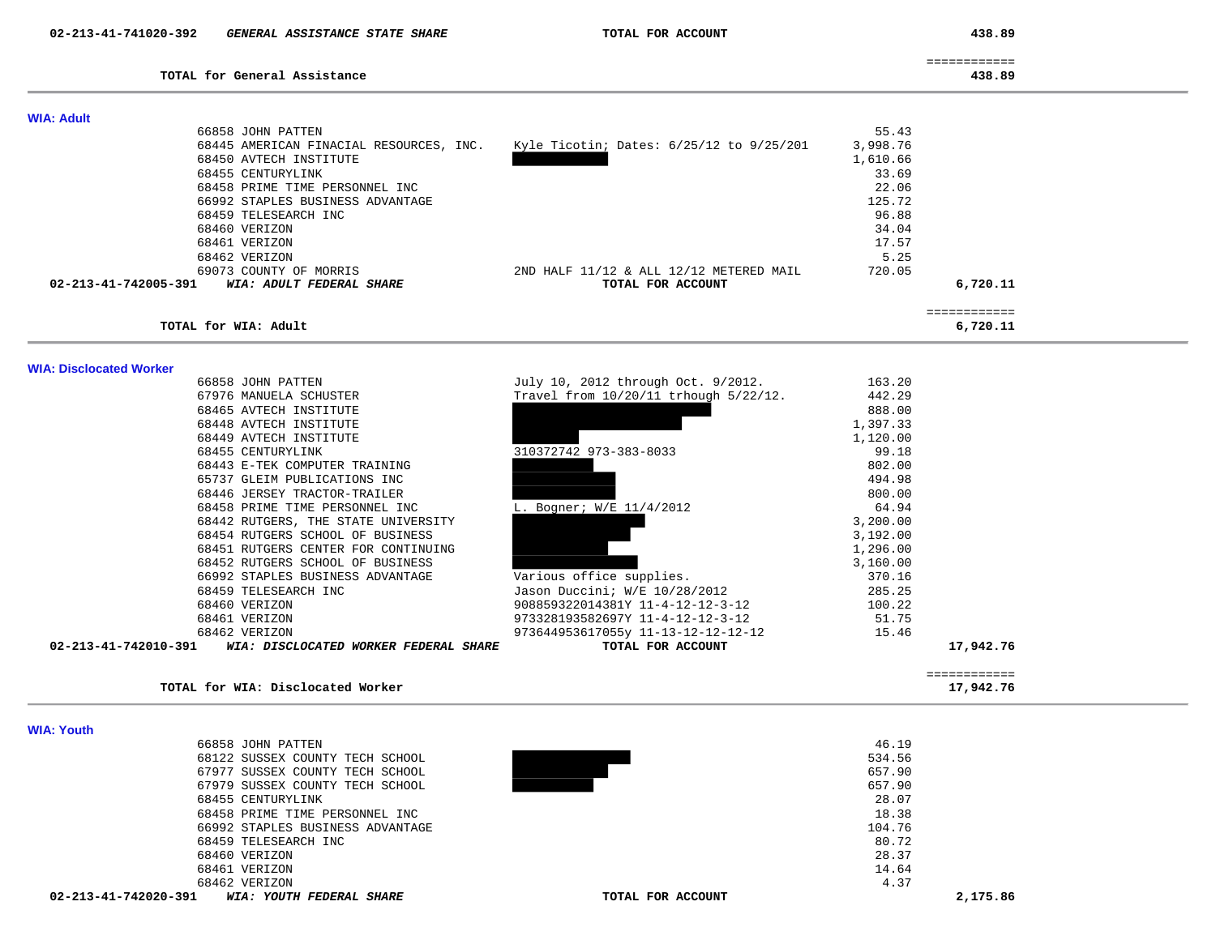| Account | Description | Vendor / Detail | Amount | Total |
|---|---|---|---|---|
| 02-213-41-741020-392 | *GENERAL ASSISTANCE STATE SHARE* | TOTAL FOR ACCOUNT | | 438.89 |
| | | | | ============ |
| | TOTAL for General Assistance | | | 438.89 |

**WIA: Adult**

| Vendor | Description | Amount | Total |
|---|---|---|---|
| 66858 JOHN PATTEN | | 55.43 | |
| 68445 AMERICAN FINACIAL RESOURCES, INC. | Kyle Ticotin; Dates: 6/25/12 to 9/25/201 | 3,998.76 | |
| 68450 AVTECH INSTITUTE | [REDACTED] | 1,610.66 | |
| 68455 CENTURYLINK | | 33.69 | |
| 68458 PRIME TIME PERSONNEL INC | | 22.06 | |
| 66992 STAPLES BUSINESS ADVANTAGE | | 125.72 | |
| 68459 TELESEARCH INC | | 96.88 | |
| 68460 VERIZON | | 34.04 | |
| 68461 VERIZON | | 17.57 | |
| 68462 VERIZON | | 5.25 | |
| 69073 COUNTY OF MORRIS | 2ND HALF 11/12 & ALL 12/12 METERED MAIL | 720.05 | |
| 02-213-41-742005-391 *WIA: ADULT FEDERAL SHARE* | TOTAL FOR ACCOUNT | | 6,720.11 |
| | | | ============ |
| TOTAL for WIA: Adult | | | 6,720.11 |

**WIA: Disclocated Worker**

| Vendor | Description | Amount | Total |
|---|---|---|---|
| 66858 JOHN PATTEN | July 10, 2012 through Oct. 9/2012. | 163.20 | |
| 67976 MANUELA SCHUSTER | Travel from 10/20/11 trhough 5/22/12. | 442.29 | |
| 68465 AVTECH INSTITUTE | [REDACTED] | 888.00 | |
| 68448 AVTECH INSTITUTE | [REDACTED] | 1,397.33 | |
| 68449 AVTECH INSTITUTE | [REDACTED] | 1,120.00 | |
| 68455 CENTURYLINK | 310372742 973-383-8033 | 99.18 | |
| 68443 E-TEK COMPUTER TRAINING | [REDACTED] | 802.00 | |
| 65737 GLEIM PUBLICATIONS INC | [REDACTED] | 494.98 | |
| 68446 JERSEY TRACTOR-TRAILER | [REDACTED] | 800.00 | |
| 68458 PRIME TIME PERSONNEL INC | L. Bogner; W/E 11/4/2012 | 64.94 | |
| 68442 RUTGERS, THE STATE UNIVERSITY | [REDACTED] | 3,200.00 | |
| 68454 RUTGERS SCHOOL OF BUSINESS | [REDACTED] | 3,192.00 | |
| 68451 RUTGERS CENTER FOR CONTINUING | [REDACTED] | 1,296.00 | |
| 68452 RUTGERS SCHOOL OF BUSINESS | [REDACTED] | 3,160.00 | |
| 66992 STAPLES BUSINESS ADVANTAGE | Various office supplies. | 370.16 | |
| 68459 TELESEARCH INC | Jason Duccini; W/E 10/28/2012 | 285.25 | |
| 68460 VERIZON | 908859322014381Y 11-4-12-12-3-12 | 100.22 | |
| 68461 VERIZON | 973328193582697Y 11-4-12-12-3-12 | 51.75 | |
| 68462 VERIZON | 973644953617055y 11-13-12-12-12-12 | 15.46 | |
| 02-213-41-742010-391 *WIA: DISCLOCATED WORKER FEDERAL SHARE* | TOTAL FOR ACCOUNT | | 17,942.76 |
| | | | ============ |
| TOTAL for WIA: Disclocated Worker | | | 17,942.76 |

**WIA: Youth**

| Vendor | Description | Amount | Total |
|---|---|---|---|
| 66858 JOHN PATTEN | | 46.19 | |
| 68122 SUSSEX COUNTY TECH SCHOOL | [REDACTED] | 534.56 | |
| 67977 SUSSEX COUNTY TECH SCHOOL | [REDACTED] | 657.90 | |
| 67979 SUSSEX COUNTY TECH SCHOOL | [REDACTED] | 657.90 | |
| 68455 CENTURYLINK | | 28.07 | |
| 68458 PRIME TIME PERSONNEL INC | | 18.38 | |
| 66992 STAPLES BUSINESS ADVANTAGE | | 104.76 | |
| 68459 TELESEARCH INC | | 80.72 | |
| 68460 VERIZON | | 28.37 | |
| 68461 VERIZON | | 14.64 | |
| 68462 VERIZON | | 4.37 | |
| 02-213-41-742020-391 *WIA: YOUTH FEDERAL SHARE* | TOTAL FOR ACCOUNT | | 2,175.86 |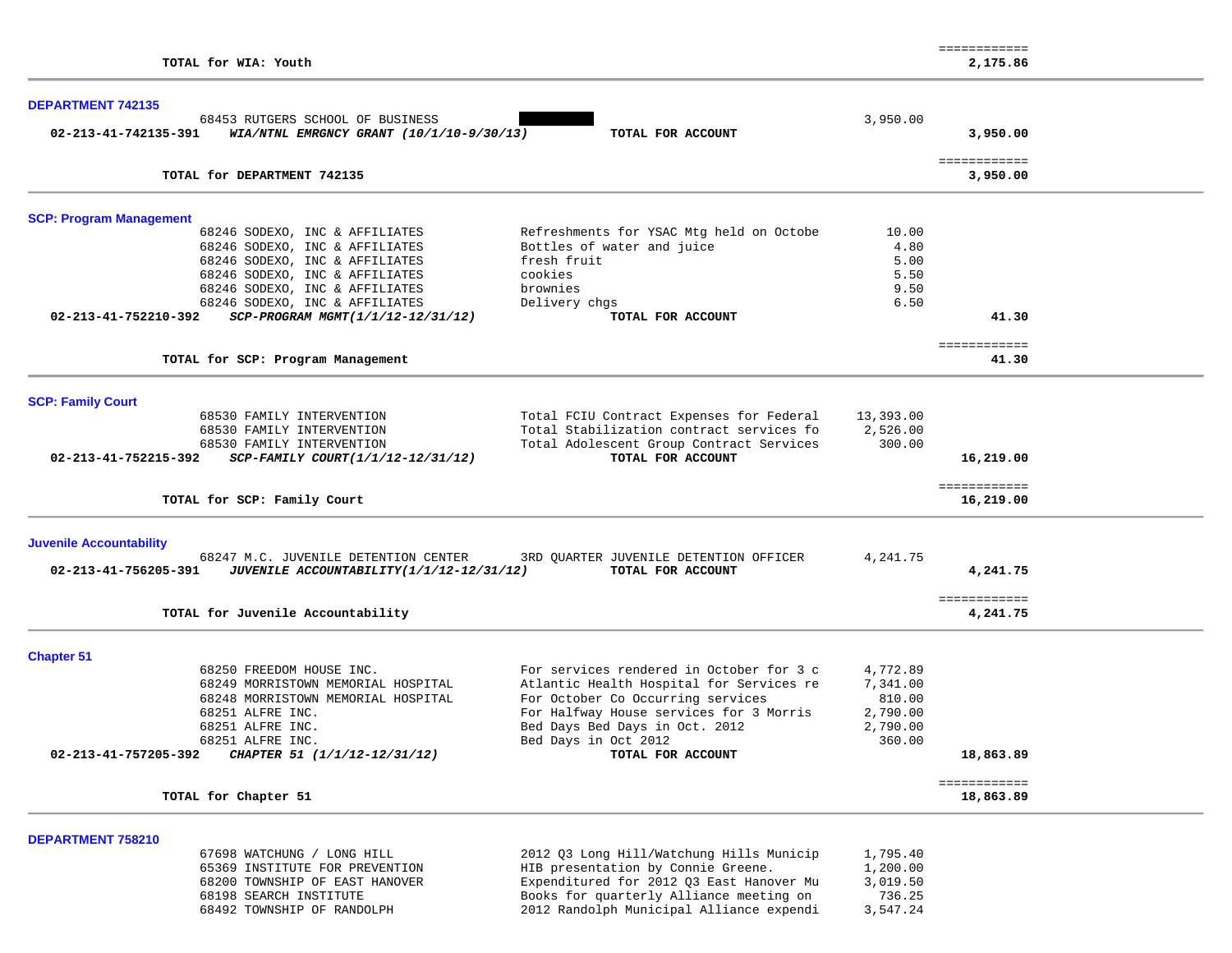| | | | |
|---|---|---|---|
| **TOTAL for WIA: Youth** | | | **2,175.86** |

**DEPARTMENT 742135**

| Account / Vendor | Description | Amount | Total |
|---|---|---|---|
| 68453 RUTGERS SCHOOL OF BUSINESS | | 3,950.00 | |
| **02-213-41-742135-391** ***WIA/NTNL EMRGNCY GRANT (10/1/10-9/30/13)*** | **TOTAL FOR ACCOUNT** | | **3,950.00** |
| **TOTAL for DEPARTMENT 742135** | | | **3,950.00** |

**SCP: Program Management**

| Account / Vendor | Description | Amount | Total |
|---|---|---|---|
| 68246 SODEXO, INC & AFFILIATES | Refreshments for YSAC Mtg held on Octobe | 10.00 | |
| 68246 SODEXO, INC & AFFILIATES | Bottles of water and juice | 4.80 | |
| 68246 SODEXO, INC & AFFILIATES | fresh fruit | 5.00 | |
| 68246 SODEXO, INC & AFFILIATES | cookies | 5.50 | |
| 68246 SODEXO, INC & AFFILIATES | brownies | 9.50 | |
| 68246 SODEXO, INC & AFFILIATES | Delivery chgs | 6.50 | |
| **02-213-41-752210-392** ***SCP-PROGRAM MGMT(1/1/12-12/31/12)*** | **TOTAL FOR ACCOUNT** | | **41.30** |
| **TOTAL for SCP: Program Management** | | | **41.30** |

**SCP: Family Court**

| Account / Vendor | Description | Amount | Total |
|---|---|---|---|
| 68530 FAMILY INTERVENTION | Total FCIU Contract Expenses for Federal | 13,393.00 | |
| 68530 FAMILY INTERVENTION | Total Stabilization contract services fo | 2,526.00 | |
| 68530 FAMILY INTERVENTION | Total Adolescent Group Contract Services | 300.00 | |
| **02-213-41-752215-392** ***SCP-FAMILY COURT(1/1/12-12/31/12)*** | **TOTAL FOR ACCOUNT** | | **16,219.00** |
| **TOTAL for SCP: Family Court** | | | **16,219.00** |

**Juvenile Accountability**

| Account / Vendor | Description | Amount | Total |
|---|---|---|---|
| 68247 M.C. JUVENILE DETENTION CENTER | 3RD QUARTER JUVENILE DETENTION OFFICER | 4,241.75 | |
| **02-213-41-756205-391** ***JUVENILE ACCOUNTABILITY(1/1/12-12/31/12)*** | **TOTAL FOR ACCOUNT** | | **4,241.75** |
| **TOTAL for Juvenile Accountability** | | | **4,241.75** |

**Chapter 51**

| Account / Vendor | Description | Amount | Total |
|---|---|---|---|
| 68250 FREEDOM HOUSE INC. | For services rendered in October for 3 c | 4,772.89 | |
| 68249 MORRISTOWN MEMORIAL HOSPITAL | Atlantic Health Hospital for Services re | 7,341.00 | |
| 68248 MORRISTOWN MEMORIAL HOSPITAL | For October Co Occurring services | 810.00 | |
| 68251 ALFRE INC. | For Halfway House services for 3 Morris | 2,790.00 | |
| 68251 ALFRE INC. | Bed Days Bed Days in Oct. 2012 | 2,790.00 | |
| 68251 ALFRE INC. | Bed Days in Oct 2012 | 360.00 | |
| **02-213-41-757205-392** ***CHAPTER 51 (1/1/12-12/31/12)*** | **TOTAL FOR ACCOUNT** | | **18,863.89** |
| **TOTAL for Chapter 51** | | | **18,863.89** |

**DEPARTMENT 758210**

| Account / Vendor | Description | Amount | Total |
|---|---|---|---|
| 67698 WATCHUNG / LONG HILL | 2012 Q3 Long Hill/Watchung Hills Municip | 1,795.40 | |
| 65369 INSTITUTE FOR PREVENTION | HIB presentation by Connie Greene. | 1,200.00 | |
| 68200 TOWNSHIP OF EAST HANOVER | Expenditured for 2012 Q3 East Hanover Mu | 3,019.50 | |
| 68198 SEARCH INSTITUTE | Books for quarterly Alliance meeting on | 736.25 | |
| 68492 TOWNSHIP OF RANDOLPH | 2012 Randolph Municipal Alliance expendi | 3,547.24 | |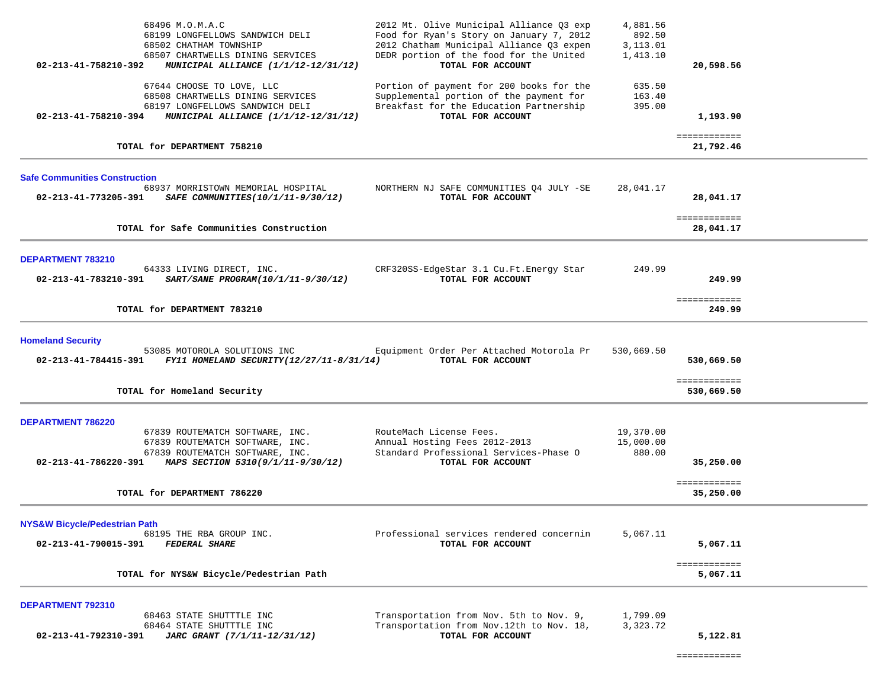| Account | Vendor / Description | Detail | Amount | Total |
|---|---|---|---|---|
| | 68496 M.O.M.A.C | 2012 Mt. Olive Municipal Alliance Q3 exp | 4,881.56 | |
| | 68199 LONGFELLOWS SANDWICH DELI | Food for Ryan's Story on January 7, 2012 | 892.50 | |
| | 68502 CHATHAM TOWNSHIP | 2012 Chatham Municipal Alliance Q3 expen | 3,113.01 | |
| | 68507 CHARTWELLS DINING SERVICES | DEDR portion of the food for the United | 1,413.10 | |
| **02-213-41-758210-392** | ***MUNICIPAL ALLIANCE (1/1/12-12/31/12)*** | **TOTAL FOR ACCOUNT** | | **20,598.56** |
| | 67644 CHOOSE TO LOVE, LLC | Portion of payment for 200 books for the | 635.50 | |
| | 68508 CHARTWELLS DINING SERVICES | Supplemental portion of the payment for | 163.40 | |
| | 68197 LONGFELLOWS SANDWICH DELI | Breakfast for the Education Partnership | 395.00 | |
| **02-213-41-758210-394** | ***MUNICIPAL ALLIANCE (1/1/12-12/31/12)*** | **TOTAL FOR ACCOUNT** | | **1,193.90** |
| | **TOTAL for DEPARTMENT 758210** | | | **21,792.46** |

## Safe Communities Construction

| Account | Vendor / Description | Detail | Amount | Total |
|---|---|---|---|---|
| | 68937 MORRISTOWN MEMORIAL HOSPITAL | NORTHERN NJ SAFE COMMUNITIES Q4 JULY -SE | 28,041.17 | |
| **02-213-41-773205-391** | ***SAFE COMMUNITIES(10/1/11-9/30/12)*** | **TOTAL FOR ACCOUNT** | | **28,041.17** |
| | **TOTAL for Safe Communities Construction** | | | **28,041.17** |

## DEPARTMENT 783210

| Account | Vendor / Description | Detail | Amount | Total |
|---|---|---|---|---|
| | 64333 LIVING DIRECT, INC. | CRF320SS-EdgeStar 3.1 Cu.Ft.Energy Star | 249.99 | |
| **02-213-41-783210-391** | ***SART/SANE PROGRAM(10/1/11-9/30/12)*** | **TOTAL FOR ACCOUNT** | | **249.99** |
| | **TOTAL for DEPARTMENT 783210** | | | **249.99** |

## Homeland Security

| Account | Vendor / Description | Detail | Amount | Total |
|---|---|---|---|---|
| | 53085 MOTOROLA SOLUTIONS INC | Equipment Order Per Attached Motorola Pr | 530,669.50 | |
| **02-213-41-784415-391** | ***FY11 HOMELAND SECURITY(12/27/11-8/31/14)*** | **TOTAL FOR ACCOUNT** | | **530,669.50** |
| | **TOTAL for Homeland Security** | | | **530,669.50** |

## DEPARTMENT 786220

| Account | Vendor / Description | Detail | Amount | Total |
|---|---|---|---|---|
| | 67839 ROUTEMATCH SOFTWARE, INC. | RouteMach License Fees. | 19,370.00 | |
| | 67839 ROUTEMATCH SOFTWARE, INC. | Annual Hosting Fees 2012-2013 | 15,000.00 | |
| | 67839 ROUTEMATCH SOFTWARE, INC. | Standard Professional Services-Phase O | 880.00 | |
| **02-213-41-786220-391** | ***MAPS SECTION 5310(9/1/11-9/30/12)*** | **TOTAL FOR ACCOUNT** | | **35,250.00** |
| | **TOTAL for DEPARTMENT 786220** | | | **35,250.00** |

## NYS&W Bicycle/Pedestrian Path

| Account | Vendor / Description | Detail | Amount | Total |
|---|---|---|---|---|
| | 68195 THE RBA GROUP INC. | Professional services rendered concernin | 5,067.11 | |
| **02-213-41-790015-391** | ***FEDERAL SHARE*** | **TOTAL FOR ACCOUNT** | | **5,067.11** |
| | **TOTAL for NYS&W Bicycle/Pedestrian Path** | | | **5,067.11** |

## DEPARTMENT 792310

| Account | Vendor / Description | Detail | Amount | Total |
|---|---|---|---|---|
| | 68463 STATE SHUTTTLE INC | Transportation from Nov. 5th to Nov. 9, | 1,799.09 | |
| | 68464 STATE SHUTTTLE INC | Transportation from Nov.12th to Nov. 18, | 3,323.72 | |
| **02-213-41-792310-391** | ***JARC GRANT (7/1/11-12/31/12)*** | **TOTAL FOR ACCOUNT** | | **5,122.81** |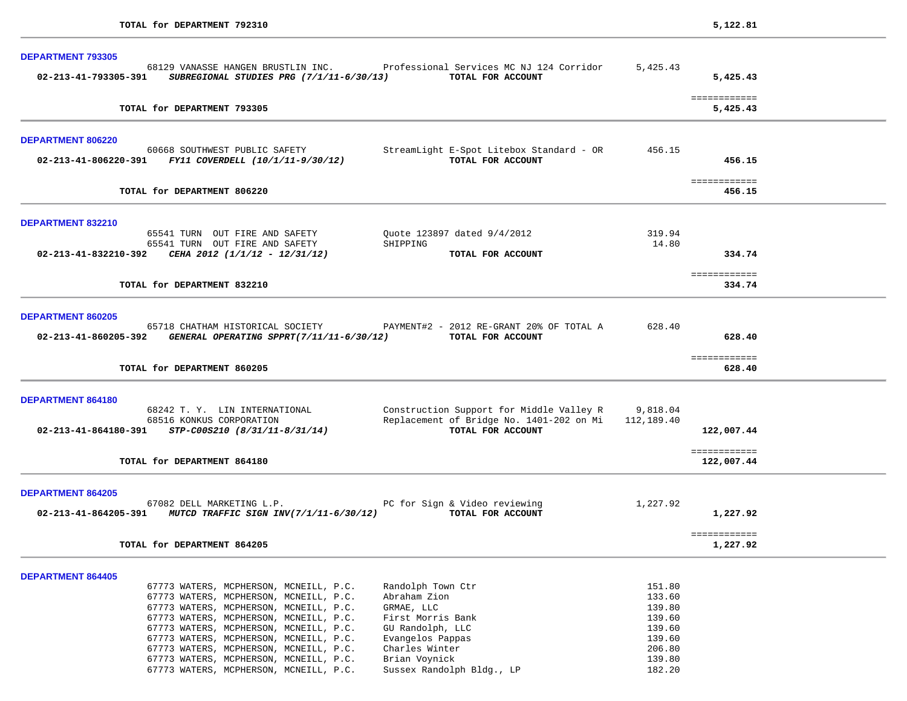TOTAL for DEPARTMENT 792310 — 5,122.81

**DEPARTMENT 793305**

| Account / Vendor | Description | Amount | Total |
|---|---|---|---|
| 68129 VANASSE HANGEN BRUSTLIN INC. | Professional Services MC NJ 124 Corridor | 5,425.43 | |
| **02-213-41-793305-391** ***SUBREGIONAL STUDIES PRG (7/1/11-6/30/13)*** | **TOTAL FOR ACCOUNT** | | **5,425.43** |
| **TOTAL for DEPARTMENT 793305** | | | **5,425.43** |

**DEPARTMENT 806220**

| Account / Vendor | Description | Amount | Total |
|---|---|---|---|
| 60668 SOUTHWEST PUBLIC SAFETY | StreamLight E-Spot Litebox Standard - OR | 456.15 | |
| **02-213-41-806220-391** ***FY11 COVERDELL (10/1/11-9/30/12)*** | **TOTAL FOR ACCOUNT** | | **456.15** |
| **TOTAL for DEPARTMENT 806220** | | | **456.15** |

**DEPARTMENT 832210**

| Account / Vendor | Description | Amount | Total |
|---|---|---|---|
| 65541 TURN OUT FIRE AND SAFETY | Quote 123897 dated 9/4/2012 | 319.94 | |
| 65541 TURN OUT FIRE AND SAFETY | SHIPPING | 14.80 | |
| **02-213-41-832210-392** ***CEHA 2012 (1/1/12 - 12/31/12)*** | **TOTAL FOR ACCOUNT** | | **334.74** |
| **TOTAL for DEPARTMENT 832210** | | | **334.74** |

**DEPARTMENT 860205**

| Account / Vendor | Description | Amount | Total |
|---|---|---|---|
| 65718 CHATHAM HISTORICAL SOCIETY | PAYMENT#2 - 2012 RE-GRANT 20% OF TOTAL A | 628.40 | |
| **02-213-41-860205-392** ***GENERAL OPERATING SPPRT(7/11/11-6/30/12)*** | **TOTAL FOR ACCOUNT** | | **628.40** |
| **TOTAL for DEPARTMENT 860205** | | | **628.40** |

**DEPARTMENT 864180**

| Account / Vendor | Description | Amount | Total |
|---|---|---|---|
| 68242 T. Y. LIN INTERNATIONAL | Construction Support for Middle Valley R | 9,818.04 | |
| 68516 KONKUS CORPORATION | Replacement of Bridge No. 1401-202 on Mi | 112,189.40 | |
| **02-213-41-864180-391** ***STP-C00S210 (8/31/11-8/31/14)*** | **TOTAL FOR ACCOUNT** | | **122,007.44** |
| **TOTAL for DEPARTMENT 864180** | | | **122,007.44** |

**DEPARTMENT 864205**

| Account / Vendor | Description | Amount | Total |
|---|---|---|---|
| 67082 DELL MARKETING L.P. | PC for Sign & Video reviewing | 1,227.92 | |
| **02-213-41-864205-391** ***MUTCD TRAFFIC SIGN INV(7/1/11-6/30/12)*** | **TOTAL FOR ACCOUNT** | | **1,227.92** |
| **TOTAL for DEPARTMENT 864205** | | | **1,227.92** |

**DEPARTMENT 864405**

| Account / Vendor | Description | Amount | Total |
|---|---|---|---|
| 67773 WATERS, MCPHERSON, MCNEILL, P.C. | Randolph Town Ctr | 151.80 | |
| 67773 WATERS, MCPHERSON, MCNEILL, P.C. | Abraham Zion | 133.60 | |
| 67773 WATERS, MCPHERSON, MCNEILL, P.C. | GRMAE, LLC | 139.80 | |
| 67773 WATERS, MCPHERSON, MCNEILL, P.C. | First Morris Bank | 139.60 | |
| 67773 WATERS, MCPHERSON, MCNEILL, P.C. | GU Randolph, LLC | 139.60 | |
| 67773 WATERS, MCPHERSON, MCNEILL, P.C. | Evangelos Pappas | 139.60 | |
| 67773 WATERS, MCPHERSON, MCNEILL, P.C. | Charles Winter | 206.80 | |
| 67773 WATERS, MCPHERSON, MCNEILL, P.C. | Brian Voynick | 139.80 | |
| 67773 WATERS, MCPHERSON, MCNEILL, P.C. | Sussex Randolph Bldg., LP | 182.20 | |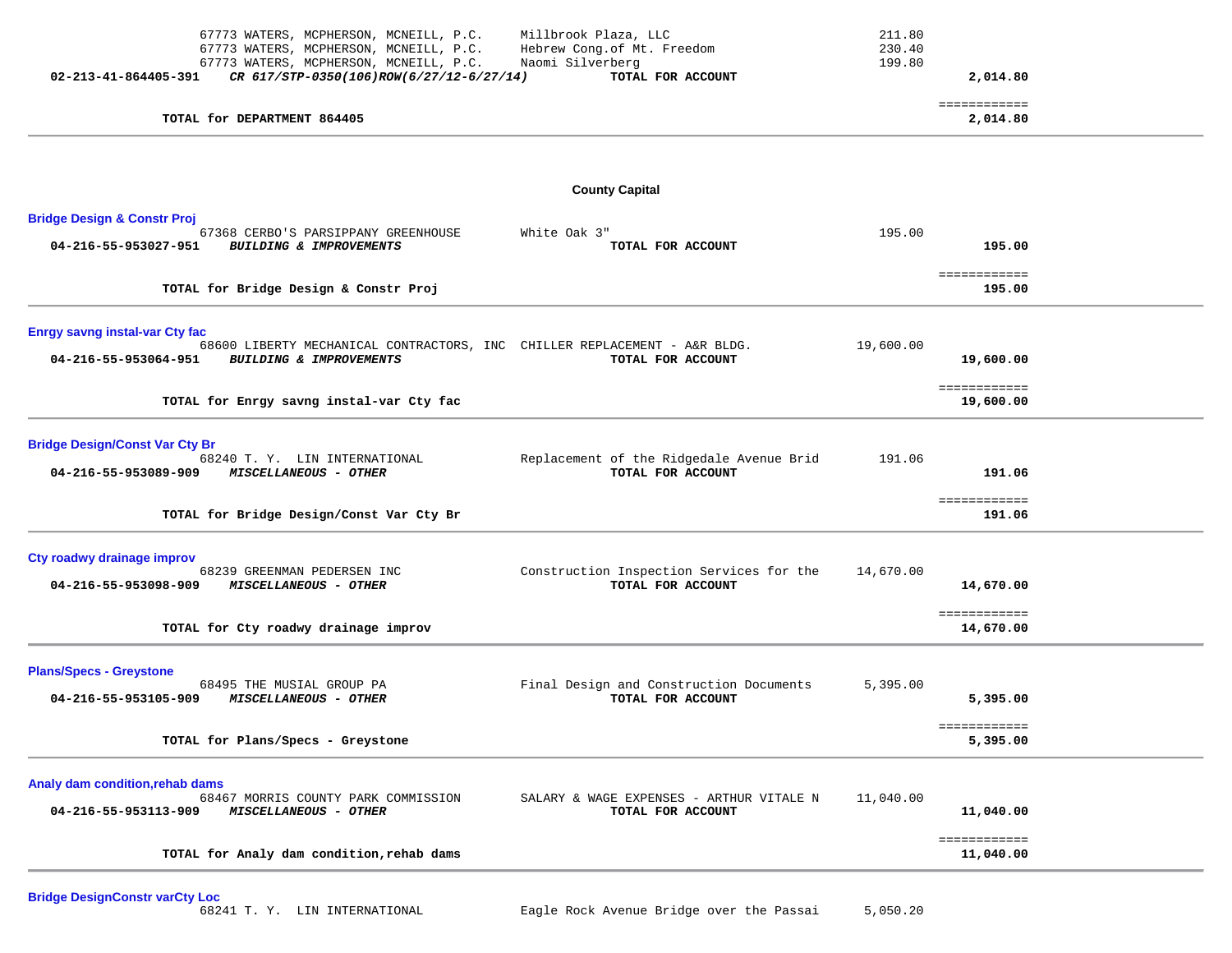| | | | | |
|---|---|---|---|---|
| | 67773 WATERS, MCPHERSON, MCNEILL, P.C. | Millbrook Plaza, LLC | 211.80 | |
| | 67773 WATERS, MCPHERSON, MCNEILL, P.C. | Hebrew Cong.of Mt. Freedom | 230.40 | |
| | 67773 WATERS, MCPHERSON, MCNEILL, P.C. | Naomi Silverberg | 199.80 | |
| **02-213-41-864405-391** | ***CR 617/STP-0350(106)ROW(6/27/12-6/27/14)*** | **TOTAL FOR ACCOUNT** | | **2,014.80** |

**TOTAL for DEPARTMENT 864405** — **2,014.80**

---

## County Capital

### Bridge Design & Constr Proj

| | | | | |
|---|---|---|---|---|
| | 67368 CERBO'S PARSIPPANY GREENHOUSE | White Oak 3" | 195.00 | |
| **04-216-55-953027-951** | ***BUILDING & IMPROVEMENTS*** | **TOTAL FOR ACCOUNT** | | **195.00** |

**TOTAL for Bridge Design & Constr Proj** — **195.00**

---

### Enrgy savng instal-var Cty fac

| | | | | |
|---|---|---|---|---|
| | 68600 LIBERTY MECHANICAL CONTRACTORS, INC | CHILLER REPLACEMENT - A&R BLDG. | 19,600.00 | |
| **04-216-55-953064-951** | ***BUILDING & IMPROVEMENTS*** | **TOTAL FOR ACCOUNT** | | **19,600.00** |

**TOTAL for Enrgy savng instal-var Cty fac** — **19,600.00**

---

### Bridge Design/Const Var Cty Br

| | | | | |
|---|---|---|---|---|
| | 68240 T. Y. LIN INTERNATIONAL | Replacement of the Ridgedale Avenue Brid | 191.06 | |
| **04-216-55-953089-909** | ***MISCELLANEOUS - OTHER*** | **TOTAL FOR ACCOUNT** | | **191.06** |

**TOTAL for Bridge Design/Const Var Cty Br** — **191.06**

---

### Cty roadwy drainage improv

| | | | | |
|---|---|---|---|---|
| | 68239 GREENMAN PEDERSEN INC | Construction Inspection Services for the | 14,670.00 | |
| **04-216-55-953098-909** | ***MISCELLANEOUS - OTHER*** | **TOTAL FOR ACCOUNT** | | **14,670.00** |

**TOTAL for Cty roadwy drainage improv** — **14,670.00**

---

### Plans/Specs - Greystone

| | | | | |
|---|---|---|---|---|
| | 68495 THE MUSIAL GROUP PA | Final Design and Construction Documents | 5,395.00 | |
| **04-216-55-953105-909** | ***MISCELLANEOUS - OTHER*** | **TOTAL FOR ACCOUNT** | | **5,395.00** |

**TOTAL for Plans/Specs - Greystone** — **5,395.00**

---

### Analy dam condition,rehab dams

| | | | | |
|---|---|---|---|---|
| | 68467 MORRIS COUNTY PARK COMMISSION | SALARY & WAGE EXPENSES - ARTHUR VITALE N | 11,040.00 | |
| **04-216-55-953113-909** | ***MISCELLANEOUS - OTHER*** | **TOTAL FOR ACCOUNT** | | **11,040.00** |

**TOTAL for Analy dam condition,rehab dams** — **11,040.00**

---

### Bridge DesignConstr varCty Loc

| | | | | |
|---|---|---|---|---|
| | 68241 T. Y. LIN INTERNATIONAL | Eagle Rock Avenue Bridge over the Passai | 5,050.20 | |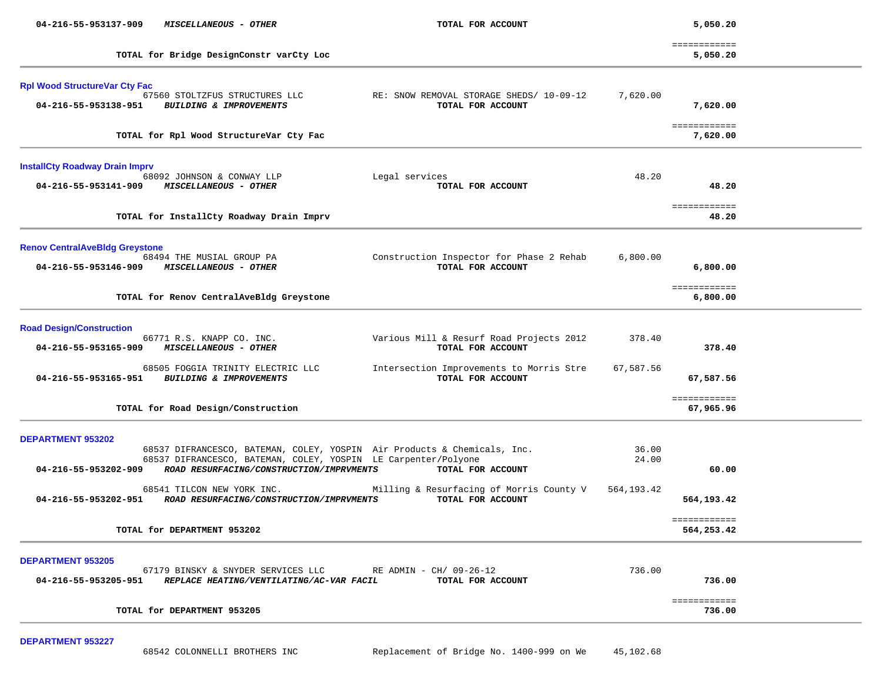| Account | Description | Vendor / Item | Amount | Total |
|---|---|---|---|---|
| 04-216-55-953137-909 | ***MISCELLANEOUS - OTHER*** | **TOTAL FOR ACCOUNT** | | **5,050.20** |
| | **TOTAL for Bridge DesignConstr varCty Loc** | | | **5,050.20** |

### Rpl Wood StructureVar Cty Fac

| Account | Description | Vendor / Item | Amount | Total |
|---|---|---|---|---|
| | 67560 STOLTZFUS STRUCTURES LLC | RE: SNOW REMOVAL STORAGE SHEDS/ 10-09-12 | 7,620.00 | |
| 04-216-55-953138-951 | ***BUILDING & IMPROVEMENTS*** | **TOTAL FOR ACCOUNT** | | **7,620.00** |
| | **TOTAL for Rpl Wood StructureVar Cty Fac** | | | **7,620.00** |

### InstallCty Roadway Drain Imprv

| Account | Description | Vendor / Item | Amount | Total |
|---|---|---|---|---|
| | 68092 JOHNSON & CONWAY LLP | Legal services | 48.20 | |
| 04-216-55-953141-909 | ***MISCELLANEOUS - OTHER*** | **TOTAL FOR ACCOUNT** | | **48.20** |
| | **TOTAL for InstallCty Roadway Drain Imprv** | | | **48.20** |

### Renov CentralAveBldg Greystone

| Account | Description | Vendor / Item | Amount | Total |
|---|---|---|---|---|
| | 68494 THE MUSIAL GROUP PA | Construction Inspector for Phase 2 Rehab | 6,800.00 | |
| 04-216-55-953146-909 | ***MISCELLANEOUS - OTHER*** | **TOTAL FOR ACCOUNT** | | **6,800.00** |
| | **TOTAL for Renov CentralAveBldg Greystone** | | | **6,800.00** |

### Road Design/Construction

| Account | Description | Vendor / Item | Amount | Total |
|---|---|---|---|---|
| | 66771 R.S. KNAPP CO. INC. | Various Mill & Resurf Road Projects 2012 | 378.40 | |
| 04-216-55-953165-909 | ***MISCELLANEOUS - OTHER*** | **TOTAL FOR ACCOUNT** | | **378.40** |
| | 68505 FOGGIA TRINITY ELECTRIC LLC | Intersection Improvements to Morris Stre | 67,587.56 | |
| 04-216-55-953165-951 | ***BUILDING & IMPROVEMENTS*** | **TOTAL FOR ACCOUNT** | | **67,587.56** |
| | **TOTAL for Road Design/Construction** | | | **67,965.96** |

### DEPARTMENT 953202

| Account | Description | Vendor / Item | Amount | Total |
|---|---|---|---|---|
| | 68537 DIFRANCESCO, BATEMAN, COLEY, YOSPIN | Air Products & Chemicals, Inc. | 36.00 | |
| | 68537 DIFRANCESCO, BATEMAN, COLEY, YOSPIN | LE Carpenter/Polyone | 24.00 | |
| 04-216-55-953202-909 | ***ROAD RESURFACING/CONSTRUCTION/IMPRVMENTS*** | **TOTAL FOR ACCOUNT** | | **60.00** |
| | 68541 TILCON NEW YORK INC. | Milling & Resurfacing of Morris County V | 564,193.42 | |
| 04-216-55-953202-951 | ***ROAD RESURFACING/CONSTRUCTION/IMPRVMENTS*** | **TOTAL FOR ACCOUNT** | | **564,193.42** |
| | **TOTAL for DEPARTMENT 953202** | | | **564,253.42** |

### DEPARTMENT 953205

| Account | Description | Vendor / Item | Amount | Total |
|---|---|---|---|---|
| | 67179 BINSKY & SNYDER SERVICES LLC | RE ADMIN - CH/ 09-26-12 | 736.00 | |
| 04-216-55-953205-951 | ***REPLACE HEATING/VENTILATING/AC-VAR FACIL*** | **TOTAL FOR ACCOUNT** | | **736.00** |
| | **TOTAL for DEPARTMENT 953205** | | | **736.00** |

### DEPARTMENT 953227

| Account | Description | Vendor / Item | Amount | Total |
|---|---|---|---|---|
| | 68542 COLONNELLI BROTHERS INC | Replacement of Bridge No. 1400-999 on We | 45,102.68 | |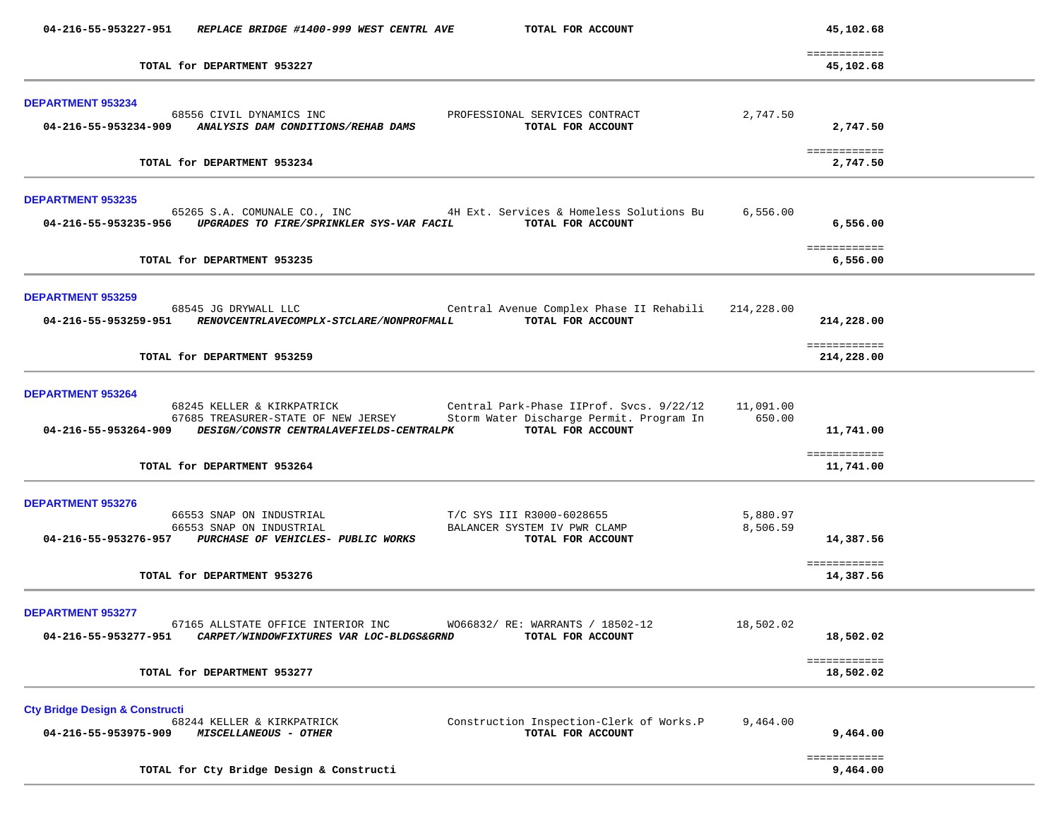**04-216-55-953227-951** ***REPLACE BRIDGE #1400-999 WEST CENTRL AVE*** **TOTAL FOR ACCOUNT** **45,102.68**

============

**TOTAL for DEPARTMENT 953227** **45,102.68**

---

## DEPARTMENT 953234

| Vendor | Description | Amount | Total |
|---|---|---|---|
| 68556 CIVIL DYNAMICS INC | PROFESSIONAL SERVICES CONTRACT | 2,747.50 | |
| **04-216-55-953234-909** ***ANALYSIS DAM CONDITIONS/REHAB DAMS*** | **TOTAL FOR ACCOUNT** | | **2,747.50** |
| | | | ============ |
| **TOTAL for DEPARTMENT 953234** | | | **2,747.50** |

---

## DEPARTMENT 953235

| Vendor | Description | Amount | Total |
|---|---|---|---|
| 65265 S.A. COMUNALE CO., INC | 4H Ext. Services & Homeless Solutions Bu | 6,556.00 | |
| **04-216-55-953235-956** ***UPGRADES TO FIRE/SPRINKLER SYS-VAR FACIL*** | **TOTAL FOR ACCOUNT** | | **6,556.00** |
| | | | ============ |
| **TOTAL for DEPARTMENT 953235** | | | **6,556.00** |

---

## DEPARTMENT 953259

| Vendor | Description | Amount | Total |
|---|---|---|---|
| 68545 JG DRYWALL LLC | Central Avenue Complex Phase II Rehabili | 214,228.00 | |
| **04-216-55-953259-951** ***RENOVCENTRLAVECOMPLX-STCLARE/NONPROFMALL*** | **TOTAL FOR ACCOUNT** | | **214,228.00** |
| | | | ============ |
| **TOTAL for DEPARTMENT 953259** | | | **214,228.00** |

---

## DEPARTMENT 953264

| Vendor | Description | Amount | Total |
|---|---|---|---|
| 68245 KELLER & KIRKPATRICK | Central Park-Phase IIProf. Svcs. 9/22/12 | 11,091.00 | |
| 67685 TREASURER-STATE OF NEW JERSEY | Storm Water Discharge Permit. Program In | 650.00 | |
| **04-216-55-953264-909** ***DESIGN/CONSTR CENTRALAVEFIELDS-CENTRALPK*** | **TOTAL FOR ACCOUNT** | | **11,741.00** |
| | | | ============ |
| **TOTAL for DEPARTMENT 953264** | | | **11,741.00** |

---

## DEPARTMENT 953276

| Vendor | Description | Amount | Total |
|---|---|---|---|
| 66553 SNAP ON INDUSTRIAL | T/C SYS III R3000-6028655 | 5,880.97 | |
| 66553 SNAP ON INDUSTRIAL | BALANCER SYSTEM IV PWR CLAMP | 8,506.59 | |
| **04-216-55-953276-957** ***PURCHASE OF VEHICLES- PUBLIC WORKS*** | **TOTAL FOR ACCOUNT** | | **14,387.56** |
| | | | ============ |
| **TOTAL for DEPARTMENT 953276** | | | **14,387.56** |

---

## DEPARTMENT 953277

| Vendor | Description | Amount | Total |
|---|---|---|---|
| 67165 ALLSTATE OFFICE INTERIOR INC | WO66832/ RE: WARRANTS / 18502-12 | 18,502.02 | |
| **04-216-55-953277-951** ***CARPET/WINDOWFIXTURES VAR LOC-BLDGS&GRND*** | **TOTAL FOR ACCOUNT** | | **18,502.02** |
| | | | ============ |
| **TOTAL for DEPARTMENT 953277** | | | **18,502.02** |

---

## Cty Bridge Design & Constructi

| Vendor | Description | Amount | Total |
|---|---|---|---|
| 68244 KELLER & KIRKPATRICK | Construction Inspection-Clerk of Works.P | 9,464.00 | |
| **04-216-55-953975-909** ***MISCELLANEOUS - OTHER*** | **TOTAL FOR ACCOUNT** | | **9,464.00** |
| | | | ============ |
| **TOTAL for Cty Bridge Design & Constructi** | | | **9,464.00** |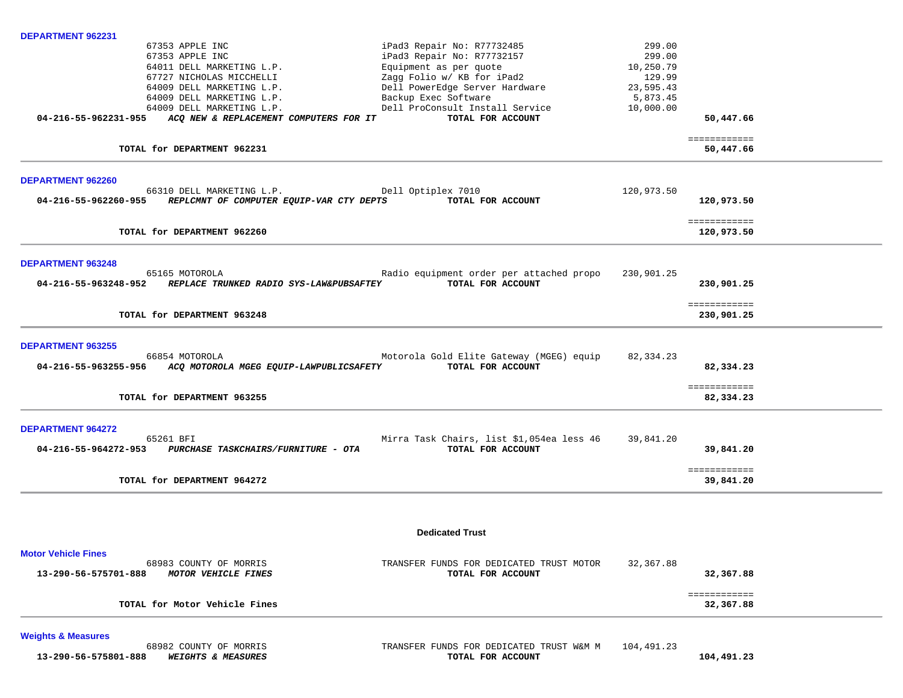**DEPARTMENT 962231**

| Account | Vendor | Description | Amount | Total |
|---|---|---|---|---|
| | 67353 APPLE INC | iPad3 Repair No: R77732485 | 299.00 | |
| | 67353 APPLE INC | iPad3 Repair No: R77732157 | 299.00 | |
| | 64011 DELL MARKETING L.P. | Equipment as per quote | 10,250.79 | |
| | 67727 NICHOLAS MICCHELLI | Zagg Folio w/ KB for iPad2 | 129.99 | |
| | 64009 DELL MARKETING L.P. | Dell PowerEdge Server Hardware | 23,595.43 | |
| | 64009 DELL MARKETING L.P. | Backup Exec Software | 5,873.45 | |
| | 64009 DELL MARKETING L.P. | Dell ProConsult Install Service | 10,000.00 | |
| **04-216-55-962231-955** | ***ACQ NEW & REPLACEMENT COMPUTERS FOR IT*** | **TOTAL FOR ACCOUNT** | | **50,447.66** |

**TOTAL for DEPARTMENT 962231** — **50,447.66**

**DEPARTMENT 962260**

| Account | Vendor | Description | Amount | Total |
|---|---|---|---|---|
| | 66310 DELL MARKETING L.P. | Dell Optiplex 7010 | 120,973.50 | |
| **04-216-55-962260-955** | ***REPLCMNT OF COMPUTER EQUIP-VAR CTY DEPTS*** | **TOTAL FOR ACCOUNT** | | **120,973.50** |

**TOTAL for DEPARTMENT 962260** — **120,973.50**

**DEPARTMENT 963248**

| Account | Vendor | Description | Amount | Total |
|---|---|---|---|---|
| | 65165 MOTOROLA | Radio equipment order per attached propo | 230,901.25 | |
| **04-216-55-963248-952** | ***REPLACE TRUNKED RADIO SYS-LAW&PUBSAFTEY*** | **TOTAL FOR ACCOUNT** | | **230,901.25** |

**TOTAL for DEPARTMENT 963248** — **230,901.25**

**DEPARTMENT 963255**

| Account | Vendor | Description | Amount | Total |
|---|---|---|---|---|
| | 66854 MOTOROLA | Motorola Gold Elite Gateway (MGEG) equip | 82,334.23 | |
| **04-216-55-963255-956** | ***ACQ MOTOROLA MGEG EQUIP-LAWPUBLICSAFETY*** | **TOTAL FOR ACCOUNT** | | **82,334.23** |

**TOTAL for DEPARTMENT 963255** — **82,334.23**

**DEPARTMENT 964272**

| Account | Vendor | Description | Amount | Total |
|---|---|---|---|---|
| | 65261 BFI | Mirra Task Chairs, list $1,054ea less 46 | 39,841.20 | |
| **04-216-55-964272-953** | ***PURCHASE TASKCHAIRS/FURNITURE - OTA*** | **TOTAL FOR ACCOUNT** | | **39,841.20** |

**TOTAL for DEPARTMENT 964272** — **39,841.20**

## Dedicated Trust

**Motor Vehicle Fines**

| Account | Vendor | Description | Amount | Total |
|---|---|---|---|---|
| | 68983 COUNTY OF MORRIS | TRANSFER FUNDS FOR DEDICATED TRUST MOTOR | 32,367.88 | |
| **13-290-56-575701-888** | ***MOTOR VEHICLE FINES*** | **TOTAL FOR ACCOUNT** | | **32,367.88** |

**TOTAL for Motor Vehicle Fines** — **32,367.88**

**Weights & Measures**

| Account | Vendor | Description | Amount | Total |
|---|---|---|---|---|
| | 68982 COUNTY OF MORRIS | TRANSFER FUNDS FOR DEDICATED TRUST W&M M | 104,491.23 | |
| **13-290-56-575801-888** | ***WEIGHTS & MEASURES*** | **TOTAL FOR ACCOUNT** | | **104,491.23** |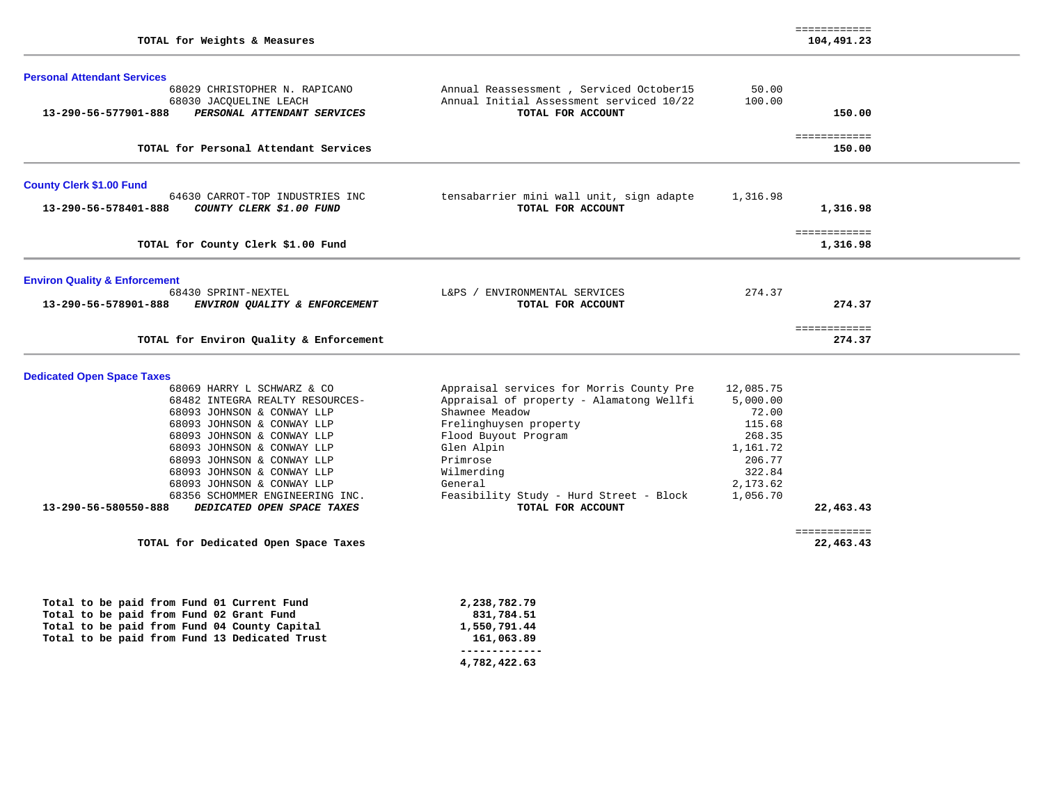| | | | |
|---|---|---|---|
| **TOTAL for Weights & Measures** | | | ============ **104,491.23** |

### Personal Attendant Services

| | | | |
|---|---|---|---|
| 68029 CHRISTOPHER N. RAPICANO | Annual Reassessment , Serviced October15 | 50.00 | |
| 68030 JACQUELINE LEACH | Annual Initial Assessment serviced 10/22 | 100.00 | |
| **13-290-56-577901-888** ***PERSONAL ATTENDANT SERVICES*** | **TOTAL FOR ACCOUNT** | | **150.00** |
| **TOTAL for Personal Attendant Services** | | | ============ **150.00** |

### County Clerk $1.00 Fund

| | | | |
|---|---|---|---|
| 64630 CARROT-TOP INDUSTRIES INC | tensabarrier mini wall unit, sign adapte | 1,316.98 | |
| **13-290-56-578401-888** ***COUNTY CLERK $1.00 FUND*** | **TOTAL FOR ACCOUNT** | | **1,316.98** |
| **TOTAL for County Clerk $1.00 Fund** | | | ============ **1,316.98** |

### Environ Quality & Enforcement

| | | | |
|---|---|---|---|
| 68430 SPRINT-NEXTEL | L&PS / ENVIRONMENTAL SERVICES | 274.37 | |
| **13-290-56-578901-888** ***ENVIRON QUALITY & ENFORCEMENT*** | **TOTAL FOR ACCOUNT** | | **274.37** |
| **TOTAL for Environ Quality & Enforcement** | | | ============ **274.37** |

### Dedicated Open Space Taxes

| | | | |
|---|---|---|---|
| 68069 HARRY L SCHWARZ & CO | Appraisal services for Morris County Pre | 12,085.75 | |
| 68482 INTEGRA REALTY RESOURCES- | Appraisal of property - Alamatong Wellfi | 5,000.00 | |
| 68093 JOHNSON & CONWAY LLP | Shawnee Meadow | 72.00 | |
| 68093 JOHNSON & CONWAY LLP | Frelinghuysen property | 115.68 | |
| 68093 JOHNSON & CONWAY LLP | Flood Buyout Program | 268.35 | |
| 68093 JOHNSON & CONWAY LLP | Glen Alpin | 1,161.72 | |
| 68093 JOHNSON & CONWAY LLP | Primrose | 206.77 | |
| 68093 JOHNSON & CONWAY LLP | Wilmerding | 322.84 | |
| 68093 JOHNSON & CONWAY LLP | General | 2,173.62 | |
| 68356 SCHOMMER ENGINEERING INC. | Feasibility Study - Hurd Street - Block | 1,056.70 | |
| **13-290-56-580550-888** ***DEDICATED OPEN SPACE TAXES*** | **TOTAL FOR ACCOUNT** | | **22,463.43** |
| **TOTAL for Dedicated Open Space Taxes** | | | ============ **22,463.43** |

| | |
|---|---|
| **Total to be paid from Fund 01 Current Fund** | **2,238,782.79** |
| **Total to be paid from Fund 02 Grant Fund** | **831,784.51** |
| **Total to be paid from Fund 04 County Capital** | **1,550,791.44** |
| **Total to be paid from Fund 13 Dedicated Trust** | **161,063.89** |
| | ------------- **4,782,422.63** |